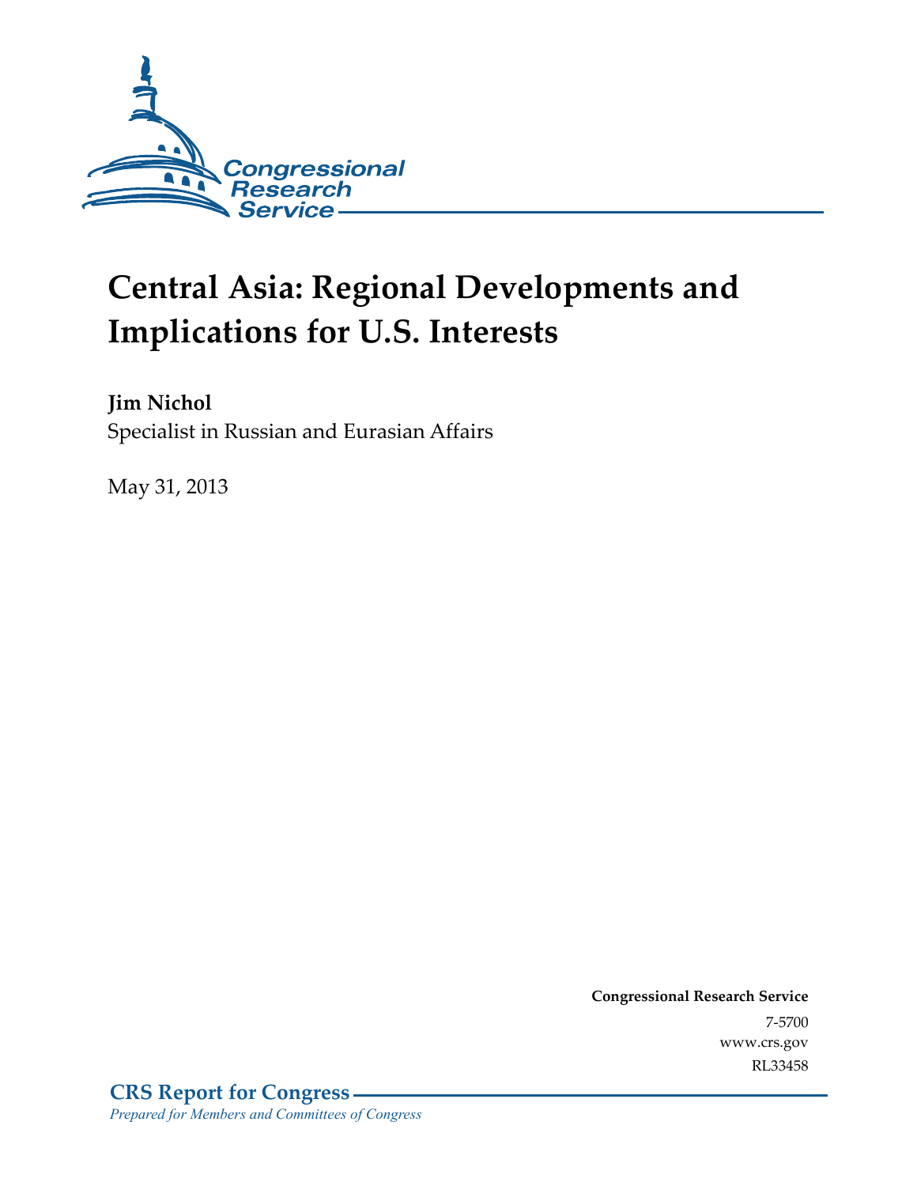Congressional Research Service

# Central Asia: Regional Developments and Implications for U.S. Interests

**Jim Nichol**
Specialist in Russian and Eurasian Affairs

May 31, 2013

**Congressional Research Service**
7-5700
www.crs.gov
RL33458

**CRS Report for Congress**
*Prepared for Members and Committees of Congress*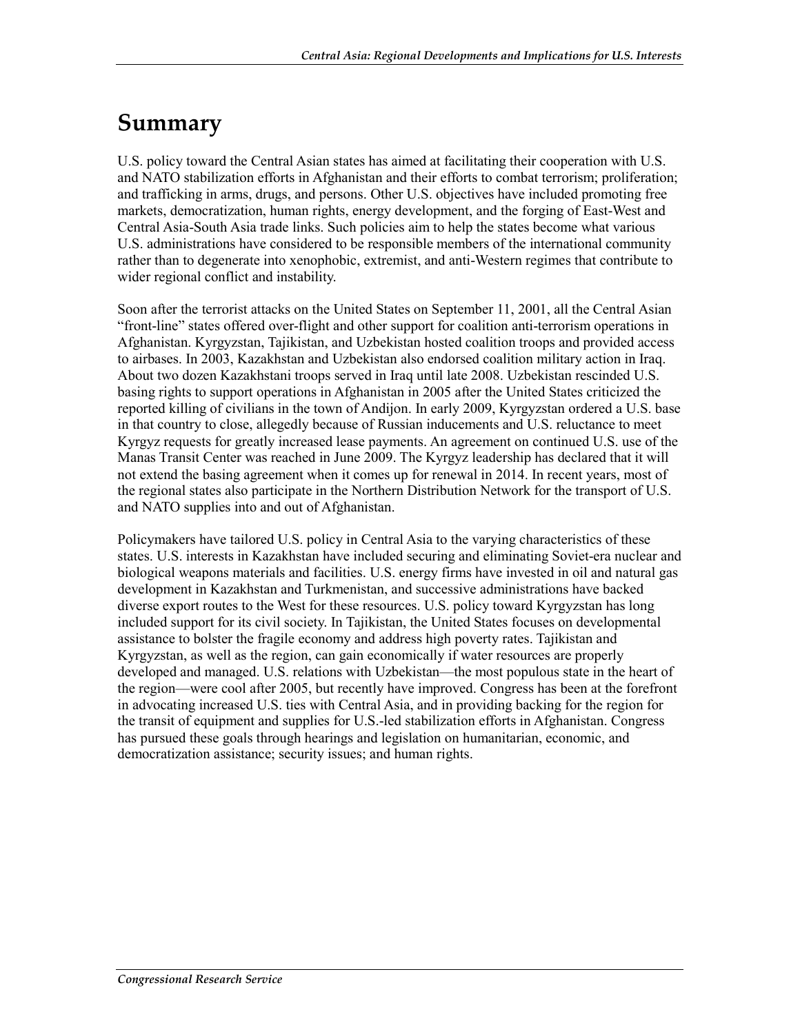# Summary

U.S. policy toward the Central Asian states has aimed at facilitating their cooperation with U.S. and NATO stabilization efforts in Afghanistan and their efforts to combat terrorism; proliferation; and trafficking in arms, drugs, and persons. Other U.S. objectives have included promoting free markets, democratization, human rights, energy development, and the forging of East-West and Central Asia-South Asia trade links. Such policies aim to help the states become what various U.S. administrations have considered to be responsible members of the international community rather than to degenerate into xenophobic, extremist, and anti-Western regimes that contribute to wider regional conflict and instability.

Soon after the terrorist attacks on the United States on September 11, 2001, all the Central Asian "front-line" states offered over-flight and other support for coalition anti-terrorism operations in Afghanistan. Kyrgyzstan, Tajikistan, and Uzbekistan hosted coalition troops and provided access to airbases. In 2003, Kazakhstan and Uzbekistan also endorsed coalition military action in Iraq. About two dozen Kazakhstani troops served in Iraq until late 2008. Uzbekistan rescinded U.S. basing rights to support operations in Afghanistan in 2005 after the United States criticized the reported killing of civilians in the town of Andijon. In early 2009, Kyrgyzstan ordered a U.S. base in that country to close, allegedly because of Russian inducements and U.S. reluctance to meet Kyrgyz requests for greatly increased lease payments. An agreement on continued U.S. use of the Manas Transit Center was reached in June 2009. The Kyrgyz leadership has declared that it will not extend the basing agreement when it comes up for renewal in 2014. In recent years, most of the regional states also participate in the Northern Distribution Network for the transport of U.S. and NATO supplies into and out of Afghanistan.

Policymakers have tailored U.S. policy in Central Asia to the varying characteristics of these states. U.S. interests in Kazakhstan have included securing and eliminating Soviet-era nuclear and biological weapons materials and facilities. U.S. energy firms have invested in oil and natural gas development in Kazakhstan and Turkmenistan, and successive administrations have backed diverse export routes to the West for these resources. U.S. policy toward Kyrgyzstan has long included support for its civil society. In Tajikistan, the United States focuses on developmental assistance to bolster the fragile economy and address high poverty rates. Tajikistan and Kyrgyzstan, as well as the region, can gain economically if water resources are properly developed and managed. U.S. relations with Uzbekistan—the most populous state in the heart of the region—were cool after 2005, but recently have improved. Congress has been at the forefront in advocating increased U.S. ties with Central Asia, and in providing backing for the region for the transit of equipment and supplies for U.S.-led stabilization efforts in Afghanistan. Congress has pursued these goals through hearings and legislation on humanitarian, economic, and democratization assistance; security issues; and human rights.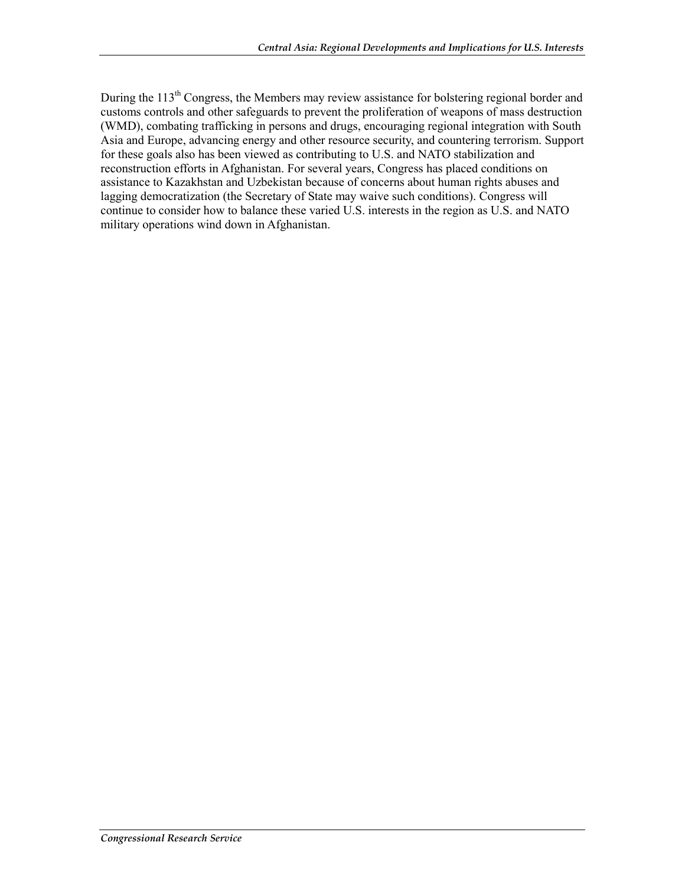During the 113th Congress, the Members may review assistance for bolstering regional border and customs controls and other safeguards to prevent the proliferation of weapons of mass destruction (WMD), combating trafficking in persons and drugs, encouraging regional integration with South Asia and Europe, advancing energy and other resource security, and countering terrorism. Support for these goals also has been viewed as contributing to U.S. and NATO stabilization and reconstruction efforts in Afghanistan. For several years, Congress has placed conditions on assistance to Kazakhstan and Uzbekistan because of concerns about human rights abuses and lagging democratization (the Secretary of State may waive such conditions). Congress will continue to consider how to balance these varied U.S. interests in the region as U.S. and NATO military operations wind down in Afghanistan.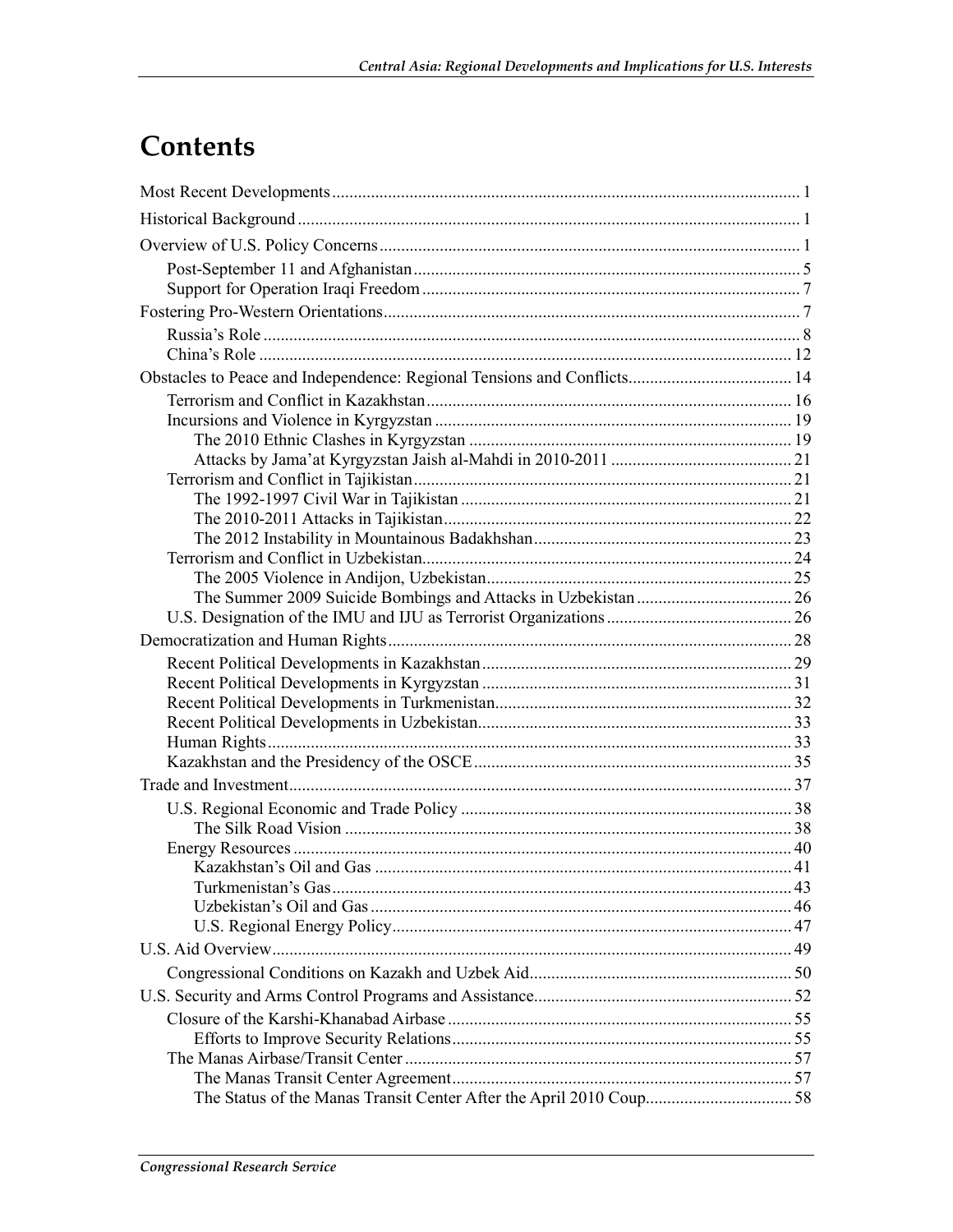# Contents

Most Recent Developments ... 1
Historical Background ... 1
Overview of U.S. Policy Concerns ... 1
- Post-September 11 and Afghanistan ... 5
- Support for Operation Iraqi Freedom ... 7

Fostering Pro-Western Orientations ... 7
- Russia's Role ... 8
- China's Role ... 12

Obstacles to Peace and Independence: Regional Tensions and Conflicts ... 14
- Terrorism and Conflict in Kazakhstan ... 16
- Incursions and Violence in Kyrgyzstan ... 19
  - The 2010 Ethnic Clashes in Kyrgyzstan ... 19
  - Attacks by Jama'at Kyrgyzstan Jaish al-Mahdi in 2010-2011 ... 21
- Terrorism and Conflict in Tajikistan ... 21
  - The 1992-1997 Civil War in Tajikistan ... 21
  - The 2010-2011 Attacks in Tajikistan ... 22
  - The 2012 Instability in Mountainous Badakhshan ... 23
- Terrorism and Conflict in Uzbekistan ... 24
  - The 2005 Violence in Andijon, Uzbekistan ... 25
  - The Summer 2009 Suicide Bombings and Attacks in Uzbekistan ... 26
- U.S. Designation of the IMU and IJU as Terrorist Organizations ... 26

Democratization and Human Rights ... 28
- Recent Political Developments in Kazakhstan ... 29
- Recent Political Developments in Kyrgyzstan ... 31
- Recent Political Developments in Turkmenistan ... 32
- Recent Political Developments in Uzbekistan ... 33
- Human Rights ... 33
- Kazakhstan and the Presidency of the OSCE ... 35

Trade and Investment ... 37
- U.S. Regional Economic and Trade Policy ... 38
  - The Silk Road Vision ... 38
- Energy Resources ... 40
  - Kazakhstan's Oil and Gas ... 41
  - Turkmenistan's Gas ... 43
  - Uzbekistan's Oil and Gas ... 46
  - U.S. Regional Energy Policy ... 47

U.S. Aid Overview ... 49
- Congressional Conditions on Kazakh and Uzbek Aid ... 50

U.S. Security and Arms Control Programs and Assistance ... 52
- Closure of the Karshi-Khanabad Airbase ... 55
  - Efforts to Improve Security Relations ... 55
- The Manas Airbase/Transit Center ... 57
  - The Manas Transit Center Agreement ... 57
  - The Status of the Manas Transit Center After the April 2010 Coup ... 58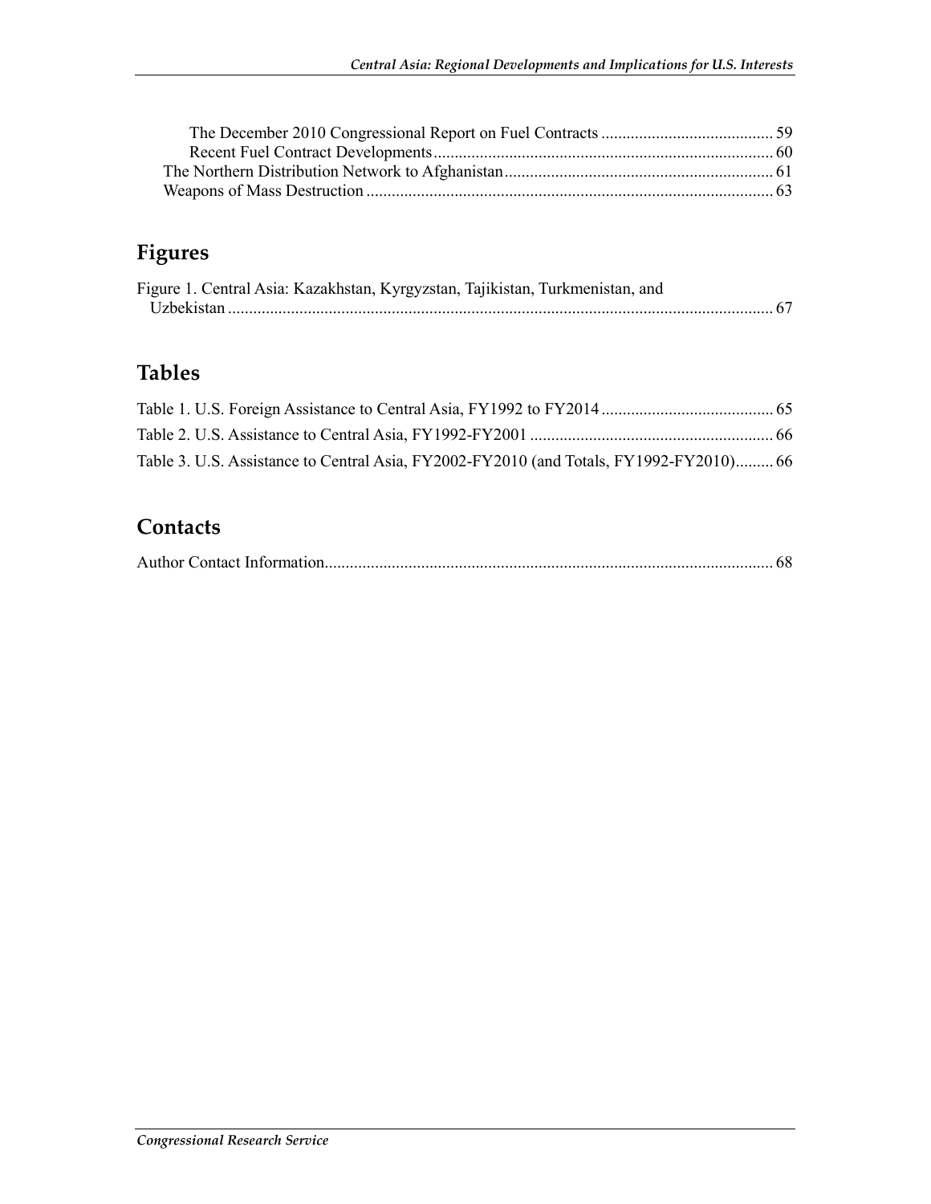The December 2010 Congressional Report on Fuel Contracts ......................................... 59
Recent Fuel Contract Developments................................................................................ 60
The Northern Distribution Network to Afghanistan................................................................ 61
Weapons of Mass Destruction ................................................................................................ 63

## Figures

Figure 1. Central Asia: Kazakhstan, Kyrgyzstan, Tajikistan, Turkmenistan, and Uzbekistan ................................................................................................................ 67

## Tables

Table 1. U.S. Foreign Assistance to Central Asia, FY1992 to FY2014 ......................................... 65

Table 2. U.S. Assistance to Central Asia, FY1992-FY2001 .......................................................... 66

Table 3. U.S. Assistance to Central Asia, FY2002-FY2010 (and Totals, FY1992-FY2010)......... 66

## Contacts

Author Contact Information.......................................................................................................... 68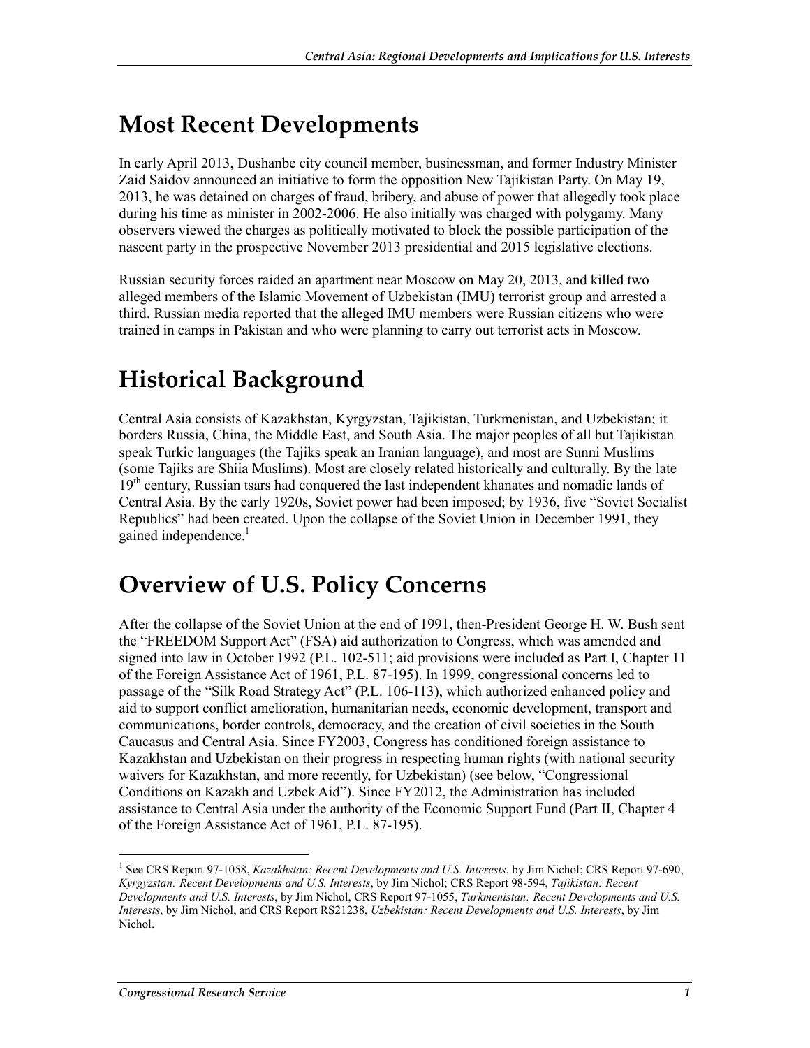# Most Recent Developments

In early April 2013, Dushanbe city council member, businessman, and former Industry Minister Zaid Saidov announced an initiative to form the opposition New Tajikistan Party. On May 19, 2013, he was detained on charges of fraud, bribery, and abuse of power that allegedly took place during his time as minister in 2002-2006. He also initially was charged with polygamy. Many observers viewed the charges as politically motivated to block the possible participation of the nascent party in the prospective November 2013 presidential and 2015 legislative elections.

Russian security forces raided an apartment near Moscow on May 20, 2013, and killed two alleged members of the Islamic Movement of Uzbekistan (IMU) terrorist group and arrested a third. Russian media reported that the alleged IMU members were Russian citizens who were trained in camps in Pakistan and who were planning to carry out terrorist acts in Moscow.

# Historical Background

Central Asia consists of Kazakhstan, Kyrgyzstan, Tajikistan, Turkmenistan, and Uzbekistan; it borders Russia, China, the Middle East, and South Asia. The major peoples of all but Tajikistan speak Turkic languages (the Tajiks speak an Iranian language), and most are Sunni Muslims (some Tajiks are Shiia Muslims). Most are closely related historically and culturally. By the late 19th century, Russian tsars had conquered the last independent khanates and nomadic lands of Central Asia. By the early 1920s, Soviet power had been imposed; by 1936, five "Soviet Socialist Republics" had been created. Upon the collapse of the Soviet Union in December 1991, they gained independence.[1]

# Overview of U.S. Policy Concerns

After the collapse of the Soviet Union at the end of 1991, then-President George H. W. Bush sent the "FREEDOM Support Act" (FSA) aid authorization to Congress, which was amended and signed into law in October 1992 (P.L. 102-511; aid provisions were included as Part I, Chapter 11 of the Foreign Assistance Act of 1961, P.L. 87-195). In 1999, congressional concerns led to passage of the "Silk Road Strategy Act" (P.L. 106-113), which authorized enhanced policy and aid to support conflict amelioration, humanitarian needs, economic development, transport and communications, border controls, democracy, and the creation of civil societies in the South Caucasus and Central Asia. Since FY2003, Congress has conditioned foreign assistance to Kazakhstan and Uzbekistan on their progress in respecting human rights (with national security waivers for Kazakhstan, and more recently, for Uzbekistan) (see below, "Congressional Conditions on Kazakh and Uzbek Aid"). Since FY2012, the Administration has included assistance to Central Asia under the authority of the Economic Support Fund (Part II, Chapter 4 of the Foreign Assistance Act of 1961, P.L. 87-195).

---

[1] See CRS Report 97-1058, *Kazakhstan: Recent Developments and U.S. Interests*, by Jim Nichol; CRS Report 97-690, *Kyrgyzstan: Recent Developments and U.S. Interests*, by Jim Nichol; CRS Report 98-594, *Tajikistan: Recent Developments and U.S. Interests*, by Jim Nichol, CRS Report 97-1055, *Turkmenistan: Recent Developments and U.S. Interests*, by Jim Nichol, and CRS Report RS21238, *Uzbekistan: Recent Developments and U.S. Interests*, by Jim Nichol.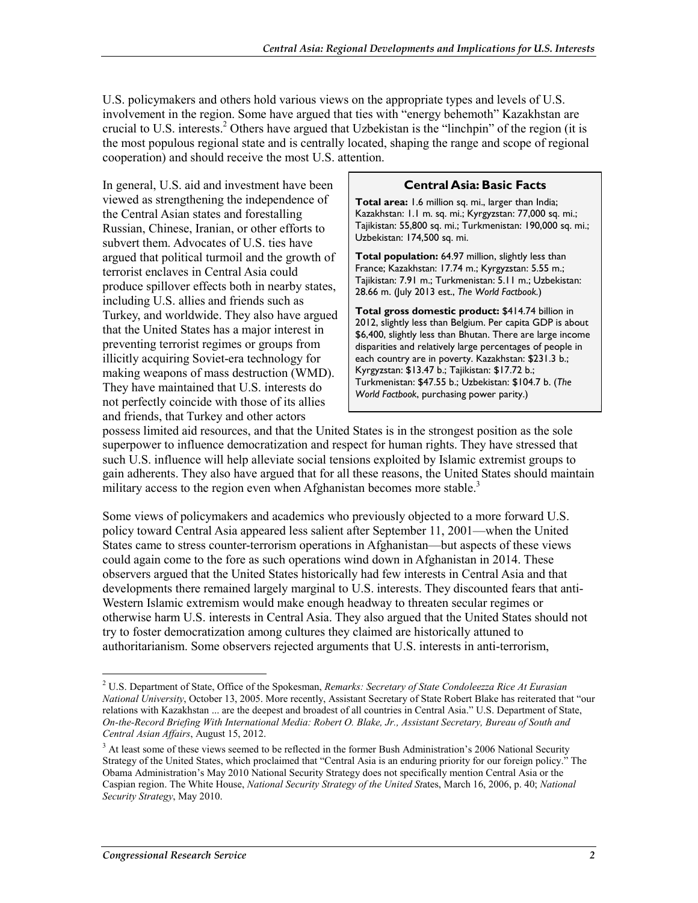U.S. policymakers and others hold various views on the appropriate types and levels of U.S. involvement in the region. Some have argued that ties with "energy behemoth" Kazakhstan are crucial to U.S. interests.[2] Others have argued that Uzbekistan is the "linchpin" of the region (it is the most populous regional state and is centrally located, shaping the range and scope of regional cooperation) and should receive the most U.S. attention.

In general, U.S. aid and investment have been viewed as strengthening the independence of the Central Asian states and forestalling Russian, Chinese, Iranian, or other efforts to subvert them. Advocates of U.S. ties have argued that political turmoil and the growth of terrorist enclaves in Central Asia could produce spillover effects both in nearby states, including U.S. allies and friends such as Turkey, and worldwide. They also have argued that the United States has a major interest in preventing terrorist regimes or groups from illicitly acquiring Soviet-era technology for making weapons of mass destruction (WMD). They have maintained that U.S. interests do not perfectly coincide with those of its allies and friends, that Turkey and other actors possess limited aid resources, and that the United States is in the strongest position as the sole superpower to influence democratization and respect for human rights. They have stressed that such U.S. influence will help alleviate social tensions exploited by Islamic extremist groups to gain adherents. They also have argued that for all these reasons, the United States should maintain military access to the region even when Afghanistan becomes more stable.[3]

> **Central Asia: Basic Facts**
>
> **Total area:** 1.6 million sq. mi., larger than India; Kazakhstan: 1.1 m. sq. mi.; Kyrgyzstan: 77,000 sq. mi.; Tajikistan: 55,800 sq. mi.; Turkmenistan: 190,000 sq. mi.; Uzbekistan: 174,500 sq. mi.
>
> **Total population:** 64.97 million, slightly less than France; Kazakhstan: 17.74 m.; Kyrgyzstan: 5.55 m.; Tajikistan: 7.91 m.; Turkmenistan: 5.11 m.; Uzbekistan: 28.66 m. (July 2013 est., *The World Factbook.*)
>
> **Total gross domestic product:** $414.74 billion in 2012, slightly less than Belgium. Per capita GDP is about $6,400, slightly less than Bhutan. There are large income disparities and relatively large percentages of people in each country are in poverty. Kazakhstan: $231.3 b.; Kyrgyzstan: $13.47 b.; Tajikistan: $17.72 b.; Turkmenistan: $47.55 b.; Uzbekistan: $104.7 b. (*The World Factbook*, purchasing power parity.)

Some views of policymakers and academics who previously objected to a more forward U.S. policy toward Central Asia appeared less salient after September 11, 2001—when the United States came to stress counter-terrorism operations in Afghanistan—but aspects of these views could again come to the fore as such operations wind down in Afghanistan in 2014. These observers argued that the United States historically had few interests in Central Asia and that developments there remained largely marginal to U.S. interests. They discounted fears that anti-Western Islamic extremism would make enough headway to threaten secular regimes or otherwise harm U.S. interests in Central Asia. They also argued that the United States should not try to foster democratization among cultures they claimed are historically attuned to authoritarianism. Some observers rejected arguments that U.S. interests in anti-terrorism,

---

[2] U.S. Department of State, Office of the Spokesman, *Remarks: Secretary of State Condoleezza Rice At Eurasian National University*, October 13, 2005. More recently, Assistant Secretary of State Robert Blake has reiterated that "our relations with Kazakhstan ... are the deepest and broadest of all countries in Central Asia." U.S. Department of State, *On-the-Record Briefing With International Media: Robert O. Blake, Jr., Assistant Secretary, Bureau of South and Central Asian Affairs*, August 15, 2012.

[3] At least some of these views seemed to be reflected in the former Bush Administration's 2006 National Security Strategy of the United States, which proclaimed that "Central Asia is an enduring priority for our foreign policy." The Obama Administration's May 2010 National Security Strategy does not specifically mention Central Asia or the Caspian region. The White House, *National Security Strategy of the United St*ates, March 16, 2006, p. 40; *National Security Strategy*, May 2010.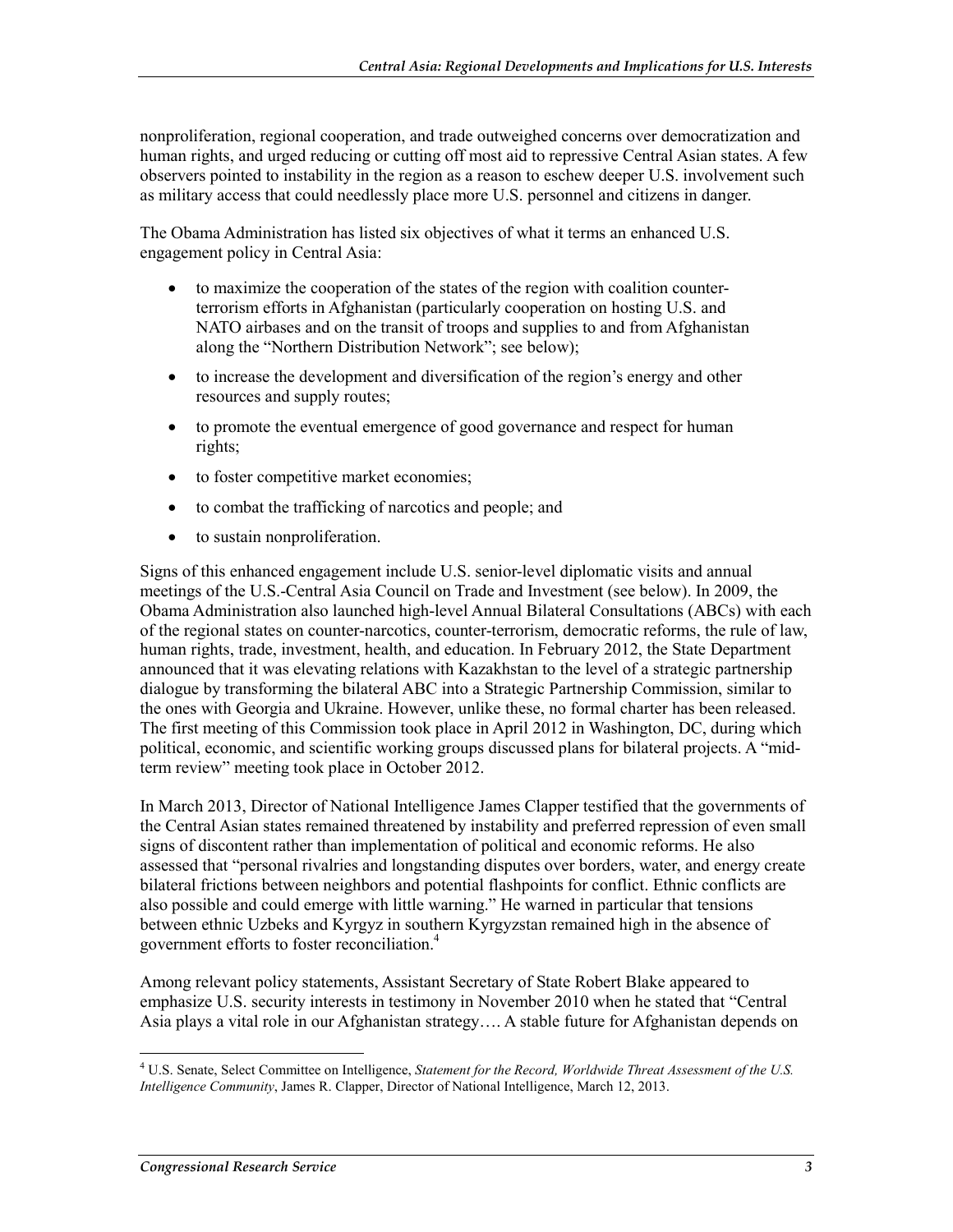nonproliferation, regional cooperation, and trade outweighed concerns over democratization and human rights, and urged reducing or cutting off most aid to repressive Central Asian states. A few observers pointed to instability in the region as a reason to eschew deeper U.S. involvement such as military access that could needlessly place more U.S. personnel and citizens in danger.

The Obama Administration has listed six objectives of what it terms an enhanced U.S. engagement policy in Central Asia:

- to maximize the cooperation of the states of the region with coalition counter-terrorism efforts in Afghanistan (particularly cooperation on hosting U.S. and NATO airbases and on the transit of troops and supplies to and from Afghanistan along the "Northern Distribution Network"; see below);
- to increase the development and diversification of the region's energy and other resources and supply routes;
- to promote the eventual emergence of good governance and respect for human rights;
- to foster competitive market economies;
- to combat the trafficking of narcotics and people; and
- to sustain nonproliferation.

Signs of this enhanced engagement include U.S. senior-level diplomatic visits and annual meetings of the U.S.-Central Asia Council on Trade and Investment (see below). In 2009, the Obama Administration also launched high-level Annual Bilateral Consultations (ABCs) with each of the regional states on counter-narcotics, counter-terrorism, democratic reforms, the rule of law, human rights, trade, investment, health, and education. In February 2012, the State Department announced that it was elevating relations with Kazakhstan to the level of a strategic partnership dialogue by transforming the bilateral ABC into a Strategic Partnership Commission, similar to the ones with Georgia and Ukraine. However, unlike these, no formal charter has been released. The first meeting of this Commission took place in April 2012 in Washington, DC, during which political, economic, and scientific working groups discussed plans for bilateral projects. A "mid-term review" meeting took place in October 2012.

In March 2013, Director of National Intelligence James Clapper testified that the governments of the Central Asian states remained threatened by instability and preferred repression of even small signs of discontent rather than implementation of political and economic reforms. He also assessed that "personal rivalries and longstanding disputes over borders, water, and energy create bilateral frictions between neighbors and potential flashpoints for conflict. Ethnic conflicts are also possible and could emerge with little warning." He warned in particular that tensions between ethnic Uzbeks and Kyrgyz in southern Kyrgyzstan remained high in the absence of government efforts to foster reconciliation.[4]

Among relevant policy statements, Assistant Secretary of State Robert Blake appeared to emphasize U.S. security interests in testimony in November 2010 when he stated that "Central Asia plays a vital role in our Afghanistan strategy…. A stable future for Afghanistan depends on

[4] U.S. Senate, Select Committee on Intelligence, *Statement for the Record, Worldwide Threat Assessment of the U.S. Intelligence Community*, James R. Clapper, Director of National Intelligence, March 12, 2013.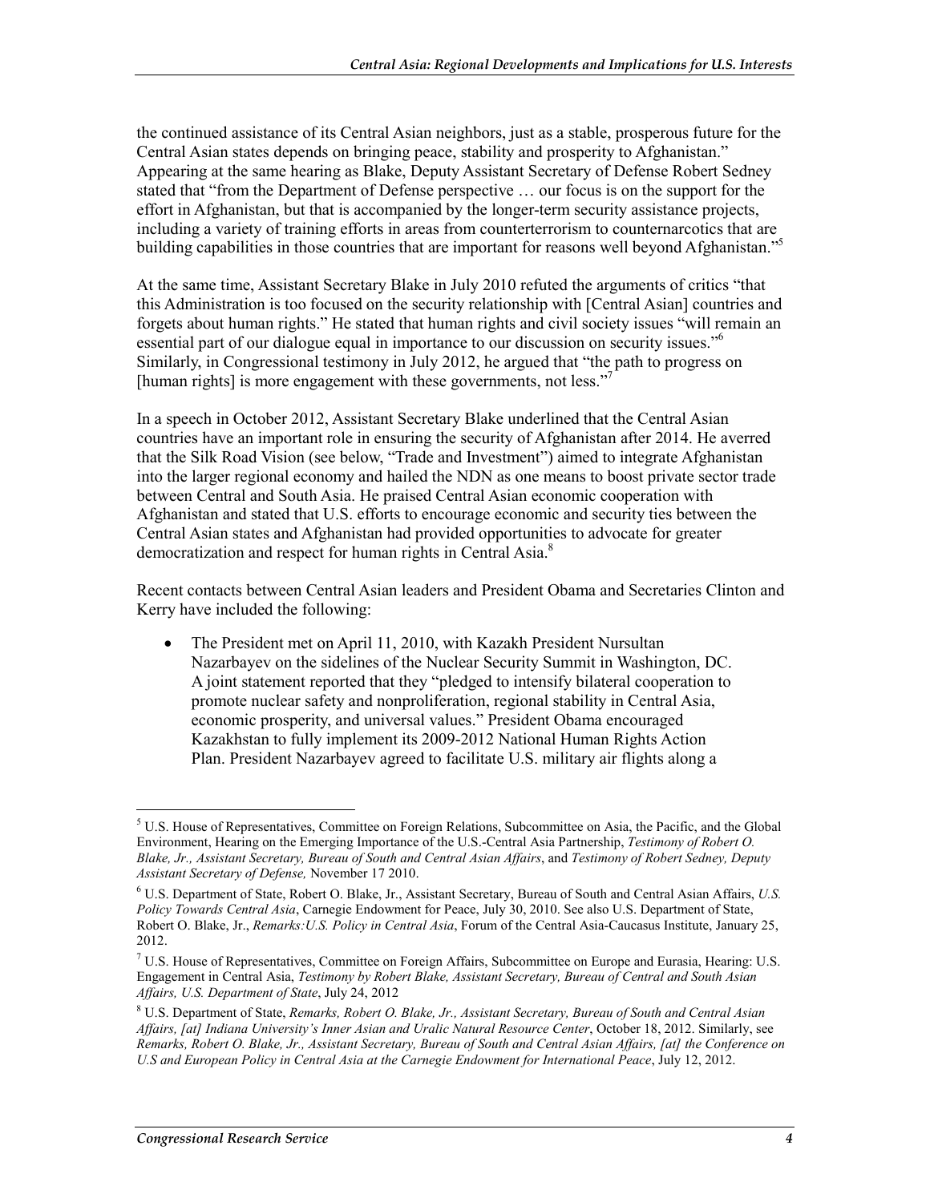the continued assistance of its Central Asian neighbors, just as a stable, prosperous future for the Central Asian states depends on bringing peace, stability and prosperity to Afghanistan." Appearing at the same hearing as Blake, Deputy Assistant Secretary of Defense Robert Sedney stated that "from the Department of Defense perspective … our focus is on the support for the effort in Afghanistan, but that is accompanied by the longer-term security assistance projects, including a variety of training efforts in areas from counterterrorism to counternarcotics that are building capabilities in those countries that are important for reasons well beyond Afghanistan."[5]

At the same time, Assistant Secretary Blake in July 2010 refuted the arguments of critics "that this Administration is too focused on the security relationship with [Central Asian] countries and forgets about human rights." He stated that human rights and civil society issues "will remain an essential part of our dialogue equal in importance to our discussion on security issues."[6] Similarly, in Congressional testimony in July 2012, he argued that "the path to progress on [human rights] is more engagement with these governments, not less."[7]

In a speech in October 2012, Assistant Secretary Blake underlined that the Central Asian countries have an important role in ensuring the security of Afghanistan after 2014. He averred that the Silk Road Vision (see below, "Trade and Investment") aimed to integrate Afghanistan into the larger regional economy and hailed the NDN as one means to boost private sector trade between Central and South Asia. He praised Central Asian economic cooperation with Afghanistan and stated that U.S. efforts to encourage economic and security ties between the Central Asian states and Afghanistan had provided opportunities to advocate for greater democratization and respect for human rights in Central Asia.[8]

Recent contacts between Central Asian leaders and President Obama and Secretaries Clinton and Kerry have included the following:

- The President met on April 11, 2010, with Kazakh President Nursultan Nazarbayev on the sidelines of the Nuclear Security Summit in Washington, DC. A joint statement reported that they "pledged to intensify bilateral cooperation to promote nuclear safety and nonproliferation, regional stability in Central Asia, economic prosperity, and universal values." President Obama encouraged Kazakhstan to fully implement its 2009-2012 National Human Rights Action Plan. President Nazarbayev agreed to facilitate U.S. military air flights along a

---

[5] U.S. House of Representatives, Committee on Foreign Relations, Subcommittee on Asia, the Pacific, and the Global Environment, Hearing on the Emerging Importance of the U.S.-Central Asia Partnership, *Testimony of Robert O. Blake, Jr., Assistant Secretary, Bureau of South and Central Asian Affairs*, and *Testimony of Robert Sedney, Deputy Assistant Secretary of Defense,* November 17 2010.

[6] U.S. Department of State, Robert O. Blake, Jr., Assistant Secretary, Bureau of South and Central Asian Affairs, *U.S. Policy Towards Central Asia*, Carnegie Endowment for Peace, July 30, 2010. See also U.S. Department of State, Robert O. Blake, Jr., *Remarks:U.S. Policy in Central Asia*, Forum of the Central Asia-Caucasus Institute, January 25, 2012.

[7] U.S. House of Representatives, Committee on Foreign Affairs, Subcommittee on Europe and Eurasia, Hearing: U.S. Engagement in Central Asia, *Testimony by Robert Blake, Assistant Secretary, Bureau of Central and South Asian Affairs, U.S. Department of State*, July 24, 2012

[8] U.S. Department of State, *Remarks, Robert O. Blake, Jr., Assistant Secretary, Bureau of South and Central Asian Affairs, [at] Indiana University's Inner Asian and Uralic Natural Resource Center*, October 18, 2012. Similarly, see *Remarks, Robert O. Blake, Jr., Assistant Secretary, Bureau of South and Central Asian Affairs, [at] the Conference on U.S and European Policy in Central Asia at the Carnegie Endowment for International Peace*, July 12, 2012.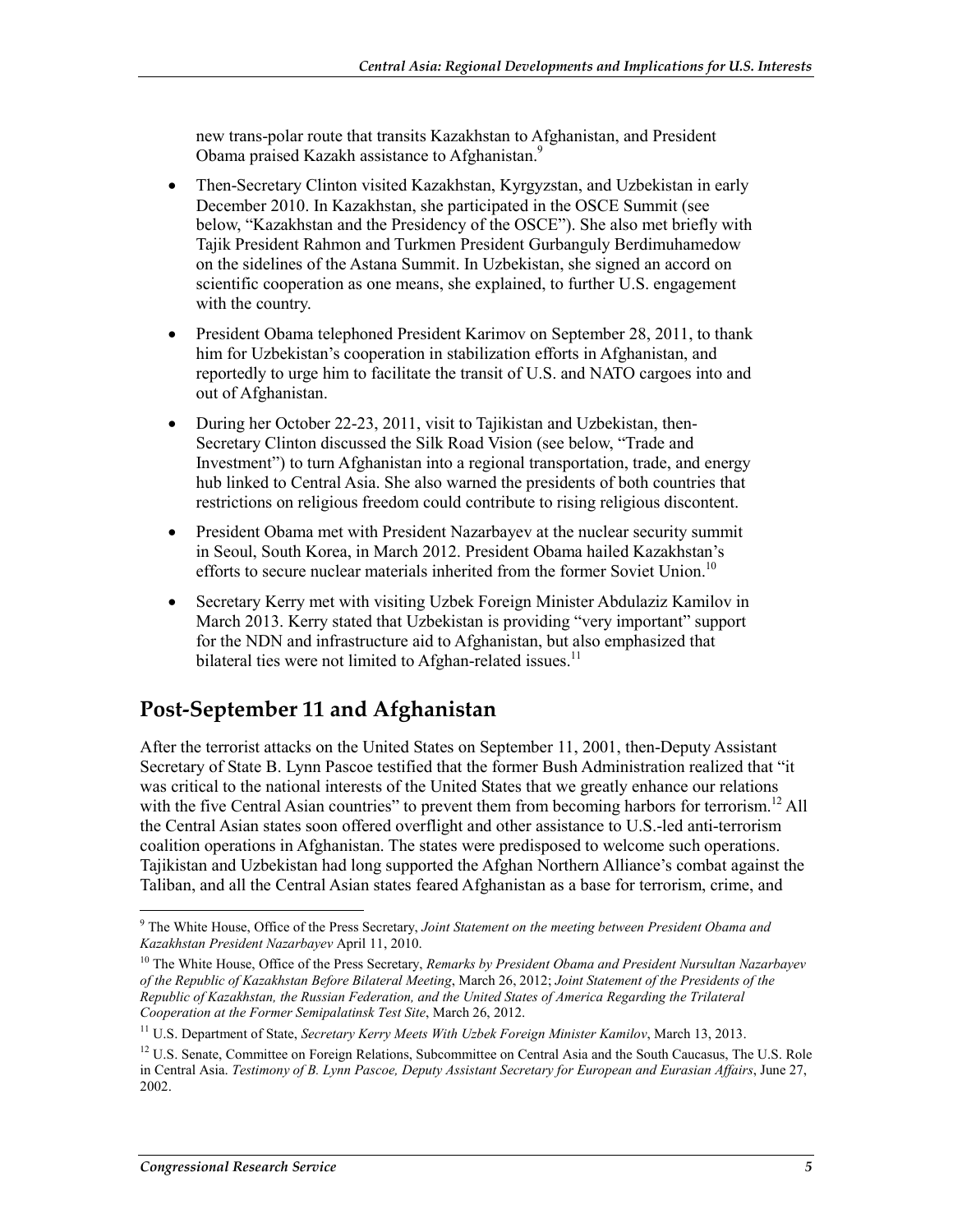new trans-polar route that transits Kazakhstan to Afghanistan, and President Obama praised Kazakh assistance to Afghanistan.[9]

- Then-Secretary Clinton visited Kazakhstan, Kyrgyzstan, and Uzbekistan in early December 2010. In Kazakhstan, she participated in the OSCE Summit (see below, "Kazakhstan and the Presidency of the OSCE"). She also met briefly with Tajik President Rahmon and Turkmen President Gurbanguly Berdimuhamedow on the sidelines of the Astana Summit. In Uzbekistan, she signed an accord on scientific cooperation as one means, she explained, to further U.S. engagement with the country.
- President Obama telephoned President Karimov on September 28, 2011, to thank him for Uzbekistan's cooperation in stabilization efforts in Afghanistan, and reportedly to urge him to facilitate the transit of U.S. and NATO cargoes into and out of Afghanistan.
- During her October 22-23, 2011, visit to Tajikistan and Uzbekistan, then-Secretary Clinton discussed the Silk Road Vision (see below, "Trade and Investment") to turn Afghanistan into a regional transportation, trade, and energy hub linked to Central Asia. She also warned the presidents of both countries that restrictions on religious freedom could contribute to rising religious discontent.
- President Obama met with President Nazarbayev at the nuclear security summit in Seoul, South Korea, in March 2012. President Obama hailed Kazakhstan's efforts to secure nuclear materials inherited from the former Soviet Union.[10]
- Secretary Kerry met with visiting Uzbek Foreign Minister Abdulaziz Kamilov in March 2013. Kerry stated that Uzbekistan is providing "very important" support for the NDN and infrastructure aid to Afghanistan, but also emphasized that bilateral ties were not limited to Afghan-related issues.[11]

## Post-September 11 and Afghanistan

After the terrorist attacks on the United States on September 11, 2001, then-Deputy Assistant Secretary of State B. Lynn Pascoe testified that the former Bush Administration realized that "it was critical to the national interests of the United States that we greatly enhance our relations with the five Central Asian countries" to prevent them from becoming harbors for terrorism.[12] All the Central Asian states soon offered overflight and other assistance to U.S.-led anti-terrorism coalition operations in Afghanistan. The states were predisposed to welcome such operations. Tajikistan and Uzbekistan had long supported the Afghan Northern Alliance's combat against the Taliban, and all the Central Asian states feared Afghanistan as a base for terrorism, crime, and

---

[9] The White House, Office of the Press Secretary, *Joint Statement on the meeting between President Obama and Kazakhstan President Nazarbayev* April 11, 2010.

[10] The White House, Office of the Press Secretary, *Remarks by President Obama and President Nursultan Nazarbayev of the Republic of Kazakhstan Before Bilateral Meeting*, March 26, 2012; *Joint Statement of the Presidents of the Republic of Kazakhstan, the Russian Federation, and the United States of America Regarding the Trilateral Cooperation at the Former Semipalatinsk Test Site*, March 26, 2012.

[11] U.S. Department of State, *Secretary Kerry Meets With Uzbek Foreign Minister Kamilov*, March 13, 2013.

[12] U.S. Senate, Committee on Foreign Relations, Subcommittee on Central Asia and the South Caucasus, The U.S. Role in Central Asia. *Testimony of B. Lynn Pascoe, Deputy Assistant Secretary for European and Eurasian Affairs*, June 27, 2002.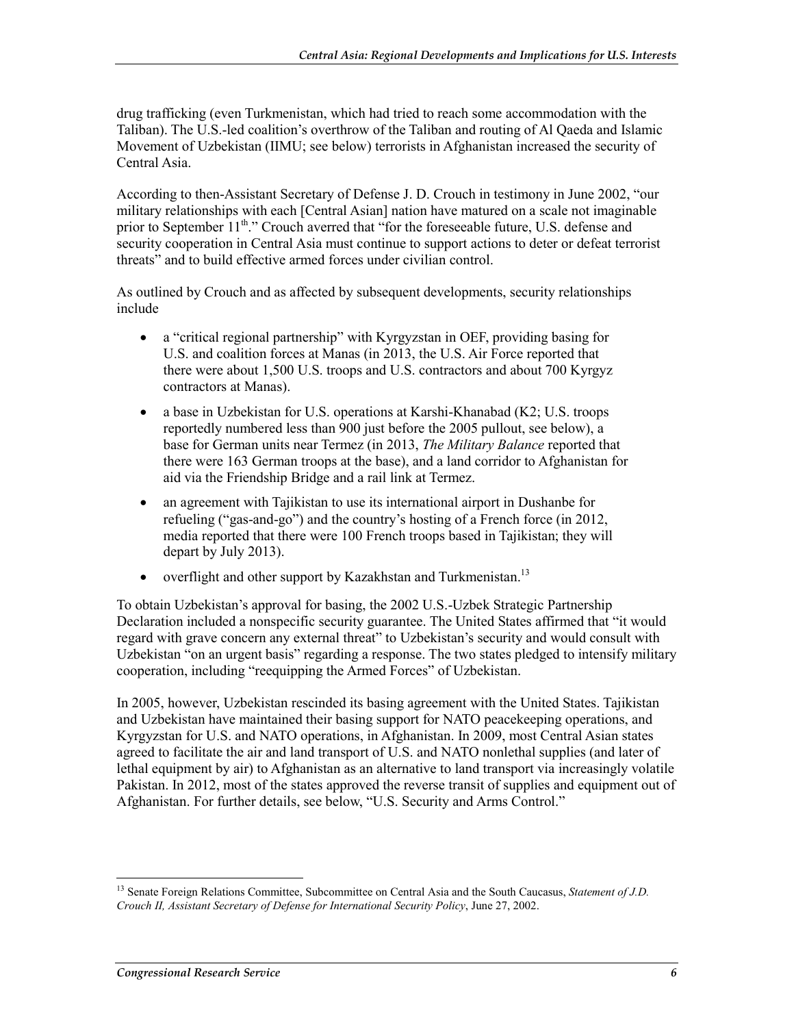drug trafficking (even Turkmenistan, which had tried to reach some accommodation with the Taliban). The U.S.-led coalition's overthrow of the Taliban and routing of Al Qaeda and Islamic Movement of Uzbekistan (IMU; see below) terrorists in Afghanistan increased the security of Central Asia.

According to then-Assistant Secretary of Defense J. D. Crouch in testimony in June 2002, "our military relationships with each [Central Asian] nation have matured on a scale not imaginable prior to September 11th." Crouch averred that "for the foreseeable future, U.S. defense and security cooperation in Central Asia must continue to support actions to deter or defeat terrorist threats" and to build effective armed forces under civilian control.

As outlined by Crouch and as affected by subsequent developments, security relationships include

- a "critical regional partnership" with Kyrgyzstan in OEF, providing basing for U.S. and coalition forces at Manas (in 2013, the U.S. Air Force reported that there were about 1,500 U.S. troops and U.S. contractors and about 700 Kyrgyz contractors at Manas).
- a base in Uzbekistan for U.S. operations at Karshi-Khanabad (K2; U.S. troops reportedly numbered less than 900 just before the 2005 pullout, see below), a base for German units near Termez (in 2013, *The Military Balance* reported that there were 163 German troops at the base), and a land corridor to Afghanistan for aid via the Friendship Bridge and a rail link at Termez.
- an agreement with Tajikistan to use its international airport in Dushanbe for refueling ("gas-and-go") and the country's hosting of a French force (in 2012, media reported that there were 100 French troops based in Tajikistan; they will depart by July 2013).
- overflight and other support by Kazakhstan and Turkmenistan.[13]

To obtain Uzbekistan's approval for basing, the 2002 U.S.-Uzbek Strategic Partnership Declaration included a nonspecific security guarantee. The United States affirmed that "it would regard with grave concern any external threat" to Uzbekistan's security and would consult with Uzbekistan "on an urgent basis" regarding a response. The two states pledged to intensify military cooperation, including "reequipping the Armed Forces" of Uzbekistan.

In 2005, however, Uzbekistan rescinded its basing agreement with the United States. Tajikistan and Uzbekistan have maintained their basing support for NATO peacekeeping operations, and Kyrgyzstan for U.S. and NATO operations, in Afghanistan. In 2009, most Central Asian states agreed to facilitate the air and land transport of U.S. and NATO nonlethal supplies (and later of lethal equipment by air) to Afghanistan as an alternative to land transport via increasingly volatile Pakistan. In 2012, most of the states approved the reverse transit of supplies and equipment out of Afghanistan. For further details, see below, "U.S. Security and Arms Control."

---

[13] Senate Foreign Relations Committee, Subcommittee on Central Asia and the South Caucasus, *Statement of J.D. Crouch II, Assistant Secretary of Defense for International Security Policy*, June 27, 2002.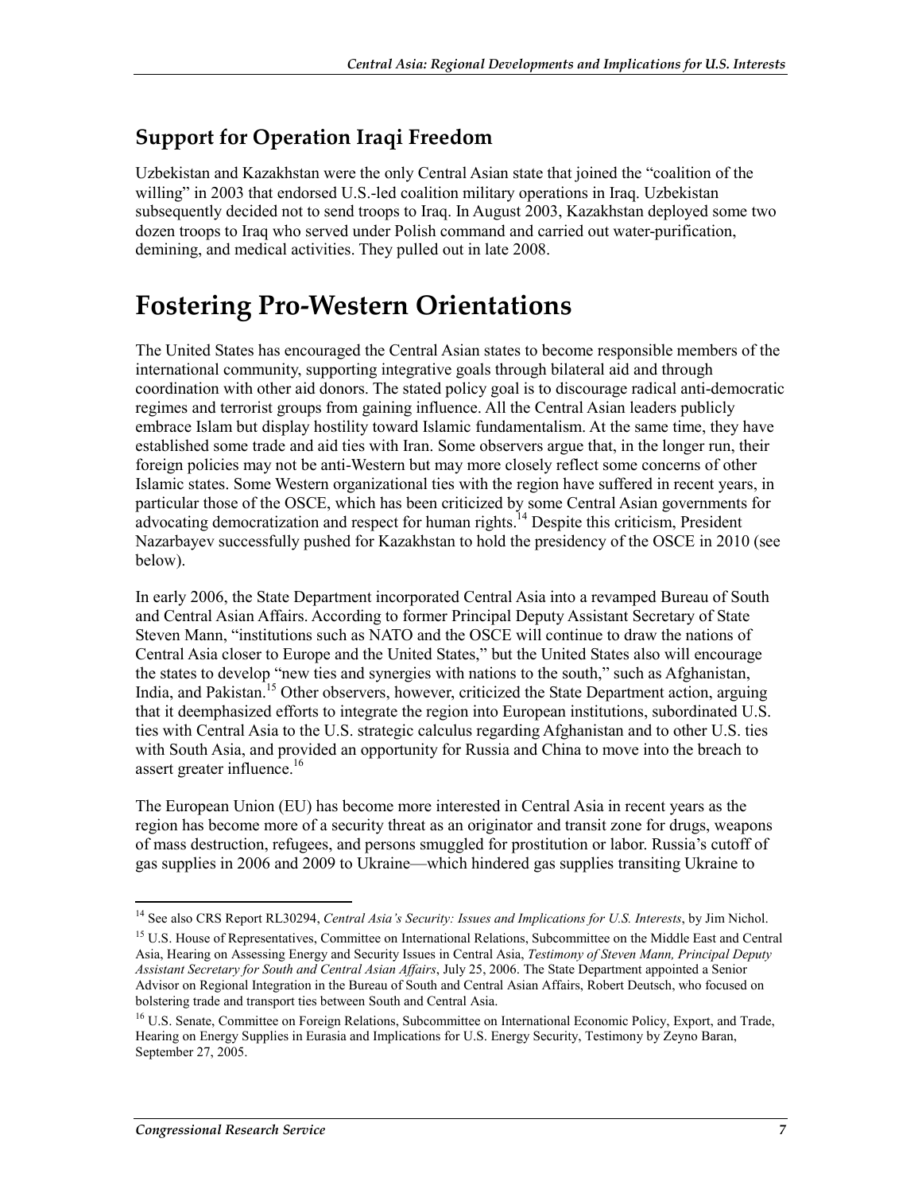## Support for Operation Iraqi Freedom

Uzbekistan and Kazakhstan were the only Central Asian state that joined the "coalition of the willing" in 2003 that endorsed U.S.-led coalition military operations in Iraq. Uzbekistan subsequently decided not to send troops to Iraq. In August 2003, Kazakhstan deployed some two dozen troops to Iraq who served under Polish command and carried out water-purification, demining, and medical activities. They pulled out in late 2008.

# Fostering Pro-Western Orientations

The United States has encouraged the Central Asian states to become responsible members of the international community, supporting integrative goals through bilateral aid and through coordination with other aid donors. The stated policy goal is to discourage radical anti-democratic regimes and terrorist groups from gaining influence. All the Central Asian leaders publicly embrace Islam but display hostility toward Islamic fundamentalism. At the same time, they have established some trade and aid ties with Iran. Some observers argue that, in the longer run, their foreign policies may not be anti-Western but may more closely reflect some concerns of other Islamic states. Some Western organizational ties with the region have suffered in recent years, in particular those of the OSCE, which has been criticized by some Central Asian governments for advocating democratization and respect for human rights.[14] Despite this criticism, President Nazarbayev successfully pushed for Kazakhstan to hold the presidency of the OSCE in 2010 (see below).

In early 2006, the State Department incorporated Central Asia into a revamped Bureau of South and Central Asian Affairs. According to former Principal Deputy Assistant Secretary of State Steven Mann, "institutions such as NATO and the OSCE will continue to draw the nations of Central Asia closer to Europe and the United States," but the United States also will encourage the states to develop "new ties and synergies with nations to the south," such as Afghanistan, India, and Pakistan.[15] Other observers, however, criticized the State Department action, arguing that it deemphasized efforts to integrate the region into European institutions, subordinated U.S. ties with Central Asia to the U.S. strategic calculus regarding Afghanistan and to other U.S. ties with South Asia, and provided an opportunity for Russia and China to move into the breach to assert greater influence.[16]

The European Union (EU) has become more interested in Central Asia in recent years as the region has become more of a security threat as an originator and transit zone for drugs, weapons of mass destruction, refugees, and persons smuggled for prostitution or labor. Russia's cutoff of gas supplies in 2006 and 2009 to Ukraine—which hindered gas supplies transiting Ukraine to

---

[14] See also CRS Report RL30294, *Central Asia's Security: Issues and Implications for U.S. Interests*, by Jim Nichol.

[15] U.S. House of Representatives, Committee on International Relations, Subcommittee on the Middle East and Central Asia, Hearing on Assessing Energy and Security Issues in Central Asia, *Testimony of Steven Mann, Principal Deputy Assistant Secretary for South and Central Asian Affairs*, July 25, 2006. The State Department appointed a Senior Advisor on Regional Integration in the Bureau of South and Central Asian Affairs, Robert Deutsch, who focused on bolstering trade and transport ties between South and Central Asia.

[16] U.S. Senate, Committee on Foreign Relations, Subcommittee on International Economic Policy, Export, and Trade, Hearing on Energy Supplies in Eurasia and Implications for U.S. Energy Security, Testimony by Zeyno Baran, September 27, 2005.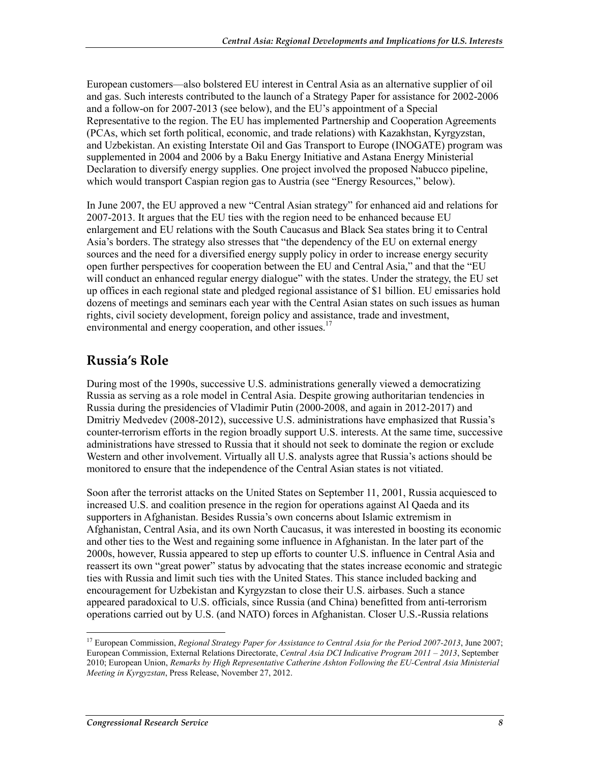European customers—also bolstered EU interest in Central Asia as an alternative supplier of oil and gas. Such interests contributed to the launch of a Strategy Paper for assistance for 2002-2006 and a follow-on for 2007-2013 (see below), and the EU's appointment of a Special Representative to the region. The EU has implemented Partnership and Cooperation Agreements (PCAs, which set forth political, economic, and trade relations) with Kazakhstan, Kyrgyzstan, and Uzbekistan. An existing Interstate Oil and Gas Transport to Europe (INOGATE) program was supplemented in 2004 and 2006 by a Baku Energy Initiative and Astana Energy Ministerial Declaration to diversify energy supplies. One project involved the proposed Nabucco pipeline, which would transport Caspian region gas to Austria (see "Energy Resources," below).

In June 2007, the EU approved a new "Central Asian strategy" for enhanced aid and relations for 2007-2013. It argues that the EU ties with the region need to be enhanced because EU enlargement and EU relations with the South Caucasus and Black Sea states bring it to Central Asia's borders. The strategy also stresses that "the dependency of the EU on external energy sources and the need for a diversified energy supply policy in order to increase energy security open further perspectives for cooperation between the EU and Central Asia," and that the "EU will conduct an enhanced regular energy dialogue" with the states. Under the strategy, the EU set up offices in each regional state and pledged regional assistance of $1 billion. EU emissaries hold dozens of meetings and seminars each year with the Central Asian states on such issues as human rights, civil society development, foreign policy and assistance, trade and investment, environmental and energy cooperation, and other issues.[17]

## Russia's Role

During most of the 1990s, successive U.S. administrations generally viewed a democratizing Russia as serving as a role model in Central Asia. Despite growing authoritarian tendencies in Russia during the presidencies of Vladimir Putin (2000-2008, and again in 2012-2017) and Dmitriy Medvedev (2008-2012), successive U.S. administrations have emphasized that Russia's counter-terrorism efforts in the region broadly support U.S. interests. At the same time, successive administrations have stressed to Russia that it should not seek to dominate the region or exclude Western and other involvement. Virtually all U.S. analysts agree that Russia's actions should be monitored to ensure that the independence of the Central Asian states is not vitiated.

Soon after the terrorist attacks on the United States on September 11, 2001, Russia acquiesced to increased U.S. and coalition presence in the region for operations against Al Qaeda and its supporters in Afghanistan. Besides Russia's own concerns about Islamic extremism in Afghanistan, Central Asia, and its own North Caucasus, it was interested in boosting its economic and other ties to the West and regaining some influence in Afghanistan. In the later part of the 2000s, however, Russia appeared to step up efforts to counter U.S. influence in Central Asia and reassert its own "great power" status by advocating that the states increase economic and strategic ties with Russia and limit such ties with the United States. This stance included backing and encouragement for Uzbekistan and Kyrgyzstan to close their U.S. airbases. Such a stance appeared paradoxical to U.S. officials, since Russia (and China) benefitted from anti-terrorism operations carried out by U.S. (and NATO) forces in Afghanistan. Closer U.S.-Russia relations

---

[17] European Commission, *Regional Strategy Paper for Assistance to Central Asia for the Period 2007-2013*, June 2007; European Commission, External Relations Directorate, *Central Asia DCI Indicative Program 2011 – 2013*, September 2010; European Union, *Remarks by High Representative Catherine Ashton Following the EU-Central Asia Ministerial Meeting in Kyrgyzstan*, Press Release, November 27, 2012.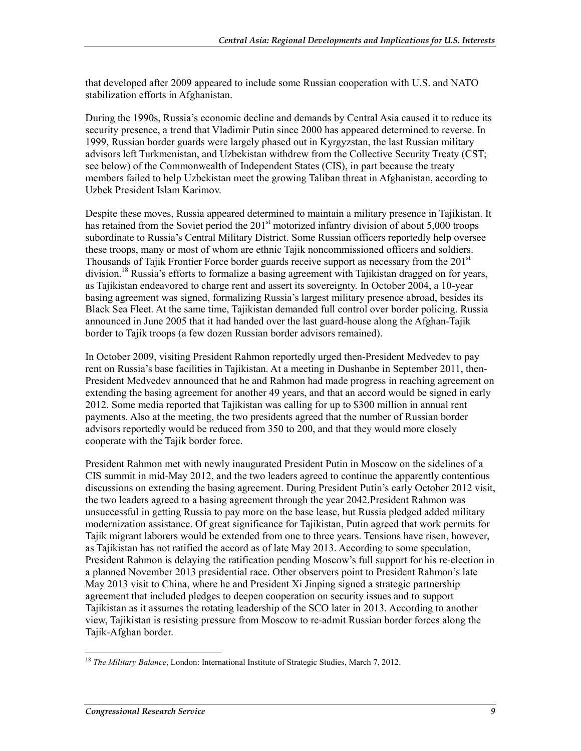that developed after 2009 appeared to include some Russian cooperation with U.S. and NATO stabilization efforts in Afghanistan.

During the 1990s, Russia's economic decline and demands by Central Asia caused it to reduce its security presence, a trend that Vladimir Putin since 2000 has appeared determined to reverse. In 1999, Russian border guards were largely phased out in Kyrgyzstan, the last Russian military advisors left Turkmenistan, and Uzbekistan withdrew from the Collective Security Treaty (CST; see below) of the Commonwealth of Independent States (CIS), in part because the treaty members failed to help Uzbekistan meet the growing Taliban threat in Afghanistan, according to Uzbek President Islam Karimov.

Despite these moves, Russia appeared determined to maintain a military presence in Tajikistan. It has retained from the Soviet period the 201st motorized infantry division of about 5,000 troops subordinate to Russia's Central Military District. Some Russian officers reportedly help oversee these troops, many or most of whom are ethnic Tajik noncommissioned officers and soldiers. Thousands of Tajik Frontier Force border guards receive support as necessary from the 201st division.[18] Russia's efforts to formalize a basing agreement with Tajikistan dragged on for years, as Tajikistan endeavored to charge rent and assert its sovereignty. In October 2004, a 10-year basing agreement was signed, formalizing Russia's largest military presence abroad, besides its Black Sea Fleet. At the same time, Tajikistan demanded full control over border policing. Russia announced in June 2005 that it had handed over the last guard-house along the Afghan-Tajik border to Tajik troops (a few dozen Russian border advisors remained).

In October 2009, visiting President Rahmon reportedly urged then-President Medvedev to pay rent on Russia's base facilities in Tajikistan. At a meeting in Dushanbe in September 2011, then-President Medvedev announced that he and Rahmon had made progress in reaching agreement on extending the basing agreement for another 49 years, and that an accord would be signed in early 2012. Some media reported that Tajikistan was calling for up to $300 million in annual rent payments. Also at the meeting, the two presidents agreed that the number of Russian border advisors reportedly would be reduced from 350 to 200, and that they would more closely cooperate with the Tajik border force.

President Rahmon met with newly inaugurated President Putin in Moscow on the sidelines of a CIS summit in mid-May 2012, and the two leaders agreed to continue the apparently contentious discussions on extending the basing agreement. During President Putin's early October 2012 visit, the two leaders agreed to a basing agreement through the year 2042.President Rahmon was unsuccessful in getting Russia to pay more on the base lease, but Russia pledged added military modernization assistance. Of great significance for Tajikistan, Putin agreed that work permits for Tajik migrant laborers would be extended from one to three years. Tensions have risen, however, as Tajikistan has not ratified the accord as of late May 2013. According to some speculation, President Rahmon is delaying the ratification pending Moscow's full support for his re-election in a planned November 2013 presidential race. Other observers point to President Rahmon's late May 2013 visit to China, where he and President Xi Jinping signed a strategic partnership agreement that included pledges to deepen cooperation on security issues and to support Tajikistan as it assumes the rotating leadership of the SCO later in 2013. According to another view, Tajikistan is resisting pressure from Moscow to re-admit Russian border forces along the Tajik-Afghan border.

---

[18] *The Military Balance*, London: International Institute of Strategic Studies, March 7, 2012.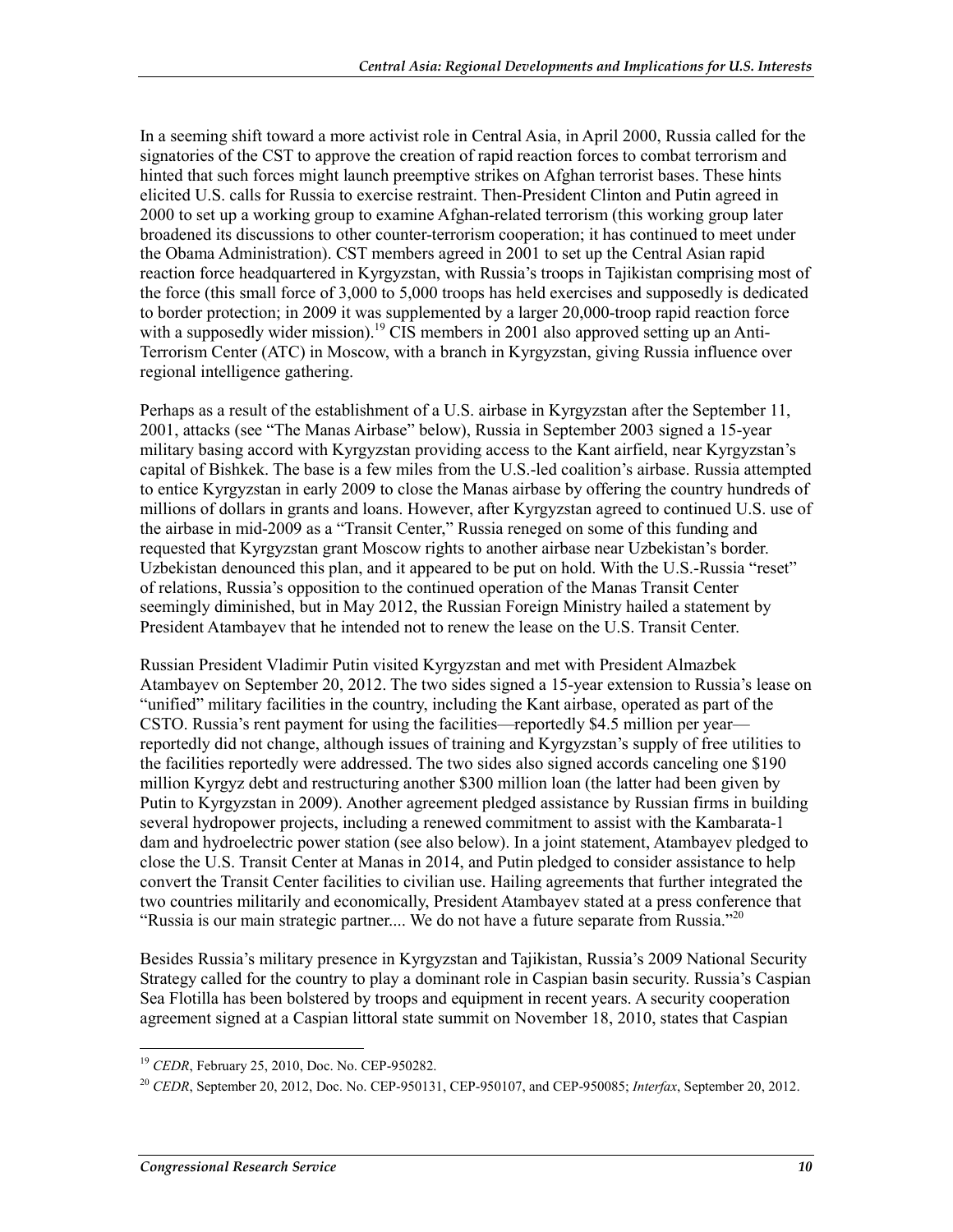In a seeming shift toward a more activist role in Central Asia, in April 2000, Russia called for the signatories of the CST to approve the creation of rapid reaction forces to combat terrorism and hinted that such forces might launch preemptive strikes on Afghan terrorist bases. These hints elicited U.S. calls for Russia to exercise restraint. Then-President Clinton and Putin agreed in 2000 to set up a working group to examine Afghan-related terrorism (this working group later broadened its discussions to other counter-terrorism cooperation; it has continued to meet under the Obama Administration). CST members agreed in 2001 to set up the Central Asian rapid reaction force headquartered in Kyrgyzstan, with Russia's troops in Tajikistan comprising most of the force (this small force of 3,000 to 5,000 troops has held exercises and supposedly is dedicated to border protection; in 2009 it was supplemented by a larger 20,000-troop rapid reaction force with a supposedly wider mission).[19] CIS members in 2001 also approved setting up an Anti-Terrorism Center (ATC) in Moscow, with a branch in Kyrgyzstan, giving Russia influence over regional intelligence gathering.

Perhaps as a result of the establishment of a U.S. airbase in Kyrgyzstan after the September 11, 2001, attacks (see "The Manas Airbase" below), Russia in September 2003 signed a 15-year military basing accord with Kyrgyzstan providing access to the Kant airfield, near Kyrgyzstan's capital of Bishkek. The base is a few miles from the U.S.-led coalition's airbase. Russia attempted to entice Kyrgyzstan in early 2009 to close the Manas airbase by offering the country hundreds of millions of dollars in grants and loans. However, after Kyrgyzstan agreed to continued U.S. use of the airbase in mid-2009 as a "Transit Center," Russia reneged on some of this funding and requested that Kyrgyzstan grant Moscow rights to another airbase near Uzbekistan's border. Uzbekistan denounced this plan, and it appeared to be put on hold. With the U.S.-Russia "reset" of relations, Russia's opposition to the continued operation of the Manas Transit Center seemingly diminished, but in May 2012, the Russian Foreign Ministry hailed a statement by President Atambayev that he intended not to renew the lease on the U.S. Transit Center.

Russian President Vladimir Putin visited Kyrgyzstan and met with President Almazbek Atambayev on September 20, 2012. The two sides signed a 15-year extension to Russia's lease on "unified" military facilities in the country, including the Kant airbase, operated as part of the CSTO. Russia's rent payment for using the facilities—reportedly $4.5 million per year—reportedly did not change, although issues of training and Kyrgyzstan's supply of free utilities to the facilities reportedly were addressed. The two sides also signed accords canceling one $190 million Kyrgyz debt and restructuring another $300 million loan (the latter had been given by Putin to Kyrgyzstan in 2009). Another agreement pledged assistance by Russian firms in building several hydropower projects, including a renewed commitment to assist with the Kambarata-1 dam and hydroelectric power station (see also below). In a joint statement, Atambayev pledged to close the U.S. Transit Center at Manas in 2014, and Putin pledged to consider assistance to help convert the Transit Center facilities to civilian use. Hailing agreements that further integrated the two countries militarily and economically, President Atambayev stated at a press conference that "Russia is our main strategic partner.... We do not have a future separate from Russia."[20]

Besides Russia's military presence in Kyrgyzstan and Tajikistan, Russia's 2009 National Security Strategy called for the country to play a dominant role in Caspian basin security. Russia's Caspian Sea Flotilla has been bolstered by troops and equipment in recent years. A security cooperation agreement signed at a Caspian littoral state summit on November 18, 2010, states that Caspian

---

[19] *CEDR*, February 25, 2010, Doc. No. CEP-950282.

[20] *CEDR*, September 20, 2012, Doc. No. CEP-950131, CEP-950107, and CEP-950085; *Interfax*, September 20, 2012.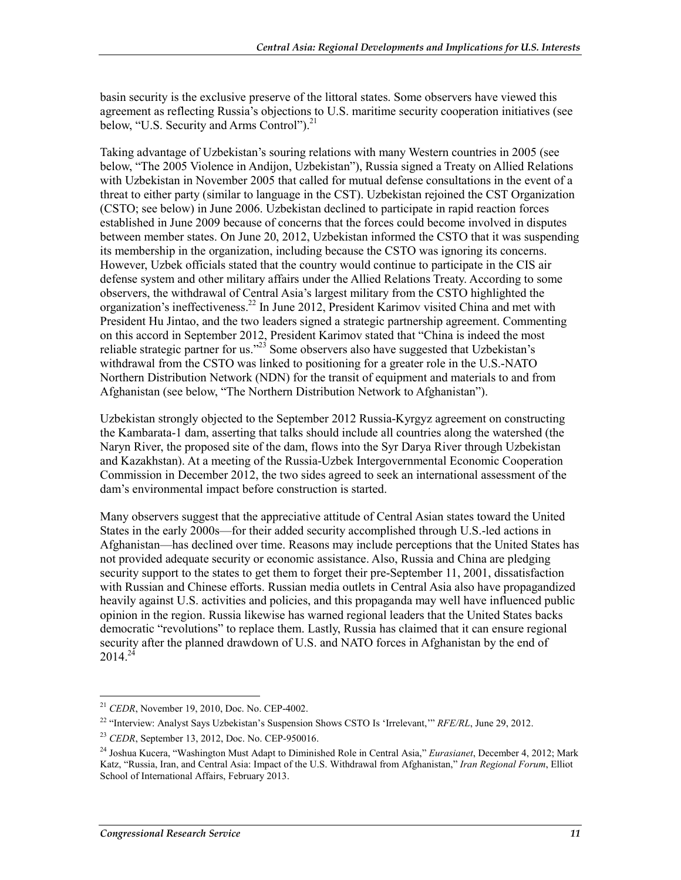basin security is the exclusive preserve of the littoral states. Some observers have viewed this agreement as reflecting Russia's objections to U.S. maritime security cooperation initiatives (see below, "U.S. Security and Arms Control").[21]

Taking advantage of Uzbekistan's souring relations with many Western countries in 2005 (see below, "The 2005 Violence in Andijon, Uzbekistan"), Russia signed a Treaty on Allied Relations with Uzbekistan in November 2005 that called for mutual defense consultations in the event of a threat to either party (similar to language in the CST). Uzbekistan rejoined the CST Organization (CSTO; see below) in June 2006. Uzbekistan declined to participate in rapid reaction forces established in June 2009 because of concerns that the forces could become involved in disputes between member states. On June 20, 2012, Uzbekistan informed the CSTO that it was suspending its membership in the organization, including because the CSTO was ignoring its concerns. However, Uzbek officials stated that the country would continue to participate in the CIS air defense system and other military affairs under the Allied Relations Treaty. According to some observers, the withdrawal of Central Asia's largest military from the CSTO highlighted the organization's ineffectiveness.[22] In June 2012, President Karimov visited China and met with President Hu Jintao, and the two leaders signed a strategic partnership agreement. Commenting on this accord in September 2012, President Karimov stated that "China is indeed the most reliable strategic partner for us."[23] Some observers also have suggested that Uzbekistan's withdrawal from the CSTO was linked to positioning for a greater role in the U.S.-NATO Northern Distribution Network (NDN) for the transit of equipment and materials to and from Afghanistan (see below, "The Northern Distribution Network to Afghanistan").

Uzbekistan strongly objected to the September 2012 Russia-Kyrgyz agreement on constructing the Kambarata-1 dam, asserting that talks should include all countries along the watershed (the Naryn River, the proposed site of the dam, flows into the Syr Darya River through Uzbekistan and Kazakhstan). At a meeting of the Russia-Uzbek Intergovernmental Economic Cooperation Commission in December 2012, the two sides agreed to seek an international assessment of the dam's environmental impact before construction is started.

Many observers suggest that the appreciative attitude of Central Asian states toward the United States in the early 2000s—for their added security accomplished through U.S.-led actions in Afghanistan—has declined over time. Reasons may include perceptions that the United States has not provided adequate security or economic assistance. Also, Russia and China are pledging security support to the states to get them to forget their pre-September 11, 2001, dissatisfaction with Russian and Chinese efforts. Russian media outlets in Central Asia also have propagandized heavily against U.S. activities and policies, and this propaganda may well have influenced public opinion in the region. Russia likewise has warned regional leaders that the United States backs democratic "revolutions" to replace them. Lastly, Russia has claimed that it can ensure regional security after the planned drawdown of U.S. and NATO forces in Afghanistan by the end of 2014.[24]

---

[21] *CEDR*, November 19, 2010, Doc. No. CEP-4002.

[22] "Interview: Analyst Says Uzbekistan's Suspension Shows CSTO Is 'Irrelevant,'" *RFE/RL*, June 29, 2012.

[23] *CEDR*, September 13, 2012, Doc. No. CEP-950016.

[24] Joshua Kucera, "Washington Must Adapt to Diminished Role in Central Asia," *Eurasianet*, December 4, 2012; Mark Katz, "Russia, Iran, and Central Asia: Impact of the U.S. Withdrawal from Afghanistan," *Iran Regional Forum*, Elliot School of International Affairs, February 2013.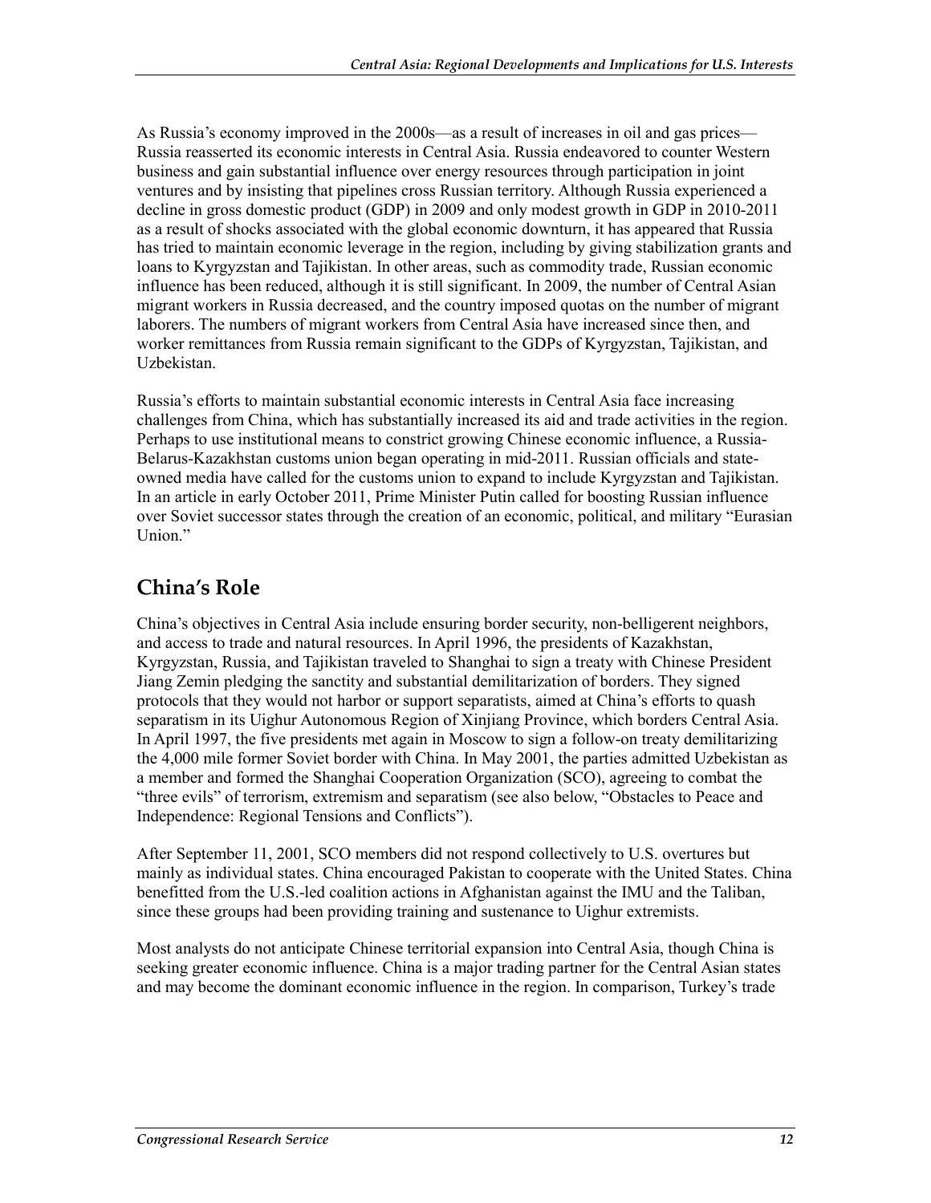As Russia's economy improved in the 2000s—as a result of increases in oil and gas prices—Russia reasserted its economic interests in Central Asia. Russia endeavored to counter Western business and gain substantial influence over energy resources through participation in joint ventures and by insisting that pipelines cross Russian territory. Although Russia experienced a decline in gross domestic product (GDP) in 2009 and only modest growth in GDP in 2010-2011 as a result of shocks associated with the global economic downturn, it has appeared that Russia has tried to maintain economic leverage in the region, including by giving stabilization grants and loans to Kyrgyzstan and Tajikistan. In other areas, such as commodity trade, Russian economic influence has been reduced, although it is still significant. In 2009, the number of Central Asian migrant workers in Russia decreased, and the country imposed quotas on the number of migrant laborers. The numbers of migrant workers from Central Asia have increased since then, and worker remittances from Russia remain significant to the GDPs of Kyrgyzstan, Tajikistan, and Uzbekistan.

Russia's efforts to maintain substantial economic interests in Central Asia face increasing challenges from China, which has substantially increased its aid and trade activities in the region. Perhaps to use institutional means to constrict growing Chinese economic influence, a Russia-Belarus-Kazakhstan customs union began operating in mid-2011. Russian officials and state-owned media have called for the customs union to expand to include Kyrgyzstan and Tajikistan. In an article in early October 2011, Prime Minister Putin called for boosting Russian influence over Soviet successor states through the creation of an economic, political, and military "Eurasian Union."

## China's Role

China's objectives in Central Asia include ensuring border security, non-belligerent neighbors, and access to trade and natural resources. In April 1996, the presidents of Kazakhstan, Kyrgyzstan, Russia, and Tajikistan traveled to Shanghai to sign a treaty with Chinese President Jiang Zemin pledging the sanctity and substantial demilitarization of borders. They signed protocols that they would not harbor or support separatists, aimed at China's efforts to quash separatism in its Uighur Autonomous Region of Xinjiang Province, which borders Central Asia. In April 1997, the five presidents met again in Moscow to sign a follow-on treaty demilitarizing the 4,000 mile former Soviet border with China. In May 2001, the parties admitted Uzbekistan as a member and formed the Shanghai Cooperation Organization (SCO), agreeing to combat the "three evils" of terrorism, extremism and separatism (see also below, "Obstacles to Peace and Independence: Regional Tensions and Conflicts").

After September 11, 2001, SCO members did not respond collectively to U.S. overtures but mainly as individual states. China encouraged Pakistan to cooperate with the United States. China benefitted from the U.S.-led coalition actions in Afghanistan against the IMU and the Taliban, since these groups had been providing training and sustenance to Uighur extremists.

Most analysts do not anticipate Chinese territorial expansion into Central Asia, though China is seeking greater economic influence. China is a major trading partner for the Central Asian states and may become the dominant economic influence in the region. In comparison, Turkey's trade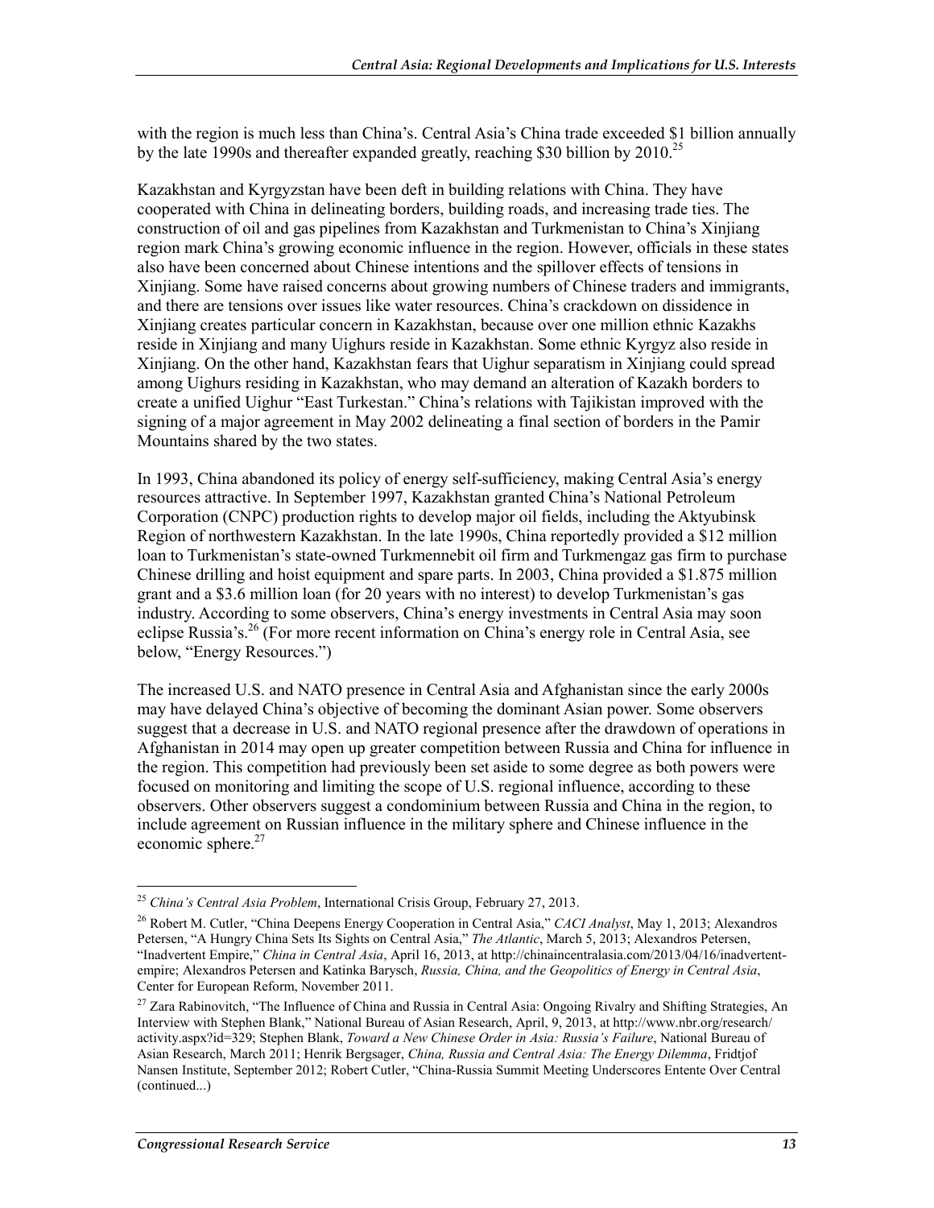with the region is much less than China's. Central Asia's China trade exceeded $1 billion annually by the late 1990s and thereafter expanded greatly, reaching $30 billion by 2010.[25]

Kazakhstan and Kyrgyzstan have been deft in building relations with China. They have cooperated with China in delineating borders, building roads, and increasing trade ties. The construction of oil and gas pipelines from Kazakhstan and Turkmenistan to China's Xinjiang region mark China's growing economic influence in the region. However, officials in these states also have been concerned about Chinese intentions and the spillover effects of tensions in Xinjiang. Some have raised concerns about growing numbers of Chinese traders and immigrants, and there are tensions over issues like water resources. China's crackdown on dissidence in Xinjiang creates particular concern in Kazakhstan, because over one million ethnic Kazakhs reside in Xinjiang and many Uighurs reside in Kazakhstan. Some ethnic Kyrgyz also reside in Xinjiang. On the other hand, Kazakhstan fears that Uighur separatism in Xinjiang could spread among Uighurs residing in Kazakhstan, who may demand an alteration of Kazakh borders to create a unified Uighur "East Turkestan." China's relations with Tajikistan improved with the signing of a major agreement in May 2002 delineating a final section of borders in the Pamir Mountains shared by the two states.

In 1993, China abandoned its policy of energy self-sufficiency, making Central Asia's energy resources attractive. In September 1997, Kazakhstan granted China's National Petroleum Corporation (CNPC) production rights to develop major oil fields, including the Aktyubinsk Region of northwestern Kazakhstan. In the late 1990s, China reportedly provided a $12 million loan to Turkmenistan's state-owned Turkmennebit oil firm and Turkmengaz gas firm to purchase Chinese drilling and hoist equipment and spare parts. In 2003, China provided a $1.875 million grant and a $3.6 million loan (for 20 years with no interest) to develop Turkmenistan's gas industry. According to some observers, China's energy investments in Central Asia may soon eclipse Russia's.[26] (For more recent information on China's energy role in Central Asia, see below, "Energy Resources.")

The increased U.S. and NATO presence in Central Asia and Afghanistan since the early 2000s may have delayed China's objective of becoming the dominant Asian power. Some observers suggest that a decrease in U.S. and NATO regional presence after the drawdown of operations in Afghanistan in 2014 may open up greater competition between Russia and China for influence in the region. This competition had previously been set aside to some degree as both powers were focused on monitoring and limiting the scope of U.S. regional influence, according to these observers. Other observers suggest a condominium between Russia and China in the region, to include agreement on Russian influence in the military sphere and Chinese influence in the economic sphere.[27]

---

[25] *China's Central Asia Problem*, International Crisis Group, February 27, 2013.

[26] Robert M. Cutler, "China Deepens Energy Cooperation in Central Asia," *CACI Analyst*, May 1, 2013; Alexandros Petersen, "A Hungry China Sets Its Sights on Central Asia," *The Atlantic*, March 5, 2013; Alexandros Petersen, "Inadvertent Empire," *China in Central Asia*, April 16, 2013, at http://chinaincentralasia.com/2013/04/16/inadvertent-empire; Alexandros Petersen and Katinka Barysch, *Russia, China, and the Geopolitics of Energy in Central Asia*, Center for European Reform, November 2011.

[27] Zara Rabinovitch, "The Influence of China and Russia in Central Asia: Ongoing Rivalry and Shifting Strategies, An Interview with Stephen Blank," National Bureau of Asian Research, April, 9, 2013, at http://www.nbr.org/research/activity.aspx?id=329; Stephen Blank, *Toward a New Chinese Order in Asia: Russia's Failure*, National Bureau of Asian Research, March 2011; Henrik Bergsager, *China, Russia and Central Asia: The Energy Dilemma*, Fridtjof Nansen Institute, September 2012; Robert Cutler, "China-Russia Summit Meeting Underscores Entente Over Central (continued...)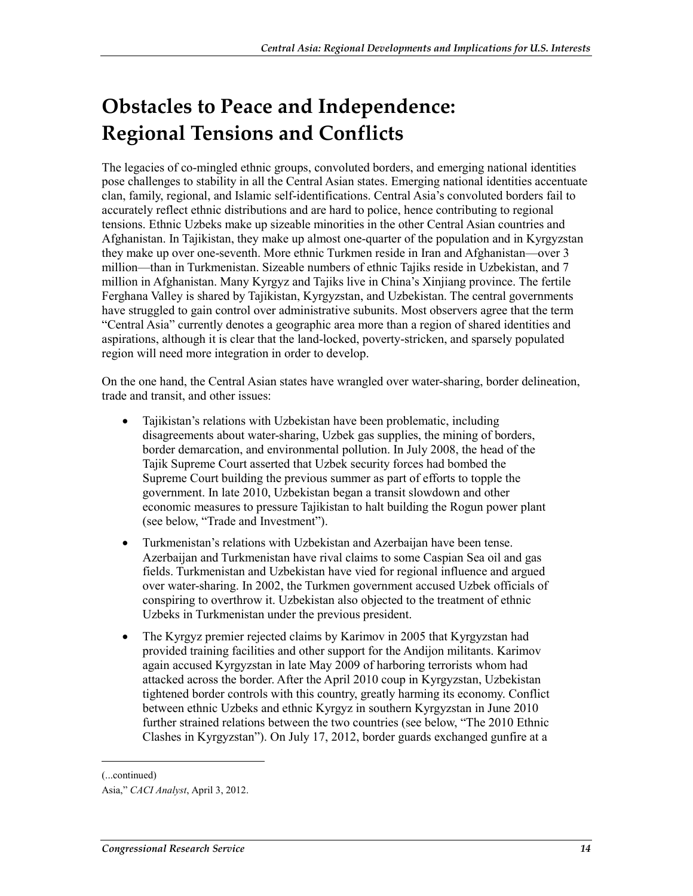# Obstacles to Peace and Independence: Regional Tensions and Conflicts

The legacies of co-mingled ethnic groups, convoluted borders, and emerging national identities pose challenges to stability in all the Central Asian states. Emerging national identities accentuate clan, family, regional, and Islamic self-identifications. Central Asia's convoluted borders fail to accurately reflect ethnic distributions and are hard to police, hence contributing to regional tensions. Ethnic Uzbeks make up sizeable minorities in the other Central Asian countries and Afghanistan. In Tajikistan, they make up almost one-quarter of the population and in Kyrgyzstan they make up over one-seventh. More ethnic Turkmen reside in Iran and Afghanistan—over 3 million—than in Turkmenistan. Sizeable numbers of ethnic Tajiks reside in Uzbekistan, and 7 million in Afghanistan. Many Kyrgyz and Tajiks live in China's Xinjiang province. The fertile Ferghana Valley is shared by Tajikistan, Kyrgyzstan, and Uzbekistan. The central governments have struggled to gain control over administrative subunits. Most observers agree that the term "Central Asia" currently denotes a geographic area more than a region of shared identities and aspirations, although it is clear that the land-locked, poverty-stricken, and sparsely populated region will need more integration in order to develop.

On the one hand, the Central Asian states have wrangled over water-sharing, border delineation, trade and transit, and other issues:

- Tajikistan's relations with Uzbekistan have been problematic, including disagreements about water-sharing, Uzbek gas supplies, the mining of borders, border demarcation, and environmental pollution. In July 2008, the head of the Tajik Supreme Court asserted that Uzbek security forces had bombed the Supreme Court building the previous summer as part of efforts to topple the government. In late 2010, Uzbekistan began a transit slowdown and other economic measures to pressure Tajikistan to halt building the Rogun power plant (see below, "Trade and Investment").
- Turkmenistan's relations with Uzbekistan and Azerbaijan have been tense. Azerbaijan and Turkmenistan have rival claims to some Caspian Sea oil and gas fields. Turkmenistan and Uzbekistan have vied for regional influence and argued over water-sharing. In 2002, the Turkmen government accused Uzbek officials of conspiring to overthrow it. Uzbekistan also objected to the treatment of ethnic Uzbeks in Turkmenistan under the previous president.
- The Kyrgyz premier rejected claims by Karimov in 2005 that Kyrgyzstan had provided training facilities and other support for the Andijon militants. Karimov again accused Kyrgyzstan in late May 2009 of harboring terrorists whom had attacked across the border. After the April 2010 coup in Kyrgyzstan, Uzbekistan tightened border controls with this country, greatly harming its economy. Conflict between ethnic Uzbeks and ethnic Kyrgyz in southern Kyrgyzstan in June 2010 further strained relations between the two countries (see below, "The 2010 Ethnic Clashes in Kyrgyzstan"). On July 17, 2012, border guards exchanged gunfire at a

(...continued)

Asia," *CACI Analyst*, April 3, 2012.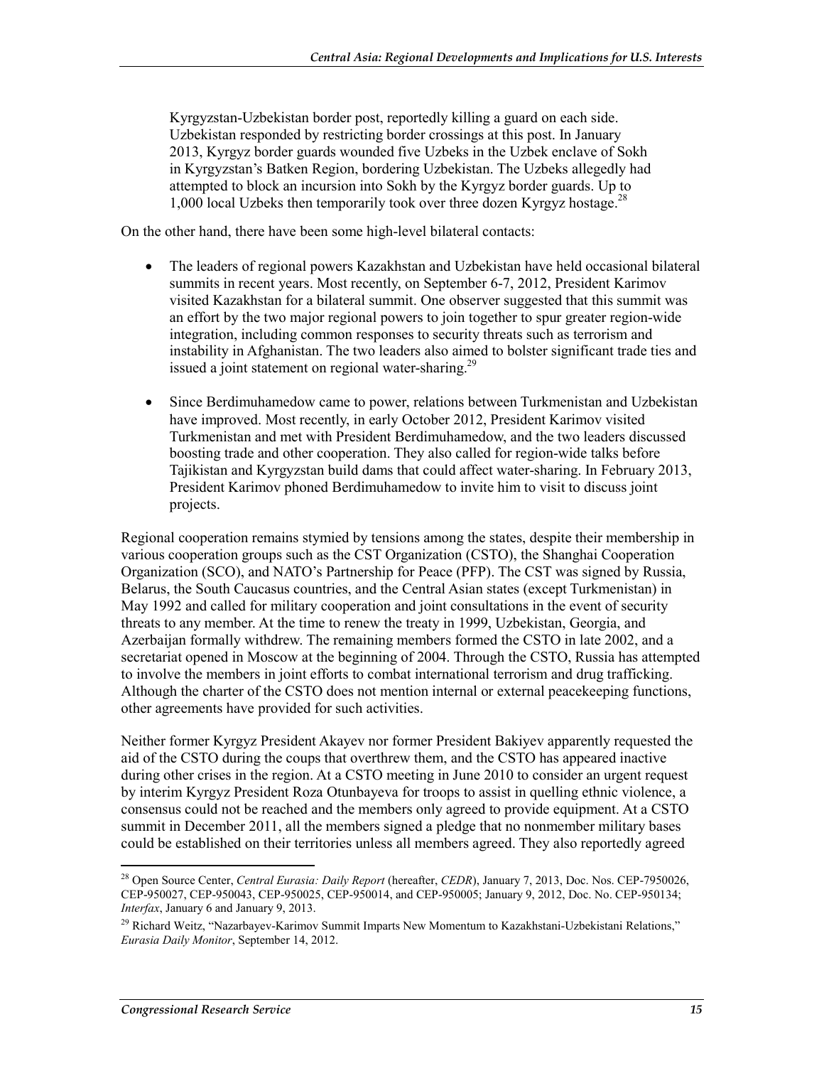Kyrgyzstan-Uzbekistan border post, reportedly killing a guard on each side. Uzbekistan responded by restricting border crossings at this post. In January 2013, Kyrgyz border guards wounded five Uzbeks in the Uzbek enclave of Sokh in Kyrgyzstan's Batken Region, bordering Uzbekistan. The Uzbeks allegedly had attempted to block an incursion into Sokh by the Kyrgyz border guards. Up to 1,000 local Uzbeks then temporarily took over three dozen Kyrgyz hostage.[28]

On the other hand, there have been some high-level bilateral contacts:

- The leaders of regional powers Kazakhstan and Uzbekistan have held occasional bilateral summits in recent years. Most recently, on September 6-7, 2012, President Karimov visited Kazakhstan for a bilateral summit. One observer suggested that this summit was an effort by the two major regional powers to join together to spur greater region-wide integration, including common responses to security threats such as terrorism and instability in Afghanistan. The two leaders also aimed to bolster significant trade ties and issued a joint statement on regional water-sharing.[29]

- Since Berdimuhamedow came to power, relations between Turkmenistan and Uzbekistan have improved. Most recently, in early October 2012, President Karimov visited Turkmenistan and met with President Berdimuhamedow, and the two leaders discussed boosting trade and other cooperation. They also called for region-wide talks before Tajikistan and Kyrgyzstan build dams that could affect water-sharing. In February 2013, President Karimov phoned Berdimuhamedow to invite him to visit to discuss joint projects.

Regional cooperation remains stymied by tensions among the states, despite their membership in various cooperation groups such as the CST Organization (CSTO), the Shanghai Cooperation Organization (SCO), and NATO's Partnership for Peace (PFP). The CST was signed by Russia, Belarus, the South Caucasus countries, and the Central Asian states (except Turkmenistan) in May 1992 and called for military cooperation and joint consultations in the event of security threats to any member. At the time to renew the treaty in 1999, Uzbekistan, Georgia, and Azerbaijan formally withdrew. The remaining members formed the CSTO in late 2002, and a secretariat opened in Moscow at the beginning of 2004. Through the CSTO, Russia has attempted to involve the members in joint efforts to combat international terrorism and drug trafficking. Although the charter of the CSTO does not mention internal or external peacekeeping functions, other agreements have provided for such activities.

Neither former Kyrgyz President Akayev nor former President Bakiyev apparently requested the aid of the CSTO during the coups that overthrew them, and the CSTO has appeared inactive during other crises in the region. At a CSTO meeting in June 2010 to consider an urgent request by interim Kyrgyz President Roza Otunbayeva for troops to assist in quelling ethnic violence, a consensus could not be reached and the members only agreed to provide equipment. At a CSTO summit in December 2011, all the members signed a pledge that no nonmember military bases could be established on their territories unless all members agreed. They also reportedly agreed

---

[28] Open Source Center, *Central Eurasia: Daily Report* (hereafter, *CEDR*), January 7, 2013, Doc. Nos. CEP-7950026, CEP-950027, CEP-950043, CEP-950025, CEP-950014, and CEP-950005; January 9, 2012, Doc. No. CEP-950134; *Interfax*, January 6 and January 9, 2013.

[29] Richard Weitz, "Nazarbayev-Karimov Summit Imparts New Momentum to Kazakhstani-Uzbekistani Relations," *Eurasia Daily Monitor*, September 14, 2012.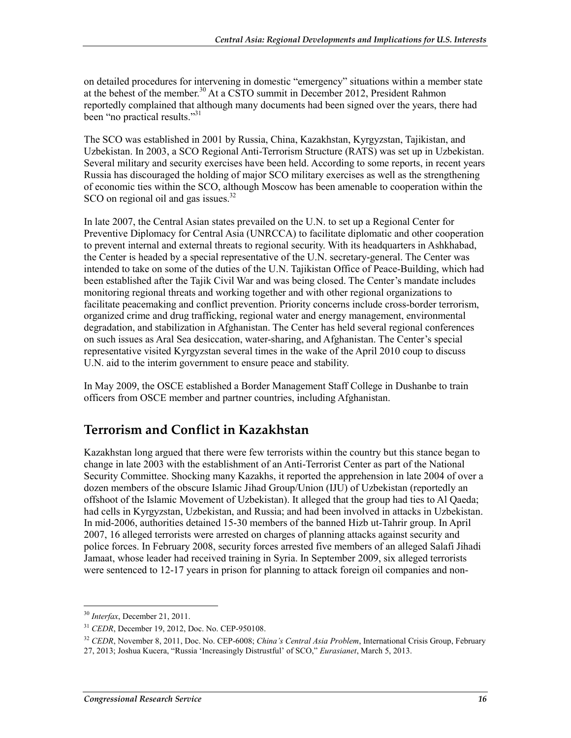on detailed procedures for intervening in domestic "emergency" situations within a member state at the behest of the member.[30] At a CSTO summit in December 2012, President Rahmon reportedly complained that although many documents had been signed over the years, there had been "no practical results."[31]

The SCO was established in 2001 by Russia, China, Kazakhstan, Kyrgyzstan, Tajikistan, and Uzbekistan. In 2003, a SCO Regional Anti-Terrorism Structure (RATS) was set up in Uzbekistan. Several military and security exercises have been held. According to some reports, in recent years Russia has discouraged the holding of major SCO military exercises as well as the strengthening of economic ties within the SCO, although Moscow has been amenable to cooperation within the SCO on regional oil and gas issues.[32]

In late 2007, the Central Asian states prevailed on the U.N. to set up a Regional Center for Preventive Diplomacy for Central Asia (UNRCCA) to facilitate diplomatic and other cooperation to prevent internal and external threats to regional security. With its headquarters in Ashkhabad, the Center is headed by a special representative of the U.N. secretary-general. The Center was intended to take on some of the duties of the U.N. Tajikistan Office of Peace-Building, which had been established after the Tajik Civil War and was being closed. The Center's mandate includes monitoring regional threats and working together and with other regional organizations to facilitate peacemaking and conflict prevention. Priority concerns include cross-border terrorism, organized crime and drug trafficking, regional water and energy management, environmental degradation, and stabilization in Afghanistan. The Center has held several regional conferences on such issues as Aral Sea desiccation, water-sharing, and Afghanistan. The Center's special representative visited Kyrgyzstan several times in the wake of the April 2010 coup to discuss U.N. aid to the interim government to ensure peace and stability.

In May 2009, the OSCE established a Border Management Staff College in Dushanbe to train officers from OSCE member and partner countries, including Afghanistan.

## Terrorism and Conflict in Kazakhstan

Kazakhstan long argued that there were few terrorists within the country but this stance began to change in late 2003 with the establishment of an Anti-Terrorist Center as part of the National Security Committee. Shocking many Kazakhs, it reported the apprehension in late 2004 of over a dozen members of the obscure Islamic Jihad Group/Union (IJU) of Uzbekistan (reportedly an offshoot of the Islamic Movement of Uzbekistan). It alleged that the group had ties to Al Qaeda; had cells in Kyrgyzstan, Uzbekistan, and Russia; and had been involved in attacks in Uzbekistan. In mid-2006, authorities detained 15-30 members of the banned Hizb ut-Tahrir group. In April 2007, 16 alleged terrorists were arrested on charges of planning attacks against security and police forces. In February 2008, security forces arrested five members of an alleged Salafi Jihadi Jamaat, whose leader had received training in Syria. In September 2009, six alleged terrorists were sentenced to 12-17 years in prison for planning to attack foreign oil companies and non-

---

[30] *Interfax*, December 21, 2011.

[31] *CEDR*, December 19, 2012, Doc. No. CEP-950108.

[32] *CEDR*, November 8, 2011, Doc. No. CEP-6008; *China's Central Asia Problem*, International Crisis Group, February 27, 2013; Joshua Kucera, "Russia 'Increasingly Distrustful' of SCO," *Eurasianet*, March 5, 2013.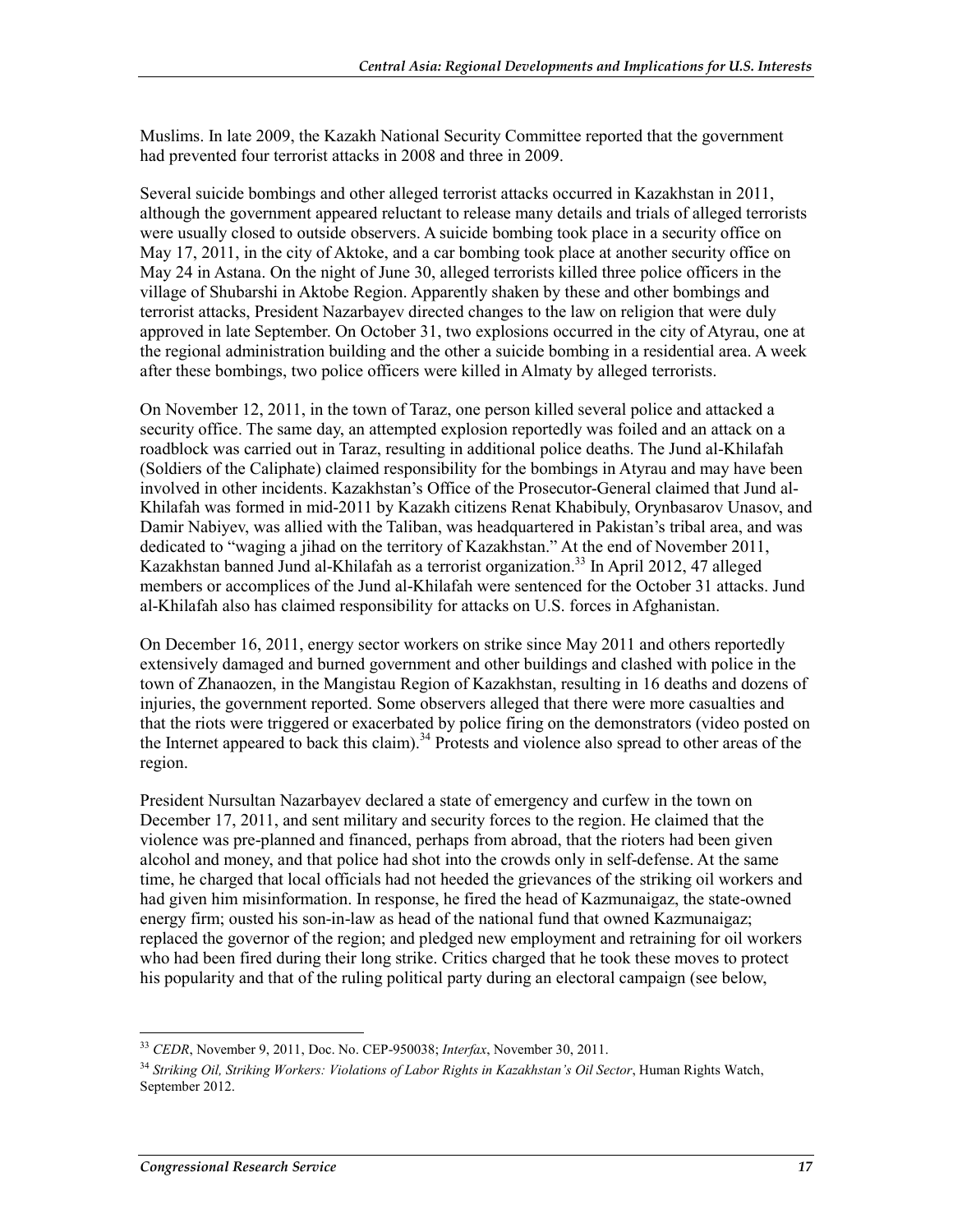Muslims. In late 2009, the Kazakh National Security Committee reported that the government had prevented four terrorist attacks in 2008 and three in 2009.

Several suicide bombings and other alleged terrorist attacks occurred in Kazakhstan in 2011, although the government appeared reluctant to release many details and trials of alleged terrorists were usually closed to outside observers. A suicide bombing took place in a security office on May 17, 2011, in the city of Aktoke, and a car bombing took place at another security office on May 24 in Astana. On the night of June 30, alleged terrorists killed three police officers in the village of Shubarshi in Aktobe Region. Apparently shaken by these and other bombings and terrorist attacks, President Nazarbayev directed changes to the law on religion that were duly approved in late September. On October 31, two explosions occurred in the city of Atyrau, one at the regional administration building and the other a suicide bombing in a residential area. A week after these bombings, two police officers were killed in Almaty by alleged terrorists.

On November 12, 2011, in the town of Taraz, one person killed several police and attacked a security office. The same day, an attempted explosion reportedly was foiled and an attack on a roadblock was carried out in Taraz, resulting in additional police deaths. The Jund al-Khilafah (Soldiers of the Caliphate) claimed responsibility for the bombings in Atyrau and may have been involved in other incidents. Kazakhstan's Office of the Prosecutor-General claimed that Jund al-Khilafah was formed in mid-2011 by Kazakh citizens Renat Khabibuly, Orynbasarov Unasov, and Damir Nabiyev, was allied with the Taliban, was headquartered in Pakistan's tribal area, and was dedicated to "waging a jihad on the territory of Kazakhstan." At the end of November 2011, Kazakhstan banned Jund al-Khilafah as a terrorist organization.[33] In April 2012, 47 alleged members or accomplices of the Jund al-Khilafah were sentenced for the October 31 attacks. Jund al-Khilafah also has claimed responsibility for attacks on U.S. forces in Afghanistan.

On December 16, 2011, energy sector workers on strike since May 2011 and others reportedly extensively damaged and burned government and other buildings and clashed with police in the town of Zhanaozen, in the Mangistau Region of Kazakhstan, resulting in 16 deaths and dozens of injuries, the government reported. Some observers alleged that there were more casualties and that the riots were triggered or exacerbated by police firing on the demonstrators (video posted on the Internet appeared to back this claim).[34] Protests and violence also spread to other areas of the region.

President Nursultan Nazarbayev declared a state of emergency and curfew in the town on December 17, 2011, and sent military and security forces to the region. He claimed that the violence was pre-planned and financed, perhaps from abroad, that the rioters had been given alcohol and money, and that police had shot into the crowds only in self-defense. At the same time, he charged that local officials had not heeded the grievances of the striking oil workers and had given him misinformation. In response, he fired the head of Kazmunaigaz, the state-owned energy firm; ousted his son-in-law as head of the national fund that owned Kazmunaigaz; replaced the governor of the region; and pledged new employment and retraining for oil workers who had been fired during their long strike. Critics charged that he took these moves to protect his popularity and that of the ruling political party during an electoral campaign (see below,

---

[33] *CEDR*, November 9, 2011, Doc. No. CEP-950038; *Interfax*, November 30, 2011.

[34] *Striking Oil, Striking Workers: Violations of Labor Rights in Kazakhstan's Oil Sector*, Human Rights Watch, September 2012.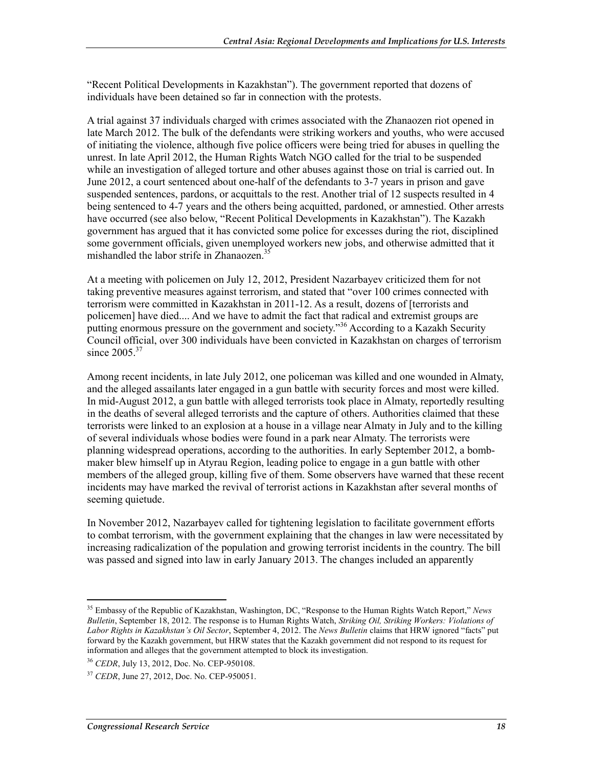"Recent Political Developments in Kazakhstan"). The government reported that dozens of individuals have been detained so far in connection with the protests.

A trial against 37 individuals charged with crimes associated with the Zhanaozen riot opened in late March 2012. The bulk of the defendants were striking workers and youths, who were accused of initiating the violence, although five police officers were being tried for abuses in quelling the unrest. In late April 2012, the Human Rights Watch NGO called for the trial to be suspended while an investigation of alleged torture and other abuses against those on trial is carried out. In June 2012, a court sentenced about one-half of the defendants to 3-7 years in prison and gave suspended sentences, pardons, or acquittals to the rest. Another trial of 12 suspects resulted in 4 being sentenced to 4-7 years and the others being acquitted, pardoned, or amnestied. Other arrests have occurred (see also below, "Recent Political Developments in Kazakhstan"). The Kazakh government has argued that it has convicted some police for excesses during the riot, disciplined some government officials, given unemployed workers new jobs, and otherwise admitted that it mishandled the labor strife in Zhanaozen.[35]

At a meeting with policemen on July 12, 2012, President Nazarbayev criticized them for not taking preventive measures against terrorism, and stated that "over 100 crimes connected with terrorism were committed in Kazakhstan in 2011-12. As a result, dozens of [terrorists and policemen] have died.... And we have to admit the fact that radical and extremist groups are putting enormous pressure on the government and society."[36] According to a Kazakh Security Council official, over 300 individuals have been convicted in Kazakhstan on charges of terrorism since 2005.[37]

Among recent incidents, in late July 2012, one policeman was killed and one wounded in Almaty, and the alleged assailants later engaged in a gun battle with security forces and most were killed. In mid-August 2012, a gun battle with alleged terrorists took place in Almaty, reportedly resulting in the deaths of several alleged terrorists and the capture of others. Authorities claimed that these terrorists were linked to an explosion at a house in a village near Almaty in July and to the killing of several individuals whose bodies were found in a park near Almaty. The terrorists were planning widespread operations, according to the authorities. In early September 2012, a bomb-maker blew himself up in Atyrau Region, leading police to engage in a gun battle with other members of the alleged group, killing five of them. Some observers have warned that these recent incidents may have marked the revival of terrorist actions in Kazakhstan after several months of seeming quietude.

In November 2012, Nazarbayev called for tightening legislation to facilitate government efforts to combat terrorism, with the government explaining that the changes in law were necessitated by increasing radicalization of the population and growing terrorist incidents in the country. The bill was passed and signed into law in early January 2013. The changes included an apparently

---

[35] Embassy of the Republic of Kazakhstan, Washington, DC, "Response to the Human Rights Watch Report," *News Bulletin*, September 18, 2012. The response is to Human Rights Watch, *Striking Oil, Striking Workers: Violations of Labor Rights in Kazakhstan's Oil Sector*, September 4, 2012. The *News Bulletin* claims that HRW ignored "facts" put forward by the Kazakh government, but HRW states that the Kazakh government did not respond to its request for information and alleges that the government attempted to block its investigation.

[36] *CEDR*, July 13, 2012, Doc. No. CEP-950108.

[37] *CEDR*, June 27, 2012, Doc. No. CEP-950051.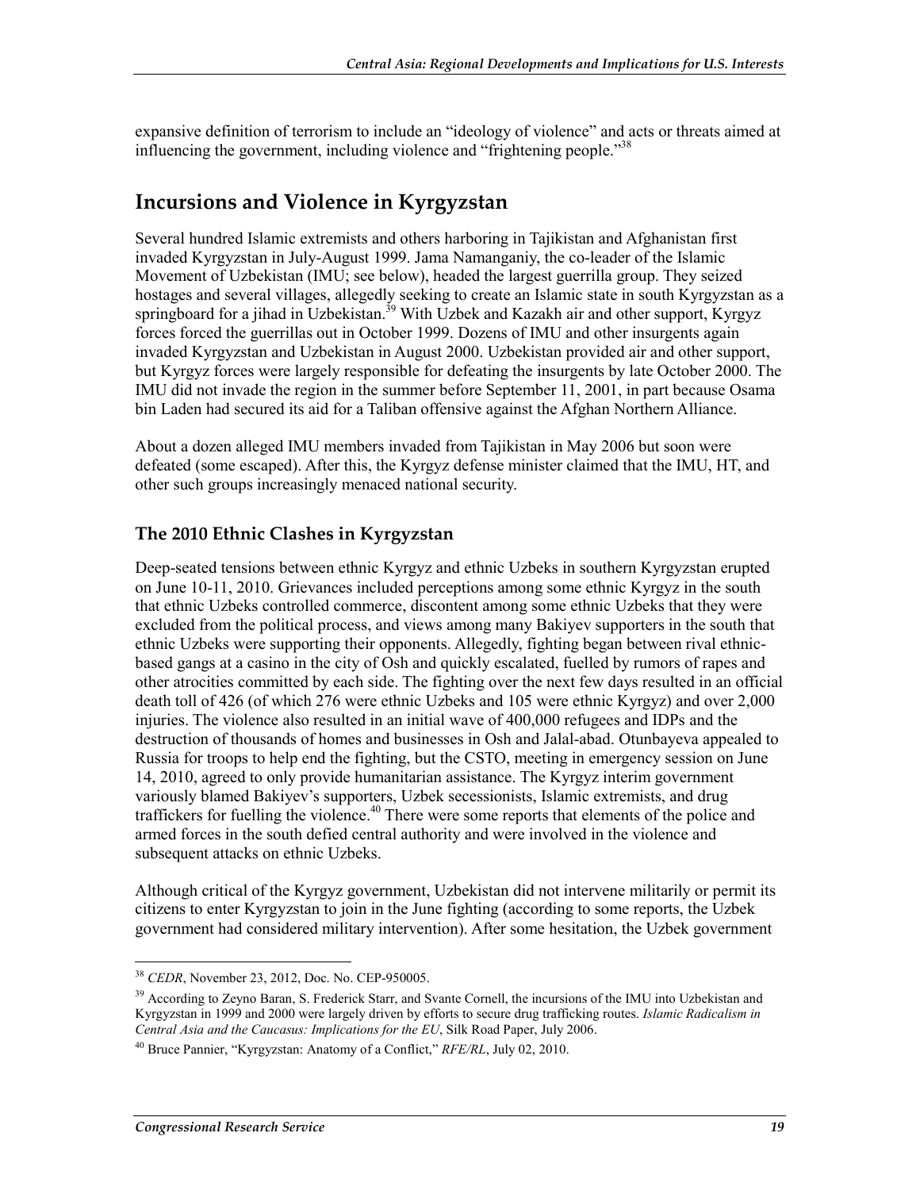expansive definition of terrorism to include an "ideology of violence" and acts or threats aimed at influencing the government, including violence and "frightening people."[38]

## Incursions and Violence in Kyrgyzstan

Several hundred Islamic extremists and others harboring in Tajikistan and Afghanistan first invaded Kyrgyzstan in July-August 1999. Jama Namanganiy, the co-leader of the Islamic Movement of Uzbekistan (IMU; see below), headed the largest guerrilla group. They seized hostages and several villages, allegedly seeking to create an Islamic state in south Kyrgyzstan as a springboard for a jihad in Uzbekistan.[39] With Uzbek and Kazakh air and other support, Kyrgyz forces forced the guerrillas out in October 1999. Dozens of IMU and other insurgents again invaded Kyrgyzstan and Uzbekistan in August 2000. Uzbekistan provided air and other support, but Kyrgyz forces were largely responsible for defeating the insurgents by late October 2000. The IMU did not invade the region in the summer before September 11, 2001, in part because Osama bin Laden had secured its aid for a Taliban offensive against the Afghan Northern Alliance.

About a dozen alleged IMU members invaded from Tajikistan in May 2006 but soon were defeated (some escaped). After this, the Kyrgyz defense minister claimed that the IMU, HT, and other such groups increasingly menaced national security.

### The 2010 Ethnic Clashes in Kyrgyzstan

Deep-seated tensions between ethnic Kyrgyz and ethnic Uzbeks in southern Kyrgyzstan erupted on June 10-11, 2010. Grievances included perceptions among some ethnic Kyrgyz in the south that ethnic Uzbeks controlled commerce, discontent among some ethnic Uzbeks that they were excluded from the political process, and views among many Bakiyev supporters in the south that ethnic Uzbeks were supporting their opponents. Allegedly, fighting began between rival ethnic-based gangs at a casino in the city of Osh and quickly escalated, fuelled by rumors of rapes and other atrocities committed by each side. The fighting over the next few days resulted in an official death toll of 426 (of which 276 were ethnic Uzbeks and 105 were ethnic Kyrgyz) and over 2,000 injuries. The violence also resulted in an initial wave of 400,000 refugees and IDPs and the destruction of thousands of homes and businesses in Osh and Jalal-abad. Otunbayeva appealed to Russia for troops to help end the fighting, but the CSTO, meeting in emergency session on June 14, 2010, agreed to only provide humanitarian assistance. The Kyrgyz interim government variously blamed Bakiyev's supporters, Uzbek secessionists, Islamic extremists, and drug traffickers for fuelling the violence.[40] There were some reports that elements of the police and armed forces in the south defied central authority and were involved in the violence and subsequent attacks on ethnic Uzbeks.

Although critical of the Kyrgyz government, Uzbekistan did not intervene militarily or permit its citizens to enter Kyrgyzstan to join in the June fighting (according to some reports, the Uzbek government had considered military intervention). After some hesitation, the Uzbek government

---

[38] *CEDR*, November 23, 2012, Doc. No. CEP-950005.

[39] According to Zeyno Baran, S. Frederick Starr, and Svante Cornell, the incursions of the IMU into Uzbekistan and Kyrgyzstan in 1999 and 2000 were largely driven by efforts to secure drug trafficking routes. *Islamic Radicalism in Central Asia and the Caucasus: Implications for the EU*, Silk Road Paper, July 2006.

[40] Bruce Pannier, "Kyrgyzstan: Anatomy of a Conflict," *RFE/RL*, July 02, 2010.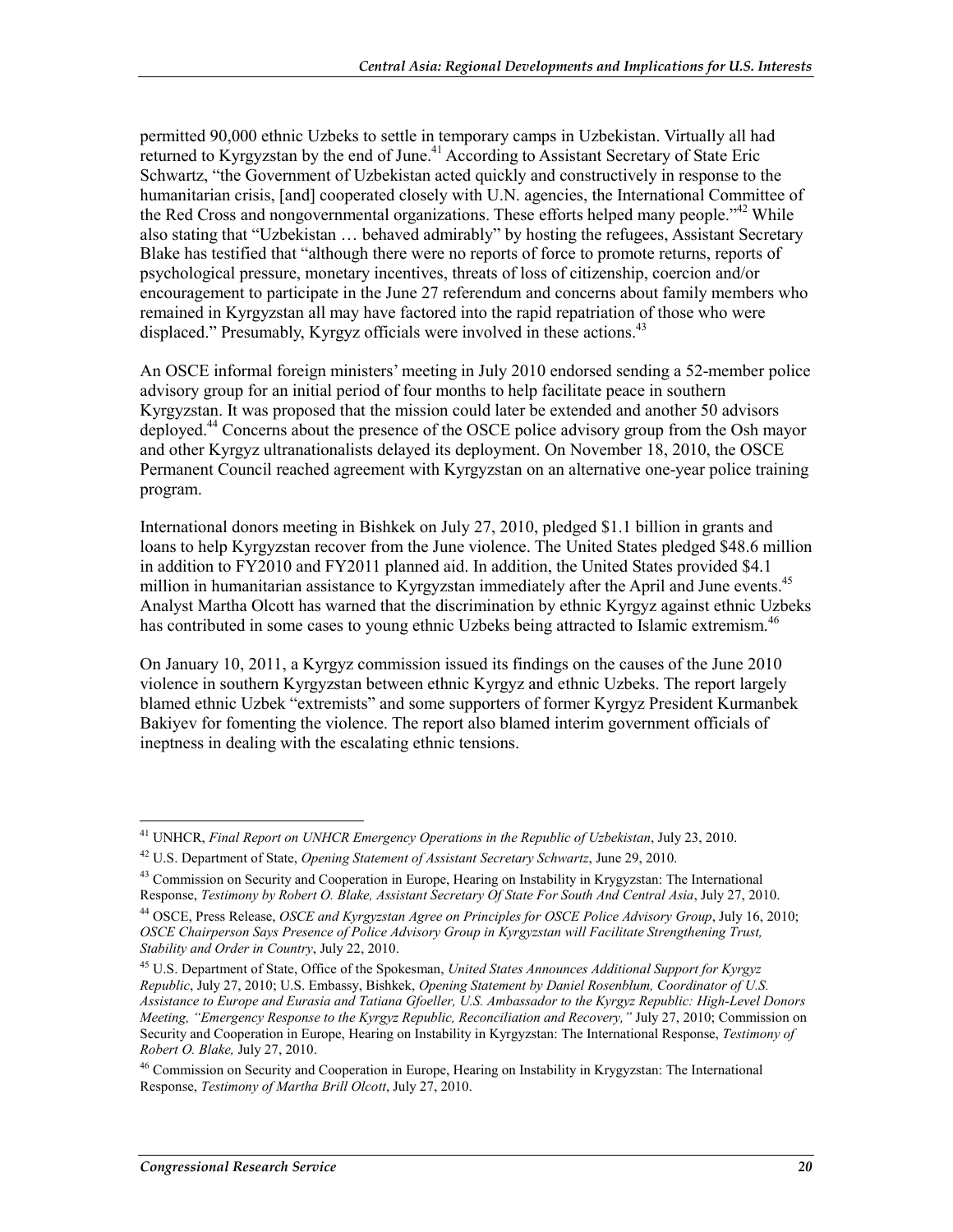permitted 90,000 ethnic Uzbeks to settle in temporary camps in Uzbekistan. Virtually all had returned to Kyrgyzstan by the end of June.[41] According to Assistant Secretary of State Eric Schwartz, "the Government of Uzbekistan acted quickly and constructively in response to the humanitarian crisis, [and] cooperated closely with U.N. agencies, the International Committee of the Red Cross and nongovernmental organizations. These efforts helped many people."[42] While also stating that "Uzbekistan … behaved admirably" by hosting the refugees, Assistant Secretary Blake has testified that "although there were no reports of force to promote returns, reports of psychological pressure, monetary incentives, threats of loss of citizenship, coercion and/or encouragement to participate in the June 27 referendum and concerns about family members who remained in Kyrgyzstan all may have factored into the rapid repatriation of those who were displaced." Presumably, Kyrgyz officials were involved in these actions.[43]

An OSCE informal foreign ministers' meeting in July 2010 endorsed sending a 52-member police advisory group for an initial period of four months to help facilitate peace in southern Kyrgyzstan. It was proposed that the mission could later be extended and another 50 advisors deployed.[44] Concerns about the presence of the OSCE police advisory group from the Osh mayor and other Kyrgyz ultranationalists delayed its deployment. On November 18, 2010, the OSCE Permanent Council reached agreement with Kyrgyzstan on an alternative one-year police training program.

International donors meeting in Bishkek on July 27, 2010, pledged $1.1 billion in grants and loans to help Kyrgyzstan recover from the June violence. The United States pledged $48.6 million in addition to FY2010 and FY2011 planned aid. In addition, the United States provided $4.1 million in humanitarian assistance to Kyrgyzstan immediately after the April and June events.[45] Analyst Martha Olcott has warned that the discrimination by ethnic Kyrgyz against ethnic Uzbeks has contributed in some cases to young ethnic Uzbeks being attracted to Islamic extremism.[46]

On January 10, 2011, a Kyrgyz commission issued its findings on the causes of the June 2010 violence in southern Kyrgyzstan between ethnic Kyrgyz and ethnic Uzbeks. The report largely blamed ethnic Uzbek "extremists" and some supporters of former Kyrgyz President Kurmanbek Bakiyev for fomenting the violence. The report also blamed interim government officials of ineptness in dealing with the escalating ethnic tensions.

---

[41] UNHCR, *Final Report on UNHCR Emergency Operations in the Republic of Uzbekistan*, July 23, 2010.

[42] U.S. Department of State, *Opening Statement of Assistant Secretary Schwartz*, June 29, 2010.

[43] Commission on Security and Cooperation in Europe, Hearing on Instability in Krygyzstan: The International Response, *Testimony by Robert O. Blake, Assistant Secretary Of State For South And Central Asia*, July 27, 2010.

[44] OSCE, Press Release, *OSCE and Kyrgyzstan Agree on Principles for OSCE Police Advisory Group*, July 16, 2010; *OSCE Chairperson Says Presence of Police Advisory Group in Kyrgyzstan will Facilitate Strengthening Trust, Stability and Order in Country*, July 22, 2010.

[45] U.S. Department of State, Office of the Spokesman, *United States Announces Additional Support for Kyrgyz Republic*, July 27, 2010; U.S. Embassy, Bishkek, *Opening Statement by Daniel Rosenblum, Coordinator of U.S. Assistance to Europe and Eurasia and Tatiana Gfoeller, U.S. Ambassador to the Kyrgyz Republic: High-Level Donors Meeting, "Emergency Response to the Kyrgyz Republic, Reconciliation and Recovery,"* July 27, 2010; Commission on Security and Cooperation in Europe, Hearing on Instability in Kyrgyzstan: The International Response, *Testimony of Robert O. Blake,* July 27, 2010.

[46] Commission on Security and Cooperation in Europe, Hearing on Instability in Krygyzstan: The International Response, *Testimony of Martha Brill Olcott*, July 27, 2010.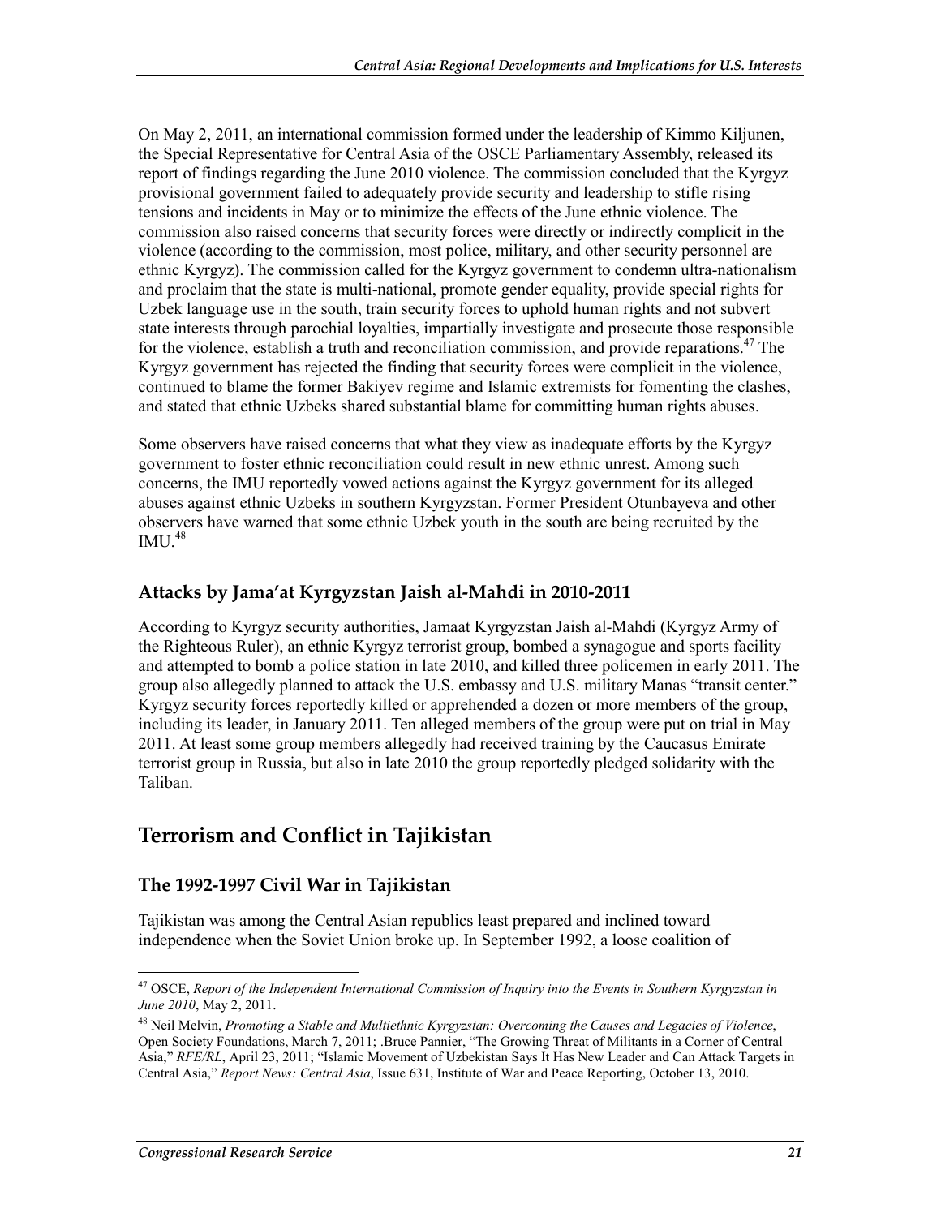On May 2, 2011, an international commission formed under the leadership of Kimmo Kiljunen, the Special Representative for Central Asia of the OSCE Parliamentary Assembly, released its report of findings regarding the June 2010 violence. The commission concluded that the Kyrgyz provisional government failed to adequately provide security and leadership to stifle rising tensions and incidents in May or to minimize the effects of the June ethnic violence. The commission also raised concerns that security forces were directly or indirectly complicit in the violence (according to the commission, most police, military, and other security personnel are ethnic Kyrgyz). The commission called for the Kyrgyz government to condemn ultra-nationalism and proclaim that the state is multi-national, promote gender equality, provide special rights for Uzbek language use in the south, train security forces to uphold human rights and not subvert state interests through parochial loyalties, impartially investigate and prosecute those responsible for the violence, establish a truth and reconciliation commission, and provide reparations.[47] The Kyrgyz government has rejected the finding that security forces were complicit in the violence, continued to blame the former Bakiyev regime and Islamic extremists for fomenting the clashes, and stated that ethnic Uzbeks shared substantial blame for committing human rights abuses.

Some observers have raised concerns that what they view as inadequate efforts by the Kyrgyz government to foster ethnic reconciliation could result in new ethnic unrest. Among such concerns, the IMU reportedly vowed actions against the Kyrgyz government for its alleged abuses against ethnic Uzbeks in southern Kyrgyzstan. Former President Otunbayeva and other observers have warned that some ethnic Uzbek youth in the south are being recruited by the IMU.[48]

### Attacks by Jama'at Kyrgyzstan Jaish al-Mahdi in 2010-2011

According to Kyrgyz security authorities, Jamaat Kyrgyzstan Jaish al-Mahdi (Kyrgyz Army of the Righteous Ruler), an ethnic Kyrgyz terrorist group, bombed a synagogue and sports facility and attempted to bomb a police station in late 2010, and killed three policemen in early 2011. The group also allegedly planned to attack the U.S. embassy and U.S. military Manas "transit center." Kyrgyz security forces reportedly killed or apprehended a dozen or more members of the group, including its leader, in January 2011. Ten alleged members of the group were put on trial in May 2011. At least some group members allegedly had received training by the Caucasus Emirate terrorist group in Russia, but also in late 2010 the group reportedly pledged solidarity with the Taliban.

## Terrorism and Conflict in Tajikistan

### The 1992-1997 Civil War in Tajikistan

Tajikistan was among the Central Asian republics least prepared and inclined toward independence when the Soviet Union broke up. In September 1992, a loose coalition of

---

[47] OSCE, *Report of the Independent International Commission of Inquiry into the Events in Southern Kyrgyzstan in June 2010*, May 2, 2011.

[48] Neil Melvin, *Promoting a Stable and Multiethnic Kyrgyzstan: Overcoming the Causes and Legacies of Violence*, Open Society Foundations, March 7, 2011; .Bruce Pannier, "The Growing Threat of Militants in a Corner of Central Asia," *RFE/RL*, April 23, 2011; "Islamic Movement of Uzbekistan Says It Has New Leader and Can Attack Targets in Central Asia," *Report News: Central Asia*, Issue 631, Institute of War and Peace Reporting, October 13, 2010.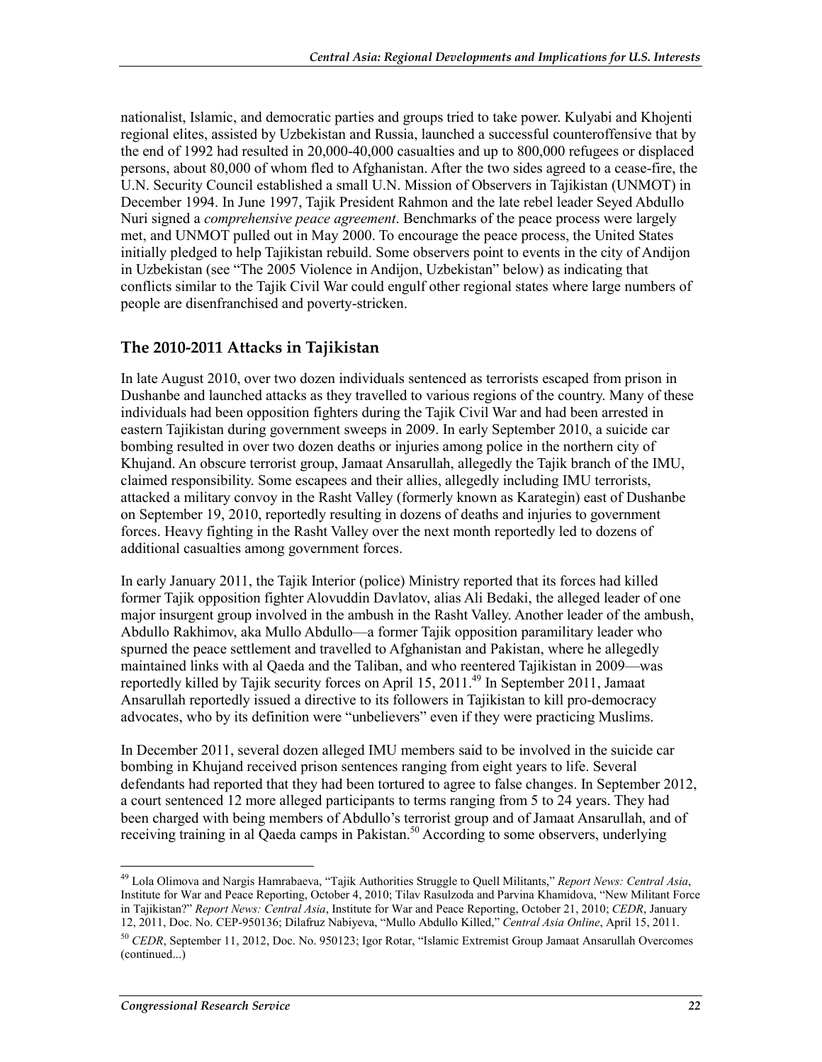nationalist, Islamic, and democratic parties and groups tried to take power. Kulyabi and Khojenti regional elites, assisted by Uzbekistan and Russia, launched a successful counteroffensive that by the end of 1992 had resulted in 20,000-40,000 casualties and up to 800,000 refugees or displaced persons, about 80,000 of whom fled to Afghanistan. After the two sides agreed to a cease-fire, the U.N. Security Council established a small U.N. Mission of Observers in Tajikistan (UNMOT) in December 1994. In June 1997, Tajik President Rahmon and the late rebel leader Seyed Abdullo Nuri signed a *comprehensive peace agreement*. Benchmarks of the peace process were largely met, and UNMOT pulled out in May 2000. To encourage the peace process, the United States initially pledged to help Tajikistan rebuild. Some observers point to events in the city of Andijon in Uzbekistan (see "The 2005 Violence in Andijon, Uzbekistan" below) as indicating that conflicts similar to the Tajik Civil War could engulf other regional states where large numbers of people are disenfranchised and poverty-stricken.

## The 2010-2011 Attacks in Tajikistan

In late August 2010, over two dozen individuals sentenced as terrorists escaped from prison in Dushanbe and launched attacks as they travelled to various regions of the country. Many of these individuals had been opposition fighters during the Tajik Civil War and had been arrested in eastern Tajikistan during government sweeps in 2009. In early September 2010, a suicide car bombing resulted in over two dozen deaths or injuries among police in the northern city of Khujand. An obscure terrorist group, Jamaat Ansarullah, allegedly the Tajik branch of the IMU, claimed responsibility. Some escapees and their allies, allegedly including IMU terrorists, attacked a military convoy in the Rasht Valley (formerly known as Karategin) east of Dushanbe on September 19, 2010, reportedly resulting in dozens of deaths and injuries to government forces. Heavy fighting in the Rasht Valley over the next month reportedly led to dozens of additional casualties among government forces.

In early January 2011, the Tajik Interior (police) Ministry reported that its forces had killed former Tajik opposition fighter Alovuddin Davlatov, alias Ali Bedaki, the alleged leader of one major insurgent group involved in the ambush in the Rasht Valley. Another leader of the ambush, Abdullo Rakhimov, aka Mullo Abdullo—a former Tajik opposition paramilitary leader who spurned the peace settlement and travelled to Afghanistan and Pakistan, where he allegedly maintained links with al Qaeda and the Taliban, and who reentered Tajikistan in 2009—was reportedly killed by Tajik security forces on April 15, 2011.[49] In September 2011, Jamaat Ansarullah reportedly issued a directive to its followers in Tajikistan to kill pro-democracy advocates, who by its definition were "unbelievers" even if they were practicing Muslims.

In December 2011, several dozen alleged IMU members said to be involved in the suicide car bombing in Khujand received prison sentences ranging from eight years to life. Several defendants had reported that they had been tortured to agree to false changes. In September 2012, a court sentenced 12 more alleged participants to terms ranging from 5 to 24 years. They had been charged with being members of Abdullo's terrorist group and of Jamaat Ansarullah, and of receiving training in al Qaeda camps in Pakistan.[50] According to some observers, underlying

---

[49] Lola Olimova and Nargis Hamrabaeva, "Tajik Authorities Struggle to Quell Militants," *Report News: Central Asia*, Institute for War and Peace Reporting, October 4, 2010; Tilav Rasulzoda and Parvina Khamidova, "New Militant Force in Tajikistan?" *Report News: Central Asia*, Institute for War and Peace Reporting, October 21, 2010; *CEDR*, January 12, 2011, Doc. No. CEP-950136; Dilafruz Nabiyeva, "Mullo Abdullo Killed," *Central Asia Online*, April 15, 2011.

[50] *CEDR*, September 11, 2012, Doc. No. 950123; Igor Rotar, "Islamic Extremist Group Jamaat Ansarullah Overcomes (continued...)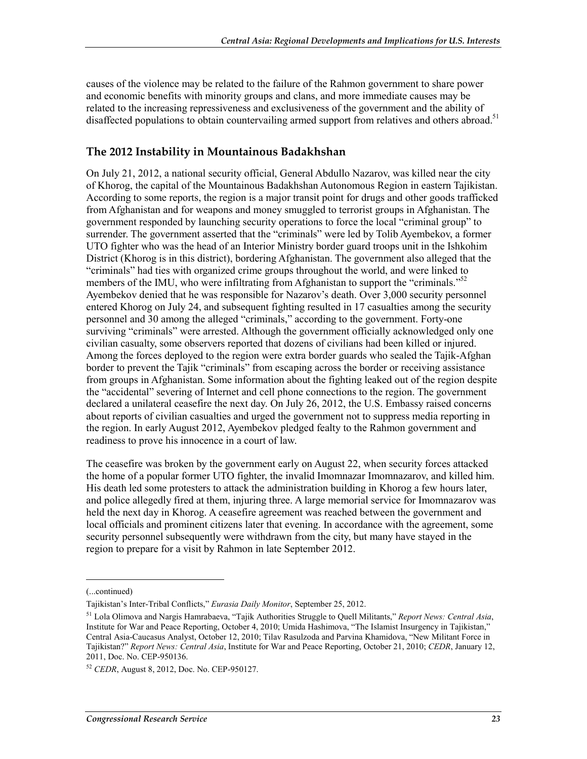causes of the violence may be related to the failure of the Rahmon government to share power and economic benefits with minority groups and clans, and more immediate causes may be related to the increasing repressiveness and exclusiveness of the government and the ability of disaffected populations to obtain countervailing armed support from relatives and others abroad.[51]

## The 2012 Instability in Mountainous Badakhshan

On July 21, 2012, a national security official, General Abdullo Nazarov, was killed near the city of Khorog, the capital of the Mountainous Badakhshan Autonomous Region in eastern Tajikistan. According to some reports, the region is a major transit point for drugs and other goods trafficked from Afghanistan and for weapons and money smuggled to terrorist groups in Afghanistan. The government responded by launching security operations to force the local "criminal group" to surrender. The government asserted that the "criminals" were led by Tolib Ayembekov, a former UTO fighter who was the head of an Interior Ministry border guard troops unit in the Ishkohim District (Khorog is in this district), bordering Afghanistan. The government also alleged that the "criminals" had ties with organized crime groups throughout the world, and were linked to members of the IMU, who were infiltrating from Afghanistan to support the "criminals."[52] Ayembekov denied that he was responsible for Nazarov's death. Over 3,000 security personnel entered Khorog on July 24, and subsequent fighting resulted in 17 casualties among the security personnel and 30 among the alleged "criminals," according to the government. Forty-one surviving "criminals" were arrested. Although the government officially acknowledged only one civilian casualty, some observers reported that dozens of civilians had been killed or injured. Among the forces deployed to the region were extra border guards who sealed the Tajik-Afghan border to prevent the Tajik "criminals" from escaping across the border or receiving assistance from groups in Afghanistan. Some information about the fighting leaked out of the region despite the "accidental" severing of Internet and cell phone connections to the region. The government declared a unilateral ceasefire the next day. On July 26, 2012, the U.S. Embassy raised concerns about reports of civilian casualties and urged the government not to suppress media reporting in the region. In early August 2012, Ayembekov pledged fealty to the Rahmon government and readiness to prove his innocence in a court of law.

The ceasefire was broken by the government early on August 22, when security forces attacked the home of a popular former UTO fighter, the invalid Imomnazar Imomnazarov, and killed him. His death led some protesters to attack the administration building in Khorog a few hours later, and police allegedly fired at them, injuring three. A large memorial service for Imomnazarov was held the next day in Khorog. A ceasefire agreement was reached between the government and local officials and prominent citizens later that evening. In accordance with the agreement, some security personnel subsequently were withdrawn from the city, but many have stayed in the region to prepare for a visit by Rahmon in late September 2012.

---

(...continued)

Tajikistan's Inter-Tribal Conflicts," *Eurasia Daily Monitor*, September 25, 2012.

[51] Lola Olimova and Nargis Hamrabaeva, "Tajik Authorities Struggle to Quell Militants," *Report News: Central Asia*, Institute for War and Peace Reporting, October 4, 2010; Umida Hashimova, "The Islamist Insurgency in Tajikistan," Central Asia-Caucasus Analyst, October 12, 2010; Tilav Rasulzoda and Parvina Khamidova, "New Militant Force in Tajikistan?" *Report News: Central Asia*, Institute for War and Peace Reporting, October 21, 2010; *CEDR*, January 12, 2011, Doc. No. CEP-950136.

[52] *CEDR*, August 8, 2012, Doc. No. CEP-950127.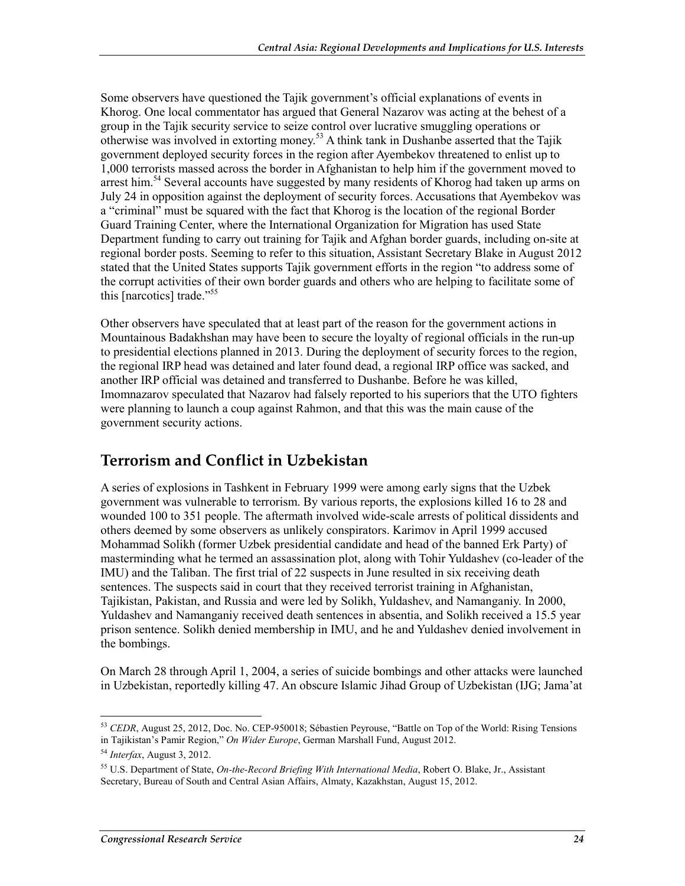Some observers have questioned the Tajik government's official explanations of events in Khorog. One local commentator has argued that General Nazarov was acting at the behest of a group in the Tajik security service to seize control over lucrative smuggling operations or otherwise was involved in extorting money.[53] A think tank in Dushanbe asserted that the Tajik government deployed security forces in the region after Ayembekov threatened to enlist up to 1,000 terrorists massed across the border in Afghanistan to help him if the government moved to arrest him.[54] Several accounts have suggested by many residents of Khorog had taken up arms on July 24 in opposition against the deployment of security forces. Accusations that Ayembekov was a "criminal" must be squared with the fact that Khorog is the location of the regional Border Guard Training Center, where the International Organization for Migration has used State Department funding to carry out training for Tajik and Afghan border guards, including on-site at regional border posts. Seeming to refer to this situation, Assistant Secretary Blake in August 2012 stated that the United States supports Tajik government efforts in the region "to address some of the corrupt activities of their own border guards and others who are helping to facilitate some of this [narcotics] trade."[55]

Other observers have speculated that at least part of the reason for the government actions in Mountainous Badakhshan may have been to secure the loyalty of regional officials in the run-up to presidential elections planned in 2013. During the deployment of security forces to the region, the regional IRP head was detained and later found dead, a regional IRP office was sacked, and another IRP official was detained and transferred to Dushanbe. Before he was killed, Imomnazarov speculated that Nazarov had falsely reported to his superiors that the UTO fighters were planning to launch a coup against Rahmon, and that this was the main cause of the government security actions.

## Terrorism and Conflict in Uzbekistan

A series of explosions in Tashkent in February 1999 were among early signs that the Uzbek government was vulnerable to terrorism. By various reports, the explosions killed 16 to 28 and wounded 100 to 351 people. The aftermath involved wide-scale arrests of political dissidents and others deemed by some observers as unlikely conspirators. Karimov in April 1999 accused Mohammad Solikh (former Uzbek presidential candidate and head of the banned Erk Party) of masterminding what he termed an assassination plot, along with Tohir Yuldashev (co-leader of the IMU) and the Taliban. The first trial of 22 suspects in June resulted in six receiving death sentences. The suspects said in court that they received terrorist training in Afghanistan, Tajikistan, Pakistan, and Russia and were led by Solikh, Yuldashev, and Namanganiy. In 2000, Yuldashev and Namanganiy received death sentences in absentia, and Solikh received a 15.5 year prison sentence. Solikh denied membership in IMU, and he and Yuldashev denied involvement in the bombings.

On March 28 through April 1, 2004, a series of suicide bombings and other attacks were launched in Uzbekistan, reportedly killing 47. An obscure Islamic Jihad Group of Uzbekistan (IJG; Jama'at

---

[53] *CEDR*, August 25, 2012, Doc. No. CEP-950018; Sébastien Peyrouse, "Battle on Top of the World: Rising Tensions in Tajikistan's Pamir Region," *On Wider Europe*, German Marshall Fund, August 2012.

[54] *Interfax*, August 3, 2012.

[55] U.S. Department of State, *On-the-Record Briefing With International Media*, Robert O. Blake, Jr., Assistant Secretary, Bureau of South and Central Asian Affairs, Almaty, Kazakhstan, August 15, 2012.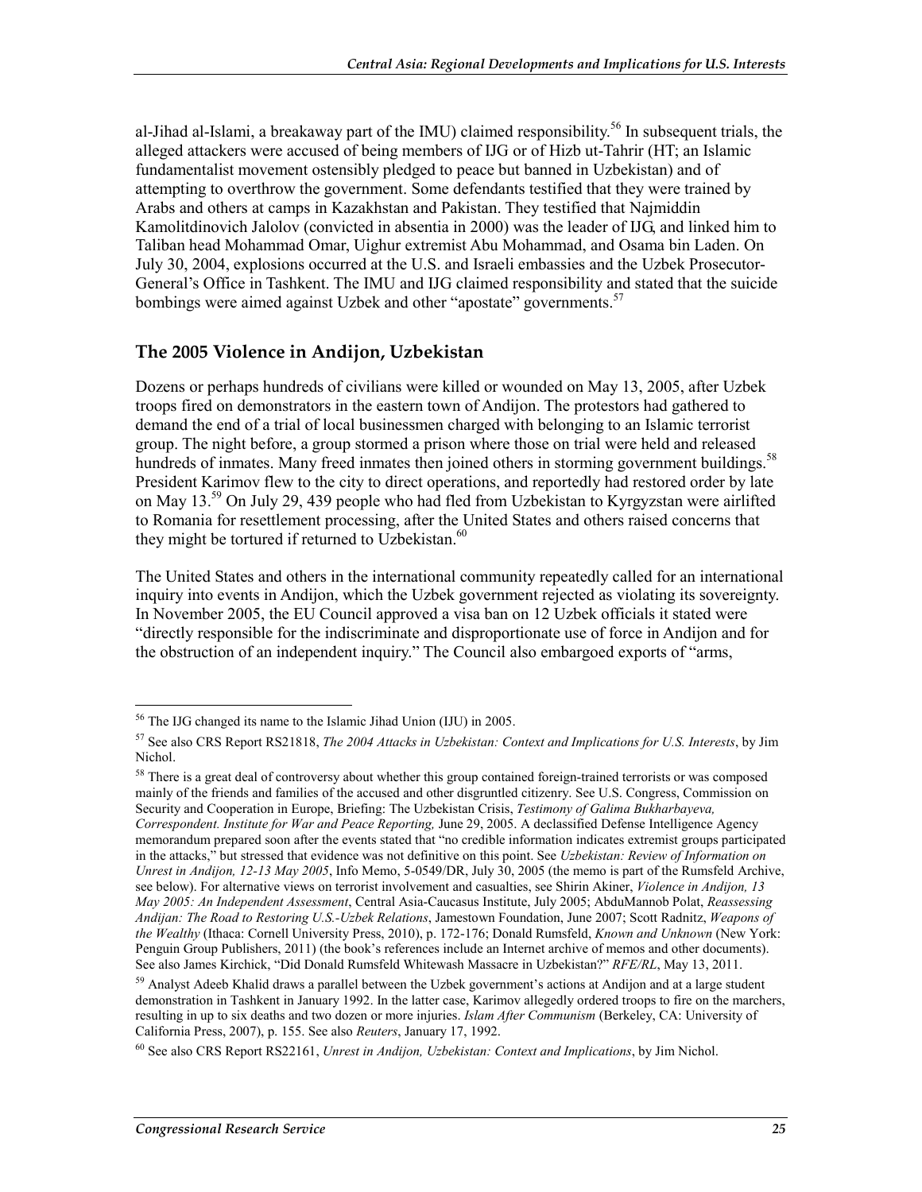al-Jihad al-Islami, a breakaway part of the IMU) claimed responsibility.[56] In subsequent trials, the alleged attackers were accused of being members of IJG or of Hizb ut-Tahrir (HT; an Islamic fundamentalist movement ostensibly pledged to peace but banned in Uzbekistan) and of attempting to overthrow the government. Some defendants testified that they were trained by Arabs and others at camps in Kazakhstan and Pakistan. They testified that Najmiddin Kamolitdinovich Jalolov (convicted in absentia in 2000) was the leader of IJG, and linked him to Taliban head Mohammad Omar, Uighur extremist Abu Mohammad, and Osama bin Laden. On July 30, 2004, explosions occurred at the U.S. and Israeli embassies and the Uzbek Prosecutor-General's Office in Tashkent. The IMU and IJG claimed responsibility and stated that the suicide bombings were aimed against Uzbek and other "apostate" governments.[57]

## The 2005 Violence in Andijon, Uzbekistan

Dozens or perhaps hundreds of civilians were killed or wounded on May 13, 2005, after Uzbek troops fired on demonstrators in the eastern town of Andijon. The protestors had gathered to demand the end of a trial of local businessmen charged with belonging to an Islamic terrorist group. The night before, a group stormed a prison where those on trial were held and released hundreds of inmates. Many freed inmates then joined others in storming government buildings.[58] President Karimov flew to the city to direct operations, and reportedly had restored order by late on May 13.[59] On July 29, 439 people who had fled from Uzbekistan to Kyrgyzstan were airlifted to Romania for resettlement processing, after the United States and others raised concerns that they might be tortured if returned to Uzbekistan.[60]

The United States and others in the international community repeatedly called for an international inquiry into events in Andijon, which the Uzbek government rejected as violating its sovereignty. In November 2005, the EU Council approved a visa ban on 12 Uzbek officials it stated were "directly responsible for the indiscriminate and disproportionate use of force in Andijon and for the obstruction of an independent inquiry." The Council also embargoed exports of "arms,

---

[56] The IJG changed its name to the Islamic Jihad Union (IJU) in 2005.

[57] See also CRS Report RS21818, *The 2004 Attacks in Uzbekistan: Context and Implications for U.S. Interests*, by Jim Nichol.

[58] There is a great deal of controversy about whether this group contained foreign-trained terrorists or was composed mainly of the friends and families of the accused and other disgruntled citizenry. See U.S. Congress, Commission on Security and Cooperation in Europe, Briefing: The Uzbekistan Crisis, *Testimony of Galima Bukharbayeva, Correspondent. Institute for War and Peace Reporting,* June 29, 2005. A declassified Defense Intelligence Agency memorandum prepared soon after the events stated that "no credible information indicates extremist groups participated in the attacks," but stressed that evidence was not definitive on this point. See *Uzbekistan: Review of Information on Unrest in Andijon, 12-13 May 2005*, Info Memo, 5-0549/DR, July 30, 2005 (the memo is part of the Rumsfeld Archive, see below). For alternative views on terrorist involvement and casualties, see Shirin Akiner, *Violence in Andijon, 13 May 2005: An Independent Assessment*, Central Asia-Caucasus Institute, July 2005; AbduMannob Polat, *Reassessing Andijan: The Road to Restoring U.S.-Uzbek Relations*, Jamestown Foundation, June 2007; Scott Radnitz, *Weapons of the Wealthy* (Ithaca: Cornell University Press, 2010), p. 172-176; Donald Rumsfeld, *Known and Unknown* (New York: Penguin Group Publishers, 2011) (the book's references include an Internet archive of memos and other documents). See also James Kirchick, "Did Donald Rumsfeld Whitewash Massacre in Uzbekistan?" *RFE/RL*, May 13, 2011.

[59] Analyst Adeeb Khalid draws a parallel between the Uzbek government's actions at Andijon and at a large student demonstration in Tashkent in January 1992. In the latter case, Karimov allegedly ordered troops to fire on the marchers, resulting in up to six deaths and two dozen or more injuries. *Islam After Communism* (Berkeley, CA: University of California Press, 2007), p. 155. See also *Reuters*, January 17, 1992.

[60] See also CRS Report RS22161, *Unrest in Andijon, Uzbekistan: Context and Implications*, by Jim Nichol.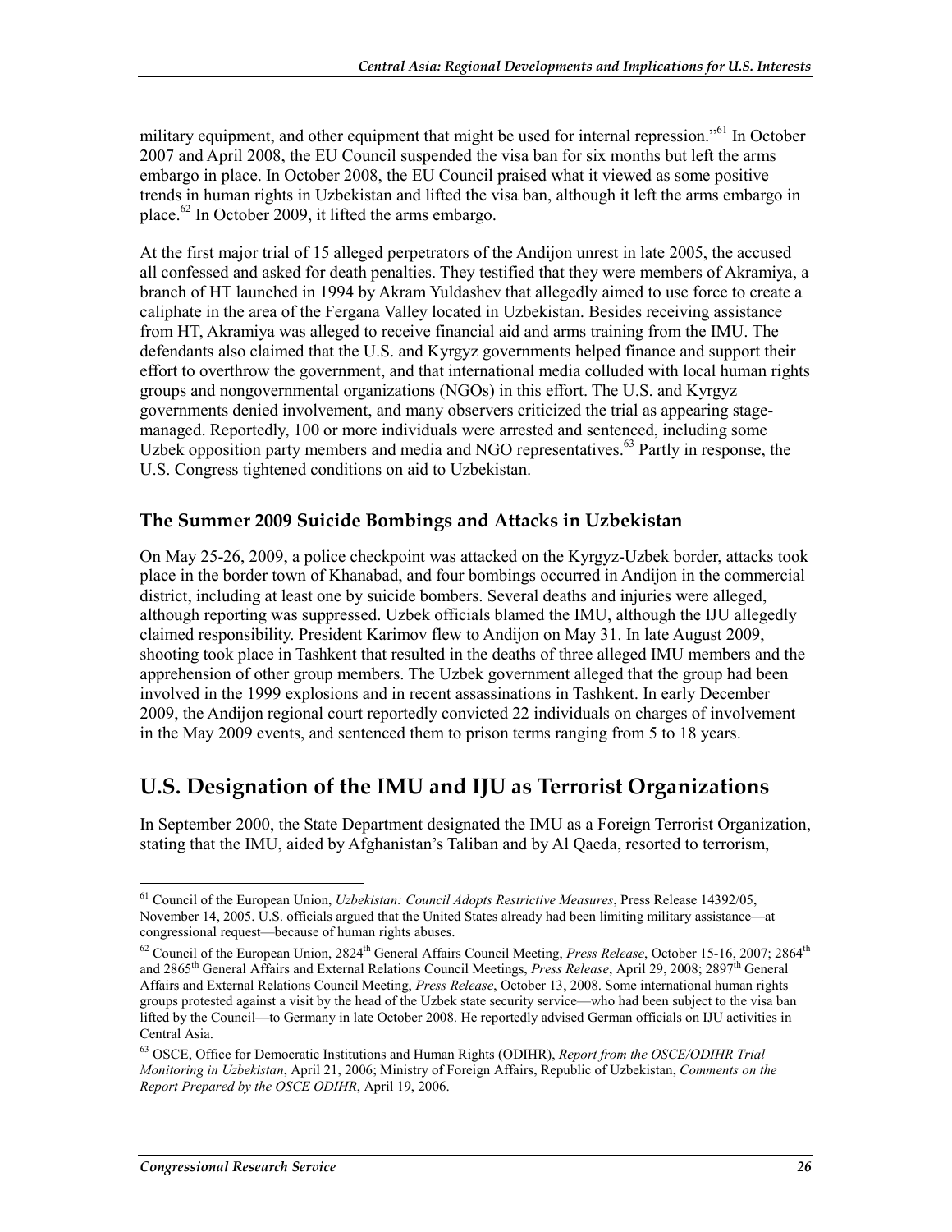military equipment, and other equipment that might be used for internal repression."[61] In October 2007 and April 2008, the EU Council suspended the visa ban for six months but left the arms embargo in place. In October 2008, the EU Council praised what it viewed as some positive trends in human rights in Uzbekistan and lifted the visa ban, although it left the arms embargo in place.[62] In October 2009, it lifted the arms embargo.

At the first major trial of 15 alleged perpetrators of the Andijon unrest in late 2005, the accused all confessed and asked for death penalties. They testified that they were members of Akramiya, a branch of HT launched in 1994 by Akram Yuldashev that allegedly aimed to use force to create a caliphate in the area of the Fergana Valley located in Uzbekistan. Besides receiving assistance from HT, Akramiya was alleged to receive financial aid and arms training from the IMU. The defendants also claimed that the U.S. and Kyrgyz governments helped finance and support their effort to overthrow the government, and that international media colluded with local human rights groups and nongovernmental organizations (NGOs) in this effort. The U.S. and Kyrgyz governments denied involvement, and many observers criticized the trial as appearing stage-managed. Reportedly, 100 or more individuals were arrested and sentenced, including some Uzbek opposition party members and media and NGO representatives.[63] Partly in response, the U.S. Congress tightened conditions on aid to Uzbekistan.

### The Summer 2009 Suicide Bombings and Attacks in Uzbekistan

On May 25-26, 2009, a police checkpoint was attacked on the Kyrgyz-Uzbek border, attacks took place in the border town of Khanabad, and four bombings occurred in Andijon in the commercial district, including at least one by suicide bombers. Several deaths and injuries were alleged, although reporting was suppressed. Uzbek officials blamed the IMU, although the IJU allegedly claimed responsibility. President Karimov flew to Andijon on May 31. In late August 2009, shooting took place in Tashkent that resulted in the deaths of three alleged IMU members and the apprehension of other group members. The Uzbek government alleged that the group had been involved in the 1999 explosions and in recent assassinations in Tashkent. In early December 2009, the Andijon regional court reportedly convicted 22 individuals on charges of involvement in the May 2009 events, and sentenced them to prison terms ranging from 5 to 18 years.

## U.S. Designation of the IMU and IJU as Terrorist Organizations

In September 2000, the State Department designated the IMU as a Foreign Terrorist Organization, stating that the IMU, aided by Afghanistan's Taliban and by Al Qaeda, resorted to terrorism,

---

[61] Council of the European Union, *Uzbekistan: Council Adopts Restrictive Measures*, Press Release 14392/05, November 14, 2005. U.S. officials argued that the United States already had been limiting military assistance—at congressional request—because of human rights abuses.

[62] Council of the European Union, 2824th General Affairs Council Meeting, *Press Release*, October 15-16, 2007; 2864th and 2865th General Affairs and External Relations Council Meetings, *Press Release*, April 29, 2008; 2897th General Affairs and External Relations Council Meeting, *Press Release*, October 13, 2008. Some international human rights groups protested against a visit by the head of the Uzbek state security service—who had been subject to the visa ban lifted by the Council—to Germany in late October 2008. He reportedly advised German officials on IJU activities in Central Asia.

[63] OSCE, Office for Democratic Institutions and Human Rights (ODIHR), *Report from the OSCE/ODIHR Trial Monitoring in Uzbekistan*, April 21, 2006; Ministry of Foreign Affairs, Republic of Uzbekistan, *Comments on the Report Prepared by the OSCE ODIHR*, April 19, 2006.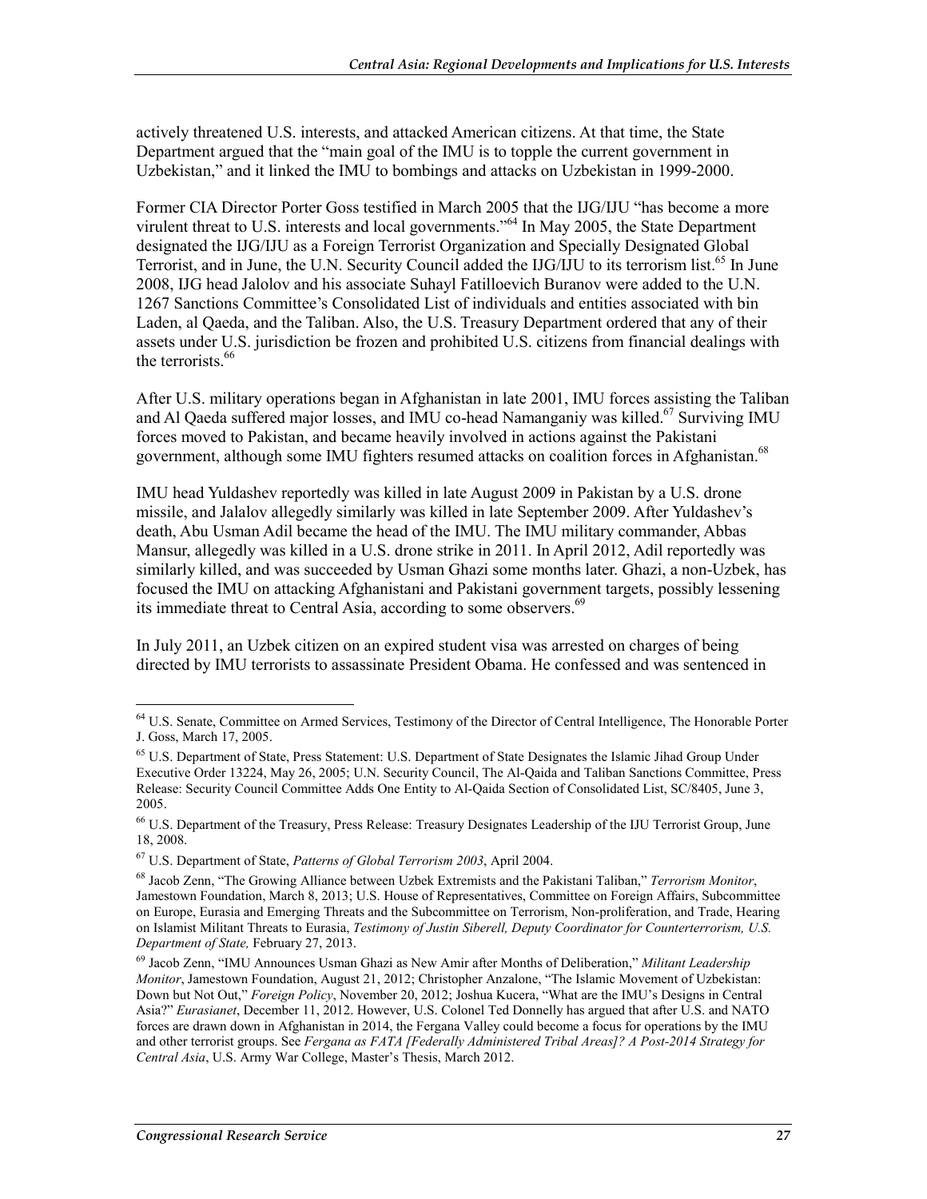actively threatened U.S. interests, and attacked American citizens. At that time, the State Department argued that the "main goal of the IMU is to topple the current government in Uzbekistan," and it linked the IMU to bombings and attacks on Uzbekistan in 1999-2000.

Former CIA Director Porter Goss testified in March 2005 that the IJG/IJU "has become a more virulent threat to U.S. interests and local governments."[64] In May 2005, the State Department designated the IJG/IJU as a Foreign Terrorist Organization and Specially Designated Global Terrorist, and in June, the U.N. Security Council added the IJG/IJU to its terrorism list.[65] In June 2008, IJG head Jalolov and his associate Suhayl Fatilloevich Buranov were added to the U.N. 1267 Sanctions Committee's Consolidated List of individuals and entities associated with bin Laden, al Qaeda, and the Taliban. Also, the U.S. Treasury Department ordered that any of their assets under U.S. jurisdiction be frozen and prohibited U.S. citizens from financial dealings with the terrorists.[66]

After U.S. military operations began in Afghanistan in late 2001, IMU forces assisting the Taliban and Al Qaeda suffered major losses, and IMU co-head Namanganiy was killed.[67] Surviving IMU forces moved to Pakistan, and became heavily involved in actions against the Pakistani government, although some IMU fighters resumed attacks on coalition forces in Afghanistan.[68]

IMU head Yuldashev reportedly was killed in late August 2009 in Pakistan by a U.S. drone missile, and Jalalov allegedly similarly was killed in late September 2009. After Yuldashev's death, Abu Usman Adil became the head of the IMU. The IMU military commander, Abbas Mansur, allegedly was killed in a U.S. drone strike in 2011. In April 2012, Adil reportedly was similarly killed, and was succeeded by Usman Ghazi some months later. Ghazi, a non-Uzbek, has focused the IMU on attacking Afghanistani and Pakistani government targets, possibly lessening its immediate threat to Central Asia, according to some observers.[69]

In July 2011, an Uzbek citizen on an expired student visa was arrested on charges of being directed by IMU terrorists to assassinate President Obama. He confessed and was sentenced in

---

[64] U.S. Senate, Committee on Armed Services, Testimony of the Director of Central Intelligence, The Honorable Porter J. Goss, March 17, 2005.

[65] U.S. Department of State, Press Statement: U.S. Department of State Designates the Islamic Jihad Group Under Executive Order 13224, May 26, 2005; U.N. Security Council, The Al-Qaida and Taliban Sanctions Committee, Press Release: Security Council Committee Adds One Entity to Al-Qaida Section of Consolidated List, SC/8405, June 3, 2005.

[66] U.S. Department of the Treasury, Press Release: Treasury Designates Leadership of the IJU Terrorist Group, June 18, 2008.

[67] U.S. Department of State, *Patterns of Global Terrorism 2003*, April 2004.

[68] Jacob Zenn, "The Growing Alliance between Uzbek Extremists and the Pakistani Taliban," *Terrorism Monitor*, Jamestown Foundation, March 8, 2013; U.S. House of Representatives, Committee on Foreign Affairs, Subcommittee on Europe, Eurasia and Emerging Threats and the Subcommittee on Terrorism, Non-proliferation, and Trade, Hearing on Islamist Militant Threats to Eurasia, *Testimony of Justin Siberell, Deputy Coordinator for Counterterrorism, U.S. Department of State,* February 27, 2013.

[69] Jacob Zenn, "IMU Announces Usman Ghazi as New Amir after Months of Deliberation," *Militant Leadership Monitor*, Jamestown Foundation, August 21, 2012; Christopher Anzalone, "The Islamic Movement of Uzbekistan: Down but Not Out," *Foreign Policy*, November 20, 2012; Joshua Kucera, "What are the IMU's Designs in Central Asia?" *Eurasianet*, December 11, 2012. However, U.S. Colonel Ted Donnelly has argued that after U.S. and NATO forces are drawn down in Afghanistan in 2014, the Fergana Valley could become a focus for operations by the IMU and other terrorist groups. See *Fergana as FATA [Federally Administered Tribal Areas]? A Post-2014 Strategy for Central Asia*, U.S. Army War College, Master's Thesis, March 2012.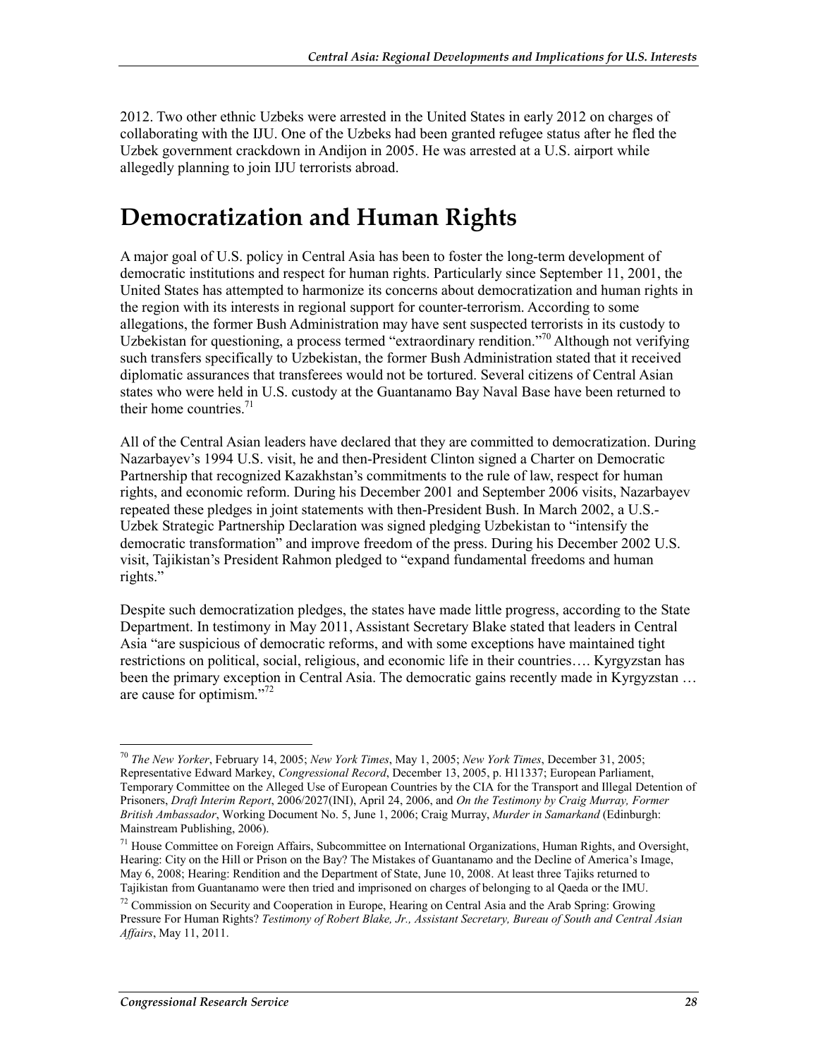2012. Two other ethnic Uzbeks were arrested in the United States in early 2012 on charges of collaborating with the IJU. One of the Uzbeks had been granted refugee status after he fled the Uzbek government crackdown in Andijon in 2005. He was arrested at a U.S. airport while allegedly planning to join IJU terrorists abroad.

# Democratization and Human Rights

A major goal of U.S. policy in Central Asia has been to foster the long-term development of democratic institutions and respect for human rights. Particularly since September 11, 2001, the United States has attempted to harmonize its concerns about democratization and human rights in the region with its interests in regional support for counter-terrorism. According to some allegations, the former Bush Administration may have sent suspected terrorists in its custody to Uzbekistan for questioning, a process termed "extraordinary rendition."[70] Although not verifying such transfers specifically to Uzbekistan, the former Bush Administration stated that it received diplomatic assurances that transferees would not be tortured. Several citizens of Central Asian states who were held in U.S. custody at the Guantanamo Bay Naval Base have been returned to their home countries.[71]

All of the Central Asian leaders have declared that they are committed to democratization. During Nazarbayev's 1994 U.S. visit, he and then-President Clinton signed a Charter on Democratic Partnership that recognized Kazakhstan's commitments to the rule of law, respect for human rights, and economic reform. During his December 2001 and September 2006 visits, Nazarbayev repeated these pledges in joint statements with then-President Bush. In March 2002, a U.S.-Uzbek Strategic Partnership Declaration was signed pledging Uzbekistan to "intensify the democratic transformation" and improve freedom of the press. During his December 2002 U.S. visit, Tajikistan's President Rahmon pledged to "expand fundamental freedoms and human rights."

Despite such democratization pledges, the states have made little progress, according to the State Department. In testimony in May 2011, Assistant Secretary Blake stated that leaders in Central Asia "are suspicious of democratic reforms, and with some exceptions have maintained tight restrictions on political, social, religious, and economic life in their countries…. Kyrgyzstan has been the primary exception in Central Asia. The democratic gains recently made in Kyrgyzstan … are cause for optimism."[72]

---

[70] *The New Yorker*, February 14, 2005; *New York Times*, May 1, 2005; *New York Times*, December 31, 2005; Representative Edward Markey, *Congressional Record*, December 13, 2005, p. H11337; European Parliament, Temporary Committee on the Alleged Use of European Countries by the CIA for the Transport and Illegal Detention of Prisoners, *Draft Interim Report*, 2006/2027(INI), April 24, 2006, and *On the Testimony by Craig Murray, Former British Ambassador*, Working Document No. 5, June 1, 2006; Craig Murray, *Murder in Samarkand* (Edinburgh: Mainstream Publishing, 2006).

[71] House Committee on Foreign Affairs, Subcommittee on International Organizations, Human Rights, and Oversight, Hearing: City on the Hill or Prison on the Bay? The Mistakes of Guantanamo and the Decline of America's Image, May 6, 2008; Hearing: Rendition and the Department of State, June 10, 2008. At least three Tajiks returned to Tajikistan from Guantanamo were then tried and imprisoned on charges of belonging to al Qaeda or the IMU.

[72] Commission on Security and Cooperation in Europe, Hearing on Central Asia and the Arab Spring: Growing Pressure For Human Rights? *Testimony of Robert Blake, Jr., Assistant Secretary, Bureau of South and Central Asian Affairs*, May 11, 2011.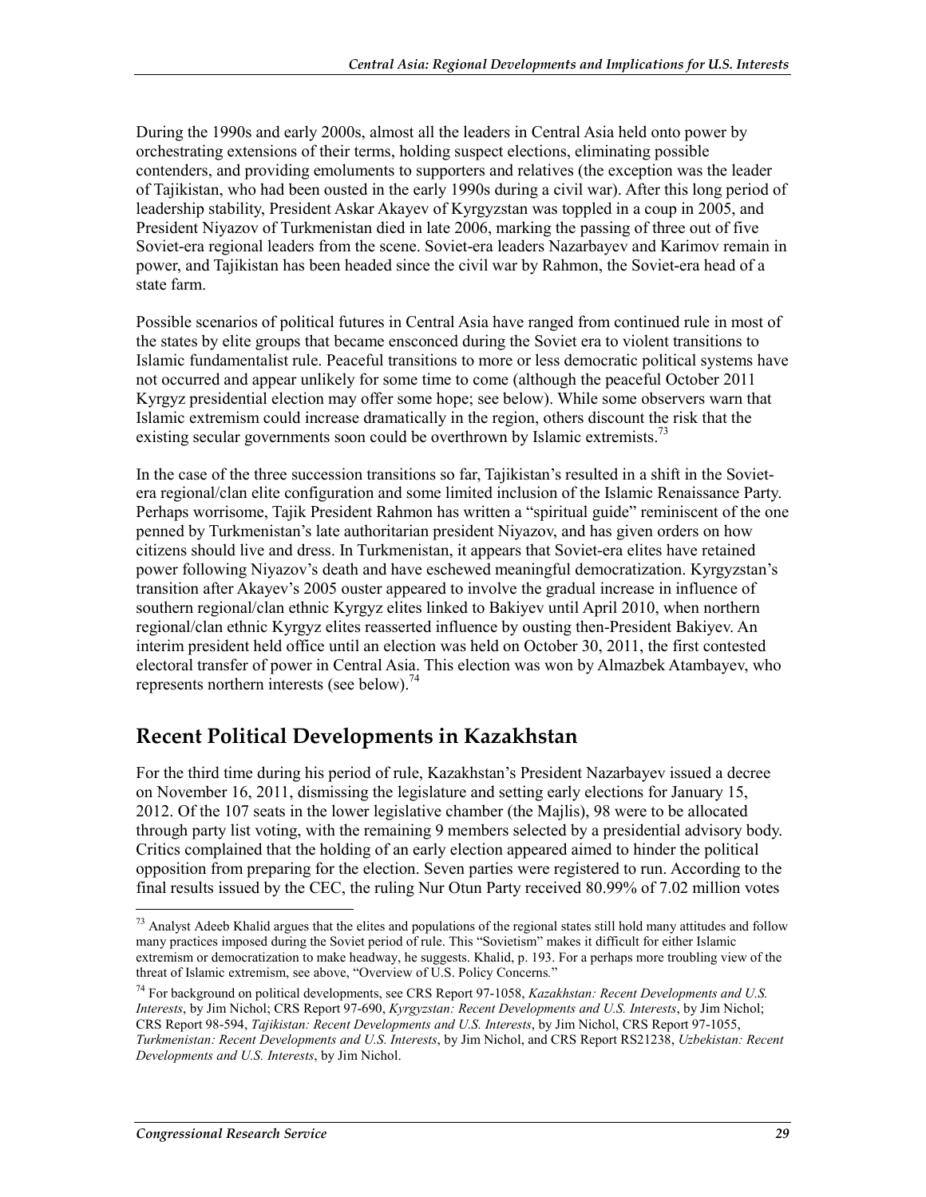During the 1990s and early 2000s, almost all the leaders in Central Asia held onto power by orchestrating extensions of their terms, holding suspect elections, eliminating possible contenders, and providing emoluments to supporters and relatives (the exception was the leader of Tajikistan, who had been ousted in the early 1990s during a civil war). After this long period of leadership stability, President Askar Akayev of Kyrgyzstan was toppled in a coup in 2005, and President Niyazov of Turkmenistan died in late 2006, marking the passing of three out of five Soviet-era regional leaders from the scene. Soviet-era leaders Nazarbayev and Karimov remain in power, and Tajikistan has been headed since the civil war by Rahmon, the Soviet-era head of a state farm.

Possible scenarios of political futures in Central Asia have ranged from continued rule in most of the states by elite groups that became ensconced during the Soviet era to violent transitions to Islamic fundamentalist rule. Peaceful transitions to more or less democratic political systems have not occurred and appear unlikely for some time to come (although the peaceful October 2011 Kyrgyz presidential election may offer some hope; see below). While some observers warn that Islamic extremism could increase dramatically in the region, others discount the risk that the existing secular governments soon could be overthrown by Islamic extremists.[73]

In the case of the three succession transitions so far, Tajikistan's resulted in a shift in the Soviet-era regional/clan elite configuration and some limited inclusion of the Islamic Renaissance Party. Perhaps worrisome, Tajik President Rahmon has written a "spiritual guide" reminiscent of the one penned by Turkmenistan's late authoritarian president Niyazov, and has given orders on how citizens should live and dress. In Turkmenistan, it appears that Soviet-era elites have retained power following Niyazov's death and have eschewed meaningful democratization. Kyrgyzstan's transition after Akayev's 2005 ouster appeared to involve the gradual increase in influence of southern regional/clan ethnic Kyrgyz elites linked to Bakiyev until April 2010, when northern regional/clan ethnic Kyrgyz elites reasserted influence by ousting then-President Bakiyev. An interim president held office until an election was held on October 30, 2011, the first contested electoral transfer of power in Central Asia. This election was won by Almazbek Atambayev, who represents northern interests (see below).[74]

## Recent Political Developments in Kazakhstan

For the third time during his period of rule, Kazakhstan's President Nazarbayev issued a decree on November 16, 2011, dismissing the legislature and setting early elections for January 15, 2012. Of the 107 seats in the lower legislative chamber (the Majlis), 98 were to be allocated through party list voting, with the remaining 9 members selected by a presidential advisory body. Critics complained that the holding of an early election appeared aimed to hinder the political opposition from preparing for the election. Seven parties were registered to run. According to the final results issued by the CEC, the ruling Nur Otun Party received 80.99% of 7.02 million votes

---

[73] Analyst Adeeb Khalid argues that the elites and populations of the regional states still hold many attitudes and follow many practices imposed during the Soviet period of rule. This "Sovietism" makes it difficult for either Islamic extremism or democratization to make headway, he suggests. Khalid, p. 193. For a perhaps more troubling view of the threat of Islamic extremism, see above, "Overview of U.S. Policy Concerns."

[74] For background on political developments, see CRS Report 97-1058, *Kazakhstan: Recent Developments and U.S. Interests*, by Jim Nichol; CRS Report 97-690, *Kyrgyzstan: Recent Developments and U.S. Interests*, by Jim Nichol; CRS Report 98-594, *Tajikistan: Recent Developments and U.S. Interests*, by Jim Nichol, CRS Report 97-1055, *Turkmenistan: Recent Developments and U.S. Interests*, by Jim Nichol, and CRS Report RS21238, *Uzbekistan: Recent Developments and U.S. Interests*, by Jim Nichol.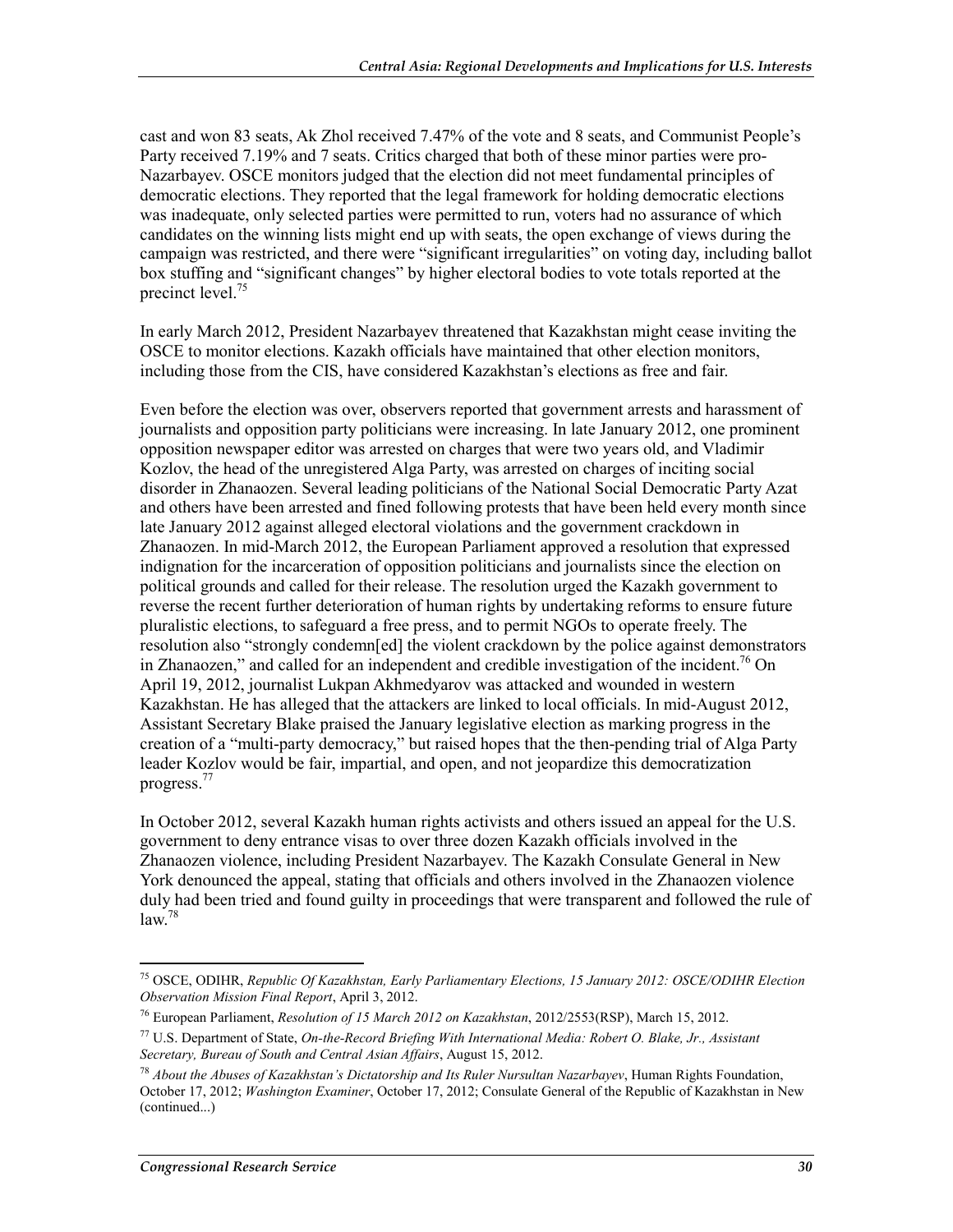cast and won 83 seats, Ak Zhol received 7.47% of the vote and 8 seats, and Communist People's Party received 7.19% and 7 seats. Critics charged that both of these minor parties were pro-Nazarbayev. OSCE monitors judged that the election did not meet fundamental principles of democratic elections. They reported that the legal framework for holding democratic elections was inadequate, only selected parties were permitted to run, voters had no assurance of which candidates on the winning lists might end up with seats, the open exchange of views during the campaign was restricted, and there were "significant irregularities" on voting day, including ballot box stuffing and "significant changes" by higher electoral bodies to vote totals reported at the precinct level.[75]

In early March 2012, President Nazarbayev threatened that Kazakhstan might cease inviting the OSCE to monitor elections. Kazakh officials have maintained that other election monitors, including those from the CIS, have considered Kazakhstan's elections as free and fair.

Even before the election was over, observers reported that government arrests and harassment of journalists and opposition party politicians were increasing. In late January 2012, one prominent opposition newspaper editor was arrested on charges that were two years old, and Vladimir Kozlov, the head of the unregistered Alga Party, was arrested on charges of inciting social disorder in Zhanaozen. Several leading politicians of the National Social Democratic Party Azat and others have been arrested and fined following protests that have been held every month since late January 2012 against alleged electoral violations and the government crackdown in Zhanaozen. In mid-March 2012, the European Parliament approved a resolution that expressed indignation for the incarceration of opposition politicians and journalists since the election on political grounds and called for their release. The resolution urged the Kazakh government to reverse the recent further deterioration of human rights by undertaking reforms to ensure future pluralistic elections, to safeguard a free press, and to permit NGOs to operate freely. The resolution also "strongly condemn[ed] the violent crackdown by the police against demonstrators in Zhanaozen," and called for an independent and credible investigation of the incident.[76] On April 19, 2012, journalist Lukpan Akhmedyarov was attacked and wounded in western Kazakhstan. He has alleged that the attackers are linked to local officials. In mid-August 2012, Assistant Secretary Blake praised the January legislative election as marking progress in the creation of a "multi-party democracy," but raised hopes that the then-pending trial of Alga Party leader Kozlov would be fair, impartial, and open, and not jeopardize this democratization progress.[77]

In October 2012, several Kazakh human rights activists and others issued an appeal for the U.S. government to deny entrance visas to over three dozen Kazakh officials involved in the Zhanaozen violence, including President Nazarbayev. The Kazakh Consulate General in New York denounced the appeal, stating that officials and others involved in the Zhanaozen violence duly had been tried and found guilty in proceedings that were transparent and followed the rule of law.[78]

---

[75] OSCE, ODIHR, *Republic Of Kazakhstan, Early Parliamentary Elections, 15 January 2012: OSCE/ODIHR Election Observation Mission Final Report*, April 3, 2012.

[76] European Parliament, *Resolution of 15 March 2012 on Kazakhstan*, 2012/2553(RSP), March 15, 2012.

[77] U.S. Department of State, *On-the-Record Briefing With International Media: Robert O. Blake, Jr., Assistant Secretary, Bureau of South and Central Asian Affairs*, August 15, 2012.

[78] *About the Abuses of Kazakhstan's Dictatorship and Its Ruler Nursultan Nazarbayev*, Human Rights Foundation, October 17, 2012; *Washington Examiner*, October 17, 2012; Consulate General of the Republic of Kazakhstan in New (continued...)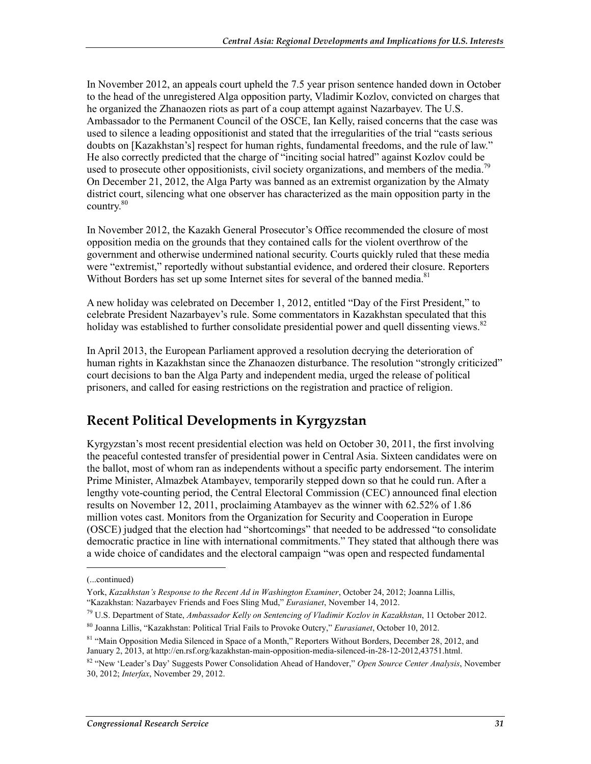In November 2012, an appeals court upheld the 7.5 year prison sentence handed down in October to the head of the unregistered Alga opposition party, Vladimir Kozlov, convicted on charges that he organized the Zhanaozen riots as part of a coup attempt against Nazarbayev. The U.S. Ambassador to the Permanent Council of the OSCE, Ian Kelly, raised concerns that the case was used to silence a leading oppositionist and stated that the irregularities of the trial "casts serious doubts on [Kazakhstan's] respect for human rights, fundamental freedoms, and the rule of law." He also correctly predicted that the charge of "inciting social hatred" against Kozlov could be used to prosecute other oppositionists, civil society organizations, and members of the media.[79] On December 21, 2012, the Alga Party was banned as an extremist organization by the Almaty district court, silencing what one observer has characterized as the main opposition party in the country.[80]

In November 2012, the Kazakh General Prosecutor's Office recommended the closure of most opposition media on the grounds that they contained calls for the violent overthrow of the government and otherwise undermined national security. Courts quickly ruled that these media were "extremist," reportedly without substantial evidence, and ordered their closure. Reporters Without Borders has set up some Internet sites for several of the banned media.[81]

A new holiday was celebrated on December 1, 2012, entitled "Day of the First President," to celebrate President Nazarbayev's rule. Some commentators in Kazakhstan speculated that this holiday was established to further consolidate presidential power and quell dissenting views.[82]

In April 2013, the European Parliament approved a resolution decrying the deterioration of human rights in Kazakhstan since the Zhanaozen disturbance. The resolution "strongly criticized" court decisions to ban the Alga Party and independent media, urged the release of political prisoners, and called for easing restrictions on the registration and practice of religion.

## Recent Political Developments in Kyrgyzstan

Kyrgyzstan's most recent presidential election was held on October 30, 2011, the first involving the peaceful contested transfer of presidential power in Central Asia. Sixteen candidates were on the ballot, most of whom ran as independents without a specific party endorsement. The interim Prime Minister, Almazbek Atambayev, temporarily stepped down so that he could run. After a lengthy vote-counting period, the Central Electoral Commission (CEC) announced final election results on November 12, 2011, proclaiming Atambayev as the winner with 62.52% of 1.86 million votes cast. Monitors from the Organization for Security and Cooperation in Europe (OSCE) judged that the election had "shortcomings" that needed to be addressed "to consolidate democratic practice in line with international commitments." They stated that although there was a wide choice of candidates and the electoral campaign "was open and respected fundamental

---

(...continued)

York, *Kazakhstan's Response to the Recent Ad in Washington Examiner*, October 24, 2012; Joanna Lillis, "Kazakhstan: Nazarbayev Friends and Foes Sling Mud," *Eurasianet*, November 14, 2012.

[79] U.S. Department of State, *Ambassador Kelly on Sentencing of Vladimir Kozlov in Kazakhstan*, 11 October 2012.

[80] Joanna Lillis, "Kazakhstan: Political Trial Fails to Provoke Outcry," *Eurasianet*, October 10, 2012.

[81] "Main Opposition Media Silenced in Space of a Month," Reporters Without Borders, December 28, 2012, and January 2, 2013, at http://en.rsf.org/kazakhstan-main-opposition-media-silenced-in-28-12-2012,43751.html.

[82] "New 'Leader's Day' Suggests Power Consolidation Ahead of Handover," *Open Source Center Analysis*, November 30, 2012; *Interfax*, November 29, 2012.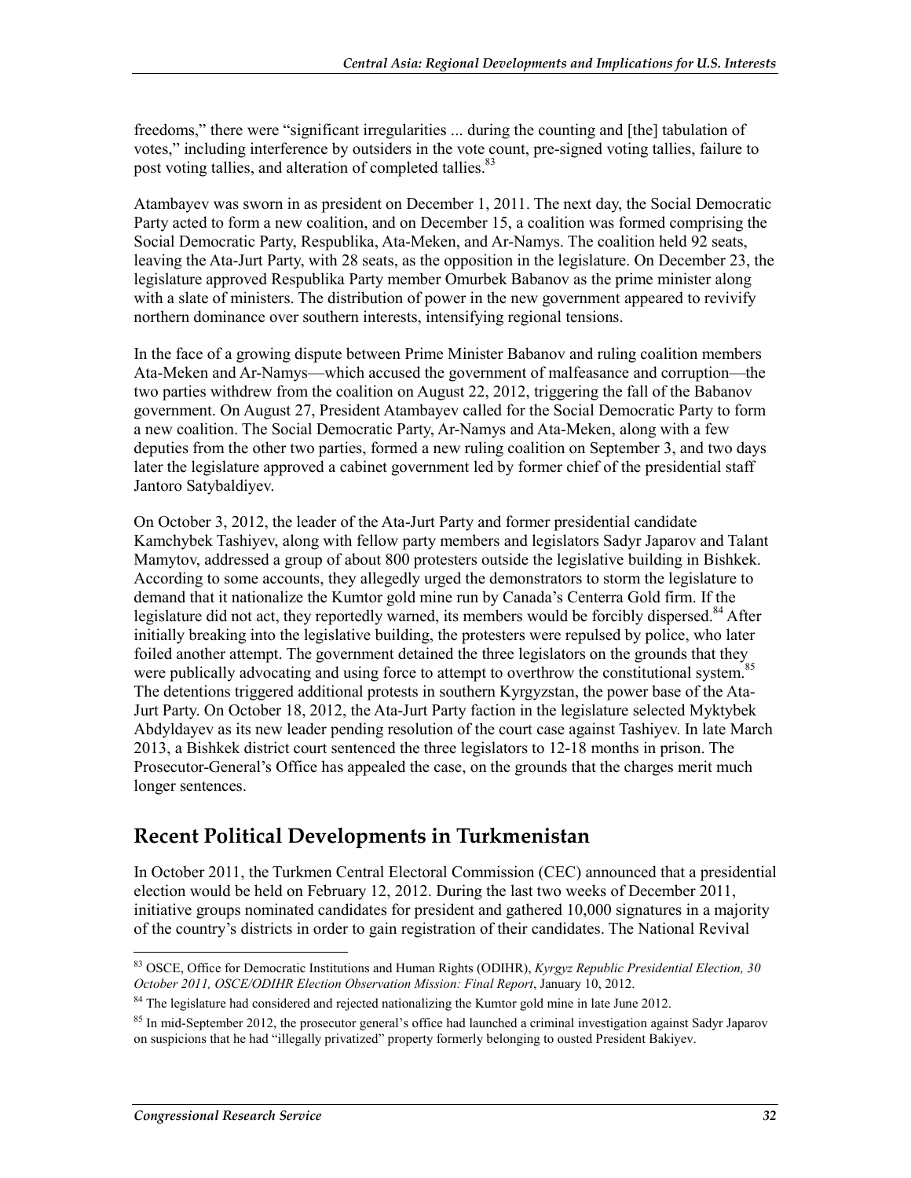freedoms," there were "significant irregularities ... during the counting and [the] tabulation of votes," including interference by outsiders in the vote count, pre-signed voting tallies, failure to post voting tallies, and alteration of completed tallies.[83]

Atambayev was sworn in as president on December 1, 2011. The next day, the Social Democratic Party acted to form a new coalition, and on December 15, a coalition was formed comprising the Social Democratic Party, Respublika, Ata-Meken, and Ar-Namys. The coalition held 92 seats, leaving the Ata-Jurt Party, with 28 seats, as the opposition in the legislature. On December 23, the legislature approved Respublika Party member Omurbek Babanov as the prime minister along with a slate of ministers. The distribution of power in the new government appeared to revivify northern dominance over southern interests, intensifying regional tensions.

In the face of a growing dispute between Prime Minister Babanov and ruling coalition members Ata-Meken and Ar-Namys—which accused the government of malfeasance and corruption—the two parties withdrew from the coalition on August 22, 2012, triggering the fall of the Babanov government. On August 27, President Atambayev called for the Social Democratic Party to form a new coalition. The Social Democratic Party, Ar-Namys and Ata-Meken, along with a few deputies from the other two parties, formed a new ruling coalition on September 3, and two days later the legislature approved a cabinet government led by former chief of the presidential staff Jantoro Satybaldiyev.

On October 3, 2012, the leader of the Ata-Jurt Party and former presidential candidate Kamchybek Tashiyev, along with fellow party members and legislators Sadyr Japarov and Talant Mamytov, addressed a group of about 800 protesters outside the legislative building in Bishkek. According to some accounts, they allegedly urged the demonstrators to storm the legislature to demand that it nationalize the Kumtor gold mine run by Canada's Centerra Gold firm. If the legislature did not act, they reportedly warned, its members would be forcibly dispersed.[84] After initially breaking into the legislative building, the protesters were repulsed by police, who later foiled another attempt. The government detained the three legislators on the grounds that they were publically advocating and using force to attempt to overthrow the constitutional system.[85] The detentions triggered additional protests in southern Kyrgyzstan, the power base of the Ata-Jurt Party. On October 18, 2012, the Ata-Jurt Party faction in the legislature selected Myktybek Abdyldayev as its new leader pending resolution of the court case against Tashiyev. In late March 2013, a Bishkek district court sentenced the three legislators to 12-18 months in prison. The Prosecutor-General's Office has appealed the case, on the grounds that the charges merit much longer sentences.

## Recent Political Developments in Turkmenistan

In October 2011, the Turkmen Central Electoral Commission (CEC) announced that a presidential election would be held on February 12, 2012. During the last two weeks of December 2011, initiative groups nominated candidates for president and gathered 10,000 signatures in a majority of the country's districts in order to gain registration of their candidates. The National Revival

---

[83] OSCE, Office for Democratic Institutions and Human Rights (ODIHR), *Kyrgyz Republic Presidential Election, 30 October 2011, OSCE/ODIHR Election Observation Mission: Final Report*, January 10, 2012.

[84] The legislature had considered and rejected nationalizing the Kumtor gold mine in late June 2012.

[85] In mid-September 2012, the prosecutor general's office had launched a criminal investigation against Sadyr Japarov on suspicions that he had "illegally privatized" property formerly belonging to ousted President Bakiyev.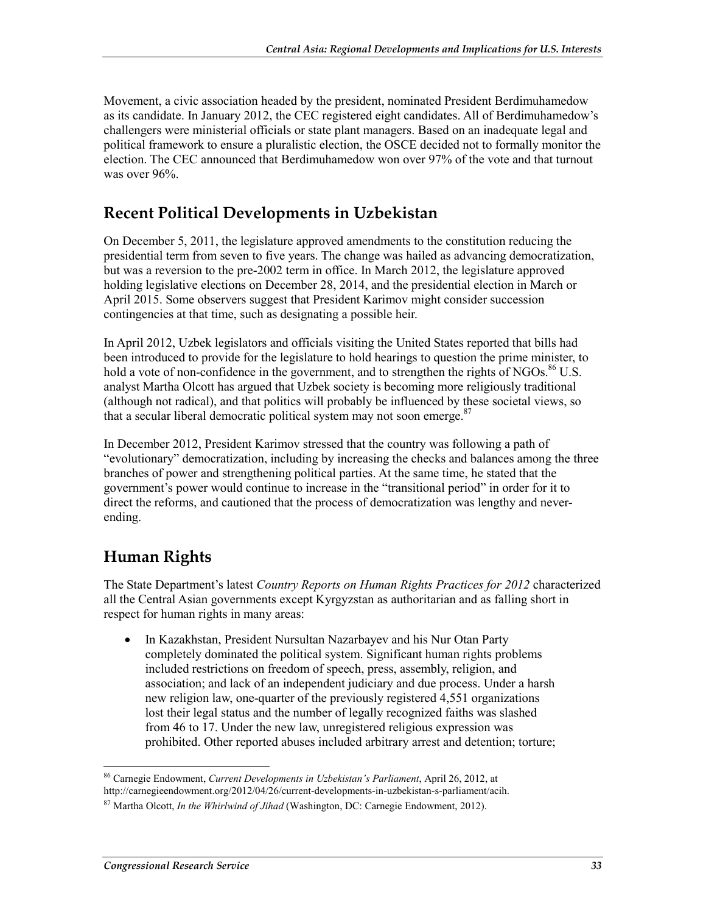Movement, a civic association headed by the president, nominated President Berdimuhamedow as its candidate. In January 2012, the CEC registered eight candidates. All of Berdimuhamedow's challengers were ministerial officials or state plant managers. Based on an inadequate legal and political framework to ensure a pluralistic election, the OSCE decided not to formally monitor the election. The CEC announced that Berdimuhamedow won over 97% of the vote and that turnout was over 96%.

## Recent Political Developments in Uzbekistan

On December 5, 2011, the legislature approved amendments to the constitution reducing the presidential term from seven to five years. The change was hailed as advancing democratization, but was a reversion to the pre-2002 term in office. In March 2012, the legislature approved holding legislative elections on December 28, 2014, and the presidential election in March or April 2015. Some observers suggest that President Karimov might consider succession contingencies at that time, such as designating a possible heir.

In April 2012, Uzbek legislators and officials visiting the United States reported that bills had been introduced to provide for the legislature to hold hearings to question the prime minister, to hold a vote of non-confidence in the government, and to strengthen the rights of NGOs.[86] U.S. analyst Martha Olcott has argued that Uzbek society is becoming more religiously traditional (although not radical), and that politics will probably be influenced by these societal views, so that a secular liberal democratic political system may not soon emerge.[87]

In December 2012, President Karimov stressed that the country was following a path of "evolutionary" democratization, including by increasing the checks and balances among the three branches of power and strengthening political parties. At the same time, he stated that the government's power would continue to increase in the "transitional period" in order for it to direct the reforms, and cautioned that the process of democratization was lengthy and never-ending.

## Human Rights

The State Department's latest *Country Reports on Human Rights Practices for 2012* characterized all the Central Asian governments except Kyrgyzstan as authoritarian and as falling short in respect for human rights in many areas:

- In Kazakhstan, President Nursultan Nazarbayev and his Nur Otan Party completely dominated the political system. Significant human rights problems included restrictions on freedom of speech, press, assembly, religion, and association; and lack of an independent judiciary and due process. Under a harsh new religion law, one-quarter of the previously registered 4,551 organizations lost their legal status and the number of legally recognized faiths was slashed from 46 to 17. Under the new law, unregistered religious expression was prohibited. Other reported abuses included arbitrary arrest and detention; torture;

---

[86] Carnegie Endowment, *Current Developments in Uzbekistan's Parliament*, April 26, 2012, at http://carnegieendowment.org/2012/04/26/current-developments-in-uzbekistan-s-parliament/acih.

[87] Martha Olcott, *In the Whirlwind of Jihad* (Washington, DC: Carnegie Endowment, 2012).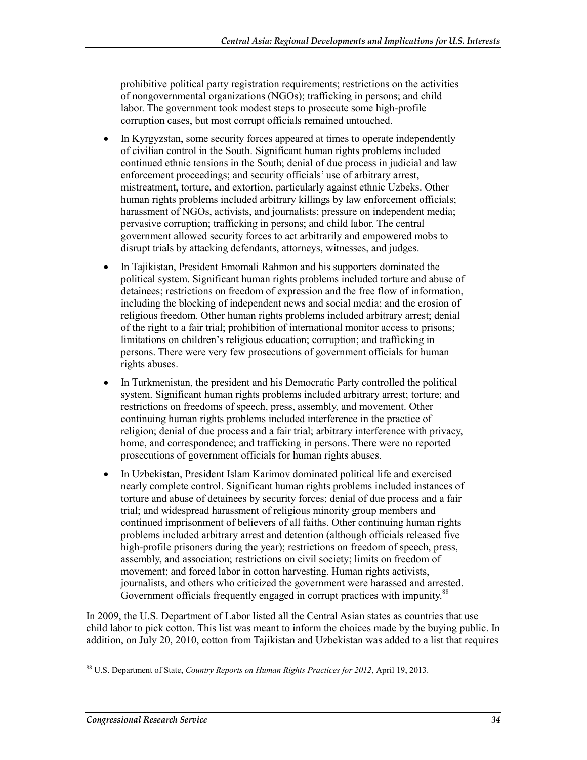prohibitive political party registration requirements; restrictions on the activities of nongovernmental organizations (NGOs); trafficking in persons; and child labor. The government took modest steps to prosecute some high-profile corruption cases, but most corrupt officials remained untouched.

- In Kyrgyzstan, some security forces appeared at times to operate independently of civilian control in the South. Significant human rights problems included continued ethnic tensions in the South; denial of due process in judicial and law enforcement proceedings; and security officials' use of arbitrary arrest, mistreatment, torture, and extortion, particularly against ethnic Uzbeks. Other human rights problems included arbitrary killings by law enforcement officials; harassment of NGOs, activists, and journalists; pressure on independent media; pervasive corruption; trafficking in persons; and child labor. The central government allowed security forces to act arbitrarily and empowered mobs to disrupt trials by attacking defendants, attorneys, witnesses, and judges.
- In Tajikistan, President Emomali Rahmon and his supporters dominated the political system. Significant human rights problems included torture and abuse of detainees; restrictions on freedom of expression and the free flow of information, including the blocking of independent news and social media; and the erosion of religious freedom. Other human rights problems included arbitrary arrest; denial of the right to a fair trial; prohibition of international monitor access to prisons; limitations on children's religious education; corruption; and trafficking in persons. There were very few prosecutions of government officials for human rights abuses.
- In Turkmenistan, the president and his Democratic Party controlled the political system. Significant human rights problems included arbitrary arrest; torture; and restrictions on freedoms of speech, press, assembly, and movement. Other continuing human rights problems included interference in the practice of religion; denial of due process and a fair trial; arbitrary interference with privacy, home, and correspondence; and trafficking in persons. There were no reported prosecutions of government officials for human rights abuses.
- In Uzbekistan, President Islam Karimov dominated political life and exercised nearly complete control. Significant human rights problems included instances of torture and abuse of detainees by security forces; denial of due process and a fair trial; and widespread harassment of religious minority group members and continued imprisonment of believers of all faiths. Other continuing human rights problems included arbitrary arrest and detention (although officials released five high-profile prisoners during the year); restrictions on freedom of speech, press, assembly, and association; restrictions on civil society; limits on freedom of movement; and forced labor in cotton harvesting. Human rights activists, journalists, and others who criticized the government were harassed and arrested. Government officials frequently engaged in corrupt practices with impunity.[88]

In 2009, the U.S. Department of Labor listed all the Central Asian states as countries that use child labor to pick cotton. This list was meant to inform the choices made by the buying public. In addition, on July 20, 2010, cotton from Tajikistan and Uzbekistan was added to a list that requires

[88] U.S. Department of State, *Country Reports on Human Rights Practices for 2012*, April 19, 2013.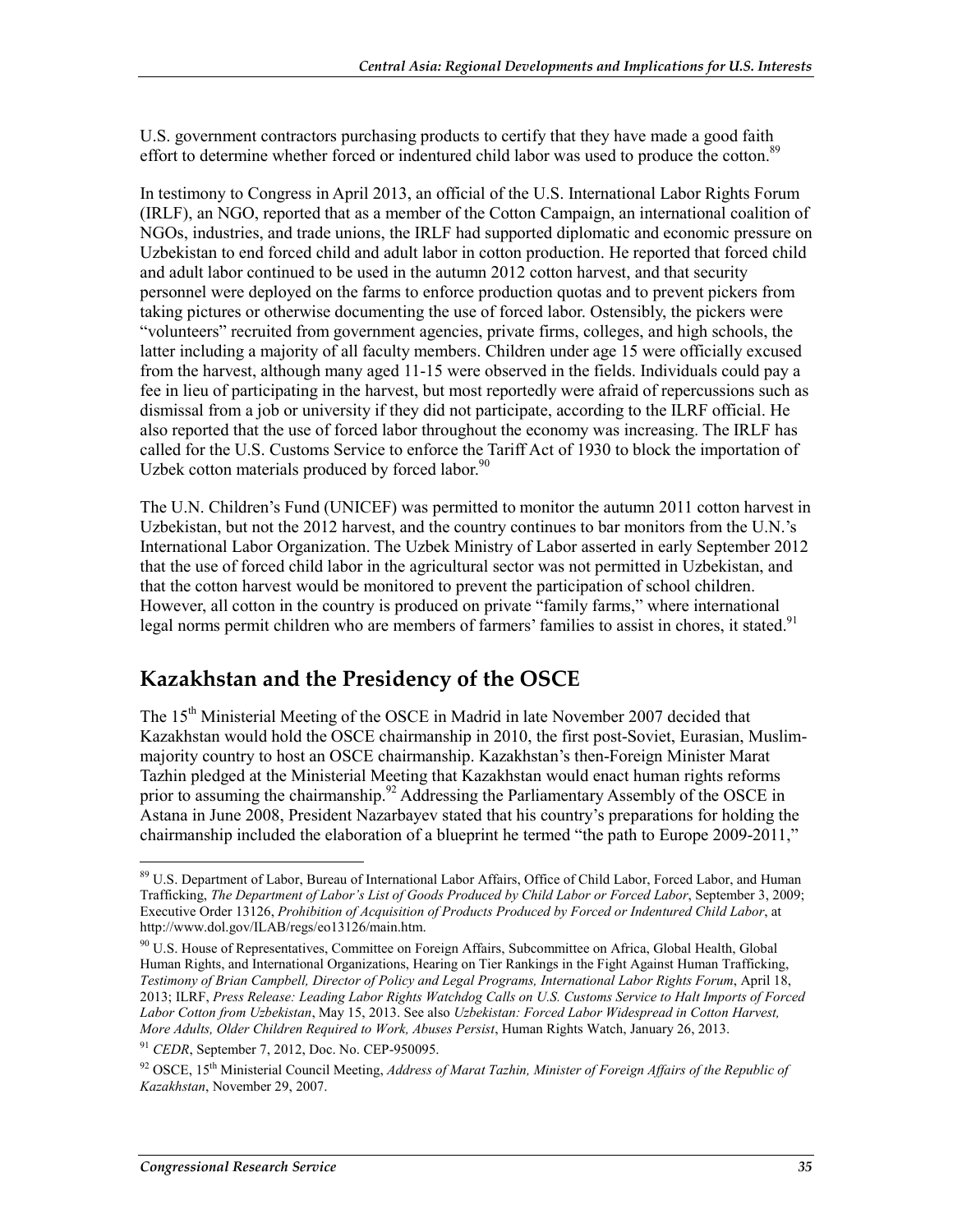U.S. government contractors purchasing products to certify that they have made a good faith effort to determine whether forced or indentured child labor was used to produce the cotton.[89]

In testimony to Congress in April 2013, an official of the U.S. International Labor Rights Forum (IRLF), an NGO, reported that as a member of the Cotton Campaign, an international coalition of NGOs, industries, and trade unions, the IRLF had supported diplomatic and economic pressure on Uzbekistan to end forced child and adult labor in cotton production. He reported that forced child and adult labor continued to be used in the autumn 2012 cotton harvest, and that security personnel were deployed on the farms to enforce production quotas and to prevent pickers from taking pictures or otherwise documenting the use of forced labor. Ostensibly, the pickers were "volunteers" recruited from government agencies, private firms, colleges, and high schools, the latter including a majority of all faculty members. Children under age 15 were officially excused from the harvest, although many aged 11-15 were observed in the fields. Individuals could pay a fee in lieu of participating in the harvest, but most reportedly were afraid of repercussions such as dismissal from a job or university if they did not participate, according to the ILRF official. He also reported that the use of forced labor throughout the economy was increasing. The IRLF has called for the U.S. Customs Service to enforce the Tariff Act of 1930 to block the importation of Uzbek cotton materials produced by forced labor.[90]

The U.N. Children's Fund (UNICEF) was permitted to monitor the autumn 2011 cotton harvest in Uzbekistan, but not the 2012 harvest, and the country continues to bar monitors from the U.N.'s International Labor Organization. The Uzbek Ministry of Labor asserted in early September 2012 that the use of forced child labor in the agricultural sector was not permitted in Uzbekistan, and that the cotton harvest would be monitored to prevent the participation of school children. However, all cotton in the country is produced on private "family farms," where international legal norms permit children who are members of farmers' families to assist in chores, it stated.[91]

## Kazakhstan and the Presidency of the OSCE

The 15th Ministerial Meeting of the OSCE in Madrid in late November 2007 decided that Kazakhstan would hold the OSCE chairmanship in 2010, the first post-Soviet, Eurasian, Muslim-majority country to host an OSCE chairmanship. Kazakhstan's then-Foreign Minister Marat Tazhin pledged at the Ministerial Meeting that Kazakhstan would enact human rights reforms prior to assuming the chairmanship.[92] Addressing the Parliamentary Assembly of the OSCE in Astana in June 2008, President Nazarbayev stated that his country's preparations for holding the chairmanship included the elaboration of a blueprint he termed "the path to Europe 2009-2011,"

---

[89] U.S. Department of Labor, Bureau of International Labor Affairs, Office of Child Labor, Forced Labor, and Human Trafficking, *The Department of Labor's List of Goods Produced by Child Labor or Forced Labor*, September 3, 2009; Executive Order 13126, *Prohibition of Acquisition of Products Produced by Forced or Indentured Child Labor*, at http://www.dol.gov/ILAB/regs/eo13126/main.htm.

[90] U.S. House of Representatives, Committee on Foreign Affairs, Subcommittee on Africa, Global Health, Global Human Rights, and International Organizations, Hearing on Tier Rankings in the Fight Against Human Trafficking, *Testimony of Brian Campbell, Director of Policy and Legal Programs, International Labor Rights Forum*, April 18, 2013; ILRF, *Press Release: Leading Labor Rights Watchdog Calls on U.S. Customs Service to Halt Imports of Forced Labor Cotton from Uzbekistan*, May 15, 2013. See also *Uzbekistan: Forced Labor Widespread in Cotton Harvest, More Adults, Older Children Required to Work, Abuses Persist*, Human Rights Watch, January 26, 2013.

[91] *CEDR*, September 7, 2012, Doc. No. CEP-950095.

[92] OSCE, 15th Ministerial Council Meeting, *Address of Marat Tazhin, Minister of Foreign Affairs of the Republic of Kazakhstan*, November 29, 2007.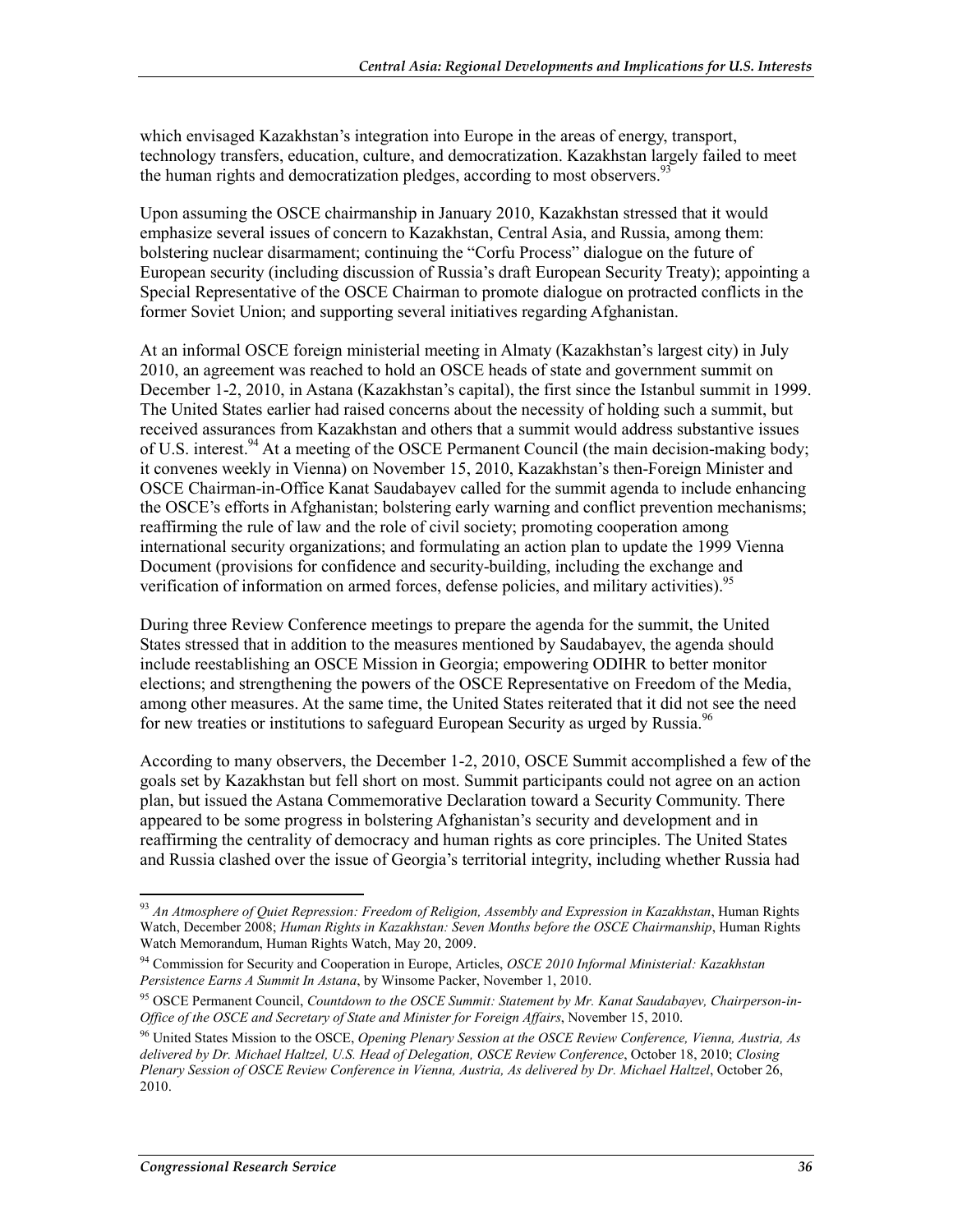which envisaged Kazakhstan's integration into Europe in the areas of energy, transport, technology transfers, education, culture, and democratization. Kazakhstan largely failed to meet the human rights and democratization pledges, according to most observers.[93]

Upon assuming the OSCE chairmanship in January 2010, Kazakhstan stressed that it would emphasize several issues of concern to Kazakhstan, Central Asia, and Russia, among them: bolstering nuclear disarmament; continuing the "Corfu Process" dialogue on the future of European security (including discussion of Russia's draft European Security Treaty); appointing a Special Representative of the OSCE Chairman to promote dialogue on protracted conflicts in the former Soviet Union; and supporting several initiatives regarding Afghanistan.

At an informal OSCE foreign ministerial meeting in Almaty (Kazakhstan's largest city) in July 2010, an agreement was reached to hold an OSCE heads of state and government summit on December 1-2, 2010, in Astana (Kazakhstan's capital), the first since the Istanbul summit in 1999. The United States earlier had raised concerns about the necessity of holding such a summit, but received assurances from Kazakhstan and others that a summit would address substantive issues of U.S. interest.[94] At a meeting of the OSCE Permanent Council (the main decision-making body; it convenes weekly in Vienna) on November 15, 2010, Kazakhstan's then-Foreign Minister and OSCE Chairman-in-Office Kanat Saudabayev called for the summit agenda to include enhancing the OSCE's efforts in Afghanistan; bolstering early warning and conflict prevention mechanisms; reaffirming the rule of law and the role of civil society; promoting cooperation among international security organizations; and formulating an action plan to update the 1999 Vienna Document (provisions for confidence and security-building, including the exchange and verification of information on armed forces, defense policies, and military activities).[95]

During three Review Conference meetings to prepare the agenda for the summit, the United States stressed that in addition to the measures mentioned by Saudabayev, the agenda should include reestablishing an OSCE Mission in Georgia; empowering ODIHR to better monitor elections; and strengthening the powers of the OSCE Representative on Freedom of the Media, among other measures. At the same time, the United States reiterated that it did not see the need for new treaties or institutions to safeguard European Security as urged by Russia.[96]

According to many observers, the December 1-2, 2010, OSCE Summit accomplished a few of the goals set by Kazakhstan but fell short on most. Summit participants could not agree on an action plan, but issued the Astana Commemorative Declaration toward a Security Community. There appeared to be some progress in bolstering Afghanistan's security and development and in reaffirming the centrality of democracy and human rights as core principles. The United States and Russia clashed over the issue of Georgia's territorial integrity, including whether Russia had

---

[93] *An Atmosphere of Quiet Repression: Freedom of Religion, Assembly and Expression in Kazakhstan*, Human Rights Watch, December 2008; *Human Rights in Kazakhstan: Seven Months before the OSCE Chairmanship*, Human Rights Watch Memorandum, Human Rights Watch, May 20, 2009.

[94] Commission for Security and Cooperation in Europe, Articles, *OSCE 2010 Informal Ministerial: Kazakhstan Persistence Earns A Summit In Astana*, by Winsome Packer, November 1, 2010.

[95] OSCE Permanent Council, *Countdown to the OSCE Summit: Statement by Mr. Kanat Saudabayev, Chairperson-in-Office of the OSCE and Secretary of State and Minister for Foreign Affairs*, November 15, 2010.

[96] United States Mission to the OSCE, *Opening Plenary Session at the OSCE Review Conference, Vienna, Austria, As delivered by Dr. Michael Haltzel, U.S. Head of Delegation, OSCE Review Conference*, October 18, 2010; *Closing Plenary Session of OSCE Review Conference in Vienna, Austria, As delivered by Dr. Michael Haltzel*, October 26, 2010.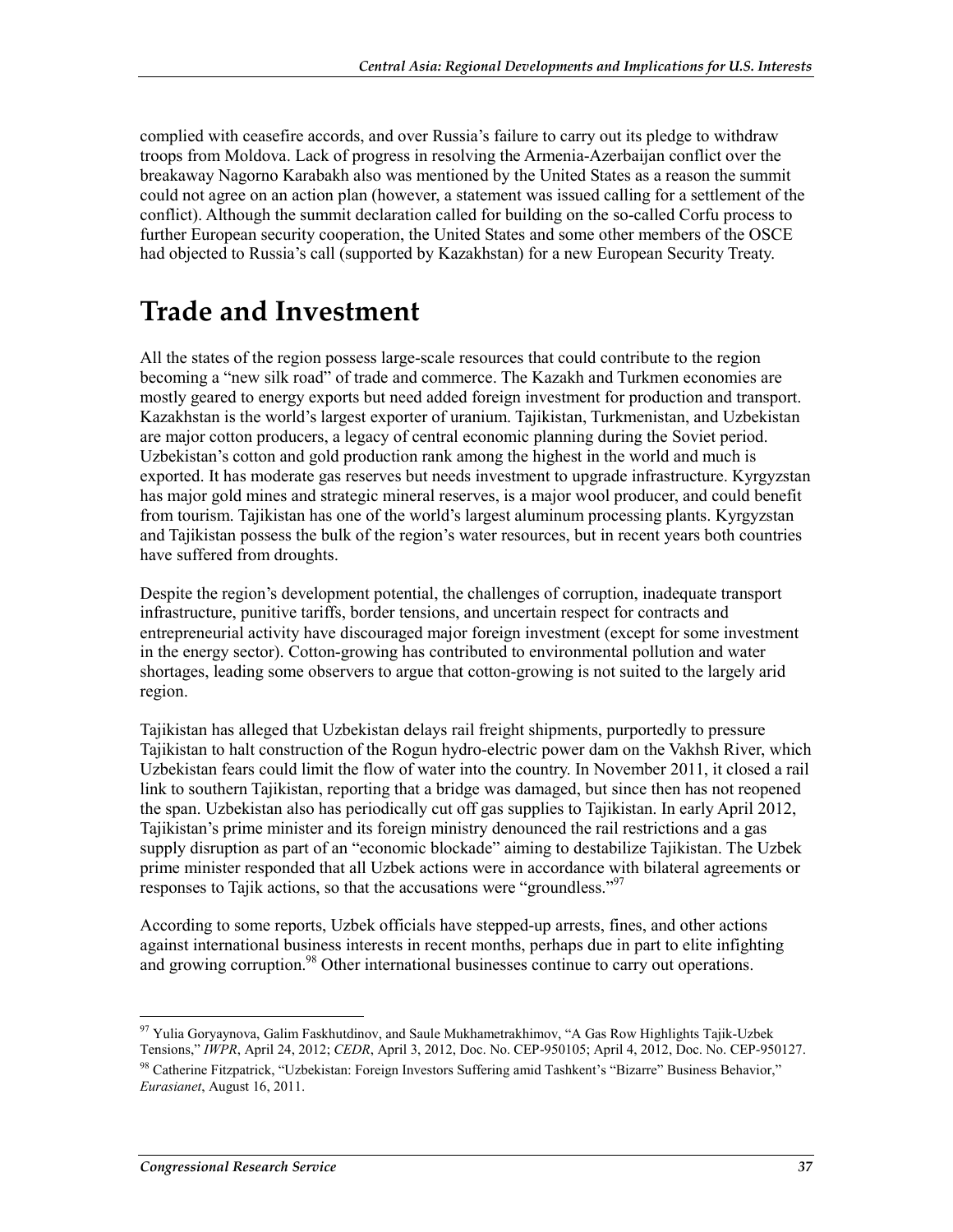complied with ceasefire accords, and over Russia's failure to carry out its pledge to withdraw troops from Moldova. Lack of progress in resolving the Armenia-Azerbaijan conflict over the breakaway Nagorno Karabakh also was mentioned by the United States as a reason the summit could not agree on an action plan (however, a statement was issued calling for a settlement of the conflict). Although the summit declaration called for building on the so-called Corfu process to further European security cooperation, the United States and some other members of the OSCE had objected to Russia's call (supported by Kazakhstan) for a new European Security Treaty.

# Trade and Investment

All the states of the region possess large-scale resources that could contribute to the region becoming a "new silk road" of trade and commerce. The Kazakh and Turkmen economies are mostly geared to energy exports but need added foreign investment for production and transport. Kazakhstan is the world's largest exporter of uranium. Tajikistan, Turkmenistan, and Uzbekistan are major cotton producers, a legacy of central economic planning during the Soviet period. Uzbekistan's cotton and gold production rank among the highest in the world and much is exported. It has moderate gas reserves but needs investment to upgrade infrastructure. Kyrgyzstan has major gold mines and strategic mineral reserves, is a major wool producer, and could benefit from tourism. Tajikistan has one of the world's largest aluminum processing plants. Kyrgyzstan and Tajikistan possess the bulk of the region's water resources, but in recent years both countries have suffered from droughts.

Despite the region's development potential, the challenges of corruption, inadequate transport infrastructure, punitive tariffs, border tensions, and uncertain respect for contracts and entrepreneurial activity have discouraged major foreign investment (except for some investment in the energy sector). Cotton-growing has contributed to environmental pollution and water shortages, leading some observers to argue that cotton-growing is not suited to the largely arid region.

Tajikistan has alleged that Uzbekistan delays rail freight shipments, purportedly to pressure Tajikistan to halt construction of the Rogun hydro-electric power dam on the Vakhsh River, which Uzbekistan fears could limit the flow of water into the country. In November 2011, it closed a rail link to southern Tajikistan, reporting that a bridge was damaged, but since then has not reopened the span. Uzbekistan also has periodically cut off gas supplies to Tajikistan. In early April 2012, Tajikistan's prime minister and its foreign ministry denounced the rail restrictions and a gas supply disruption as part of an "economic blockade" aiming to destabilize Tajikistan. The Uzbek prime minister responded that all Uzbek actions were in accordance with bilateral agreements or responses to Tajik actions, so that the accusations were "groundless."[97]

According to some reports, Uzbek officials have stepped-up arrests, fines, and other actions against international business interests in recent months, perhaps due in part to elite infighting and growing corruption.[98] Other international businesses continue to carry out operations.

---

[97] Yulia Goryaynova, Galim Faskhutdinov, and Saule Mukhametrakhimov, "A Gas Row Highlights Tajik-Uzbek Tensions," *IWPR*, April 24, 2012; *CEDR*, April 3, 2012, Doc. No. CEP-950105; April 4, 2012, Doc. No. CEP-950127.

[98] Catherine Fitzpatrick, "Uzbekistan: Foreign Investors Suffering amid Tashkent's "Bizarre" Business Behavior," *Eurasianet*, August 16, 2011.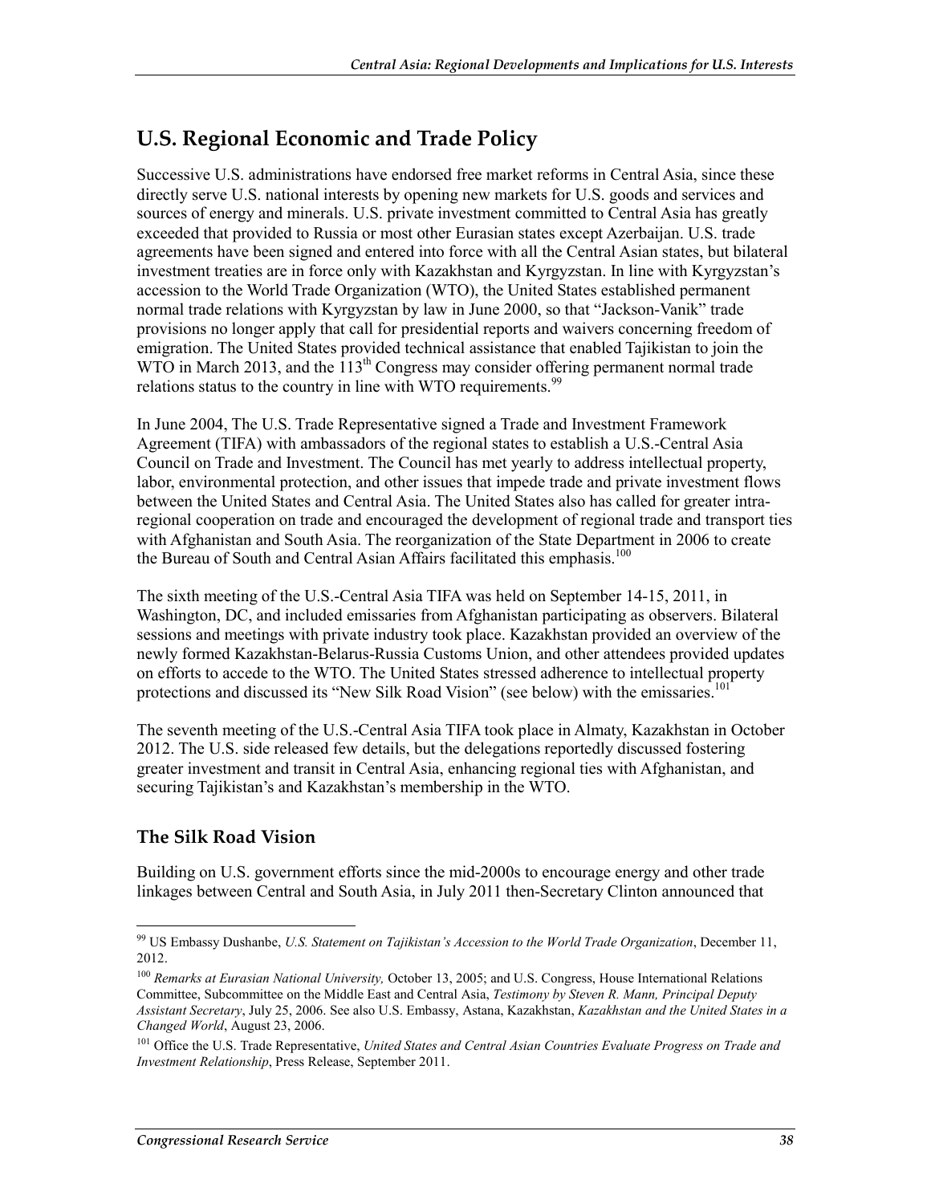## U.S. Regional Economic and Trade Policy

Successive U.S. administrations have endorsed free market reforms in Central Asia, since these directly serve U.S. national interests by opening new markets for U.S. goods and services and sources of energy and minerals. U.S. private investment committed to Central Asia has greatly exceeded that provided to Russia or most other Eurasian states except Azerbaijan. U.S. trade agreements have been signed and entered into force with all the Central Asian states, but bilateral investment treaties are in force only with Kazakhstan and Kyrgyzstan. In line with Kyrgyzstan's accession to the World Trade Organization (WTO), the United States established permanent normal trade relations with Kyrgyzstan by law in June 2000, so that "Jackson-Vanik" trade provisions no longer apply that call for presidential reports and waivers concerning freedom of emigration. The United States provided technical assistance that enabled Tajikistan to join the WTO in March 2013, and the 113th Congress may consider offering permanent normal trade relations status to the country in line with WTO requirements.[99]

In June 2004, The U.S. Trade Representative signed a Trade and Investment Framework Agreement (TIFA) with ambassadors of the regional states to establish a U.S.-Central Asia Council on Trade and Investment. The Council has met yearly to address intellectual property, labor, environmental protection, and other issues that impede trade and private investment flows between the United States and Central Asia. The United States also has called for greater intra-regional cooperation on trade and encouraged the development of regional trade and transport ties with Afghanistan and South Asia. The reorganization of the State Department in 2006 to create the Bureau of South and Central Asian Affairs facilitated this emphasis.[100]

The sixth meeting of the U.S.-Central Asia TIFA was held on September 14-15, 2011, in Washington, DC, and included emissaries from Afghanistan participating as observers. Bilateral sessions and meetings with private industry took place. Kazakhstan provided an overview of the newly formed Kazakhstan-Belarus-Russia Customs Union, and other attendees provided updates on efforts to accede to the WTO. The United States stressed adherence to intellectual property protections and discussed its "New Silk Road Vision" (see below) with the emissaries.[101]

The seventh meeting of the U.S.-Central Asia TIFA took place in Almaty, Kazakhstan in October 2012. The U.S. side released few details, but the delegations reportedly discussed fostering greater investment and transit in Central Asia, enhancing regional ties with Afghanistan, and securing Tajikistan's and Kazakhstan's membership in the WTO.

### The Silk Road Vision

Building on U.S. government efforts since the mid-2000s to encourage energy and other trade linkages between Central and South Asia, in July 2011 then-Secretary Clinton announced that

---

[99] US Embassy Dushanbe, *U.S. Statement on Tajikistan's Accession to the World Trade Organization*, December 11, 2012.

[100] *Remarks at Eurasian National University,* October 13, 2005; and U.S. Congress, House International Relations Committee, Subcommittee on the Middle East and Central Asia, *Testimony by Steven R. Mann, Principal Deputy Assistant Secretary*, July 25, 2006. See also U.S. Embassy, Astana, Kazakhstan, *Kazakhstan and the United States in a Changed World*, August 23, 2006.

[101] Office the U.S. Trade Representative, *United States and Central Asian Countries Evaluate Progress on Trade and Investment Relationship*, Press Release, September 2011.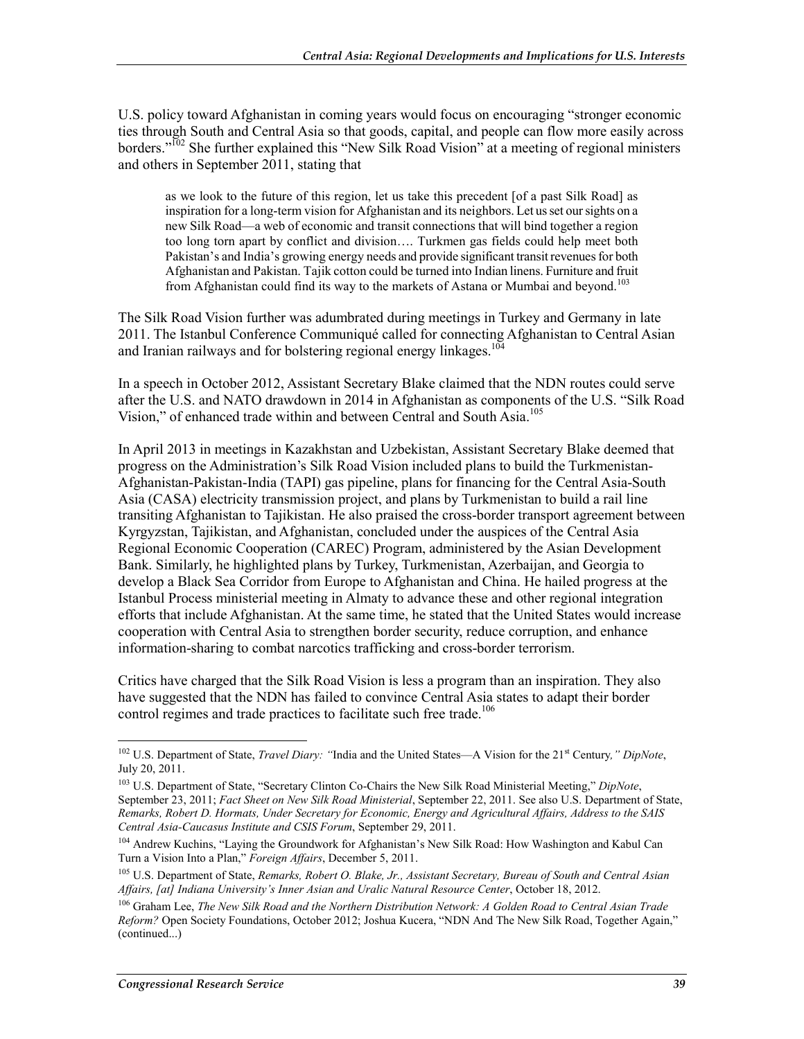U.S. policy toward Afghanistan in coming years would focus on encouraging "stronger economic ties through South and Central Asia so that goods, capital, and people can flow more easily across borders."[102] She further explained this "New Silk Road Vision" at a meeting of regional ministers and others in September 2011, stating that

> as we look to the future of this region, let us take this precedent [of a past Silk Road] as inspiration for a long-term vision for Afghanistan and its neighbors. Let us set our sights on a new Silk Road—a web of economic and transit connections that will bind together a region too long torn apart by conflict and division…. Turkmen gas fields could help meet both Pakistan's and India's growing energy needs and provide significant transit revenues for both Afghanistan and Pakistan. Tajik cotton could be turned into Indian linens. Furniture and fruit from Afghanistan could find its way to the markets of Astana or Mumbai and beyond.[103]

The Silk Road Vision further was adumbrated during meetings in Turkey and Germany in late 2011. The Istanbul Conference Communiqué called for connecting Afghanistan to Central Asian and Iranian railways and for bolstering regional energy linkages.[104]

In a speech in October 2012, Assistant Secretary Blake claimed that the NDN routes could serve after the U.S. and NATO drawdown in 2014 in Afghanistan as components of the U.S. "Silk Road Vision," of enhanced trade within and between Central and South Asia.[105]

In April 2013 in meetings in Kazakhstan and Uzbekistan, Assistant Secretary Blake deemed that progress on the Administration's Silk Road Vision included plans to build the Turkmenistan-Afghanistan-Pakistan-India (TAPI) gas pipeline, plans for financing for the Central Asia-South Asia (CASA) electricity transmission project, and plans by Turkmenistan to build a rail line transiting Afghanistan to Tajikistan. He also praised the cross-border transport agreement between Kyrgyzstan, Tajikistan, and Afghanistan, concluded under the auspices of the Central Asia Regional Economic Cooperation (CAREC) Program, administered by the Asian Development Bank. Similarly, he highlighted plans by Turkey, Turkmenistan, Azerbaijan, and Georgia to develop a Black Sea Corridor from Europe to Afghanistan and China. He hailed progress at the Istanbul Process ministerial meeting in Almaty to advance these and other regional integration efforts that include Afghanistan. At the same time, he stated that the United States would increase cooperation with Central Asia to strengthen border security, reduce corruption, and enhance information-sharing to combat narcotics trafficking and cross-border terrorism.

Critics have charged that the Silk Road Vision is less a program than an inspiration. They also have suggested that the NDN has failed to convince Central Asia states to adapt their border control regimes and trade practices to facilitate such free trade.[106]

---

[102] U.S. Department of State, *Travel Diary: "*India and the United States—A Vision for the 21st Century*," DipNote*, July 20, 2011.

[103] U.S. Department of State, "Secretary Clinton Co-Chairs the New Silk Road Ministerial Meeting," *DipNote*, September 23, 2011; *Fact Sheet on New Silk Road Ministerial*, September 22, 2011. See also U.S. Department of State, *Remarks, Robert D. Hormats, Under Secretary for Economic, Energy and Agricultural Affairs, Address to the SAIS Central Asia-Caucasus Institute and CSIS Forum*, September 29, 2011.

[104] Andrew Kuchins, "Laying the Groundwork for Afghanistan's New Silk Road: How Washington and Kabul Can Turn a Vision Into a Plan," *Foreign Affairs*, December 5, 2011.

[105] U.S. Department of State, *Remarks, Robert O. Blake, Jr., Assistant Secretary, Bureau of South and Central Asian Affairs, [at] Indiana University's Inner Asian and Uralic Natural Resource Center*, October 18, 2012.

[106] Graham Lee, *The New Silk Road and the Northern Distribution Network: A Golden Road to Central Asian Trade Reform?* Open Society Foundations, October 2012; Joshua Kucera, "NDN And The New Silk Road, Together Again," (continued...)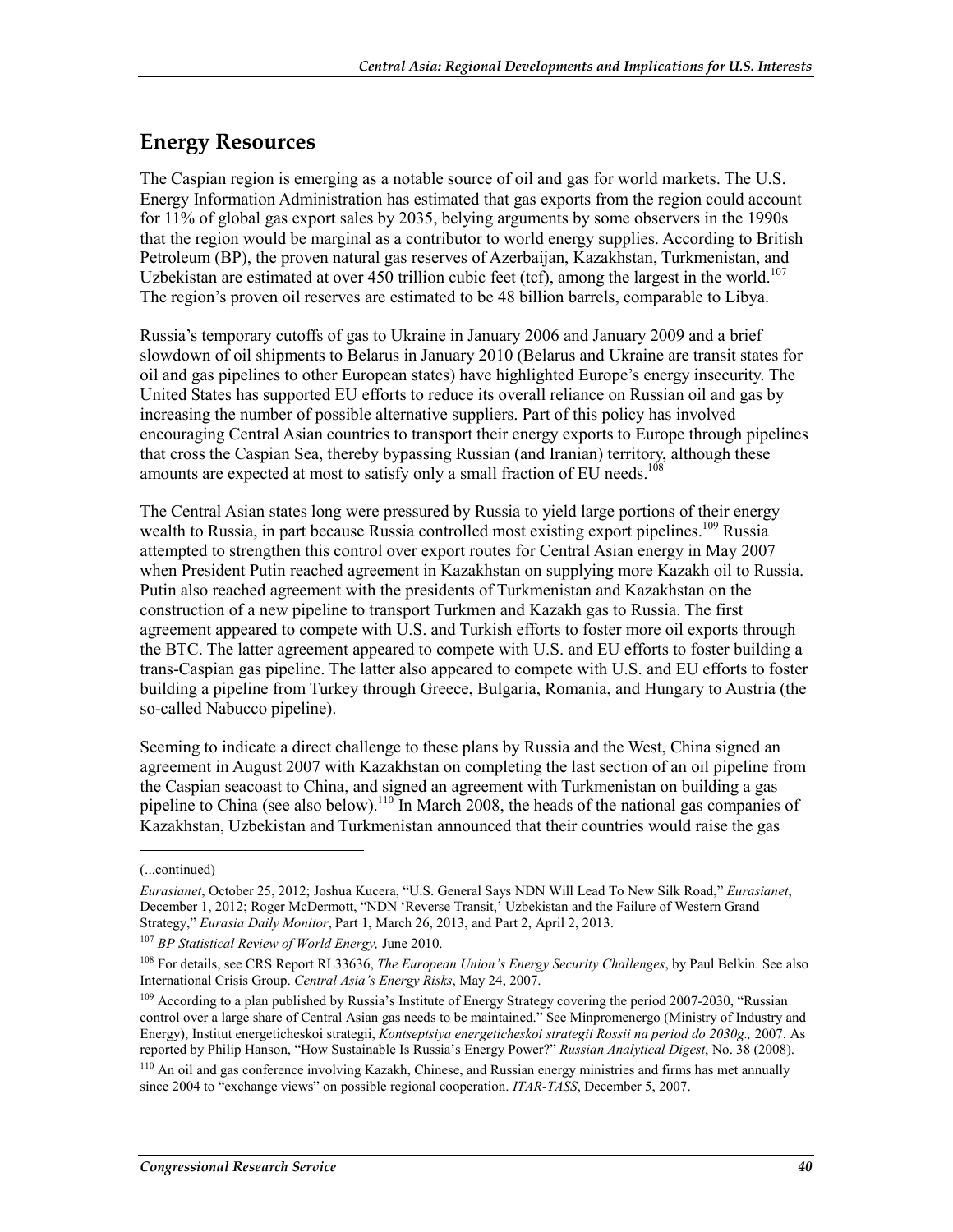## Energy Resources

The Caspian region is emerging as a notable source of oil and gas for world markets. The U.S. Energy Information Administration has estimated that gas exports from the region could account for 11% of global gas export sales by 2035, belying arguments by some observers in the 1990s that the region would be marginal as a contributor to world energy supplies. According to British Petroleum (BP), the proven natural gas reserves of Azerbaijan, Kazakhstan, Turkmenistan, and Uzbekistan are estimated at over 450 trillion cubic feet (tcf), among the largest in the world.[107] The region's proven oil reserves are estimated to be 48 billion barrels, comparable to Libya.

Russia's temporary cutoffs of gas to Ukraine in January 2006 and January 2009 and a brief slowdown of oil shipments to Belarus in January 2010 (Belarus and Ukraine are transit states for oil and gas pipelines to other European states) have highlighted Europe's energy insecurity. The United States has supported EU efforts to reduce its overall reliance on Russian oil and gas by increasing the number of possible alternative suppliers. Part of this policy has involved encouraging Central Asian countries to transport their energy exports to Europe through pipelines that cross the Caspian Sea, thereby bypassing Russian (and Iranian) territory, although these amounts are expected at most to satisfy only a small fraction of EU needs.[108]

The Central Asian states long were pressured by Russia to yield large portions of their energy wealth to Russia, in part because Russia controlled most existing export pipelines.[109] Russia attempted to strengthen this control over export routes for Central Asian energy in May 2007 when President Putin reached agreement in Kazakhstan on supplying more Kazakh oil to Russia. Putin also reached agreement with the presidents of Turkmenistan and Kazakhstan on the construction of a new pipeline to transport Turkmen and Kazakh gas to Russia. The first agreement appeared to compete with U.S. and Turkish efforts to foster more oil exports through the BTC. The latter agreement appeared to compete with U.S. and EU efforts to foster building a trans-Caspian gas pipeline. The latter also appeared to compete with U.S. and EU efforts to foster building a pipeline from Turkey through Greece, Bulgaria, Romania, and Hungary to Austria (the so-called Nabucco pipeline).

Seeming to indicate a direct challenge to these plans by Russia and the West, China signed an agreement in August 2007 with Kazakhstan on completing the last section of an oil pipeline from the Caspian seacoast to China, and signed an agreement with Turkmenistan on building a gas pipeline to China (see also below).[110] In March 2008, the heads of the national gas companies of Kazakhstan, Uzbekistan and Turkmenistan announced that their countries would raise the gas

---

(...continued)

*Eurasianet*, October 25, 2012; Joshua Kucera, "U.S. General Says NDN Will Lead To New Silk Road," *Eurasianet*, December 1, 2012; Roger McDermott, "NDN 'Reverse Transit,' Uzbekistan and the Failure of Western Grand Strategy," *Eurasia Daily Monitor*, Part 1, March 26, 2013, and Part 2, April 2, 2013.

[107] *BP Statistical Review of World Energy,* June 2010.

[108] For details, see CRS Report RL33636, *The European Union's Energy Security Challenges*, by Paul Belkin. See also International Crisis Group. *Central Asia's Energy Risks*, May 24, 2007.

[109] According to a plan published by Russia's Institute of Energy Strategy covering the period 2007-2030, "Russian control over a large share of Central Asian gas needs to be maintained." See Minpromenergo (Ministry of Industry and Energy), Institut energeticheskoi strategii, *Kontseptsiya energeticheskoi strategii Rossii na period do 2030g.,* 2007. As reported by Philip Hanson, "How Sustainable Is Russia's Energy Power?" *Russian Analytical Digest*, No. 38 (2008).

[110] An oil and gas conference involving Kazakh, Chinese, and Russian energy ministries and firms has met annually since 2004 to "exchange views" on possible regional cooperation. *ITAR-TASS*, December 5, 2007.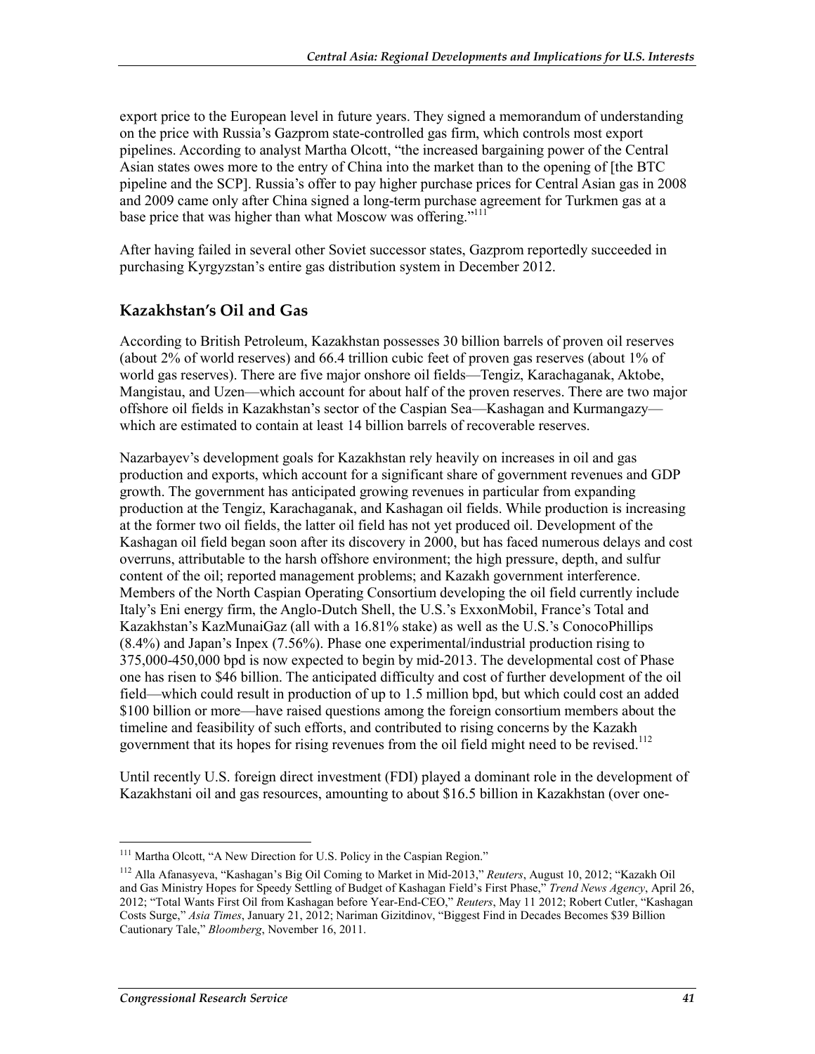export price to the European level in future years. They signed a memorandum of understanding on the price with Russia's Gazprom state-controlled gas firm, which controls most export pipelines. According to analyst Martha Olcott, "the increased bargaining power of the Central Asian states owes more to the entry of China into the market than to the opening of [the BTC pipeline and the SCP]. Russia's offer to pay higher purchase prices for Central Asian gas in 2008 and 2009 came only after China signed a long-term purchase agreement for Turkmen gas at a base price that was higher than what Moscow was offering."[111]

After having failed in several other Soviet successor states, Gazprom reportedly succeeded in purchasing Kyrgyzstan's entire gas distribution system in December 2012.

## Kazakhstan's Oil and Gas

According to British Petroleum, Kazakhstan possesses 30 billion barrels of proven oil reserves (about 2% of world reserves) and 66.4 trillion cubic feet of proven gas reserves (about 1% of world gas reserves). There are five major onshore oil fields—Tengiz, Karachaganak, Aktobe, Mangistau, and Uzen—which account for about half of the proven reserves. There are two major offshore oil fields in Kazakhstan's sector of the Caspian Sea—Kashagan and Kurmangazy—which are estimated to contain at least 14 billion barrels of recoverable reserves.

Nazarbayev's development goals for Kazakhstan rely heavily on increases in oil and gas production and exports, which account for a significant share of government revenues and GDP growth. The government has anticipated growing revenues in particular from expanding production at the Tengiz, Karachaganak, and Kashagan oil fields. While production is increasing at the former two oil fields, the latter oil field has not yet produced oil. Development of the Kashagan oil field began soon after its discovery in 2000, but has faced numerous delays and cost overruns, attributable to the harsh offshore environment; the high pressure, depth, and sulfur content of the oil; reported management problems; and Kazakh government interference. Members of the North Caspian Operating Consortium developing the oil field currently include Italy's Eni energy firm, the Anglo-Dutch Shell, the U.S.'s ExxonMobil, France's Total and Kazakhstan's KazMunaiGaz (all with a 16.81% stake) as well as the U.S.'s ConocoPhillips (8.4%) and Japan's Inpex (7.56%). Phase one experimental/industrial production rising to 375,000-450,000 bpd is now expected to begin by mid-2013. The developmental cost of Phase one has risen to $46 billion. The anticipated difficulty and cost of further development of the oil field—which could result in production of up to 1.5 million bpd, but which could cost an added $100 billion or more—have raised questions among the foreign consortium members about the timeline and feasibility of such efforts, and contributed to rising concerns by the Kazakh government that its hopes for rising revenues from the oil field might need to be revised.[112]

Until recently U.S. foreign direct investment (FDI) played a dominant role in the development of Kazakhstani oil and gas resources, amounting to about $16.5 billion in Kazakhstan (over one-

---

[111] Martha Olcott, "A New Direction for U.S. Policy in the Caspian Region."

[112] Alla Afanasyeva, "Kashagan's Big Oil Coming to Market in Mid-2013," *Reuters*, August 10, 2012; "Kazakh Oil and Gas Ministry Hopes for Speedy Settling of Budget of Kashagan Field's First Phase," *Trend News Agency*, April 26, 2012; "Total Wants First Oil from Kashagan before Year-End-CEO," *Reuters*, May 11 2012; Robert Cutler, "Kashagan Costs Surge," *Asia Times*, January 21, 2012; Nariman Gizitdinov, "Biggest Find in Decades Becomes $39 Billion Cautionary Tale," *Bloomberg*, November 16, 2011.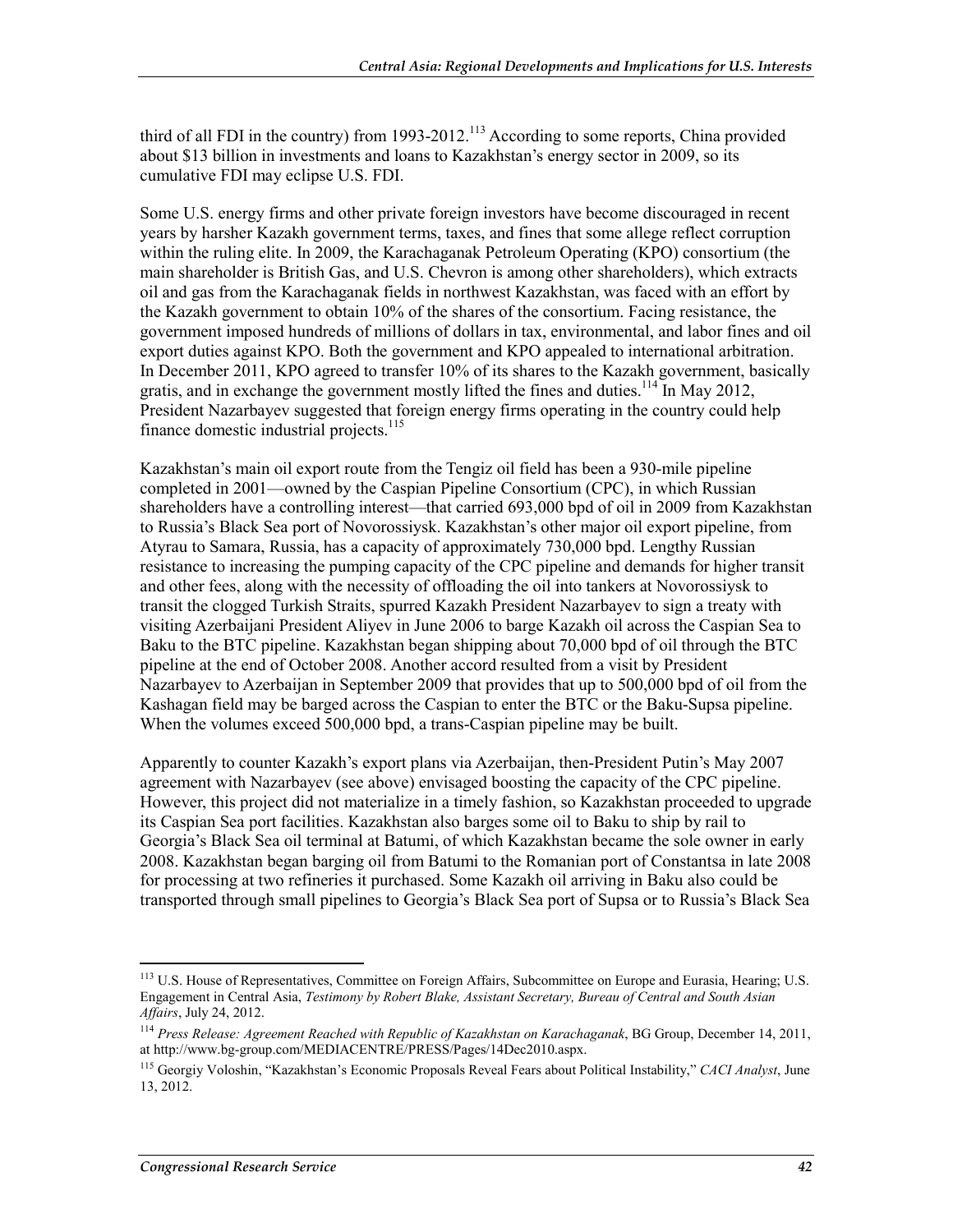third of all FDI in the country) from 1993-2012.[113] According to some reports, China provided about $13 billion in investments and loans to Kazakhstan's energy sector in 2009, so its cumulative FDI may eclipse U.S. FDI.

Some U.S. energy firms and other private foreign investors have become discouraged in recent years by harsher Kazakh government terms, taxes, and fines that some allege reflect corruption within the ruling elite. In 2009, the Karachaganak Petroleum Operating (KPO) consortium (the main shareholder is British Gas, and U.S. Chevron is among other shareholders), which extracts oil and gas from the Karachaganak fields in northwest Kazakhstan, was faced with an effort by the Kazakh government to obtain 10% of the shares of the consortium. Facing resistance, the government imposed hundreds of millions of dollars in tax, environmental, and labor fines and oil export duties against KPO. Both the government and KPO appealed to international arbitration. In December 2011, KPO agreed to transfer 10% of its shares to the Kazakh government, basically gratis, and in exchange the government mostly lifted the fines and duties.[114] In May 2012, President Nazarbayev suggested that foreign energy firms operating in the country could help finance domestic industrial projects.[115]

Kazakhstan's main oil export route from the Tengiz oil field has been a 930-mile pipeline completed in 2001—owned by the Caspian Pipeline Consortium (CPC), in which Russian shareholders have a controlling interest—that carried 693,000 bpd of oil in 2009 from Kazakhstan to Russia's Black Sea port of Novorossiysk. Kazakhstan's other major oil export pipeline, from Atyrau to Samara, Russia, has a capacity of approximately 730,000 bpd. Lengthy Russian resistance to increasing the pumping capacity of the CPC pipeline and demands for higher transit and other fees, along with the necessity of offloading the oil into tankers at Novorossiysk to transit the clogged Turkish Straits, spurred Kazakh President Nazarbayev to sign a treaty with visiting Azerbaijani President Aliyev in June 2006 to barge Kazakh oil across the Caspian Sea to Baku to the BTC pipeline. Kazakhstan began shipping about 70,000 bpd of oil through the BTC pipeline at the end of October 2008. Another accord resulted from a visit by President Nazarbayev to Azerbaijan in September 2009 that provides that up to 500,000 bpd of oil from the Kashagan field may be barged across the Caspian to enter the BTC or the Baku-Supsa pipeline. When the volumes exceed 500,000 bpd, a trans-Caspian pipeline may be built.

Apparently to counter Kazakh's export plans via Azerbaijan, then-President Putin's May 2007 agreement with Nazarbayev (see above) envisaged boosting the capacity of the CPC pipeline. However, this project did not materialize in a timely fashion, so Kazakhstan proceeded to upgrade its Caspian Sea port facilities. Kazakhstan also barges some oil to Baku to ship by rail to Georgia's Black Sea oil terminal at Batumi, of which Kazakhstan became the sole owner in early 2008. Kazakhstan began barging oil from Batumi to the Romanian port of Constantsa in late 2008 for processing at two refineries it purchased. Some Kazakh oil arriving in Baku also could be transported through small pipelines to Georgia's Black Sea port of Supsa or to Russia's Black Sea

---

[113] U.S. House of Representatives, Committee on Foreign Affairs, Subcommittee on Europe and Eurasia, Hearing; U.S. Engagement in Central Asia, *Testimony by Robert Blake, Assistant Secretary, Bureau of Central and South Asian Affairs*, July 24, 2012.

[114] *Press Release: Agreement Reached with Republic of Kazakhstan on Karachaganak*, BG Group, December 14, 2011, at http://www.bg-group.com/MEDIACENTRE/PRESS/Pages/14Dec2010.aspx.

[115] Georgiy Voloshin, "Kazakhstan's Economic Proposals Reveal Fears about Political Instability," *CACI Analyst*, June 13, 2012.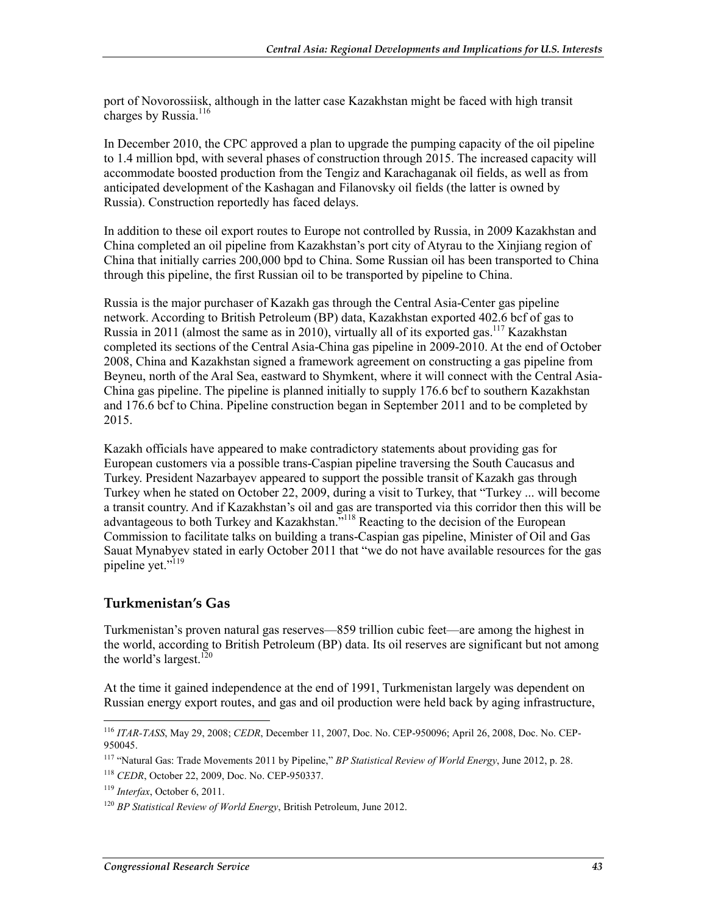port of Novorossiisk, although in the latter case Kazakhstan might be faced with high transit charges by Russia.[116]

In December 2010, the CPC approved a plan to upgrade the pumping capacity of the oil pipeline to 1.4 million bpd, with several phases of construction through 2015. The increased capacity will accommodate boosted production from the Tengiz and Karachaganak oil fields, as well as from anticipated development of the Kashagan and Filanovsky oil fields (the latter is owned by Russia). Construction reportedly has faced delays.

In addition to these oil export routes to Europe not controlled by Russia, in 2009 Kazakhstan and China completed an oil pipeline from Kazakhstan's port city of Atyrau to the Xinjiang region of China that initially carries 200,000 bpd to China. Some Russian oil has been transported to China through this pipeline, the first Russian oil to be transported by pipeline to China.

Russia is the major purchaser of Kazakh gas through the Central Asia-Center gas pipeline network. According to British Petroleum (BP) data, Kazakhstan exported 402.6 bcf of gas to Russia in 2011 (almost the same as in 2010), virtually all of its exported gas.[117] Kazakhstan completed its sections of the Central Asia-China gas pipeline in 2009-2010. At the end of October 2008, China and Kazakhstan signed a framework agreement on constructing a gas pipeline from Beyneu, north of the Aral Sea, eastward to Shymkent, where it will connect with the Central Asia-China gas pipeline. The pipeline is planned initially to supply 176.6 bcf to southern Kazakhstan and 176.6 bcf to China. Pipeline construction began in September 2011 and to be completed by 2015.

Kazakh officials have appeared to make contradictory statements about providing gas for European customers via a possible trans-Caspian pipeline traversing the South Caucasus and Turkey. President Nazarbayev appeared to support the possible transit of Kazakh gas through Turkey when he stated on October 22, 2009, during a visit to Turkey, that "Turkey ... will become a transit country. And if Kazakhstan's oil and gas are transported via this corridor then this will be advantageous to both Turkey and Kazakhstan."[118] Reacting to the decision of the European Commission to facilitate talks on building a trans-Caspian gas pipeline, Minister of Oil and Gas Sauat Mynabyev stated in early October 2011 that "we do not have available resources for the gas pipeline yet."[119]

### Turkmenistan's Gas

Turkmenistan's proven natural gas reserves—859 trillion cubic feet—are among the highest in the world, according to British Petroleum (BP) data. Its oil reserves are significant but not among the world's largest.[120]

At the time it gained independence at the end of 1991, Turkmenistan largely was dependent on Russian energy export routes, and gas and oil production were held back by aging infrastructure,

---

[116] *ITAR-TASS*, May 29, 2008; *CEDR*, December 11, 2007, Doc. No. CEP-950096; April 26, 2008, Doc. No. CEP-950045.

[117] "Natural Gas: Trade Movements 2011 by Pipeline," *BP Statistical Review of World Energy*, June 2012, p. 28.

[118] *CEDR*, October 22, 2009, Doc. No. CEP-950337.

[119] *Interfax*, October 6, 2011.

[120] *BP Statistical Review of World Energy*, British Petroleum, June 2012.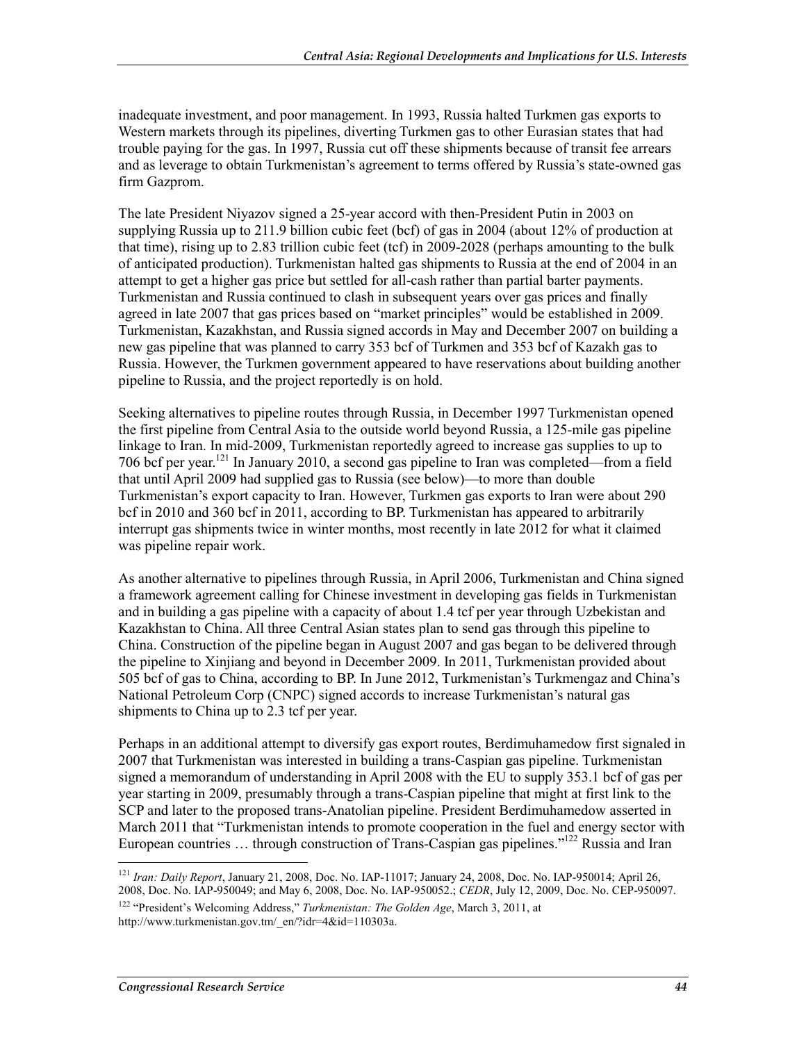inadequate investment, and poor management. In 1993, Russia halted Turkmen gas exports to Western markets through its pipelines, diverting Turkmen gas to other Eurasian states that had trouble paying for the gas. In 1997, Russia cut off these shipments because of transit fee arrears and as leverage to obtain Turkmenistan's agreement to terms offered by Russia's state-owned gas firm Gazprom.

The late President Niyazov signed a 25-year accord with then-President Putin in 2003 on supplying Russia up to 211.9 billion cubic feet (bcf) of gas in 2004 (about 12% of production at that time), rising up to 2.83 trillion cubic feet (tcf) in 2009-2028 (perhaps amounting to the bulk of anticipated production). Turkmenistan halted gas shipments to Russia at the end of 2004 in an attempt to get a higher gas price but settled for all-cash rather than partial barter payments. Turkmenistan and Russia continued to clash in subsequent years over gas prices and finally agreed in late 2007 that gas prices based on "market principles" would be established in 2009. Turkmenistan, Kazakhstan, and Russia signed accords in May and December 2007 on building a new gas pipeline that was planned to carry 353 bcf of Turkmen and 353 bcf of Kazakh gas to Russia. However, the Turkmen government appeared to have reservations about building another pipeline to Russia, and the project reportedly is on hold.

Seeking alternatives to pipeline routes through Russia, in December 1997 Turkmenistan opened the first pipeline from Central Asia to the outside world beyond Russia, a 125-mile gas pipeline linkage to Iran. In mid-2009, Turkmenistan reportedly agreed to increase gas supplies to up to 706 bcf per year.[121] In January 2010, a second gas pipeline to Iran was completed—from a field that until April 2009 had supplied gas to Russia (see below)—to more than double Turkmenistan's export capacity to Iran. However, Turkmen gas exports to Iran were about 290 bcf in 2010 and 360 bcf in 2011, according to BP. Turkmenistan has appeared to arbitrarily interrupt gas shipments twice in winter months, most recently in late 2012 for what it claimed was pipeline repair work.

As another alternative to pipelines through Russia, in April 2006, Turkmenistan and China signed a framework agreement calling for Chinese investment in developing gas fields in Turkmenistan and in building a gas pipeline with a capacity of about 1.4 tcf per year through Uzbekistan and Kazakhstan to China. All three Central Asian states plan to send gas through this pipeline to China. Construction of the pipeline began in August 2007 and gas began to be delivered through the pipeline to Xinjiang and beyond in December 2009. In 2011, Turkmenistan provided about 505 bcf of gas to China, according to BP. In June 2012, Turkmenistan's Turkmengaz and China's National Petroleum Corp (CNPC) signed accords to increase Turkmenistan's natural gas shipments to China up to 2.3 tcf per year.

Perhaps in an additional attempt to diversify gas export routes, Berdimuhamedow first signaled in 2007 that Turkmenistan was interested in building a trans-Caspian gas pipeline. Turkmenistan signed a memorandum of understanding in April 2008 with the EU to supply 353.1 bcf of gas per year starting in 2009, presumably through a trans-Caspian pipeline that might at first link to the SCP and later to the proposed trans-Anatolian pipeline. President Berdimuhamedow asserted in March 2011 that "Turkmenistan intends to promote cooperation in the fuel and energy sector with European countries … through construction of Trans-Caspian gas pipelines."[122] Russia and Iran

---

[121] *Iran: Daily Report*, January 21, 2008, Doc. No. IAP-11017; January 24, 2008, Doc. No. IAP-950014; April 26, 2008, Doc. No. IAP-950049; and May 6, 2008, Doc. No. IAP-950052.; *CEDR*, July 12, 2009, Doc. No. CEP-950097.

[122] "President's Welcoming Address," *Turkmenistan: The Golden Age*, March 3, 2011, at http://www.turkmenistan.gov.tm/_en/?idr=4&id=110303a.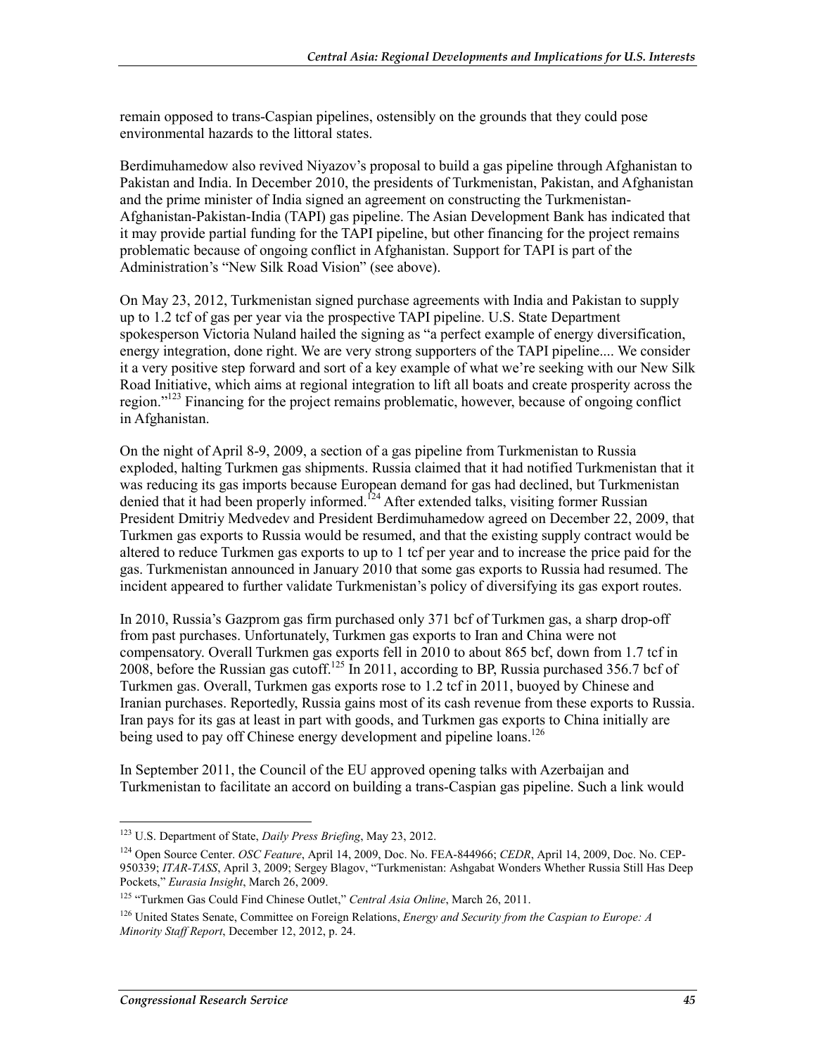remain opposed to trans-Caspian pipelines, ostensibly on the grounds that they could pose environmental hazards to the littoral states.

Berdimuhamedow also revived Niyazov's proposal to build a gas pipeline through Afghanistan to Pakistan and India. In December 2010, the presidents of Turkmenistan, Pakistan, and Afghanistan and the prime minister of India signed an agreement on constructing the Turkmenistan-Afghanistan-Pakistan-India (TAPI) gas pipeline. The Asian Development Bank has indicated that it may provide partial funding for the TAPI pipeline, but other financing for the project remains problematic because of ongoing conflict in Afghanistan. Support for TAPI is part of the Administration's "New Silk Road Vision" (see above).

On May 23, 2012, Turkmenistan signed purchase agreements with India and Pakistan to supply up to 1.2 tcf of gas per year via the prospective TAPI pipeline. U.S. State Department spokesperson Victoria Nuland hailed the signing as "a perfect example of energy diversification, energy integration, done right. We are very strong supporters of the TAPI pipeline.... We consider it a very positive step forward and sort of a key example of what we're seeking with our New Silk Road Initiative, which aims at regional integration to lift all boats and create prosperity across the region."[123] Financing for the project remains problematic, however, because of ongoing conflict in Afghanistan.

On the night of April 8-9, 2009, a section of a gas pipeline from Turkmenistan to Russia exploded, halting Turkmen gas shipments. Russia claimed that it had notified Turkmenistan that it was reducing its gas imports because European demand for gas had declined, but Turkmenistan denied that it had been properly informed.[124] After extended talks, visiting former Russian President Dmitriy Medvedev and President Berdimuhamedow agreed on December 22, 2009, that Turkmen gas exports to Russia would be resumed, and that the existing supply contract would be altered to reduce Turkmen gas exports to up to 1 tcf per year and to increase the price paid for the gas. Turkmenistan announced in January 2010 that some gas exports to Russia had resumed. The incident appeared to further validate Turkmenistan's policy of diversifying its gas export routes.

In 2010, Russia's Gazprom gas firm purchased only 371 bcf of Turkmen gas, a sharp drop-off from past purchases. Unfortunately, Turkmen gas exports to Iran and China were not compensatory. Overall Turkmen gas exports fell in 2010 to about 865 bcf, down from 1.7 tcf in 2008, before the Russian gas cutoff.[125] In 2011, according to BP, Russia purchased 356.7 bcf of Turkmen gas. Overall, Turkmen gas exports rose to 1.2 tcf in 2011, buoyed by Chinese and Iranian purchases. Reportedly, Russia gains most of its cash revenue from these exports to Russia. Iran pays for its gas at least in part with goods, and Turkmen gas exports to China initially are being used to pay off Chinese energy development and pipeline loans.[126]

In September 2011, the Council of the EU approved opening talks with Azerbaijan and Turkmenistan to facilitate an accord on building a trans-Caspian gas pipeline. Such a link would

---

[123] U.S. Department of State, *Daily Press Briefing*, May 23, 2012.

[124] Open Source Center. *OSC Feature*, April 14, 2009, Doc. No. FEA-844966; *CEDR*, April 14, 2009, Doc. No. CEP-950339; *ITAR-TASS*, April 3, 2009; Sergey Blagov, "Turkmenistan: Ashgabat Wonders Whether Russia Still Has Deep Pockets," *Eurasia Insight*, March 26, 2009.

[125] "Turkmen Gas Could Find Chinese Outlet," *Central Asia Online*, March 26, 2011.

[126] United States Senate, Committee on Foreign Relations, *Energy and Security from the Caspian to Europe: A Minority Staff Report*, December 12, 2012, p. 24.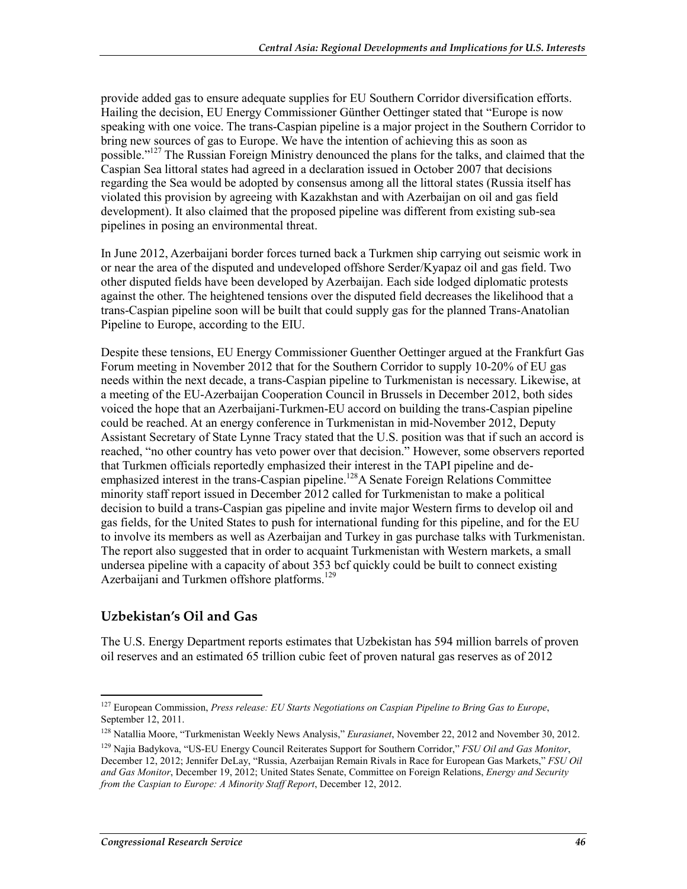provide added gas to ensure adequate supplies for EU Southern Corridor diversification efforts. Hailing the decision, EU Energy Commissioner Günther Oettinger stated that "Europe is now speaking with one voice. The trans-Caspian pipeline is a major project in the Southern Corridor to bring new sources of gas to Europe. We have the intention of achieving this as soon as possible."[127] The Russian Foreign Ministry denounced the plans for the talks, and claimed that the Caspian Sea littoral states had agreed in a declaration issued in October 2007 that decisions regarding the Sea would be adopted by consensus among all the littoral states (Russia itself has violated this provision by agreeing with Kazakhstan and with Azerbaijan on oil and gas field development). It also claimed that the proposed pipeline was different from existing sub-sea pipelines in posing an environmental threat.

In June 2012, Azerbaijani border forces turned back a Turkmen ship carrying out seismic work in or near the area of the disputed and undeveloped offshore Serder/Kyapaz oil and gas field. Two other disputed fields have been developed by Azerbaijan. Each side lodged diplomatic protests against the other. The heightened tensions over the disputed field decreases the likelihood that a trans-Caspian pipeline soon will be built that could supply gas for the planned Trans-Anatolian Pipeline to Europe, according to the EIU.

Despite these tensions, EU Energy Commissioner Guenther Oettinger argued at the Frankfurt Gas Forum meeting in November 2012 that for the Southern Corridor to supply 10-20% of EU gas needs within the next decade, a trans-Caspian pipeline to Turkmenistan is necessary. Likewise, at a meeting of the EU-Azerbaijan Cooperation Council in Brussels in December 2012, both sides voiced the hope that an Azerbaijani-Turkmen-EU accord on building the trans-Caspian pipeline could be reached. At an energy conference in Turkmenistan in mid-November 2012, Deputy Assistant Secretary of State Lynne Tracy stated that the U.S. position was that if such an accord is reached, "no other country has veto power over that decision." However, some observers reported that Turkmen officials reportedly emphasized their interest in the TAPI pipeline and de-emphasized interest in the trans-Caspian pipeline.[128] A Senate Foreign Relations Committee minority staff report issued in December 2012 called for Turkmenistan to make a political decision to build a trans-Caspian gas pipeline and invite major Western firms to develop oil and gas fields, for the United States to push for international funding for this pipeline, and for the EU to involve its members as well as Azerbaijan and Turkey in gas purchase talks with Turkmenistan. The report also suggested that in order to acquaint Turkmenistan with Western markets, a small undersea pipeline with a capacity of about 353 bcf quickly could be built to connect existing Azerbaijani and Turkmen offshore platforms.[129]

## Uzbekistan's Oil and Gas

The U.S. Energy Department reports estimates that Uzbekistan has 594 million barrels of proven oil reserves and an estimated 65 trillion cubic feet of proven natural gas reserves as of 2012

---

[127] European Commission, *Press release: EU Starts Negotiations on Caspian Pipeline to Bring Gas to Europe*, September 12, 2011.

[128] Natallia Moore, "Turkmenistan Weekly News Analysis," *Eurasianet*, November 22, 2012 and November 30, 2012.

[129] Najia Badykova, "US-EU Energy Council Reiterates Support for Southern Corridor," *FSU Oil and Gas Monitor*, December 12, 2012; Jennifer DeLay, "Russia, Azerbaijan Remain Rivals in Race for European Gas Markets," *FSU Oil and Gas Monitor*, December 19, 2012; United States Senate, Committee on Foreign Relations, *Energy and Security from the Caspian to Europe: A Minority Staff Report*, December 12, 2012.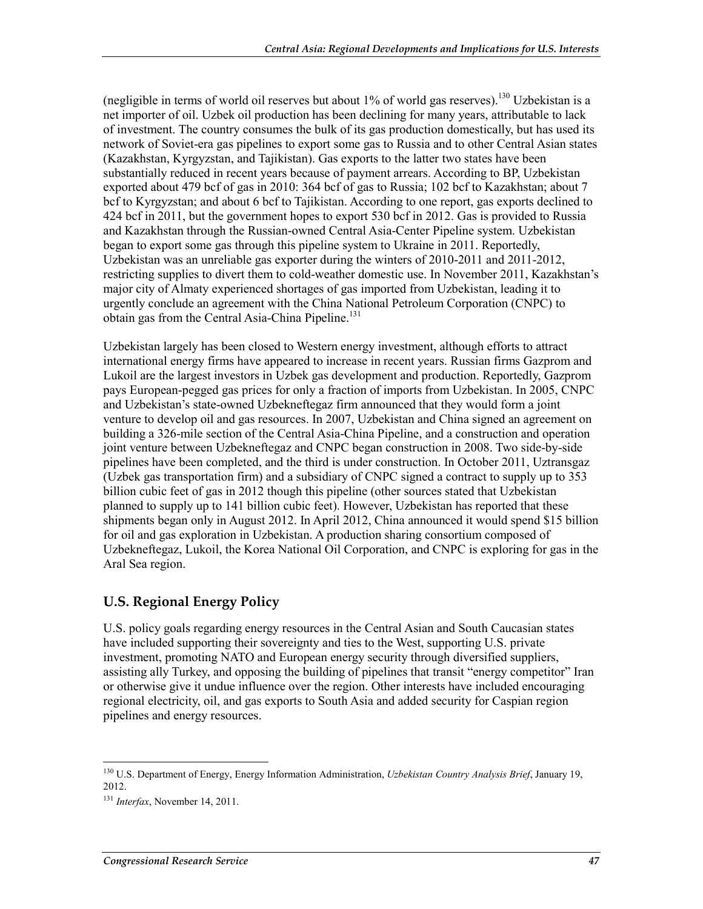(negligible in terms of world oil reserves but about 1% of world gas reserves).[130] Uzbekistan is a net importer of oil. Uzbek oil production has been declining for many years, attributable to lack of investment. The country consumes the bulk of its gas production domestically, but has used its network of Soviet-era gas pipelines to export some gas to Russia and to other Central Asian states (Kazakhstan, Kyrgyzstan, and Tajikistan). Gas exports to the latter two states have been substantially reduced in recent years because of payment arrears. According to BP, Uzbekistan exported about 479 bcf of gas in 2010: 364 bcf of gas to Russia; 102 bcf to Kazakhstan; about 7 bcf to Kyrgyzstan; and about 6 bcf to Tajikistan. According to one report, gas exports declined to 424 bcf in 2011, but the government hopes to export 530 bcf in 2012. Gas is provided to Russia and Kazakhstan through the Russian-owned Central Asia-Center Pipeline system. Uzbekistan began to export some gas through this pipeline system to Ukraine in 2011. Reportedly, Uzbekistan was an unreliable gas exporter during the winters of 2010-2011 and 2011-2012, restricting supplies to divert them to cold-weather domestic use. In November 2011, Kazakhstan's major city of Almaty experienced shortages of gas imported from Uzbekistan, leading it to urgently conclude an agreement with the China National Petroleum Corporation (CNPC) to obtain gas from the Central Asia-China Pipeline.[131]

Uzbekistan largely has been closed to Western energy investment, although efforts to attract international energy firms have appeared to increase in recent years. Russian firms Gazprom and Lukoil are the largest investors in Uzbek gas development and production. Reportedly, Gazprom pays European-pegged gas prices for only a fraction of imports from Uzbekistan. In 2005, CNPC and Uzbekistan's state-owned Uzbekneftegaz firm announced that they would form a joint venture to develop oil and gas resources. In 2007, Uzbekistan and China signed an agreement on building a 326-mile section of the Central Asia-China Pipeline, and a construction and operation joint venture between Uzbekneftegaz and CNPC began construction in 2008. Two side-by-side pipelines have been completed, and the third is under construction. In October 2011, Uztransgaz (Uzbek gas transportation firm) and a subsidiary of CNPC signed a contract to supply up to 353 billion cubic feet of gas in 2012 though this pipeline (other sources stated that Uzbekistan planned to supply up to 141 billion cubic feet). However, Uzbekistan has reported that these shipments began only in August 2012. In April 2012, China announced it would spend $15 billion for oil and gas exploration in Uzbekistan. A production sharing consortium composed of Uzbekneftegaz, Lukoil, the Korea National Oil Corporation, and CNPC is exploring for gas in the Aral Sea region.

## U.S. Regional Energy Policy

U.S. policy goals regarding energy resources in the Central Asian and South Caucasian states have included supporting their sovereignty and ties to the West, supporting U.S. private investment, promoting NATO and European energy security through diversified suppliers, assisting ally Turkey, and opposing the building of pipelines that transit "energy competitor" Iran or otherwise give it undue influence over the region. Other interests have included encouraging regional electricity, oil, and gas exports to South Asia and added security for Caspian region pipelines and energy resources.

---

[130] U.S. Department of Energy, Energy Information Administration, *Uzbekistan Country Analysis Brief*, January 19, 2012.

[131] *Interfax*, November 14, 2011.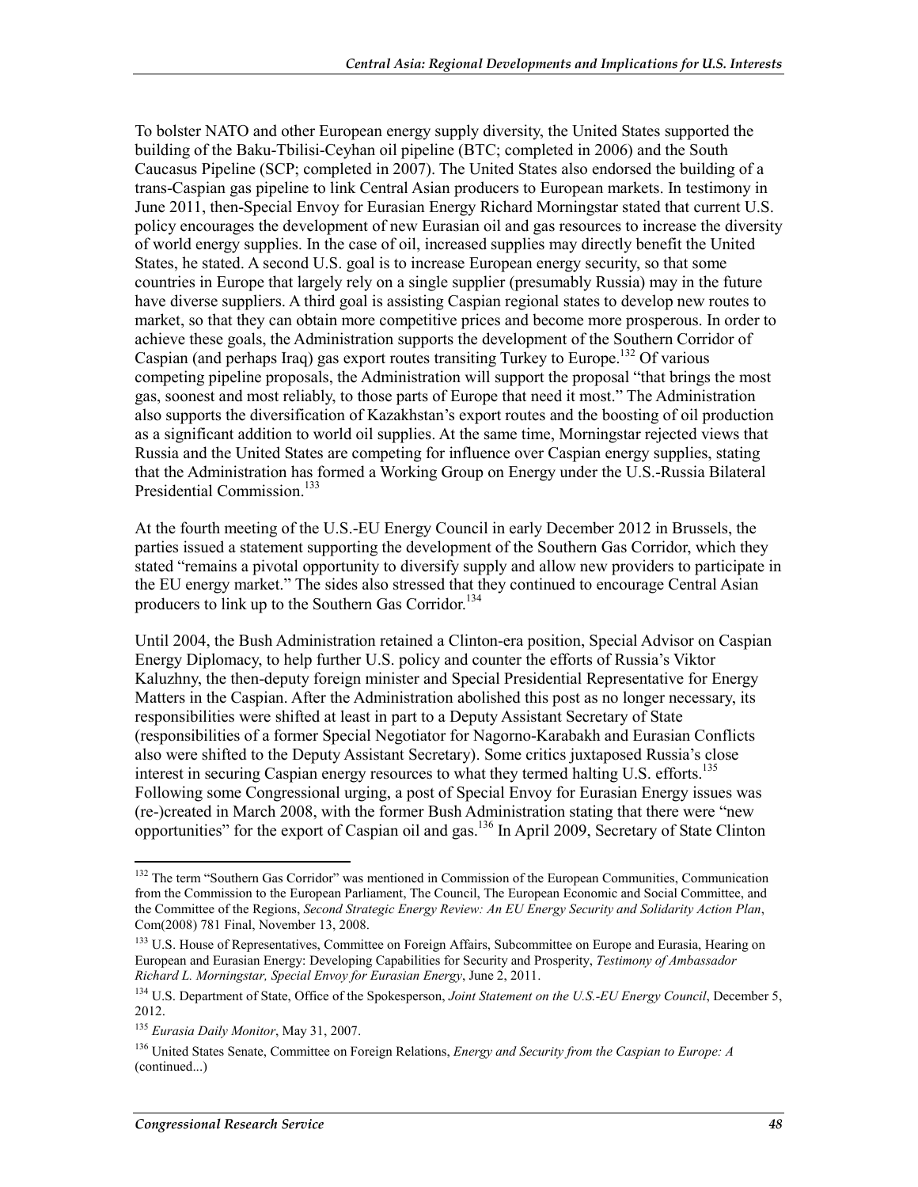To bolster NATO and other European energy supply diversity, the United States supported the building of the Baku-Tbilisi-Ceyhan oil pipeline (BTC; completed in 2006) and the South Caucasus Pipeline (SCP; completed in 2007). The United States also endorsed the building of a trans-Caspian gas pipeline to link Central Asian producers to European markets. In testimony in June 2011, then-Special Envoy for Eurasian Energy Richard Morningstar stated that current U.S. policy encourages the development of new Eurasian oil and gas resources to increase the diversity of world energy supplies. In the case of oil, increased supplies may directly benefit the United States, he stated. A second U.S. goal is to increase European energy security, so that some countries in Europe that largely rely on a single supplier (presumably Russia) may in the future have diverse suppliers. A third goal is assisting Caspian regional states to develop new routes to market, so that they can obtain more competitive prices and become more prosperous. In order to achieve these goals, the Administration supports the development of the Southern Corridor of Caspian (and perhaps Iraq) gas export routes transiting Turkey to Europe.[132] Of various competing pipeline proposals, the Administration will support the proposal "that brings the most gas, soonest and most reliably, to those parts of Europe that need it most." The Administration also supports the diversification of Kazakhstan's export routes and the boosting of oil production as a significant addition to world oil supplies. At the same time, Morningstar rejected views that Russia and the United States are competing for influence over Caspian energy supplies, stating that the Administration has formed a Working Group on Energy under the U.S.-Russia Bilateral Presidential Commission.[133]

At the fourth meeting of the U.S.-EU Energy Council in early December 2012 in Brussels, the parties issued a statement supporting the development of the Southern Gas Corridor, which they stated "remains a pivotal opportunity to diversify supply and allow new providers to participate in the EU energy market." The sides also stressed that they continued to encourage Central Asian producers to link up to the Southern Gas Corridor.[134]

Until 2004, the Bush Administration retained a Clinton-era position, Special Advisor on Caspian Energy Diplomacy, to help further U.S. policy and counter the efforts of Russia's Viktor Kaluzhny, the then-deputy foreign minister and Special Presidential Representative for Energy Matters in the Caspian. After the Administration abolished this post as no longer necessary, its responsibilities were shifted at least in part to a Deputy Assistant Secretary of State (responsibilities of a former Special Negotiator for Nagorno-Karabakh and Eurasian Conflicts also were shifted to the Deputy Assistant Secretary). Some critics juxtaposed Russia's close interest in securing Caspian energy resources to what they termed halting U.S. efforts.[135] Following some Congressional urging, a post of Special Envoy for Eurasian Energy issues was (re-)created in March 2008, with the former Bush Administration stating that there were "new opportunities" for the export of Caspian oil and gas.[136] In April 2009, Secretary of State Clinton

---

[132] The term "Southern Gas Corridor" was mentioned in Commission of the European Communities, Communication from the Commission to the European Parliament, The Council, The European Economic and Social Committee, and the Committee of the Regions, *Second Strategic Energy Review: An EU Energy Security and Solidarity Action Plan*, Com(2008) 781 Final, November 13, 2008.

[133] U.S. House of Representatives, Committee on Foreign Affairs, Subcommittee on Europe and Eurasia, Hearing on European and Eurasian Energy: Developing Capabilities for Security and Prosperity, *Testimony of Ambassador Richard L. Morningstar, Special Envoy for Eurasian Energy*, June 2, 2011.

[134] U.S. Department of State, Office of the Spokesperson, *Joint Statement on the U.S.-EU Energy Council*, December 5, 2012.

[135] *Eurasia Daily Monitor*, May 31, 2007.

[136] United States Senate, Committee on Foreign Relations, *Energy and Security from the Caspian to Europe: A* (continued...)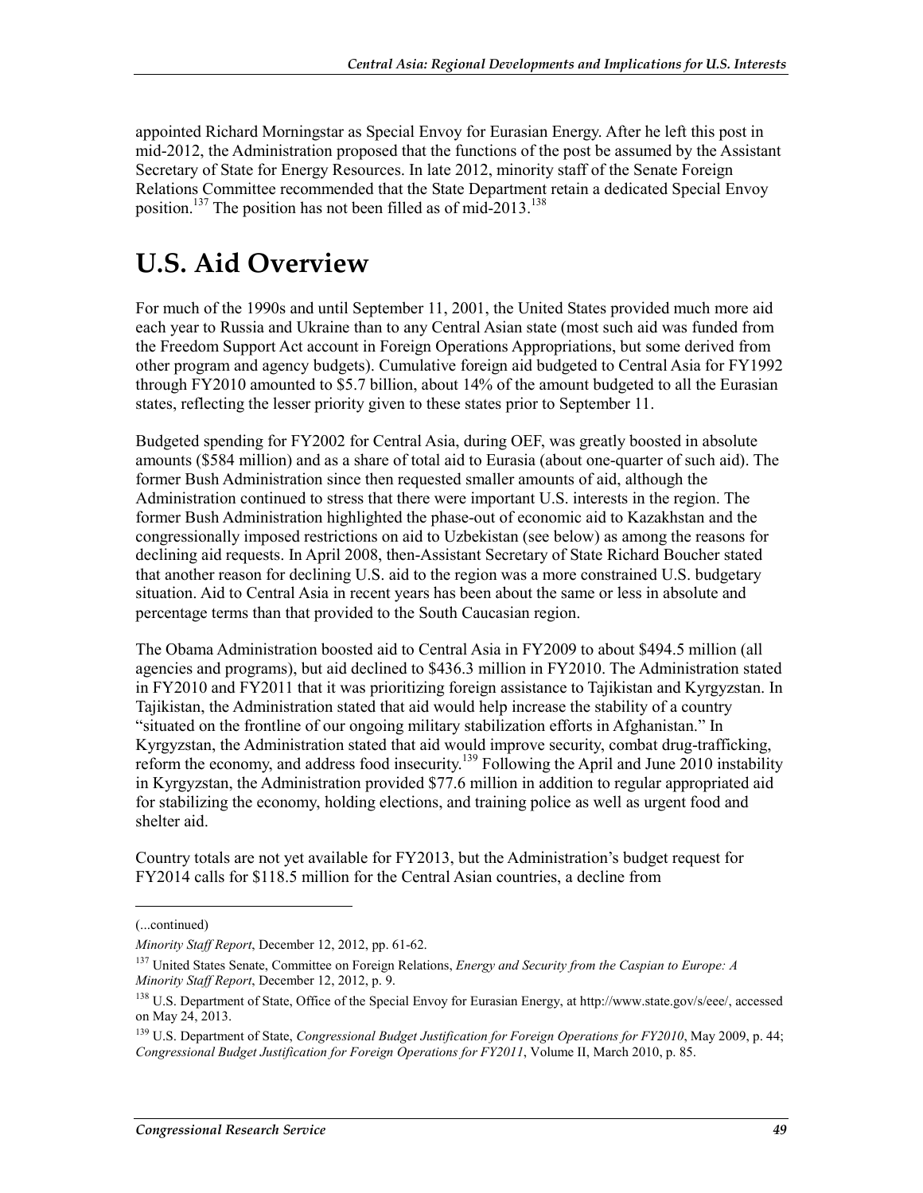appointed Richard Morningstar as Special Envoy for Eurasian Energy. After he left this post in mid-2012, the Administration proposed that the functions of the post be assumed by the Assistant Secretary of State for Energy Resources. In late 2012, minority staff of the Senate Foreign Relations Committee recommended that the State Department retain a dedicated Special Envoy position.[137] The position has not been filled as of mid-2013.[138]

# U.S. Aid Overview

For much of the 1990s and until September 11, 2001, the United States provided much more aid each year to Russia and Ukraine than to any Central Asian state (most such aid was funded from the Freedom Support Act account in Foreign Operations Appropriations, but some derived from other program and agency budgets). Cumulative foreign aid budgeted to Central Asia for FY1992 through FY2010 amounted to $5.7 billion, about 14% of the amount budgeted to all the Eurasian states, reflecting the lesser priority given to these states prior to September 11.

Budgeted spending for FY2002 for Central Asia, during OEF, was greatly boosted in absolute amounts ($584 million) and as a share of total aid to Eurasia (about one-quarter of such aid). The former Bush Administration since then requested smaller amounts of aid, although the Administration continued to stress that there were important U.S. interests in the region. The former Bush Administration highlighted the phase-out of economic aid to Kazakhstan and the congressionally imposed restrictions on aid to Uzbekistan (see below) as among the reasons for declining aid requests. In April 2008, then-Assistant Secretary of State Richard Boucher stated that another reason for declining U.S. aid to the region was a more constrained U.S. budgetary situation. Aid to Central Asia in recent years has been about the same or less in absolute and percentage terms than that provided to the South Caucasian region.

The Obama Administration boosted aid to Central Asia in FY2009 to about $494.5 million (all agencies and programs), but aid declined to $436.3 million in FY2010. The Administration stated in FY2010 and FY2011 that it was prioritizing foreign assistance to Tajikistan and Kyrgyzstan. In Tajikistan, the Administration stated that aid would help increase the stability of a country "situated on the frontline of our ongoing military stabilization efforts in Afghanistan." In Kyrgyzstan, the Administration stated that aid would improve security, combat drug-trafficking, reform the economy, and address food insecurity.[139] Following the April and June 2010 instability in Kyrgyzstan, the Administration provided $77.6 million in addition to regular appropriated aid for stabilizing the economy, holding elections, and training police as well as urgent food and shelter aid.

Country totals are not yet available for FY2013, but the Administration's budget request for FY2014 calls for $118.5 million for the Central Asian countries, a decline from

---

(...continued)

*Minority Staff Report*, December 12, 2012, pp. 61-62.

[137] United States Senate, Committee on Foreign Relations, *Energy and Security from the Caspian to Europe: A Minority Staff Report*, December 12, 2012, p. 9.

[138] U.S. Department of State, Office of the Special Envoy for Eurasian Energy, at http://www.state.gov/s/eee/, accessed on May 24, 2013.

[139] U.S. Department of State, *Congressional Budget Justification for Foreign Operations for FY2010*, May 2009, p. 44; *Congressional Budget Justification for Foreign Operations for FY2011*, Volume II, March 2010, p. 85.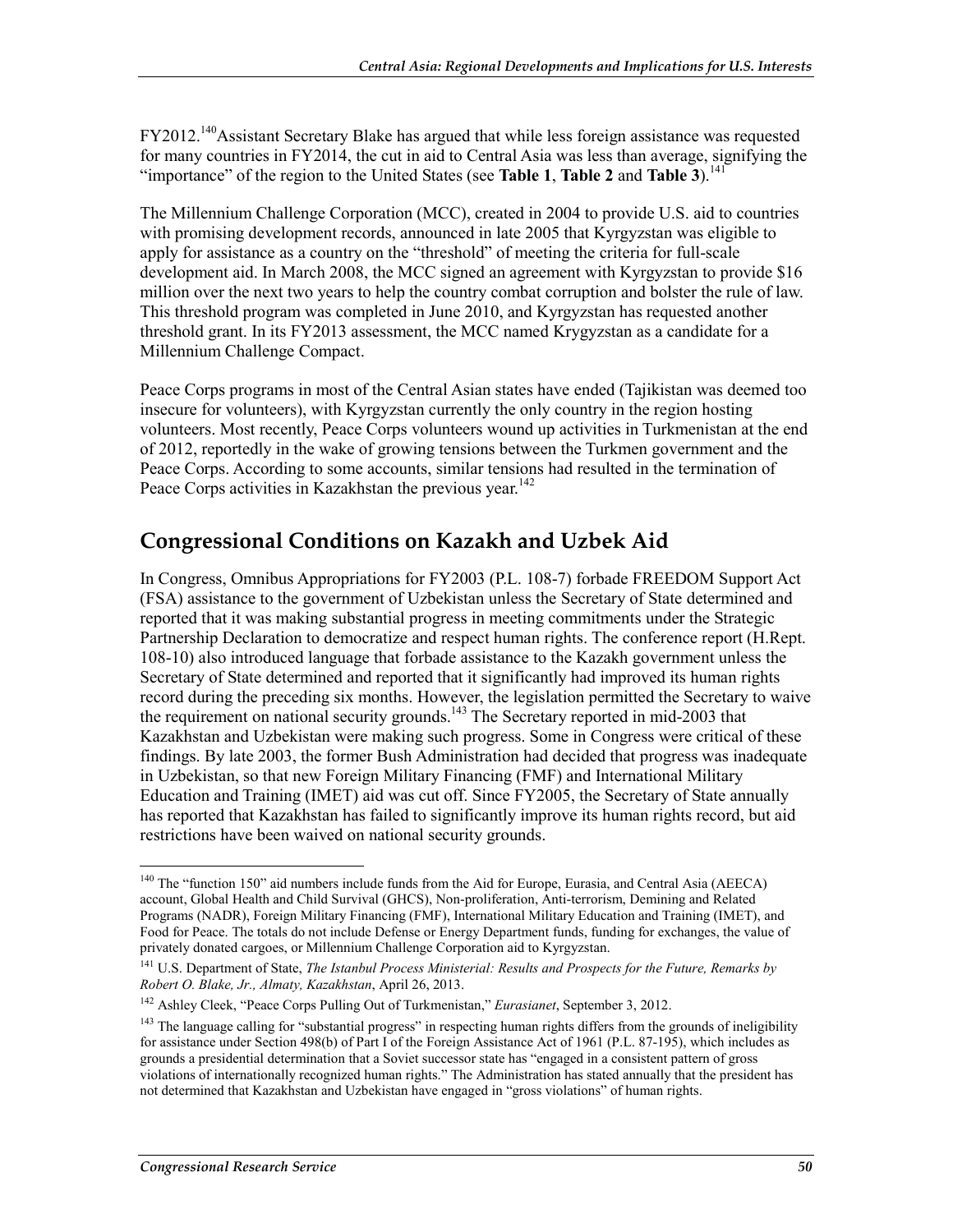FY2012.[140] Assistant Secretary Blake has argued that while less foreign assistance was requested for many countries in FY2014, the cut in aid to Central Asia was less than average, signifying the "importance" of the region to the United States (see **Table 1**, **Table 2** and **Table 3**).[141]

The Millennium Challenge Corporation (MCC), created in 2004 to provide U.S. aid to countries with promising development records, announced in late 2005 that Kyrgyzstan was eligible to apply for assistance as a country on the "threshold" of meeting the criteria for full-scale development aid. In March 2008, the MCC signed an agreement with Kyrgyzstan to provide $16 million over the next two years to help the country combat corruption and bolster the rule of law. This threshold program was completed in June 2010, and Kyrgyzstan has requested another threshold grant. In its FY2013 assessment, the MCC named Krygyzstan as a candidate for a Millennium Challenge Compact.

Peace Corps programs in most of the Central Asian states have ended (Tajikistan was deemed too insecure for volunteers), with Kyrgyzstan currently the only country in the region hosting volunteers. Most recently, Peace Corps volunteers wound up activities in Turkmenistan at the end of 2012, reportedly in the wake of growing tensions between the Turkmen government and the Peace Corps. According to some accounts, similar tensions had resulted in the termination of Peace Corps activities in Kazakhstan the previous year.[142]

## Congressional Conditions on Kazakh and Uzbek Aid

In Congress, Omnibus Appropriations for FY2003 (P.L. 108-7) forbade FREEDOM Support Act (FSA) assistance to the government of Uzbekistan unless the Secretary of State determined and reported that it was making substantial progress in meeting commitments under the Strategic Partnership Declaration to democratize and respect human rights. The conference report (H.Rept. 108-10) also introduced language that forbade assistance to the Kazakh government unless the Secretary of State determined and reported that it significantly had improved its human rights record during the preceding six months. However, the legislation permitted the Secretary to waive the requirement on national security grounds.[143] The Secretary reported in mid-2003 that Kazakhstan and Uzbekistan were making such progress. Some in Congress were critical of these findings. By late 2003, the former Bush Administration had decided that progress was inadequate in Uzbekistan, so that new Foreign Military Financing (FMF) and International Military Education and Training (IMET) aid was cut off. Since FY2005, the Secretary of State annually has reported that Kazakhstan has failed to significantly improve its human rights record, but aid restrictions have been waived on national security grounds.

[140] The "function 150" aid numbers include funds from the Aid for Europe, Eurasia, and Central Asia (AEECA) account, Global Health and Child Survival (GHCS), Non-proliferation, Anti-terrorism, Demining and Related Programs (NADR), Foreign Military Financing (FMF), International Military Education and Training (IMET), and Food for Peace. The totals do not include Defense or Energy Department funds, funding for exchanges, the value of privately donated cargoes, or Millennium Challenge Corporation aid to Kyrgyzstan.

[141] U.S. Department of State, *The Istanbul Process Ministerial: Results and Prospects for the Future, Remarks by Robert O. Blake, Jr., Almaty, Kazakhstan*, April 26, 2013.

[142] Ashley Cleek, "Peace Corps Pulling Out of Turkmenistan," *Eurasianet*, September 3, 2012.

[143] The language calling for "substantial progress" in respecting human rights differs from the grounds of ineligibility for assistance under Section 498(b) of Part I of the Foreign Assistance Act of 1961 (P.L. 87-195), which includes as grounds a presidential determination that a Soviet successor state has "engaged in a consistent pattern of gross violations of internationally recognized human rights." The Administration has stated annually that the president has not determined that Kazakhstan and Uzbekistan have engaged in "gross violations" of human rights.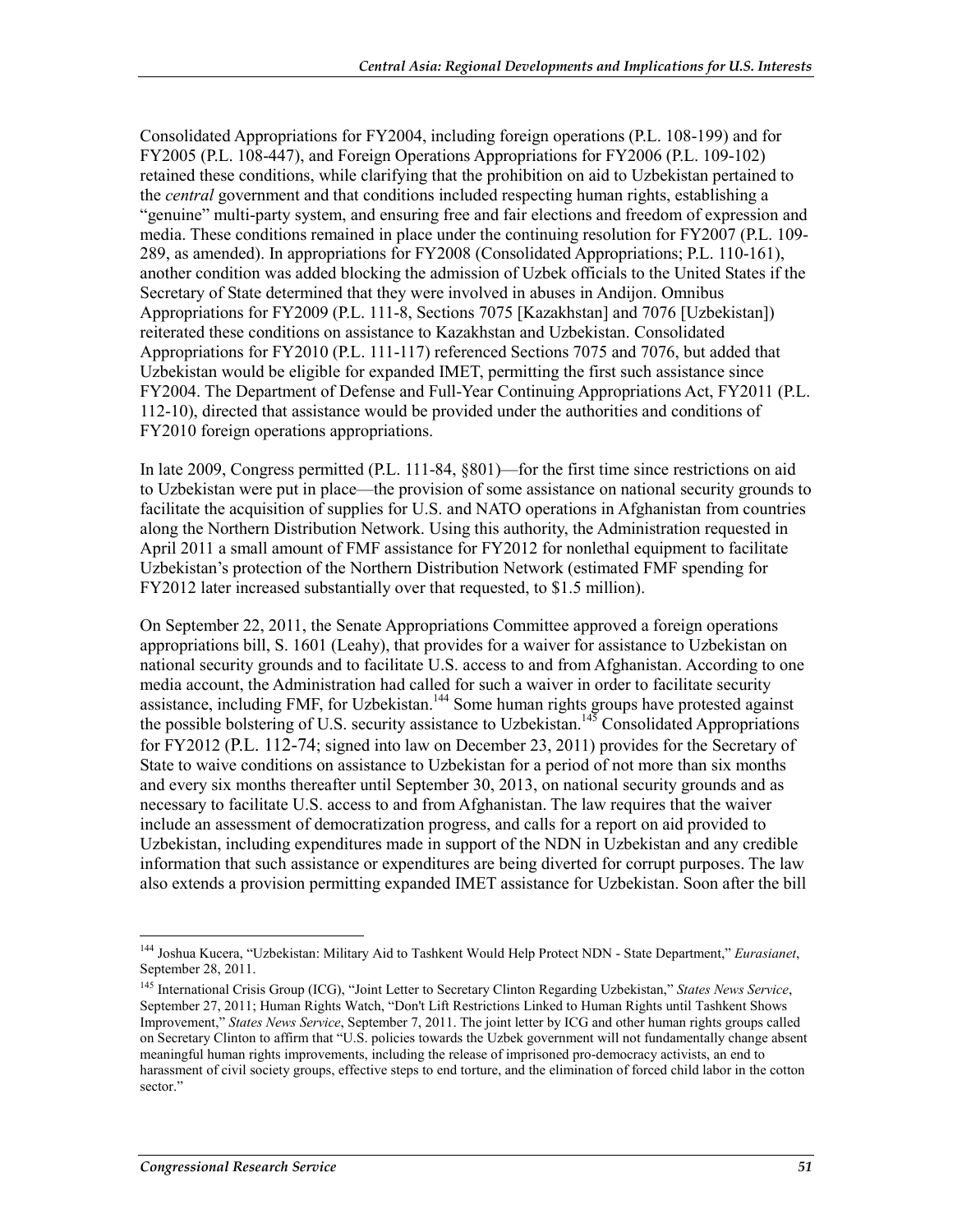Consolidated Appropriations for FY2004, including foreign operations (P.L. 108-199) and for FY2005 (P.L. 108-447), and Foreign Operations Appropriations for FY2006 (P.L. 109-102) retained these conditions, while clarifying that the prohibition on aid to Uzbekistan pertained to the *central* government and that conditions included respecting human rights, establishing a "genuine" multi-party system, and ensuring free and fair elections and freedom of expression and media. These conditions remained in place under the continuing resolution for FY2007 (P.L. 109-289, as amended). In appropriations for FY2008 (Consolidated Appropriations; P.L. 110-161), another condition was added blocking the admission of Uzbek officials to the United States if the Secretary of State determined that they were involved in abuses in Andijon. Omnibus Appropriations for FY2009 (P.L. 111-8, Sections 7075 [Kazakhstan] and 7076 [Uzbekistan]) reiterated these conditions on assistance to Kazakhstan and Uzbekistan. Consolidated Appropriations for FY2010 (P.L. 111-117) referenced Sections 7075 and 7076, but added that Uzbekistan would be eligible for expanded IMET, permitting the first such assistance since FY2004. The Department of Defense and Full-Year Continuing Appropriations Act, FY2011 (P.L. 112-10), directed that assistance would be provided under the authorities and conditions of FY2010 foreign operations appropriations.

In late 2009, Congress permitted (P.L. 111-84, §801)—for the first time since restrictions on aid to Uzbekistan were put in place—the provision of some assistance on national security grounds to facilitate the acquisition of supplies for U.S. and NATO operations in Afghanistan from countries along the Northern Distribution Network. Using this authority, the Administration requested in April 2011 a small amount of FMF assistance for FY2012 for nonlethal equipment to facilitate Uzbekistan's protection of the Northern Distribution Network (estimated FMF spending for FY2012 later increased substantially over that requested, to $1.5 million).

On September 22, 2011, the Senate Appropriations Committee approved a foreign operations appropriations bill, S. 1601 (Leahy), that provides for a waiver for assistance to Uzbekistan on national security grounds and to facilitate U.S. access to and from Afghanistan. According to one media account, the Administration had called for such a waiver in order to facilitate security assistance, including FMF, for Uzbekistan.[144] Some human rights groups have protested against the possible bolstering of U.S. security assistance to Uzbekistan.[145] Consolidated Appropriations for FY2012 (P.L. 112-74; signed into law on December 23, 2011) provides for the Secretary of State to waive conditions on assistance to Uzbekistan for a period of not more than six months and every six months thereafter until September 30, 2013, on national security grounds and as necessary to facilitate U.S. access to and from Afghanistan. The law requires that the waiver include an assessment of democratization progress, and calls for a report on aid provided to Uzbekistan, including expenditures made in support of the NDN in Uzbekistan and any credible information that such assistance or expenditures are being diverted for corrupt purposes. The law also extends a provision permitting expanded IMET assistance for Uzbekistan. Soon after the bill

---

[144] Joshua Kucera, "Uzbekistan: Military Aid to Tashkent Would Help Protect NDN - State Department," *Eurasianet*, September 28, 2011.

[145] International Crisis Group (ICG), "Joint Letter to Secretary Clinton Regarding Uzbekistan," *States News Service*, September 27, 2011; Human Rights Watch, "Don't Lift Restrictions Linked to Human Rights until Tashkent Shows Improvement," *States News Service*, September 7, 2011. The joint letter by ICG and other human rights groups called on Secretary Clinton to affirm that "U.S. policies towards the Uzbek government will not fundamentally change absent meaningful human rights improvements, including the release of imprisoned pro-democracy activists, an end to harassment of civil society groups, effective steps to end torture, and the elimination of forced child labor in the cotton sector."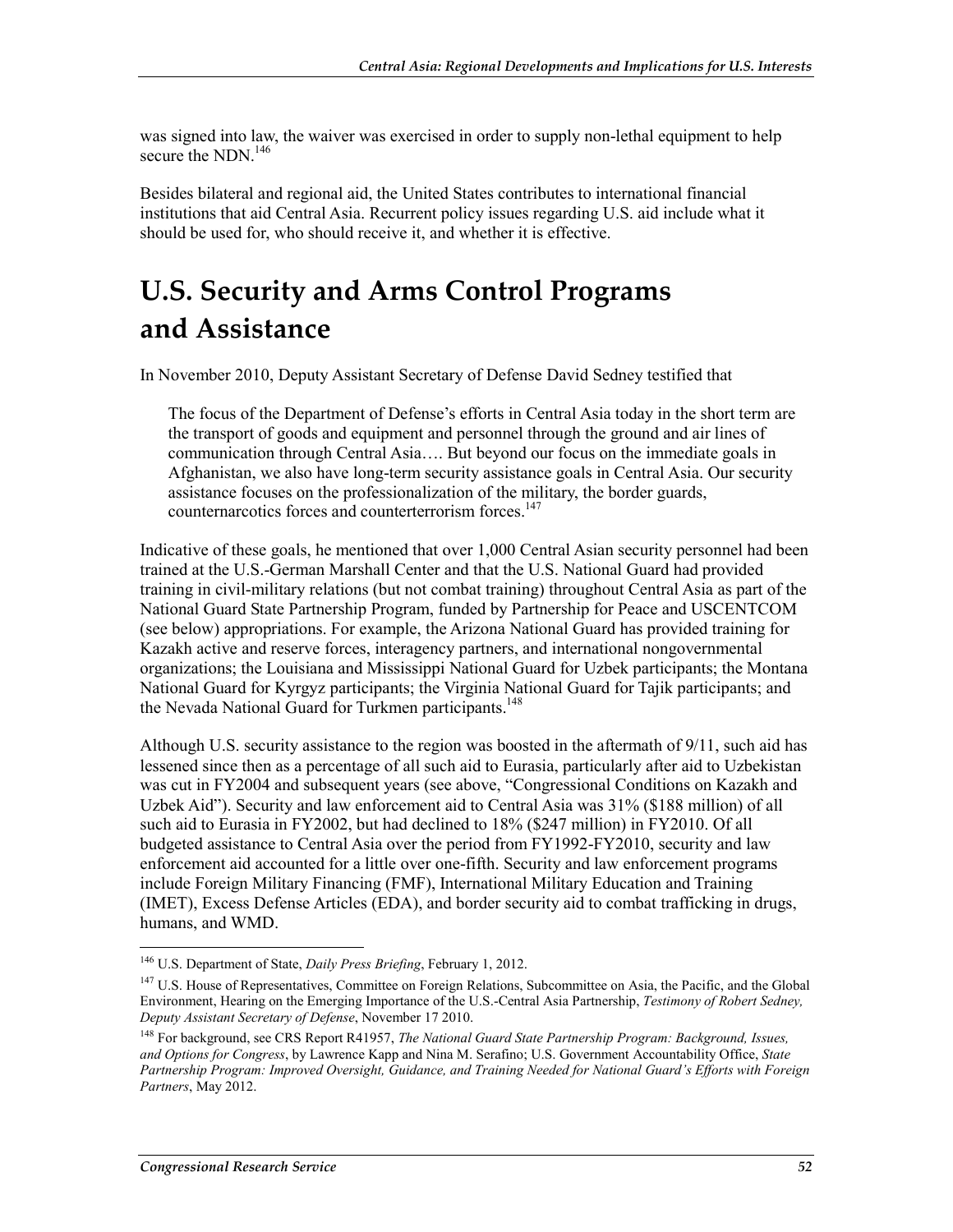was signed into law, the waiver was exercised in order to supply non-lethal equipment to help secure the NDN.[146]

Besides bilateral and regional aid, the United States contributes to international financial institutions that aid Central Asia. Recurrent policy issues regarding U.S. aid include what it should be used for, who should receive it, and whether it is effective.

# U.S. Security and Arms Control Programs and Assistance

In November 2010, Deputy Assistant Secretary of Defense David Sedney testified that

> The focus of the Department of Defense's efforts in Central Asia today in the short term are the transport of goods and equipment and personnel through the ground and air lines of communication through Central Asia…. But beyond our focus on the immediate goals in Afghanistan, we also have long-term security assistance goals in Central Asia. Our security assistance focuses on the professionalization of the military, the border guards, counternarcotics forces and counterterrorism forces.[147]

Indicative of these goals, he mentioned that over 1,000 Central Asian security personnel had been trained at the U.S.-German Marshall Center and that the U.S. National Guard had provided training in civil-military relations (but not combat training) throughout Central Asia as part of the National Guard State Partnership Program, funded by Partnership for Peace and USCENTCOM (see below) appropriations. For example, the Arizona National Guard has provided training for Kazakh active and reserve forces, interagency partners, and international nongovernmental organizations; the Louisiana and Mississippi National Guard for Uzbek participants; the Montana National Guard for Kyrgyz participants; the Virginia National Guard for Tajik participants; and the Nevada National Guard for Turkmen participants.[148]

Although U.S. security assistance to the region was boosted in the aftermath of 9/11, such aid has lessened since then as a percentage of all such aid to Eurasia, particularly after aid to Uzbekistan was cut in FY2004 and subsequent years (see above, "Congressional Conditions on Kazakh and Uzbek Aid"). Security and law enforcement aid to Central Asia was 31% ($188 million) of all such aid to Eurasia in FY2002, but had declined to 18% ($247 million) in FY2010. Of all budgeted assistance to Central Asia over the period from FY1992-FY2010, security and law enforcement aid accounted for a little over one-fifth. Security and law enforcement programs include Foreign Military Financing (FMF), International Military Education and Training (IMET), Excess Defense Articles (EDA), and border security aid to combat trafficking in drugs, humans, and WMD.

---

[146] U.S. Department of State, *Daily Press Briefing*, February 1, 2012.

[147] U.S. House of Representatives, Committee on Foreign Relations, Subcommittee on Asia, the Pacific, and the Global Environment, Hearing on the Emerging Importance of the U.S.-Central Asia Partnership, *Testimony of Robert Sedney, Deputy Assistant Secretary of Defense*, November 17 2010.

[148] For background, see CRS Report R41957, *The National Guard State Partnership Program: Background, Issues, and Options for Congress*, by Lawrence Kapp and Nina M. Serafino; U.S. Government Accountability Office, *State Partnership Program: Improved Oversight, Guidance, and Training Needed for National Guard's Efforts with Foreign Partners*, May 2012.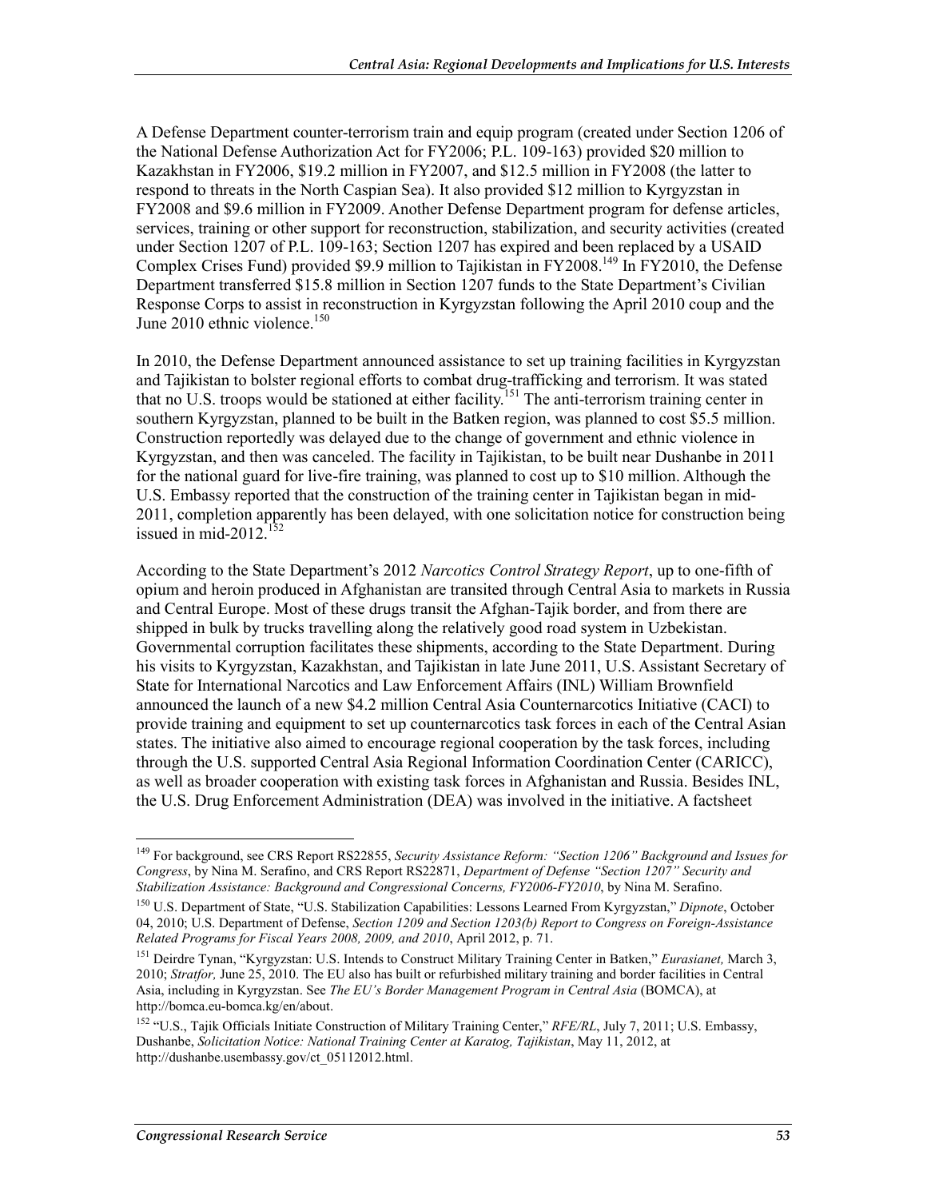A Defense Department counter-terrorism train and equip program (created under Section 1206 of the National Defense Authorization Act for FY2006; P.L. 109-163) provided $20 million to Kazakhstan in FY2006, $19.2 million in FY2007, and $12.5 million in FY2008 (the latter to respond to threats in the North Caspian Sea). It also provided $12 million to Kyrgyzstan in FY2008 and $9.6 million in FY2009. Another Defense Department program for defense articles, services, training or other support for reconstruction, stabilization, and security activities (created under Section 1207 of P.L. 109-163; Section 1207 has expired and been replaced by a USAID Complex Crises Fund) provided $9.9 million to Tajikistan in FY2008.[149] In FY2010, the Defense Department transferred $15.8 million in Section 1207 funds to the State Department's Civilian Response Corps to assist in reconstruction in Kyrgyzstan following the April 2010 coup and the June 2010 ethnic violence.[150]

In 2010, the Defense Department announced assistance to set up training facilities in Kyrgyzstan and Tajikistan to bolster regional efforts to combat drug-trafficking and terrorism. It was stated that no U.S. troops would be stationed at either facility.[151] The anti-terrorism training center in southern Kyrgyzstan, planned to be built in the Batken region, was planned to cost $5.5 million. Construction reportedly was delayed due to the change of government and ethnic violence in Kyrgyzstan, and then was canceled. The facility in Tajikistan, to be built near Dushanbe in 2011 for the national guard for live-fire training, was planned to cost up to $10 million. Although the U.S. Embassy reported that the construction of the training center in Tajikistan began in mid-2011, completion apparently has been delayed, with one solicitation notice for construction being issued in mid-2012.[152]

According to the State Department's 2012 *Narcotics Control Strategy Report*, up to one-fifth of opium and heroin produced in Afghanistan are transited through Central Asia to markets in Russia and Central Europe. Most of these drugs transit the Afghan-Tajik border, and from there are shipped in bulk by trucks travelling along the relatively good road system in Uzbekistan. Governmental corruption facilitates these shipments, according to the State Department. During his visits to Kyrgyzstan, Kazakhstan, and Tajikistan in late June 2011, U.S. Assistant Secretary of State for International Narcotics and Law Enforcement Affairs (INL) William Brownfield announced the launch of a new $4.2 million Central Asia Counternarcotics Initiative (CACI) to provide training and equipment to set up counternarcotics task forces in each of the Central Asian states. The initiative also aimed to encourage regional cooperation by the task forces, including through the U.S. supported Central Asia Regional Information Coordination Center (CARICC), as well as broader cooperation with existing task forces in Afghanistan and Russia. Besides INL, the U.S. Drug Enforcement Administration (DEA) was involved in the initiative. A factsheet

---

[149] For background, see CRS Report RS22855, *Security Assistance Reform: "Section 1206" Background and Issues for Congress*, by Nina M. Serafino, and CRS Report RS22871, *Department of Defense "Section 1207" Security and Stabilization Assistance: Background and Congressional Concerns, FY2006-FY2010*, by Nina M. Serafino.

[150] U.S. Department of State, "U.S. Stabilization Capabilities: Lessons Learned From Kyrgyzstan," *Dipnote*, October 04, 2010; U.S. Department of Defense, *Section 1209 and Section 1203(b) Report to Congress on Foreign-Assistance Related Programs for Fiscal Years 2008, 2009, and 2010*, April 2012, p. 71.

[151] Deirdre Tynan, "Kyrgyzstan: U.S. Intends to Construct Military Training Center in Batken," *Eurasianet,* March 3, 2010; *Stratfor,* June 25, 2010. The EU also has built or refurbished military training and border facilities in Central Asia, including in Kyrgyzstan. See *The EU's Border Management Program in Central Asia* (BOMCA), at http://bomca.eu-bomca.kg/en/about.

[152] "U.S., Tajik Officials Initiate Construction of Military Training Center," *RFE/RL*, July 7, 2011; U.S. Embassy, Dushanbe, *Solicitation Notice: National Training Center at Karatog, Tajikistan*, May 11, 2012, at http://dushanbe.usembassy.gov/ct_05112012.html.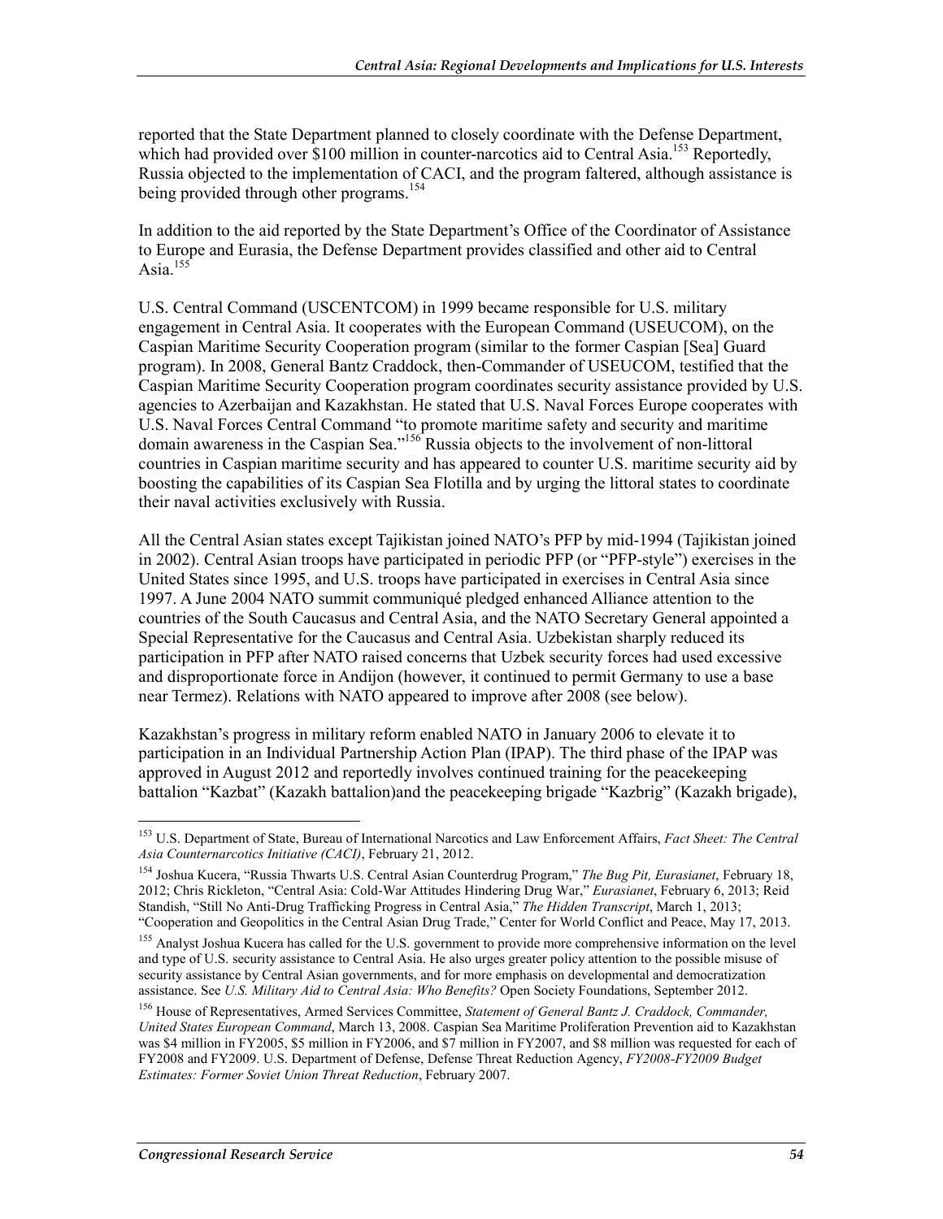reported that the State Department planned to closely coordinate with the Defense Department, which had provided over $100 million in counter-narcotics aid to Central Asia.[153] Reportedly, Russia objected to the implementation of CACI, and the program faltered, although assistance is being provided through other programs.[154]

In addition to the aid reported by the State Department's Office of the Coordinator of Assistance to Europe and Eurasia, the Defense Department provides classified and other aid to Central Asia.[155]

U.S. Central Command (USCENTCOM) in 1999 became responsible for U.S. military engagement in Central Asia. It cooperates with the European Command (USEUCOM), on the Caspian Maritime Security Cooperation program (similar to the former Caspian [Sea] Guard program). In 2008, General Bantz Craddock, then-Commander of USEUCOM, testified that the Caspian Maritime Security Cooperation program coordinates security assistance provided by U.S. agencies to Azerbaijan and Kazakhstan. He stated that U.S. Naval Forces Europe cooperates with U.S. Naval Forces Central Command "to promote maritime safety and security and maritime domain awareness in the Caspian Sea."[156] Russia objects to the involvement of non-littoral countries in Caspian maritime security and has appeared to counter U.S. maritime security aid by boosting the capabilities of its Caspian Sea Flotilla and by urging the littoral states to coordinate their naval activities exclusively with Russia.

All the Central Asian states except Tajikistan joined NATO's PFP by mid-1994 (Tajikistan joined in 2002). Central Asian troops have participated in periodic PFP (or "PFP-style") exercises in the United States since 1995, and U.S. troops have participated in exercises in Central Asia since 1997. A June 2004 NATO summit communiqué pledged enhanced Alliance attention to the countries of the South Caucasus and Central Asia, and the NATO Secretary General appointed a Special Representative for the Caucasus and Central Asia. Uzbekistan sharply reduced its participation in PFP after NATO raised concerns that Uzbek security forces had used excessive and disproportionate force in Andijon (however, it continued to permit Germany to use a base near Termez). Relations with NATO appeared to improve after 2008 (see below).

Kazakhstan's progress in military reform enabled NATO in January 2006 to elevate it to participation in an Individual Partnership Action Plan (IPAP). The third phase of the IPAP was approved in August 2012 and reportedly involves continued training for the peacekeeping battalion "Kazbat" (Kazakh battalion)and the peacekeeping brigade "Kazbrig" (Kazakh brigade),

---

[153] U.S. Department of State, Bureau of International Narcotics and Law Enforcement Affairs, *Fact Sheet: The Central Asia Counternarcotics Initiative (CACI)*, February 21, 2012.

[154] Joshua Kucera, "Russia Thwarts U.S. Central Asian Counterdrug Program," *The Bug Pit, Eurasianet*, February 18, 2012; Chris Rickleton, "Central Asia: Cold-War Attitudes Hindering Drug War," *Eurasianet*, February 6, 2013; Reid Standish, "Still No Anti-Drug Trafficking Progress in Central Asia," *The Hidden Transcript*, March 1, 2013; "Cooperation and Geopolitics in the Central Asian Drug Trade," Center for World Conflict and Peace, May 17, 2013.

[155] Analyst Joshua Kucera has called for the U.S. government to provide more comprehensive information on the level and type of U.S. security assistance to Central Asia. He also urges greater policy attention to the possible misuse of security assistance by Central Asian governments, and for more emphasis on developmental and democratization assistance. See *U.S. Military Aid to Central Asia: Who Benefits?* Open Society Foundations, September 2012.

[156] House of Representatives, Armed Services Committee, *Statement of General Bantz J. Craddock, Commander, United States European Command*, March 13, 2008. Caspian Sea Maritime Proliferation Prevention aid to Kazakhstan was $4 million in FY2005, $5 million in FY2006, and $7 million in FY2007, and $8 million was requested for each of FY2008 and FY2009. U.S. Department of Defense, Defense Threat Reduction Agency, *FY2008-FY2009 Budget Estimates: Former Soviet Union Threat Reduction*, February 2007.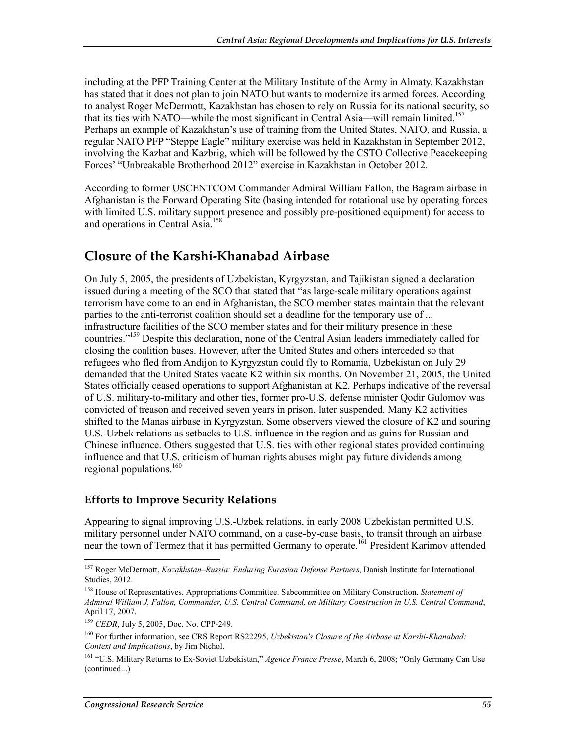including at the PFP Training Center at the Military Institute of the Army in Almaty. Kazakhstan has stated that it does not plan to join NATO but wants to modernize its armed forces. According to analyst Roger McDermott, Kazakhstan has chosen to rely on Russia for its national security, so that its ties with NATO—while the most significant in Central Asia—will remain limited.[157] Perhaps an example of Kazakhstan's use of training from the United States, NATO, and Russia, a regular NATO PFP "Steppe Eagle" military exercise was held in Kazakhstan in September 2012, involving the Kazbat and Kazbrig, which will be followed by the CSTO Collective Peacekeeping Forces' "Unbreakable Brotherhood 2012" exercise in Kazakhstan in October 2012.

According to former USCENTCOM Commander Admiral William Fallon, the Bagram airbase in Afghanistan is the Forward Operating Site (basing intended for rotational use by operating forces with limited U.S. military support presence and possibly pre-positioned equipment) for access to and operations in Central Asia.[158]

## Closure of the Karshi-Khanabad Airbase

On July 5, 2005, the presidents of Uzbekistan, Kyrgyzstan, and Tajikistan signed a declaration issued during a meeting of the SCO that stated that "as large-scale military operations against terrorism have come to an end in Afghanistan, the SCO member states maintain that the relevant parties to the anti-terrorist coalition should set a deadline for the temporary use of ... infrastructure facilities of the SCO member states and for their military presence in these countries."[159] Despite this declaration, none of the Central Asian leaders immediately called for closing the coalition bases. However, after the United States and others interceded so that refugees who fled from Andijon to Kyrgyzstan could fly to Romania, Uzbekistan on July 29 demanded that the United States vacate K2 within six months. On November 21, 2005, the United States officially ceased operations to support Afghanistan at K2. Perhaps indicative of the reversal of U.S. military-to-military and other ties, former pro-U.S. defense minister Qodir Gulomov was convicted of treason and received seven years in prison, later suspended. Many K2 activities shifted to the Manas airbase in Kyrgyzstan. Some observers viewed the closure of K2 and souring U.S.-Uzbek relations as setbacks to U.S. influence in the region and as gains for Russian and Chinese influence. Others suggested that U.S. ties with other regional states provided continuing influence and that U.S. criticism of human rights abuses might pay future dividends among regional populations.[160]

### Efforts to Improve Security Relations

Appearing to signal improving U.S.-Uzbek relations, in early 2008 Uzbekistan permitted U.S. military personnel under NATO command, on a case-by-case basis, to transit through an airbase near the town of Termez that it has permitted Germany to operate.[161] President Karimov attended

---

[157] Roger McDermott, *Kazakhstan–Russia: Enduring Eurasian Defense Partners*, Danish Institute for International Studies, 2012.

[158] House of Representatives. Appropriations Committee. Subcommittee on Military Construction. *Statement of Admiral William J. Fallon, Commander, U.S. Central Command, on Military Construction in U.S. Central Command*, April 17, 2007.

[159] *CEDR*, July 5, 2005, Doc. No. CPP-249.

[160] For further information, see CRS Report RS22295, *Uzbekistan's Closure of the Airbase at Karshi-Khanabad: Context and Implications*, by Jim Nichol.

[161] "U.S. Military Returns to Ex-Soviet Uzbekistan," *Agence France Presse*, March 6, 2008; "Only Germany Can Use (continued...)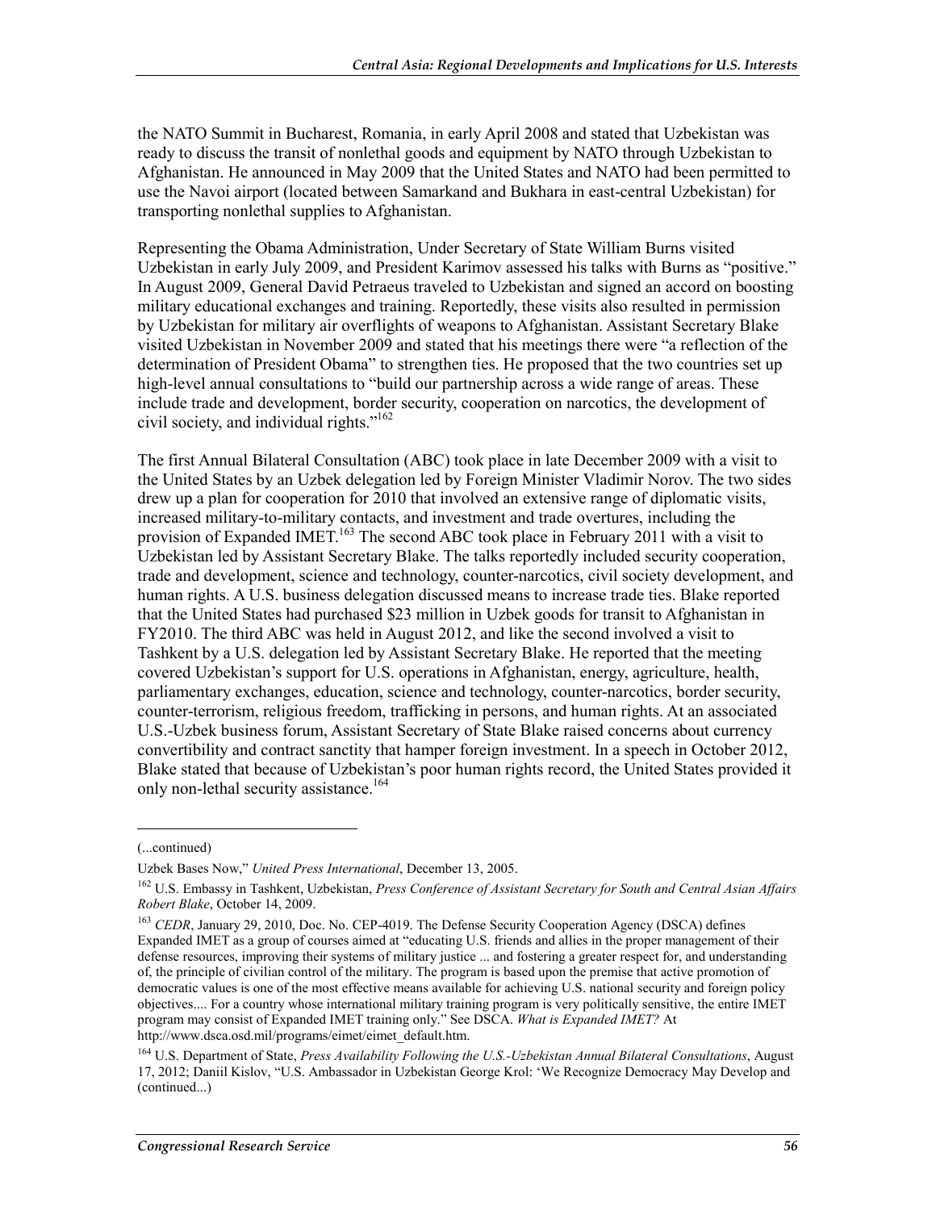the NATO Summit in Bucharest, Romania, in early April 2008 and stated that Uzbekistan was ready to discuss the transit of nonlethal goods and equipment by NATO through Uzbekistan to Afghanistan. He announced in May 2009 that the United States and NATO had been permitted to use the Navoi airport (located between Samarkand and Bukhara in east-central Uzbekistan) for transporting nonlethal supplies to Afghanistan.

Representing the Obama Administration, Under Secretary of State William Burns visited Uzbekistan in early July 2009, and President Karimov assessed his talks with Burns as "positive." In August 2009, General David Petraeus traveled to Uzbekistan and signed an accord on boosting military educational exchanges and training. Reportedly, these visits also resulted in permission by Uzbekistan for military air overflights of weapons to Afghanistan. Assistant Secretary Blake visited Uzbekistan in November 2009 and stated that his meetings there were "a reflection of the determination of President Obama" to strengthen ties. He proposed that the two countries set up high-level annual consultations to "build our partnership across a wide range of areas. These include trade and development, border security, cooperation on narcotics, the development of civil society, and individual rights."[162]

The first Annual Bilateral Consultation (ABC) took place in late December 2009 with a visit to the United States by an Uzbek delegation led by Foreign Minister Vladimir Norov. The two sides drew up a plan for cooperation for 2010 that involved an extensive range of diplomatic visits, increased military-to-military contacts, and investment and trade overtures, including the provision of Expanded IMET.[163] The second ABC took place in February 2011 with a visit to Uzbekistan led by Assistant Secretary Blake. The talks reportedly included security cooperation, trade and development, science and technology, counter-narcotics, civil society development, and human rights. A U.S. business delegation discussed means to increase trade ties. Blake reported that the United States had purchased $23 million in Uzbek goods for transit to Afghanistan in FY2010. The third ABC was held in August 2012, and like the second involved a visit to Tashkent by a U.S. delegation led by Assistant Secretary Blake. He reported that the meeting covered Uzbekistan's support for U.S. operations in Afghanistan, energy, agriculture, health, parliamentary exchanges, education, science and technology, counter-narcotics, border security, counter-terrorism, religious freedom, trafficking in persons, and human rights. At an associated U.S.-Uzbek business forum, Assistant Secretary of State Blake raised concerns about currency convertibility and contract sanctity that hamper foreign investment. In a speech in October 2012, Blake stated that because of Uzbekistan's poor human rights record, the United States provided it only non-lethal security assistance.[164]

---

(...continued)

Uzbek Bases Now," *United Press International*, December 13, 2005.

[162] U.S. Embassy in Tashkent, Uzbekistan, *Press Conference of Assistant Secretary for South and Central Asian Affairs Robert Blake*, October 14, 2009.

[163] *CEDR*, January 29, 2010, Doc. No. CEP-4019. The Defense Security Cooperation Agency (DSCA) defines Expanded IMET as a group of courses aimed at "educating U.S. friends and allies in the proper management of their defense resources, improving their systems of military justice ... and fostering a greater respect for, and understanding of, the principle of civilian control of the military. The program is based upon the premise that active promotion of democratic values is one of the most effective means available for achieving U.S. national security and foreign policy objectives.... For a country whose international military training program is very politically sensitive, the entire IMET program may consist of Expanded IMET training only." See DSCA. *What is Expanded IMET?* At http://www.dsca.osd.mil/programs/eimet/eimet_default.htm.

[164] U.S. Department of State, *Press Availability Following the U.S.-Uzbekistan Annual Bilateral Consultations*, August 17, 2012; Daniil Kislov, "U.S. Ambassador in Uzbekistan George Krol: 'We Recognize Democracy May Develop and (continued...)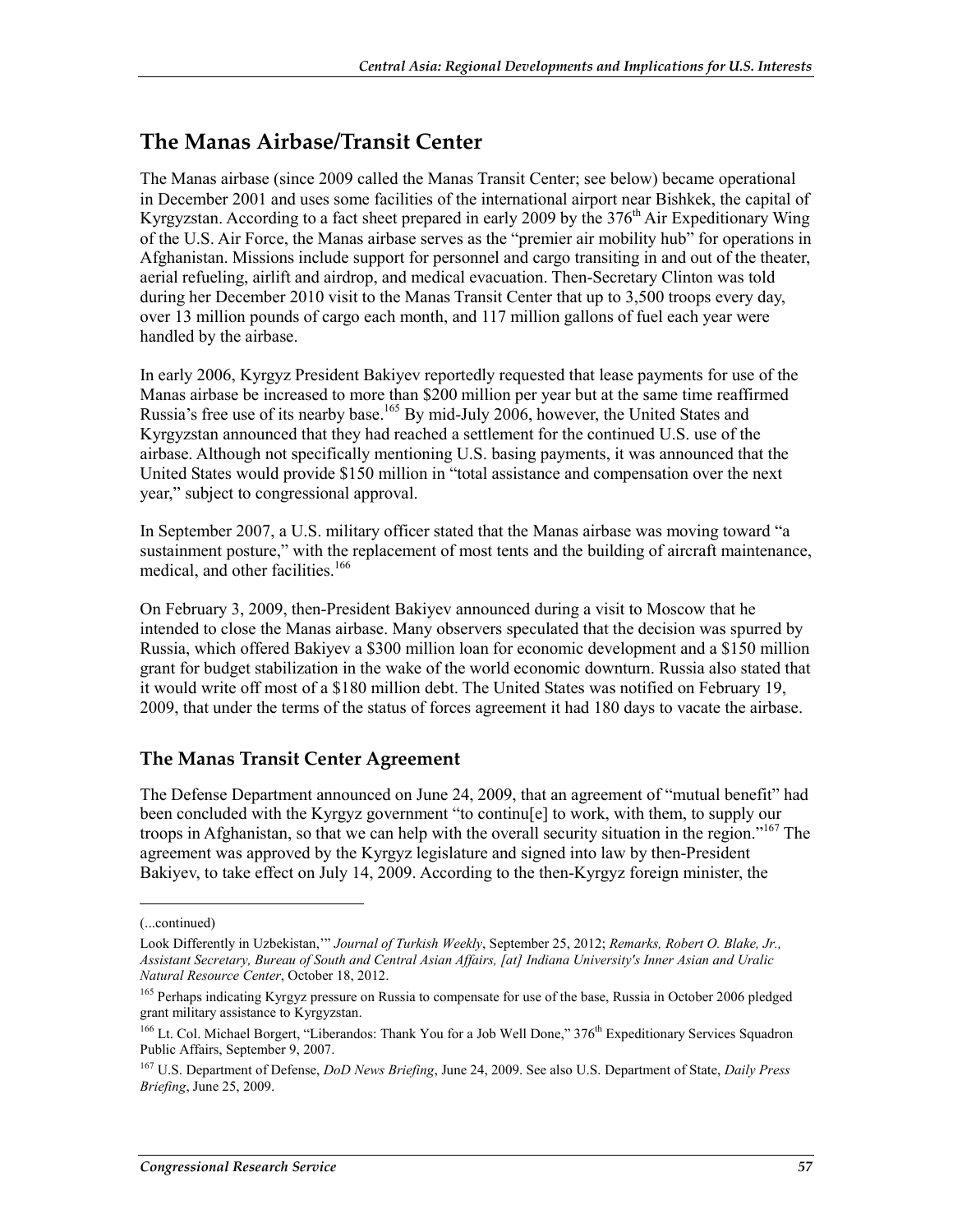## The Manas Airbase/Transit Center

The Manas airbase (since 2009 called the Manas Transit Center; see below) became operational in December 2001 and uses some facilities of the international airport near Bishkek, the capital of Kyrgyzstan. According to a fact sheet prepared in early 2009 by the 376th Air Expeditionary Wing of the U.S. Air Force, the Manas airbase serves as the "premier air mobility hub" for operations in Afghanistan. Missions include support for personnel and cargo transiting in and out of the theater, aerial refueling, airlift and airdrop, and medical evacuation. Then-Secretary Clinton was told during her December 2010 visit to the Manas Transit Center that up to 3,500 troops every day, over 13 million pounds of cargo each month, and 117 million gallons of fuel each year were handled by the airbase.

In early 2006, Kyrgyz President Bakiyev reportedly requested that lease payments for use of the Manas airbase be increased to more than $200 million per year but at the same time reaffirmed Russia's free use of its nearby base.[165] By mid-July 2006, however, the United States and Kyrgyzstan announced that they had reached a settlement for the continued U.S. use of the airbase. Although not specifically mentioning U.S. basing payments, it was announced that the United States would provide $150 million in "total assistance and compensation over the next year," subject to congressional approval.

In September 2007, a U.S. military officer stated that the Manas airbase was moving toward "a sustainment posture," with the replacement of most tents and the building of aircraft maintenance, medical, and other facilities.[166]

On February 3, 2009, then-President Bakiyev announced during a visit to Moscow that he intended to close the Manas airbase. Many observers speculated that the decision was spurred by Russia, which offered Bakiyev a $300 million loan for economic development and a $150 million grant for budget stabilization in the wake of the world economic downturn. Russia also stated that it would write off most of a $180 million debt. The United States was notified on February 19, 2009, that under the terms of the status of forces agreement it had 180 days to vacate the airbase.

### The Manas Transit Center Agreement

The Defense Department announced on June 24, 2009, that an agreement of "mutual benefit" had been concluded with the Kyrgyz government "to continu[e] to work, with them, to supply our troops in Afghanistan, so that we can help with the overall security situation in the region."[167] The agreement was approved by the Kyrgyz legislature and signed into law by then-President Bakiyev, to take effect on July 14, 2009. According to the then-Kyrgyz foreign minister, the

---

(...continued)

Look Differently in Uzbekistan,'" *Journal of Turkish Weekly*, September 25, 2012; *Remarks, Robert O. Blake, Jr., Assistant Secretary, Bureau of South and Central Asian Affairs, [at] Indiana University's Inner Asian and Uralic Natural Resource Center*, October 18, 2012.

[165] Perhaps indicating Kyrgyz pressure on Russia to compensate for use of the base, Russia in October 2006 pledged grant military assistance to Kyrgyzstan.

[166] Lt. Col. Michael Borgert, "Liberandos: Thank You for a Job Well Done," 376th Expeditionary Services Squadron Public Affairs, September 9, 2007.

[167] U.S. Department of Defense, *DoD News Briefing*, June 24, 2009. See also U.S. Department of State, *Daily Press Briefing*, June 25, 2009.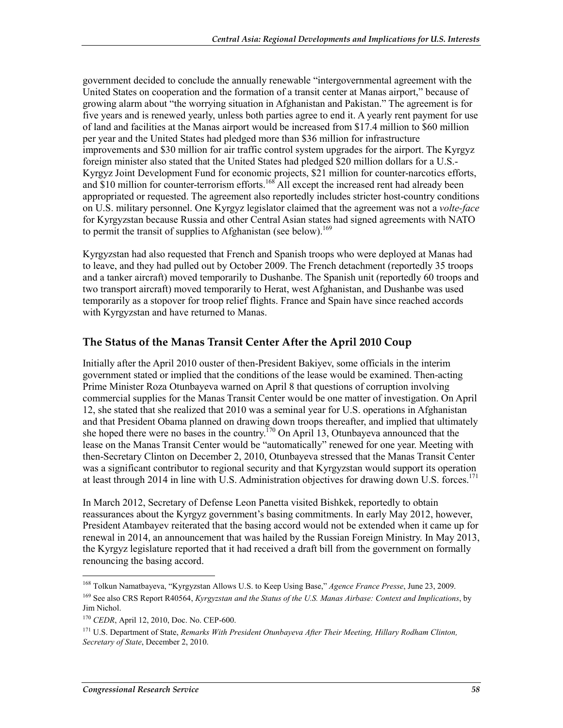government decided to conclude the annually renewable "intergovernmental agreement with the United States on cooperation and the formation of a transit center at Manas airport," because of growing alarm about "the worrying situation in Afghanistan and Pakistan." The agreement is for five years and is renewed yearly, unless both parties agree to end it. A yearly rent payment for use of land and facilities at the Manas airport would be increased from $17.4 million to $60 million per year and the United States had pledged more than $36 million for infrastructure improvements and $30 million for air traffic control system upgrades for the airport. The Kyrgyz foreign minister also stated that the United States had pledged $20 million dollars for a U.S.-Kyrgyz Joint Development Fund for economic projects, $21 million for counter-narcotics efforts, and $10 million for counter-terrorism efforts.[168] All except the increased rent had already been appropriated or requested. The agreement also reportedly includes stricter host-country conditions on U.S. military personnel. One Kyrgyz legislator claimed that the agreement was not a *volte-face* for Kyrgyzstan because Russia and other Central Asian states had signed agreements with NATO to permit the transit of supplies to Afghanistan (see below).[169]

Kyrgyzstan had also requested that French and Spanish troops who were deployed at Manas had to leave, and they had pulled out by October 2009. The French detachment (reportedly 35 troops and a tanker aircraft) moved temporarily to Dushanbe. The Spanish unit (reportedly 60 troops and two transport aircraft) moved temporarily to Herat, west Afghanistan, and Dushanbe was used temporarily as a stopover for troop relief flights. France and Spain have since reached accords with Kyrgyzstan and have returned to Manas.

## The Status of the Manas Transit Center After the April 2010 Coup

Initially after the April 2010 ouster of then-President Bakiyev, some officials in the interim government stated or implied that the conditions of the lease would be examined. Then-acting Prime Minister Roza Otunbayeva warned on April 8 that questions of corruption involving commercial supplies for the Manas Transit Center would be one matter of investigation. On April 12, she stated that she realized that 2010 was a seminal year for U.S. operations in Afghanistan and that President Obama planned on drawing down troops thereafter, and implied that ultimately she hoped there were no bases in the country.[170] On April 13, Otunbayeva announced that the lease on the Manas Transit Center would be "automatically" renewed for one year. Meeting with then-Secretary Clinton on December 2, 2010, Otunbayeva stressed that the Manas Transit Center was a significant contributor to regional security and that Kyrgyzstan would support its operation at least through 2014 in line with U.S. Administration objectives for drawing down U.S. forces.[171]

In March 2012, Secretary of Defense Leon Panetta visited Bishkek, reportedly to obtain reassurances about the Kyrgyz government's basing commitments. In early May 2012, however, President Atambayev reiterated that the basing accord would not be extended when it came up for renewal in 2014, an announcement that was hailed by the Russian Foreign Ministry. In May 2013, the Kyrgyz legislature reported that it had received a draft bill from the government on formally renouncing the basing accord.

---

[168] Tolkun Namatbayeva, "Kyrgyzstan Allows U.S. to Keep Using Base," *Agence France Presse*, June 23, 2009.

[169] See also CRS Report R40564, *Kyrgyzstan and the Status of the U.S. Manas Airbase: Context and Implications*, by Jim Nichol.

[170] *CEDR*, April 12, 2010, Doc. No. CEP-600.

[171] U.S. Department of State, *Remarks With President Otunbayeva After Their Meeting, Hillary Rodham Clinton, Secretary of State*, December 2, 2010.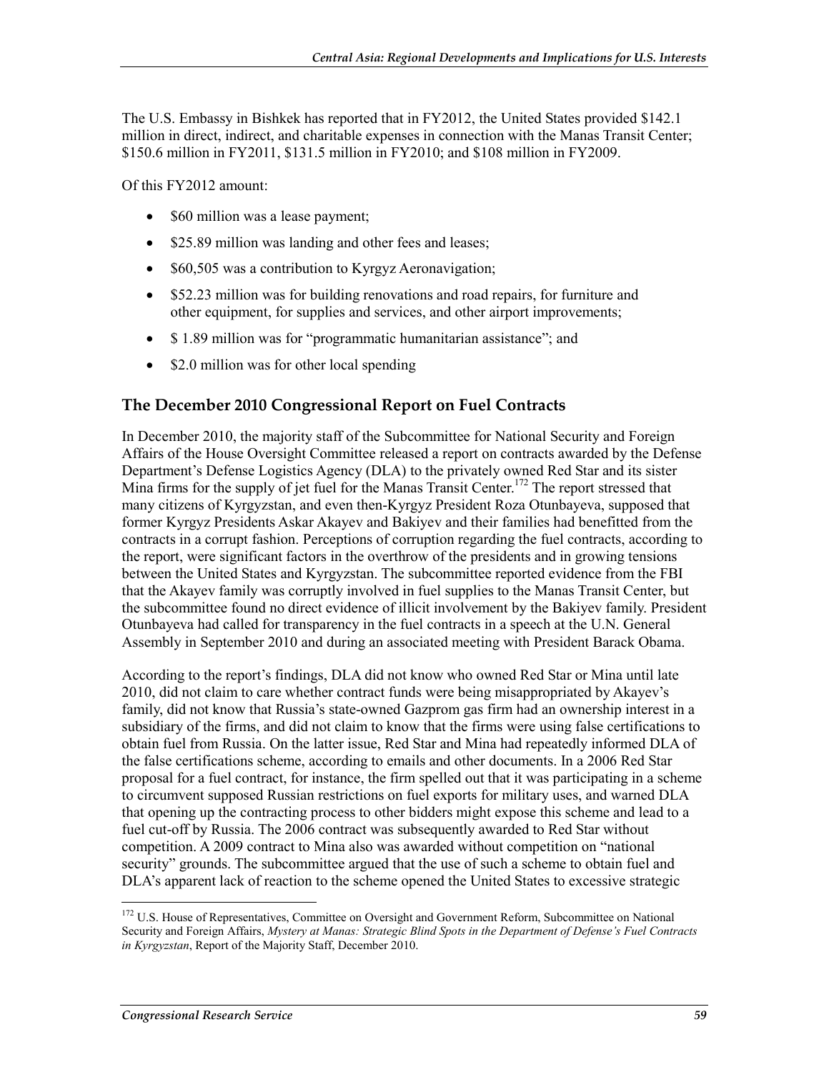The U.S. Embassy in Bishkek has reported that in FY2012, the United States provided $142.1 million in direct, indirect, and charitable expenses in connection with the Manas Transit Center; $150.6 million in FY2011, $131.5 million in FY2010; and $108 million in FY2009.

Of this FY2012 amount:

- $60 million was a lease payment;
- $25.89 million was landing and other fees and leases;
- $60,505 was a contribution to Kyrgyz Aeronavigation;
- $52.23 million was for building renovations and road repairs, for furniture and other equipment, for supplies and services, and other airport improvements;
- $ 1.89 million was for "programmatic humanitarian assistance"; and
- $2.0 million was for other local spending

## The December 2010 Congressional Report on Fuel Contracts

In December 2010, the majority staff of the Subcommittee for National Security and Foreign Affairs of the House Oversight Committee released a report on contracts awarded by the Defense Department's Defense Logistics Agency (DLA) to the privately owned Red Star and its sister Mina firms for the supply of jet fuel for the Manas Transit Center.[172] The report stressed that many citizens of Kyrgyzstan, and even then-Kyrgyz President Roza Otunbayeva, supposed that former Kyrgyz Presidents Askar Akayev and Bakiyev and their families had benefitted from the contracts in a corrupt fashion. Perceptions of corruption regarding the fuel contracts, according to the report, were significant factors in the overthrow of the presidents and in growing tensions between the United States and Kyrgyzstan. The subcommittee reported evidence from the FBI that the Akayev family was corruptly involved in fuel supplies to the Manas Transit Center, but the subcommittee found no direct evidence of illicit involvement by the Bakiyev family. President Otunbayeva had called for transparency in the fuel contracts in a speech at the U.N. General Assembly in September 2010 and during an associated meeting with President Barack Obama.

According to the report's findings, DLA did not know who owned Red Star or Mina until late 2010, did not claim to care whether contract funds were being misappropriated by Akayev's family, did not know that Russia's state-owned Gazprom gas firm had an ownership interest in a subsidiary of the firms, and did not claim to know that the firms were using false certifications to obtain fuel from Russia. On the latter issue, Red Star and Mina had repeatedly informed DLA of the false certifications scheme, according to emails and other documents. In a 2006 Red Star proposal for a fuel contract, for instance, the firm spelled out that it was participating in a scheme to circumvent supposed Russian restrictions on fuel exports for military uses, and warned DLA that opening up the contracting process to other bidders might expose this scheme and lead to a fuel cut-off by Russia. The 2006 contract was subsequently awarded to Red Star without competition. A 2009 contract to Mina also was awarded without competition on "national security" grounds. The subcommittee argued that the use of such a scheme to obtain fuel and DLA's apparent lack of reaction to the scheme opened the United States to excessive strategic

---

[172] U.S. House of Representatives, Committee on Oversight and Government Reform, Subcommittee on National Security and Foreign Affairs, *Mystery at Manas: Strategic Blind Spots in the Department of Defense's Fuel Contracts in Kyrgyzstan*, Report of the Majority Staff, December 2010.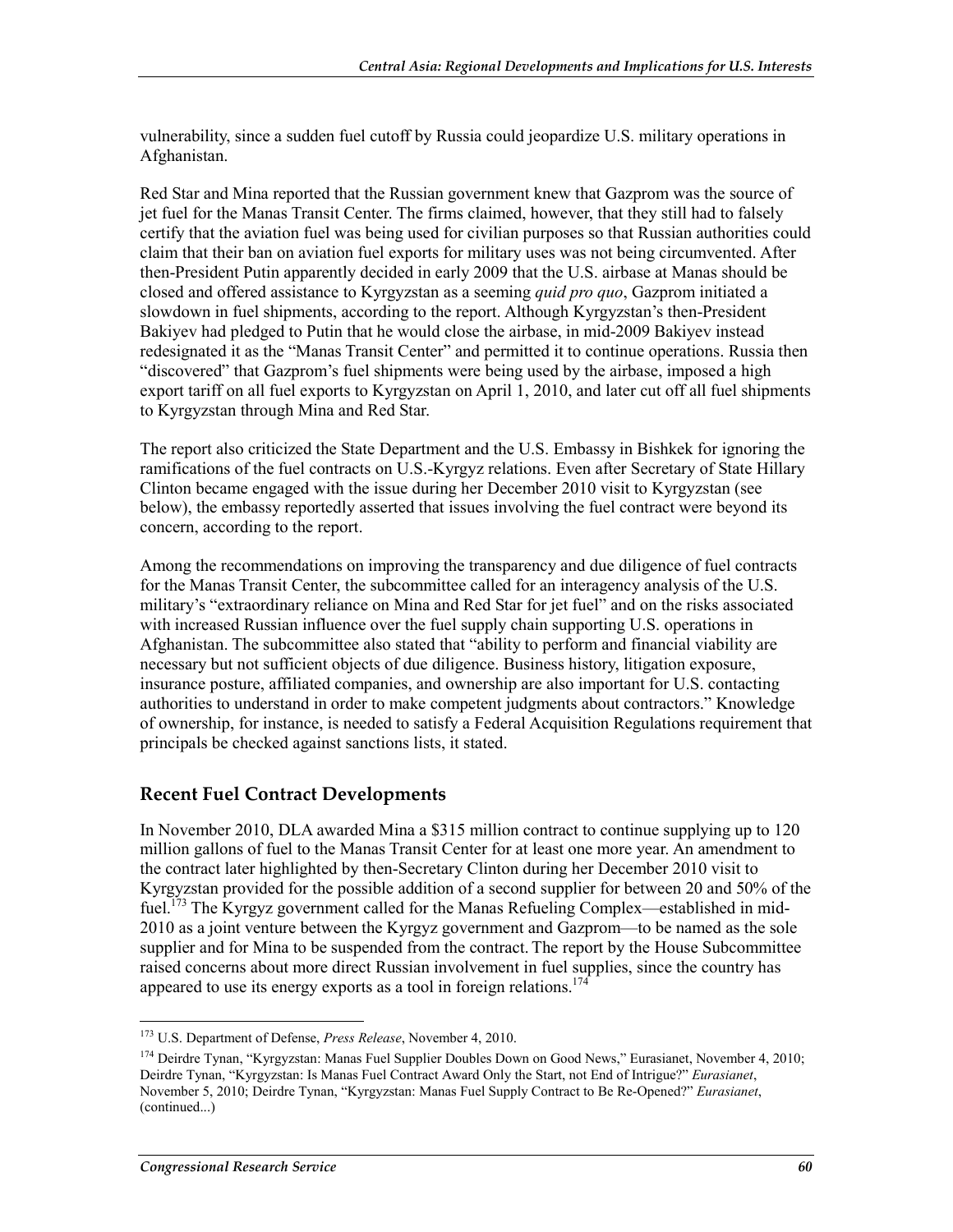vulnerability, since a sudden fuel cutoff by Russia could jeopardize U.S. military operations in Afghanistan.

Red Star and Mina reported that the Russian government knew that Gazprom was the source of jet fuel for the Manas Transit Center. The firms claimed, however, that they still had to falsely certify that the aviation fuel was being used for civilian purposes so that Russian authorities could claim that their ban on aviation fuel exports for military uses was not being circumvented. After then-President Putin apparently decided in early 2009 that the U.S. airbase at Manas should be closed and offered assistance to Kyrgyzstan as a seeming *quid pro quo*, Gazprom initiated a slowdown in fuel shipments, according to the report. Although Kyrgyzstan's then-President Bakiyev had pledged to Putin that he would close the airbase, in mid-2009 Bakiyev instead redesignated it as the "Manas Transit Center" and permitted it to continue operations. Russia then "discovered" that Gazprom's fuel shipments were being used by the airbase, imposed a high export tariff on all fuel exports to Kyrgyzstan on April 1, 2010, and later cut off all fuel shipments to Kyrgyzstan through Mina and Red Star.

The report also criticized the State Department and the U.S. Embassy in Bishkek for ignoring the ramifications of the fuel contracts on U.S.-Kyrgyz relations. Even after Secretary of State Hillary Clinton became engaged with the issue during her December 2010 visit to Kyrgyzstan (see below), the embassy reportedly asserted that issues involving the fuel contract were beyond its concern, according to the report.

Among the recommendations on improving the transparency and due diligence of fuel contracts for the Manas Transit Center, the subcommittee called for an interagency analysis of the U.S. military's "extraordinary reliance on Mina and Red Star for jet fuel" and on the risks associated with increased Russian influence over the fuel supply chain supporting U.S. operations in Afghanistan. The subcommittee also stated that "ability to perform and financial viability are necessary but not sufficient objects of due diligence. Business history, litigation exposure, insurance posture, affiliated companies, and ownership are also important for U.S. contacting authorities to understand in order to make competent judgments about contractors." Knowledge of ownership, for instance, is needed to satisfy a Federal Acquisition Regulations requirement that principals be checked against sanctions lists, it stated.

## Recent Fuel Contract Developments

In November 2010, DLA awarded Mina a $315 million contract to continue supplying up to 120 million gallons of fuel to the Manas Transit Center for at least one more year. An amendment to the contract later highlighted by then-Secretary Clinton during her December 2010 visit to Kyrgyzstan provided for the possible addition of a second supplier for between 20 and 50% of the fuel.[173] The Kyrgyz government called for the Manas Refueling Complex—established in mid-2010 as a joint venture between the Kyrgyz government and Gazprom—to be named as the sole supplier and for Mina to be suspended from the contract. The report by the House Subcommittee raised concerns about more direct Russian involvement in fuel supplies, since the country has appeared to use its energy exports as a tool in foreign relations.[174]

---

[173] U.S. Department of Defense, *Press Release*, November 4, 2010.

[174] Deirdre Tynan, "Kyrgyzstan: Manas Fuel Supplier Doubles Down on Good News," Eurasianet, November 4, 2010; Deirdre Tynan, "Kyrgyzstan: Is Manas Fuel Contract Award Only the Start, not End of Intrigue?" *Eurasianet*, November 5, 2010; Deirdre Tynan, "Kyrgyzstan: Manas Fuel Supply Contract to Be Re-Opened?" *Eurasianet*, (continued...)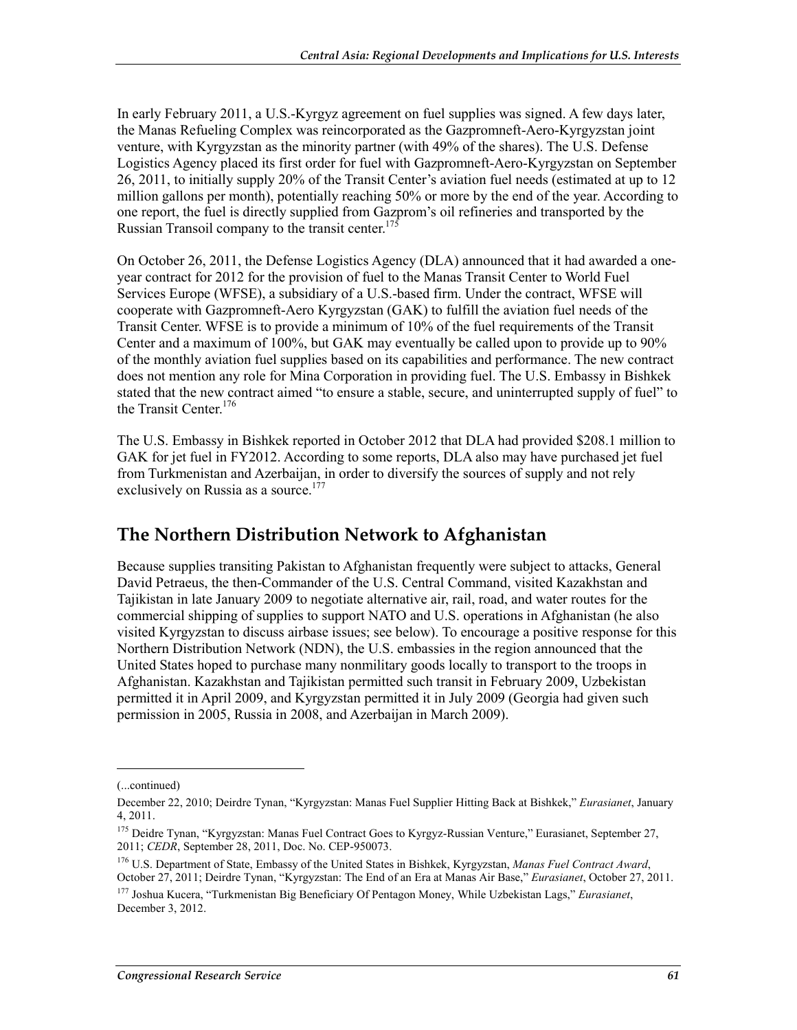In early February 2011, a U.S.-Kyrgyz agreement on fuel supplies was signed. A few days later, the Manas Refueling Complex was reincorporated as the Gazpromneft-Aero-Kyrgyzstan joint venture, with Kyrgyzstan as the minority partner (with 49% of the shares). The U.S. Defense Logistics Agency placed its first order for fuel with Gazpromneft-Aero-Kyrgyzstan on September 26, 2011, to initially supply 20% of the Transit Center's aviation fuel needs (estimated at up to 12 million gallons per month), potentially reaching 50% or more by the end of the year. According to one report, the fuel is directly supplied from Gazprom's oil refineries and transported by the Russian Transoil company to the transit center.[175]

On October 26, 2011, the Defense Logistics Agency (DLA) announced that it had awarded a one-year contract for 2012 for the provision of fuel to the Manas Transit Center to World Fuel Services Europe (WFSE), a subsidiary of a U.S.-based firm. Under the contract, WFSE will cooperate with Gazpromneft-Aero Kyrgyzstan (GAK) to fulfill the aviation fuel needs of the Transit Center. WFSE is to provide a minimum of 10% of the fuel requirements of the Transit Center and a maximum of 100%, but GAK may eventually be called upon to provide up to 90% of the monthly aviation fuel supplies based on its capabilities and performance. The new contract does not mention any role for Mina Corporation in providing fuel. The U.S. Embassy in Bishkek stated that the new contract aimed "to ensure a stable, secure, and uninterrupted supply of fuel" to the Transit Center.[176]

The U.S. Embassy in Bishkek reported in October 2012 that DLA had provided $208.1 million to GAK for jet fuel in FY2012. According to some reports, DLA also may have purchased jet fuel from Turkmenistan and Azerbaijan, in order to diversify the sources of supply and not rely exclusively on Russia as a source.[177]

## The Northern Distribution Network to Afghanistan

Because supplies transiting Pakistan to Afghanistan frequently were subject to attacks, General David Petraeus, the then-Commander of the U.S. Central Command, visited Kazakhstan and Tajikistan in late January 2009 to negotiate alternative air, rail, road, and water routes for the commercial shipping of supplies to support NATO and U.S. operations in Afghanistan (he also visited Kyrgyzstan to discuss airbase issues; see below). To encourage a positive response for this Northern Distribution Network (NDN), the U.S. embassies in the region announced that the United States hoped to purchase many nonmilitary goods locally to transport to the troops in Afghanistan. Kazakhstan and Tajikistan permitted such transit in February 2009, Uzbekistan permitted it in April 2009, and Kyrgyzstan permitted it in July 2009 (Georgia had given such permission in 2005, Russia in 2008, and Azerbaijan in March 2009).

---

(...continued)

December 22, 2010; Deirdre Tynan, "Kyrgyzstan: Manas Fuel Supplier Hitting Back at Bishkek," *Eurasianet*, January 4, 2011.

[175] Deidre Tynan, "Kyrgyzstan: Manas Fuel Contract Goes to Kyrgyz-Russian Venture," Eurasianet, September 27, 2011; *CEDR*, September 28, 2011, Doc. No. CEP-950073.

[176] U.S. Department of State, Embassy of the United States in Bishkek, Kyrgyzstan, *Manas Fuel Contract Award*, October 27, 2011; Deirdre Tynan, "Kyrgyzstan: The End of an Era at Manas Air Base," *Eurasianet*, October 27, 2011.

[177] Joshua Kucera, "Turkmenistan Big Beneficiary Of Pentagon Money, While Uzbekistan Lags," *Eurasianet*, December 3, 2012.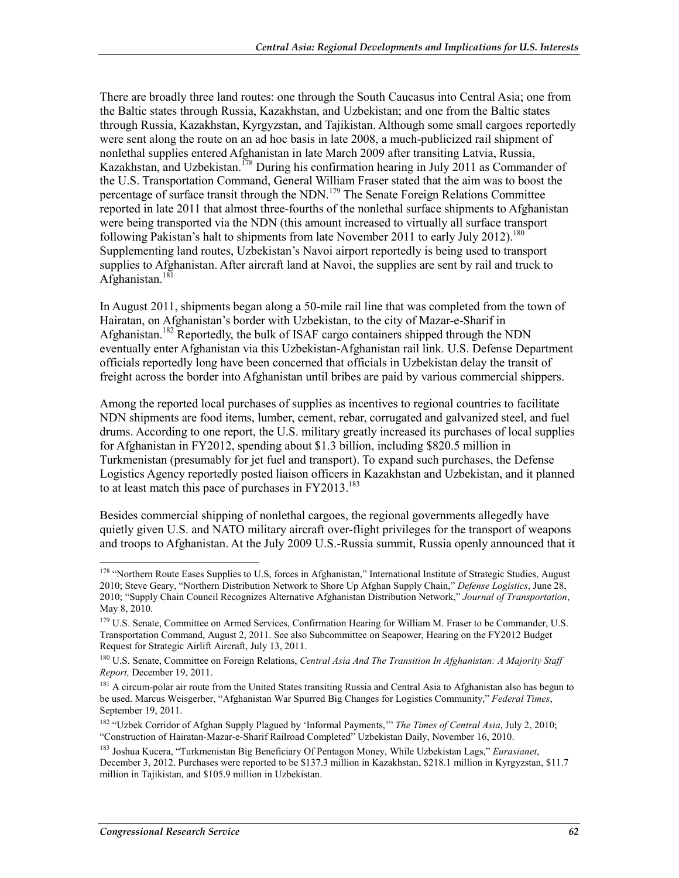There are broadly three land routes: one through the South Caucasus into Central Asia; one from the Baltic states through Russia, Kazakhstan, and Uzbekistan; and one from the Baltic states through Russia, Kazakhstan, Kyrgyzstan, and Tajikistan. Although some small cargoes reportedly were sent along the route on an ad hoc basis in late 2008, a much-publicized rail shipment of nonlethal supplies entered Afghanistan in late March 2009 after transiting Latvia, Russia, Kazakhstan, and Uzbekistan.[178] During his confirmation hearing in July 2011 as Commander of the U.S. Transportation Command, General William Fraser stated that the aim was to boost the percentage of surface transit through the NDN.[179] The Senate Foreign Relations Committee reported in late 2011 that almost three-fourths of the nonlethal surface shipments to Afghanistan were being transported via the NDN (this amount increased to virtually all surface transport following Pakistan's halt to shipments from late November 2011 to early July 2012).[180] Supplementing land routes, Uzbekistan's Navoi airport reportedly is being used to transport supplies to Afghanistan. After aircraft land at Navoi, the supplies are sent by rail and truck to Afghanistan.[181]

In August 2011, shipments began along a 50-mile rail line that was completed from the town of Hairatan, on Afghanistan's border with Uzbekistan, to the city of Mazar-e-Sharif in Afghanistan.[182] Reportedly, the bulk of ISAF cargo containers shipped through the NDN eventually enter Afghanistan via this Uzbekistan-Afghanistan rail link. U.S. Defense Department officials reportedly long have been concerned that officials in Uzbekistan delay the transit of freight across the border into Afghanistan until bribes are paid by various commercial shippers.

Among the reported local purchases of supplies as incentives to regional countries to facilitate NDN shipments are food items, lumber, cement, rebar, corrugated and galvanized steel, and fuel drums. According to one report, the U.S. military greatly increased its purchases of local supplies for Afghanistan in FY2012, spending about $1.3 billion, including $820.5 million in Turkmenistan (presumably for jet fuel and transport). To expand such purchases, the Defense Logistics Agency reportedly posted liaison officers in Kazakhstan and Uzbekistan, and it planned to at least match this pace of purchases in FY2013.[183]

Besides commercial shipping of nonlethal cargoes, the regional governments allegedly have quietly given U.S. and NATO military aircraft over-flight privileges for the transport of weapons and troops to Afghanistan. At the July 2009 U.S.-Russia summit, Russia openly announced that it

---

[178] "Northern Route Eases Supplies to U.S, forces in Afghanistan," International Institute of Strategic Studies, August 2010; Steve Geary, "Northern Distribution Network to Shore Up Afghan Supply Chain," *Defense Logistics*, June 28, 2010; "Supply Chain Council Recognizes Alternative Afghanistan Distribution Network," *Journal of Transportation*, May 8, 2010.

[179] U.S. Senate, Committee on Armed Services, Confirmation Hearing for William M. Fraser to be Commander, U.S. Transportation Command, August 2, 2011. See also Subcommittee on Seapower, Hearing on the FY2012 Budget Request for Strategic Airlift Aircraft, July 13, 2011.

[180] U.S. Senate, Committee on Foreign Relations, *Central Asia And The Transition In Afghanistan: A Majority Staff Report,* December 19, 2011.

[181] A circum-polar air route from the United States transiting Russia and Central Asia to Afghanistan also has begun to be used. Marcus Weisgerber, "Afghanistan War Spurred Big Changes for Logistics Community," *Federal Times*, September 19, 2011.

[182] "Uzbek Corridor of Afghan Supply Plagued by 'Informal Payments,'" *The Times of Central Asia*, July 2, 2010; "Construction of Hairatan-Mazar-e-Sharif Railroad Completed" Uzbekistan Daily, November 16, 2010.

[183] Joshua Kucera, "Turkmenistan Big Beneficiary Of Pentagon Money, While Uzbekistan Lags," *Eurasianet*, December 3, 2012. Purchases were reported to be $137.3 million in Kazakhstan, $218.1 million in Kyrgyzstan, $11.7 million in Tajikistan, and $105.9 million in Uzbekistan.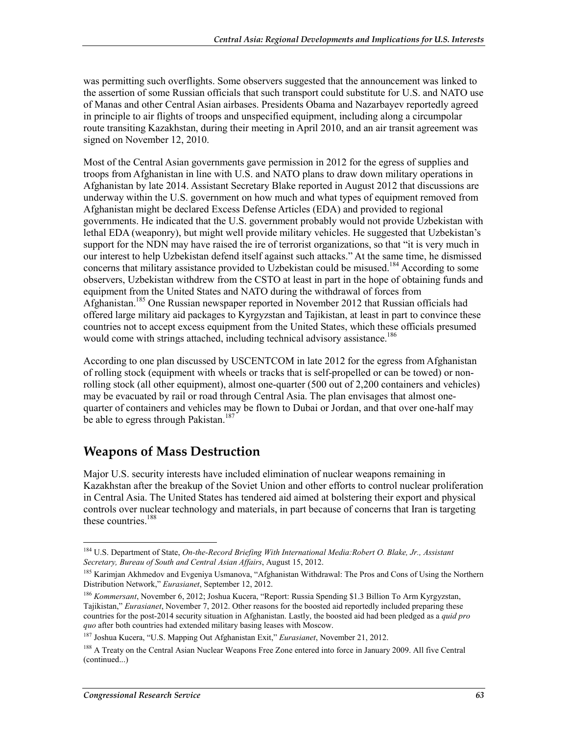was permitting such overflights. Some observers suggested that the announcement was linked to the assertion of some Russian officials that such transport could substitute for U.S. and NATO use of Manas and other Central Asian airbases. Presidents Obama and Nazarbayev reportedly agreed in principle to air flights of troops and unspecified equipment, including along a circumpolar route transiting Kazakhstan, during their meeting in April 2010, and an air transit agreement was signed on November 12, 2010.

Most of the Central Asian governments gave permission in 2012 for the egress of supplies and troops from Afghanistan in line with U.S. and NATO plans to draw down military operations in Afghanistan by late 2014. Assistant Secretary Blake reported in August 2012 that discussions are underway within the U.S. government on how much and what types of equipment removed from Afghanistan might be declared Excess Defense Articles (EDA) and provided to regional governments. He indicated that the U.S. government probably would not provide Uzbekistan with lethal EDA (weaponry), but might well provide military vehicles. He suggested that Uzbekistan's support for the NDN may have raised the ire of terrorist organizations, so that "it is very much in our interest to help Uzbekistan defend itself against such attacks." At the same time, he dismissed concerns that military assistance provided to Uzbekistan could be misused.[184] According to some observers, Uzbekistan withdrew from the CSTO at least in part in the hope of obtaining funds and equipment from the United States and NATO during the withdrawal of forces from Afghanistan.[185] One Russian newspaper reported in November 2012 that Russian officials had offered large military aid packages to Kyrgyzstan and Tajikistan, at least in part to convince these countries not to accept excess equipment from the United States, which these officials presumed would come with strings attached, including technical advisory assistance.[186]

According to one plan discussed by USCENTCOM in late 2012 for the egress from Afghanistan of rolling stock (equipment with wheels or tracks that is self-propelled or can be towed) or non-rolling stock (all other equipment), almost one-quarter (500 out of 2,200 containers and vehicles) may be evacuated by rail or road through Central Asia. The plan envisages that almost one-quarter of containers and vehicles may be flown to Dubai or Jordan, and that over one-half may be able to egress through Pakistan.[187]

## Weapons of Mass Destruction

Major U.S. security interests have included elimination of nuclear weapons remaining in Kazakhstan after the breakup of the Soviet Union and other efforts to control nuclear proliferation in Central Asia. The United States has tendered aid aimed at bolstering their export and physical controls over nuclear technology and materials, in part because of concerns that Iran is targeting these countries.[188]

---

[184] U.S. Department of State, *On-the-Record Briefing With International Media:Robert O. Blake, Jr., Assistant Secretary, Bureau of South and Central Asian Affairs*, August 15, 2012.

[185] Karimjan Akhmedov and Evgeniya Usmanova, "Afghanistan Withdrawal: The Pros and Cons of Using the Northern Distribution Network," *Eurasianet*, September 12, 2012.

[186] *Kommersant*, November 6, 2012; Joshua Kucera, "Report: Russia Spending $1.3 Billion To Arm Kyrgyzstan, Tajikistan," *Eurasianet*, November 7, 2012. Other reasons for the boosted aid reportedly included preparing these countries for the post-2014 security situation in Afghanistan. Lastly, the boosted aid had been pledged as a *quid pro quo* after both countries had extended military basing leases with Moscow.

[187] Joshua Kucera, "U.S. Mapping Out Afghanistan Exit," *Eurasianet*, November 21, 2012.

[188] A Treaty on the Central Asian Nuclear Weapons Free Zone entered into force in January 2009. All five Central (continued...)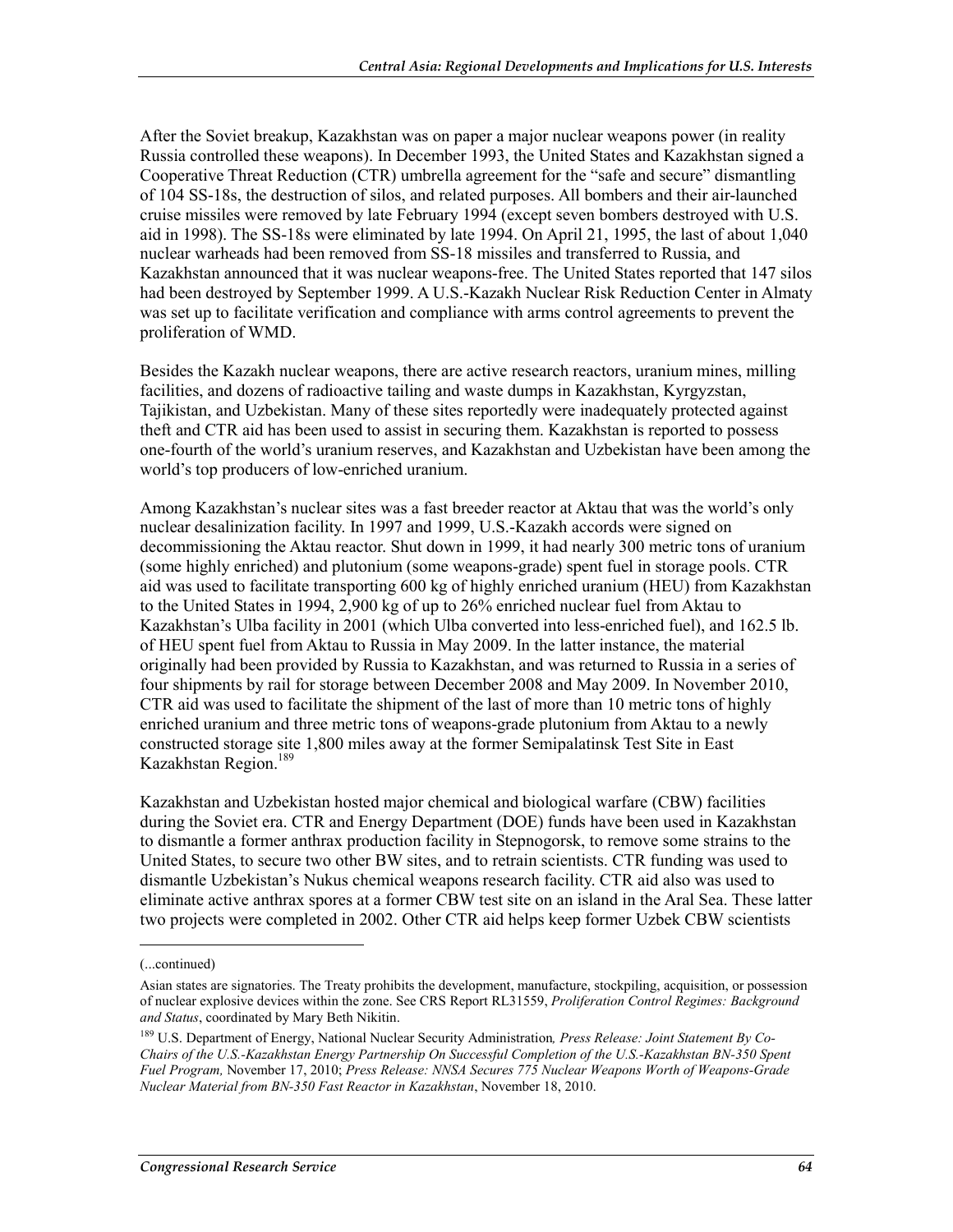After the Soviet breakup, Kazakhstan was on paper a major nuclear weapons power (in reality Russia controlled these weapons). In December 1993, the United States and Kazakhstan signed a Cooperative Threat Reduction (CTR) umbrella agreement for the "safe and secure" dismantling of 104 SS-18s, the destruction of silos, and related purposes. All bombers and their air-launched cruise missiles were removed by late February 1994 (except seven bombers destroyed with U.S. aid in 1998). The SS-18s were eliminated by late 1994. On April 21, 1995, the last of about 1,040 nuclear warheads had been removed from SS-18 missiles and transferred to Russia, and Kazakhstan announced that it was nuclear weapons-free. The United States reported that 147 silos had been destroyed by September 1999. A U.S.-Kazakh Nuclear Risk Reduction Center in Almaty was set up to facilitate verification and compliance with arms control agreements to prevent the proliferation of WMD.

Besides the Kazakh nuclear weapons, there are active research reactors, uranium mines, milling facilities, and dozens of radioactive tailing and waste dumps in Kazakhstan, Kyrgyzstan, Tajikistan, and Uzbekistan. Many of these sites reportedly were inadequately protected against theft and CTR aid has been used to assist in securing them. Kazakhstan is reported to possess one-fourth of the world's uranium reserves, and Kazakhstan and Uzbekistan have been among the world's top producers of low-enriched uranium.

Among Kazakhstan's nuclear sites was a fast breeder reactor at Aktau that was the world's only nuclear desalinization facility. In 1997 and 1999, U.S.-Kazakh accords were signed on decommissioning the Aktau reactor. Shut down in 1999, it had nearly 300 metric tons of uranium (some highly enriched) and plutonium (some weapons-grade) spent fuel in storage pools. CTR aid was used to facilitate transporting 600 kg of highly enriched uranium (HEU) from Kazakhstan to the United States in 1994, 2,900 kg of up to 26% enriched nuclear fuel from Aktau to Kazakhstan's Ulba facility in 2001 (which Ulba converted into less-enriched fuel), and 162.5 lb. of HEU spent fuel from Aktau to Russia in May 2009. In the latter instance, the material originally had been provided by Russia to Kazakhstan, and was returned to Russia in a series of four shipments by rail for storage between December 2008 and May 2009. In November 2010, CTR aid was used to facilitate the shipment of the last of more than 10 metric tons of highly enriched uranium and three metric tons of weapons-grade plutonium from Aktau to a newly constructed storage site 1,800 miles away at the former Semipalatinsk Test Site in East Kazakhstan Region.[189]

Kazakhstan and Uzbekistan hosted major chemical and biological warfare (CBW) facilities during the Soviet era. CTR and Energy Department (DOE) funds have been used in Kazakhstan to dismantle a former anthrax production facility in Stepnogorsk, to remove some strains to the United States, to secure two other BW sites, and to retrain scientists. CTR funding was used to dismantle Uzbekistan's Nukus chemical weapons research facility. CTR aid also was used to eliminate active anthrax spores at a former CBW test site on an island in the Aral Sea. These latter two projects were completed in 2002. Other CTR aid helps keep former Uzbek CBW scientists

---

(...continued)

Asian states are signatories. The Treaty prohibits the development, manufacture, stockpiling, acquisition, or possession of nuclear explosive devices within the zone. See CRS Report RL31559, *Proliferation Control Regimes: Background and Status*, coordinated by Mary Beth Nikitin.

[189] U.S. Department of Energy, National Nuclear Security Administration*, Press Release: Joint Statement By Co-Chairs of the U.S.-Kazakhstan Energy Partnership On Successful Completion of the U.S.-Kazakhstan BN-350 Spent Fuel Program,* November 17, 2010; *Press Release: NNSA Secures 775 Nuclear Weapons Worth of Weapons-Grade Nuclear Material from BN-350 Fast Reactor in Kazakhstan*, November 18, 2010.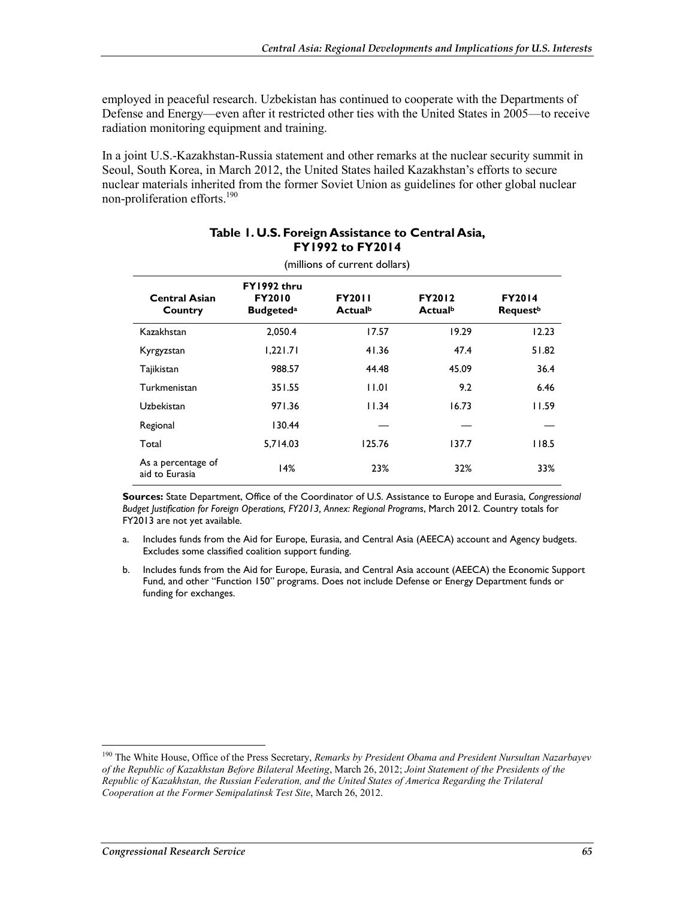employed in peaceful research. Uzbekistan has continued to cooperate with the Departments of Defense and Energy—even after it restricted other ties with the United States in 2005—to receive radiation monitoring equipment and training.

In a joint U.S.-Kazakhstan-Russia statement and other remarks at the nuclear security summit in Seoul, South Korea, in March 2012, the United States hailed Kazakhstan's efforts to secure nuclear materials inherited from the former Soviet Union as guidelines for other global nuclear non-proliferation efforts.[190]

**Table 1. U.S. Foreign Assistance to Central Asia, FY1992 to FY2014**

(millions of current dollars)

| Central Asian Country | FY1992 thru FY2010 Budgeted[a] | FY2011 Actual[b] | FY2012 Actual[b] | FY2014 Request[b] |
|---|---|---|---|---|
| Kazakhstan | 2,050.4 | 17.57 | 19.29 | 12.23 |
| Kyrgyzstan | 1,221.71 | 41.36 | 47.4 | 51.82 |
| Tajikistan | 988.57 | 44.48 | 45.09 | 36.4 |
| Turkmenistan | 351.55 | 11.01 | 9.2 | 6.46 |
| Uzbekistan | 971.36 | 11.34 | 16.73 | 11.59 |
| Regional | 130.44 | — | — | — |
| Total | 5,714.03 | 125.76 | 137.7 | 118.5 |
| As a percentage of aid to Eurasia | 14% | 23% | 32% | 33% |

**Sources:** State Department, Office of the Coordinator of U.S. Assistance to Europe and Eurasia, *Congressional Budget Justification for Foreign Operations, FY2013, Annex: Regional Programs*, March 2012. Country totals for FY2013 are not yet available.

a. Includes funds from the Aid for Europe, Eurasia, and Central Asia (AEECA) account and Agency budgets. Excludes some classified coalition support funding.

b. Includes funds from the Aid for Europe, Eurasia, and Central Asia account (AEECA) the Economic Support Fund, and other "Function 150" programs. Does not include Defense or Energy Department funds or funding for exchanges.

---

190 The White House, Office of the Press Secretary, *Remarks by President Obama and President Nursultan Nazarbayev of the Republic of Kazakhstan Before Bilateral Meeting*, March 26, 2012; *Joint Statement of the Presidents of the Republic of Kazakhstan, the Russian Federation, and the United States of America Regarding the Trilateral Cooperation at the Former Semipalatinsk Test Site*, March 26, 2012.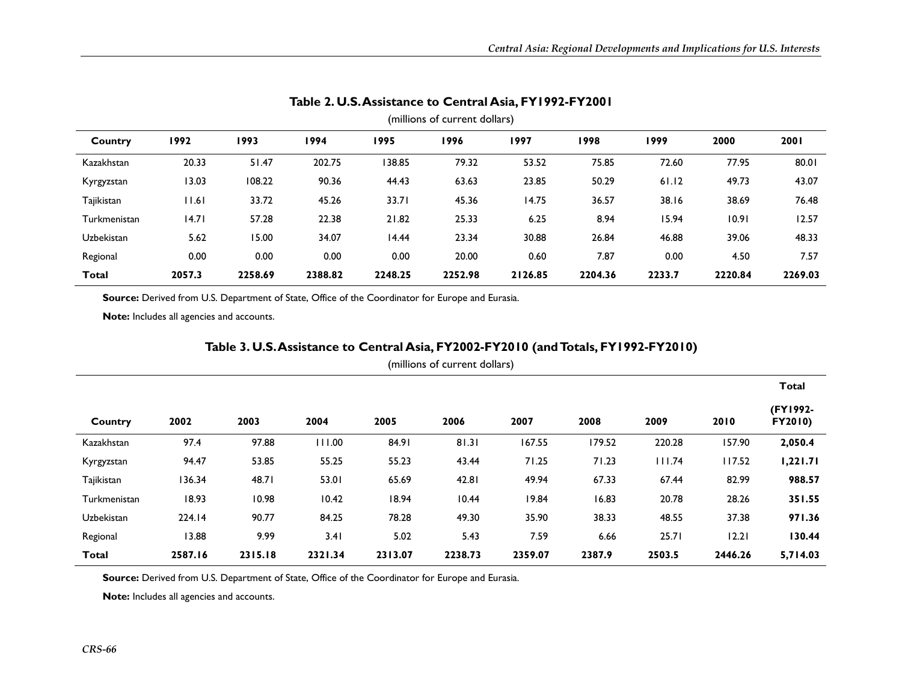**Table 2. U.S. Assistance to Central Asia, FY1992-FY2001**

(millions of current dollars)

| Country | 1992 | 1993 | 1994 | 1995 | 1996 | 1997 | 1998 | 1999 | 2000 | 2001 |
|---|---|---|---|---|---|---|---|---|---|---|
| Kazakhstan | 20.33 | 51.47 | 202.75 | 138.85 | 79.32 | 53.52 | 75.85 | 72.60 | 77.95 | 80.01 |
| Kyrgyzstan | 13.03 | 108.22 | 90.36 | 44.43 | 63.63 | 23.85 | 50.29 | 61.12 | 49.73 | 43.07 |
| Tajikistan | 11.61 | 33.72 | 45.26 | 33.71 | 45.36 | 14.75 | 36.57 | 38.16 | 38.69 | 76.48 |
| Turkmenistan | 14.71 | 57.28 | 22.38 | 21.82 | 25.33 | 6.25 | 8.94 | 15.94 | 10.91 | 12.57 |
| Uzbekistan | 5.62 | 15.00 | 34.07 | 14.44 | 23.34 | 30.88 | 26.84 | 46.88 | 39.06 | 48.33 |
| Regional | 0.00 | 0.00 | 0.00 | 0.00 | 20.00 | 0.60 | 7.87 | 0.00 | 4.50 | 7.57 |
| **Total** | **2057.3** | **2258.69** | **2388.82** | **2248.25** | **2252.98** | **2126.85** | **2204.36** | **2233.7** | **2220.84** | **2269.03** |

**Source:** Derived from U.S. Department of State, Office of the Coordinator for Europe and Eurasia.

**Note:** Includes all agencies and accounts.

**Table 3. U.S. Assistance to Central Asia, FY2002-FY2010 (and Totals, FY1992-FY2010)**

(millions of current dollars)

| Country | 2002 | 2003 | 2004 | 2005 | 2006 | 2007 | 2008 | 2009 | 2010 | Total (FY1992-FY2010) |
|---|---|---|---|---|---|---|---|---|---|---|
| Kazakhstan | 97.4 | 97.88 | 111.00 | 84.91 | 81.31 | 167.55 | 179.52 | 220.28 | 157.90 | **2,050.4** |
| Kyrgyzstan | 94.47 | 53.85 | 55.25 | 55.23 | 43.44 | 71.25 | 71.23 | 111.74 | 117.52 | **1,221.71** |
| Tajikistan | 136.34 | 48.71 | 53.01 | 65.69 | 42.81 | 49.94 | 67.33 | 67.44 | 82.99 | **988.57** |
| Turkmenistan | 18.93 | 10.98 | 10.42 | 18.94 | 10.44 | 19.84 | 16.83 | 20.78 | 28.26 | **351.55** |
| Uzbekistan | 224.14 | 90.77 | 84.25 | 78.28 | 49.30 | 35.90 | 38.33 | 48.55 | 37.38 | **971.36** |
| Regional | 13.88 | 9.99 | 3.41 | 5.02 | 5.43 | 7.59 | 6.66 | 25.71 | 12.21 | **130.44** |
| **Total** | **2587.16** | **2315.18** | **2321.34** | **2313.07** | **2238.73** | **2359.07** | **2387.9** | **2503.5** | **2446.26** | **5,714.03** |

**Source:** Derived from U.S. Department of State, Office of the Coordinator for Europe and Eurasia.

**Note:** Includes all agencies and accounts.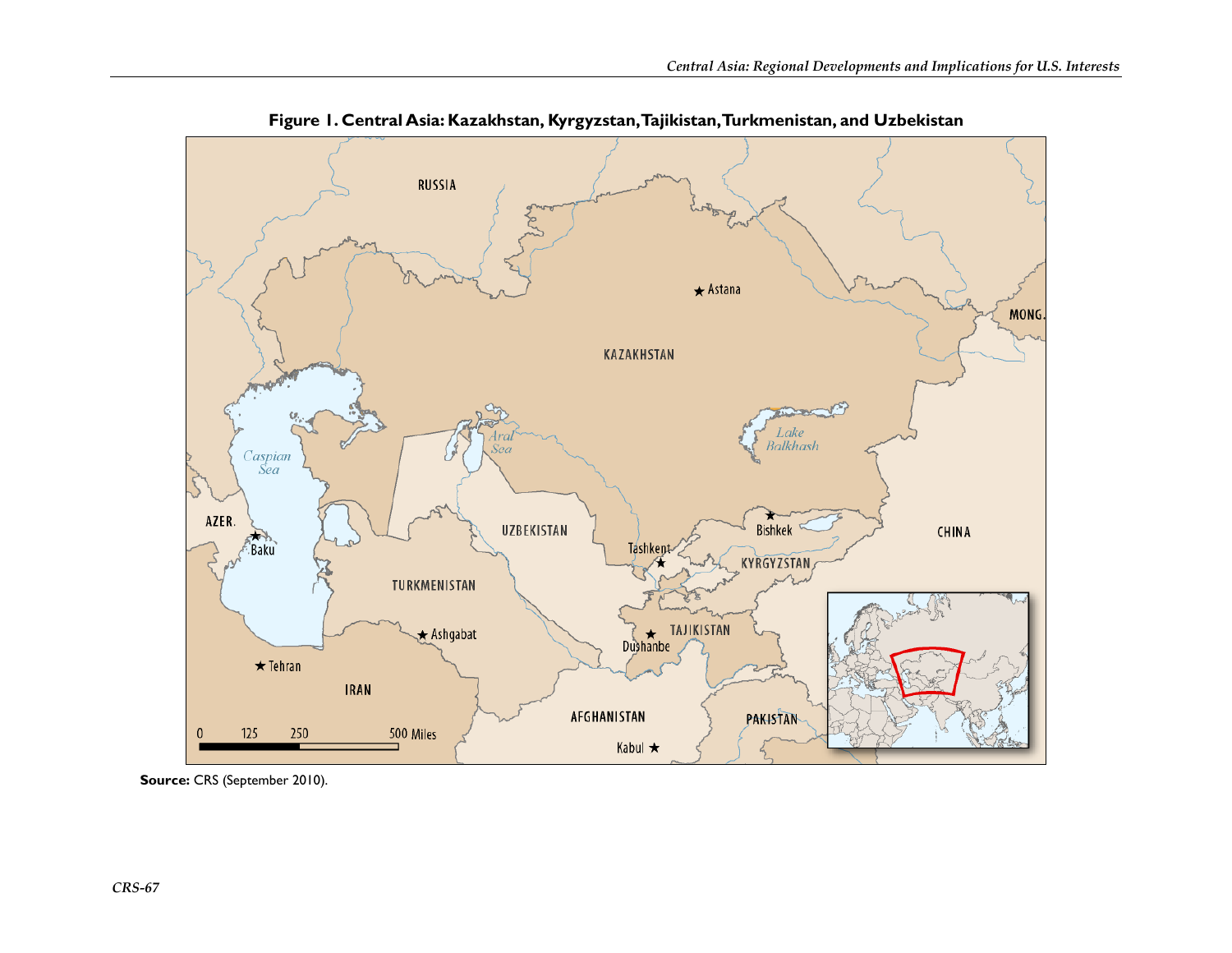**Figure 1. Central Asia: Kazakhstan, Kyrgyzstan, Tajikistan, Turkmenistan, and Uzbekistan**

**Source:** CRS (September 2010).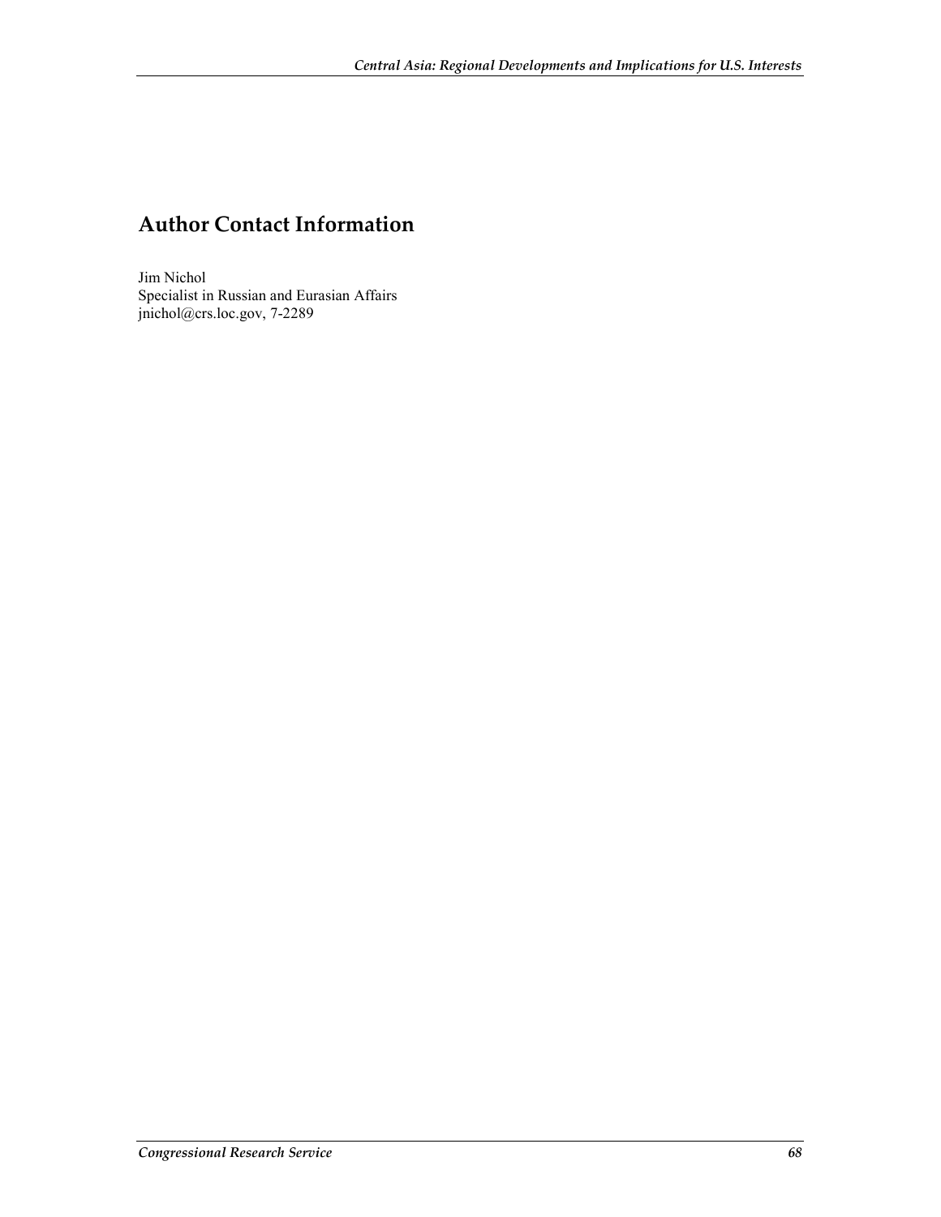## Author Contact Information

Jim Nichol
Specialist in Russian and Eurasian Affairs
jnichol@crs.loc.gov, 7-2289